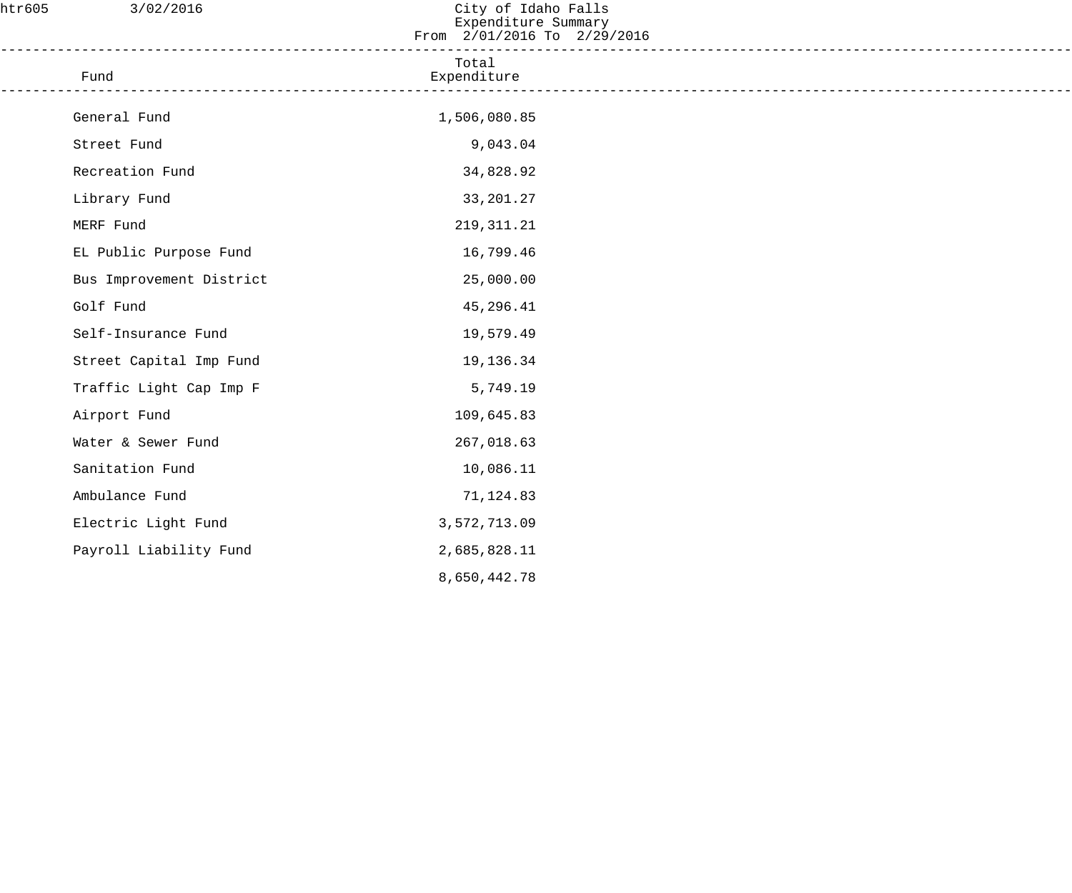htr605 3/02/2016

# City of Idaho Falls
## Expenditure Summary
From 2/01/2016 To 2/29/2016

| Fund | Total Expenditure |
|---|---|
| General Fund | 1,506,080.85 |
| Street Fund | 9,043.04 |
| Recreation Fund | 34,828.92 |
| Library Fund | 33,201.27 |
| MERF Fund | 219,311.21 |
| EL Public Purpose Fund | 16,799.46 |
| Bus Improvement District | 25,000.00 |
| Golf Fund | 45,296.41 |
| Self-Insurance Fund | 19,579.49 |
| Street Capital Imp Fund | 19,136.34 |
| Traffic Light Cap Imp F | 5,749.19 |
| Airport Fund | 109,645.83 |
| Water & Sewer Fund | 267,018.63 |
| Sanitation Fund | 10,086.11 |
| Ambulance Fund | 71,124.83 |
| Electric Light Fund | 3,572,713.09 |
| Payroll Liability Fund | 2,685,828.11 |
| | 8,650,442.78 |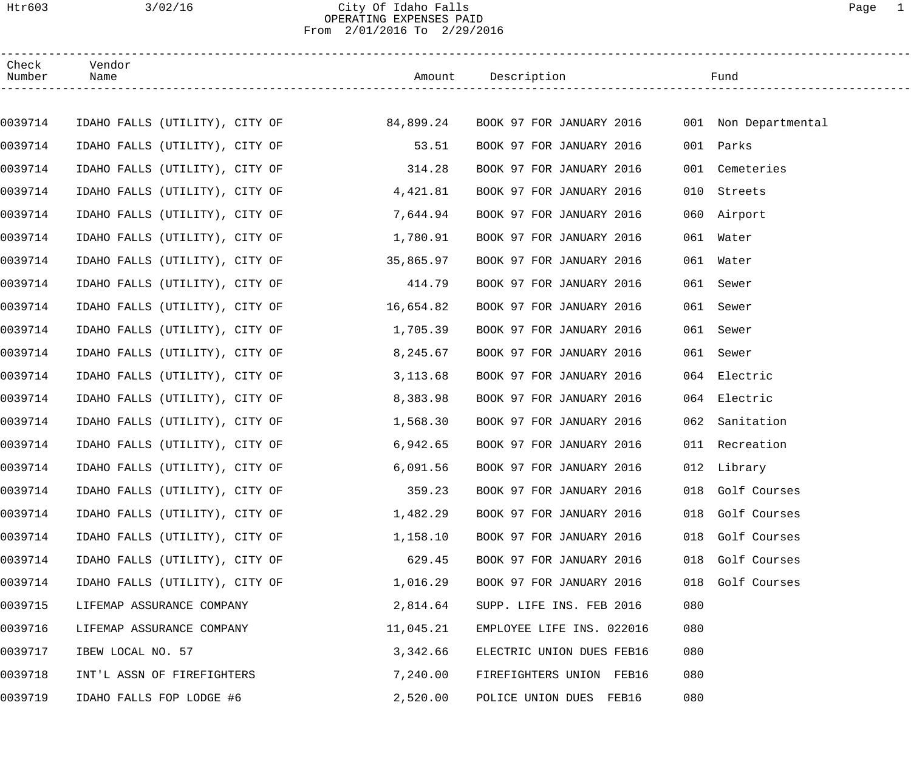City Of Idaho Falls
OPERATING EXPENSES PAID
From 2/01/2016 To 2/29/2016

| Check Number | Vendor Name | Amount | Description | Fund |
|---|---|---|---|---|
| 0039714 | IDAHO FALLS (UTILITY), CITY OF | 84,899.24 | BOOK 97 FOR JANUARY 2016 | 001 Non Departmental |
| 0039714 | IDAHO FALLS (UTILITY), CITY OF | 53.51 | BOOK 97 FOR JANUARY 2016 | 001 Parks |
| 0039714 | IDAHO FALLS (UTILITY), CITY OF | 314.28 | BOOK 97 FOR JANUARY 2016 | 001 Cemeteries |
| 0039714 | IDAHO FALLS (UTILITY), CITY OF | 4,421.81 | BOOK 97 FOR JANUARY 2016 | 010 Streets |
| 0039714 | IDAHO FALLS (UTILITY), CITY OF | 7,644.94 | BOOK 97 FOR JANUARY 2016 | 060 Airport |
| 0039714 | IDAHO FALLS (UTILITY), CITY OF | 1,780.91 | BOOK 97 FOR JANUARY 2016 | 061 Water |
| 0039714 | IDAHO FALLS (UTILITY), CITY OF | 35,865.97 | BOOK 97 FOR JANUARY 2016 | 061 Water |
| 0039714 | IDAHO FALLS (UTILITY), CITY OF | 414.79 | BOOK 97 FOR JANUARY 2016 | 061 Sewer |
| 0039714 | IDAHO FALLS (UTILITY), CITY OF | 16,654.82 | BOOK 97 FOR JANUARY 2016 | 061 Sewer |
| 0039714 | IDAHO FALLS (UTILITY), CITY OF | 1,705.39 | BOOK 97 FOR JANUARY 2016 | 061 Sewer |
| 0039714 | IDAHO FALLS (UTILITY), CITY OF | 8,245.67 | BOOK 97 FOR JANUARY 2016 | 061 Sewer |
| 0039714 | IDAHO FALLS (UTILITY), CITY OF | 3,113.68 | BOOK 97 FOR JANUARY 2016 | 064 Electric |
| 0039714 | IDAHO FALLS (UTILITY), CITY OF | 8,383.98 | BOOK 97 FOR JANUARY 2016 | 064 Electric |
| 0039714 | IDAHO FALLS (UTILITY), CITY OF | 1,568.30 | BOOK 97 FOR JANUARY 2016 | 062 Sanitation |
| 0039714 | IDAHO FALLS (UTILITY), CITY OF | 6,942.65 | BOOK 97 FOR JANUARY 2016 | 011 Recreation |
| 0039714 | IDAHO FALLS (UTILITY), CITY OF | 6,091.56 | BOOK 97 FOR JANUARY 2016 | 012 Library |
| 0039714 | IDAHO FALLS (UTILITY), CITY OF | 359.23 | BOOK 97 FOR JANUARY 2016 | 018 Golf Courses |
| 0039714 | IDAHO FALLS (UTILITY), CITY OF | 1,482.29 | BOOK 97 FOR JANUARY 2016 | 018 Golf Courses |
| 0039714 | IDAHO FALLS (UTILITY), CITY OF | 1,158.10 | BOOK 97 FOR JANUARY 2016 | 018 Golf Courses |
| 0039714 | IDAHO FALLS (UTILITY), CITY OF | 629.45 | BOOK 97 FOR JANUARY 2016 | 018 Golf Courses |
| 0039714 | IDAHO FALLS (UTILITY), CITY OF | 1,016.29 | BOOK 97 FOR JANUARY 2016 | 018 Golf Courses |
| 0039715 | LIFEMAP ASSURANCE COMPANY | 2,814.64 | SUPP. LIFE INS. FEB 2016 | 080 |
| 0039716 | LIFEMAP ASSURANCE COMPANY | 11,045.21 | EMPLOYEE LIFE INS. 022016 | 080 |
| 0039717 | IBEW LOCAL NO. 57 | 3,342.66 | ELECTRIC UNION DUES FEB16 | 080 |
| 0039718 | INT'L ASSN OF FIREFIGHTERS | 7,240.00 | FIREFIGHTERS UNION FEB16 | 080 |
| 0039719 | IDAHO FALLS FOP LODGE #6 | 2,520.00 | POLICE UNION DUES FEB16 | 080 |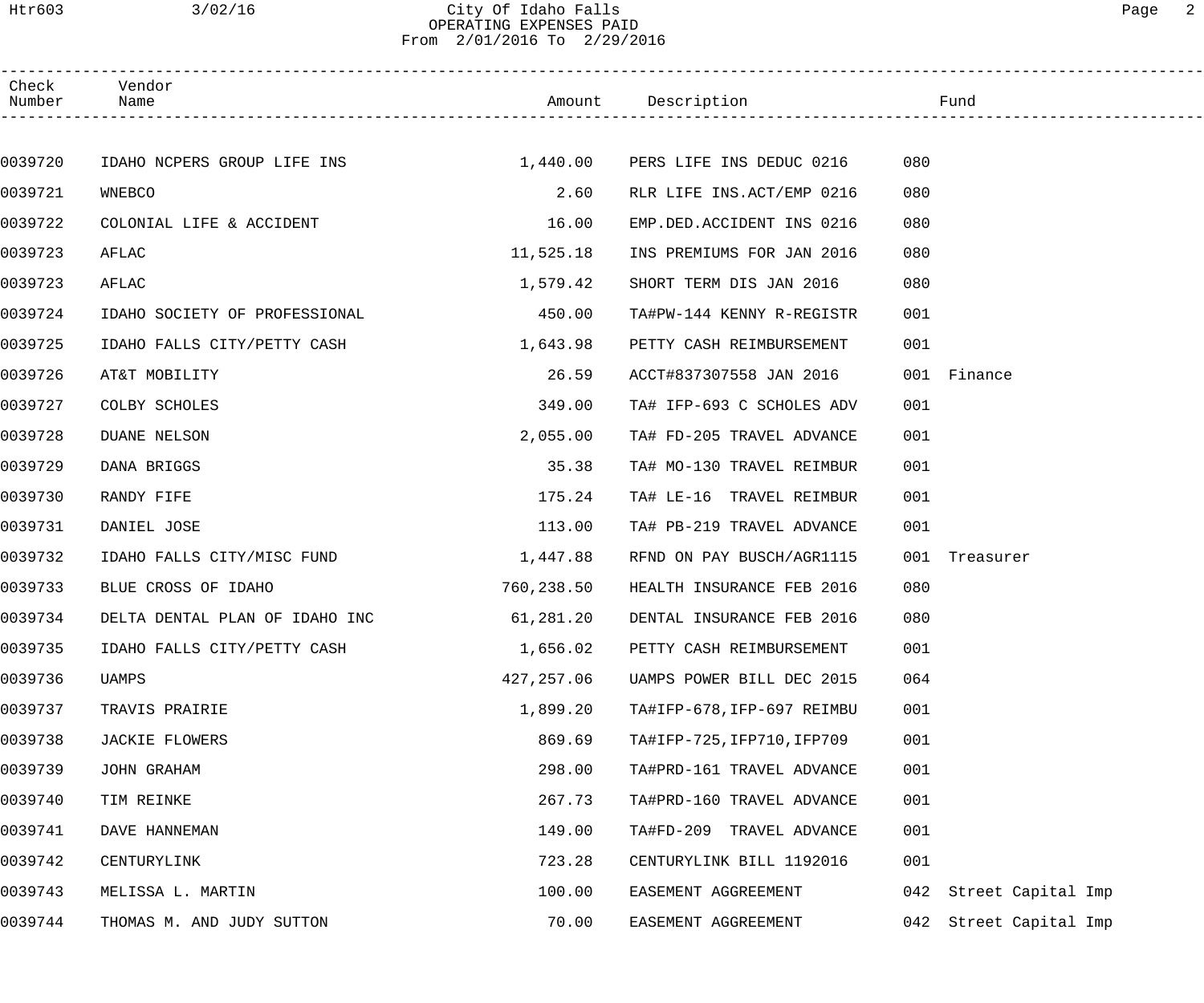City Of Idaho Falls
OPERATING EXPENSES PAID
From 2/01/2016 To 2/29/2016

| Check Number | Vendor Name | Amount | Description | Fund |
|---|---|---|---|---|
| 0039720 | IDAHO NCPERS GROUP LIFE INS | 1,440.00 | PERS LIFE INS DEDUC 0216 | 080 |
| 0039721 | WNEBCO | 2.60 | RLR LIFE INS.ACT/EMP 0216 | 080 |
| 0039722 | COLONIAL LIFE & ACCIDENT | 16.00 | EMP.DED.ACCIDENT INS 0216 | 080 |
| 0039723 | AFLAC | 11,525.18 | INS PREMIUMS FOR JAN 2016 | 080 |
| 0039723 | AFLAC | 1,579.42 | SHORT TERM DIS JAN 2016 | 080 |
| 0039724 | IDAHO SOCIETY OF PROFESSIONAL | 450.00 | TA#PW-144 KENNY R-REGISTR | 001 |
| 0039725 | IDAHO FALLS CITY/PETTY CASH | 1,643.98 | PETTY CASH REIMBURSEMENT | 001 |
| 0039726 | AT&T MOBILITY | 26.59 | ACCT#837307558 JAN 2016 | 001 Finance |
| 0039727 | COLBY SCHOLES | 349.00 | TA# IFP-693 C SCHOLES ADV | 001 |
| 0039728 | DUANE NELSON | 2,055.00 | TA# FD-205 TRAVEL ADVANCE | 001 |
| 0039729 | DANA BRIGGS | 35.38 | TA# MO-130 TRAVEL REIMBUR | 001 |
| 0039730 | RANDY FIFE | 175.24 | TA# LE-16 TRAVEL REIMBUR | 001 |
| 0039731 | DANIEL JOSE | 113.00 | TA# PB-219 TRAVEL ADVANCE | 001 |
| 0039732 | IDAHO FALLS CITY/MISC FUND | 1,447.88 | RFND ON PAY BUSCH/AGR1115 | 001 Treasurer |
| 0039733 | BLUE CROSS OF IDAHO | 760,238.50 | HEALTH INSURANCE FEB 2016 | 080 |
| 0039734 | DELTA DENTAL PLAN OF IDAHO INC | 61,281.20 | DENTAL INSURANCE FEB 2016 | 080 |
| 0039735 | IDAHO FALLS CITY/PETTY CASH | 1,656.02 | PETTY CASH REIMBURSEMENT | 001 |
| 0039736 | UAMPS | 427,257.06 | UAMPS POWER BILL DEC 2015 | 064 |
| 0039737 | TRAVIS PRAIRIE | 1,899.20 | TA#IFP-678,IFP-697 REIMBU | 001 |
| 0039738 | JACKIE FLOWERS | 869.69 | TA#IFP-725,IFP710,IFP709 | 001 |
| 0039739 | JOHN GRAHAM | 298.00 | TA#PRD-161 TRAVEL ADVANCE | 001 |
| 0039740 | TIM REINKE | 267.73 | TA#PRD-160 TRAVEL ADVANCE | 001 |
| 0039741 | DAVE HANNEMAN | 149.00 | TA#FD-209 TRAVEL ADVANCE | 001 |
| 0039742 | CENTURYLINK | 723.28 | CENTURYLINK BILL 1192016 | 001 |
| 0039743 | MELISSA L. MARTIN | 100.00 | EASEMENT AGGREEMENT | 042 Street Capital Imp |
| 0039744 | THOMAS M. AND JUDY SUTTON | 70.00 | EASEMENT AGGREEMENT | 042 Street Capital Imp |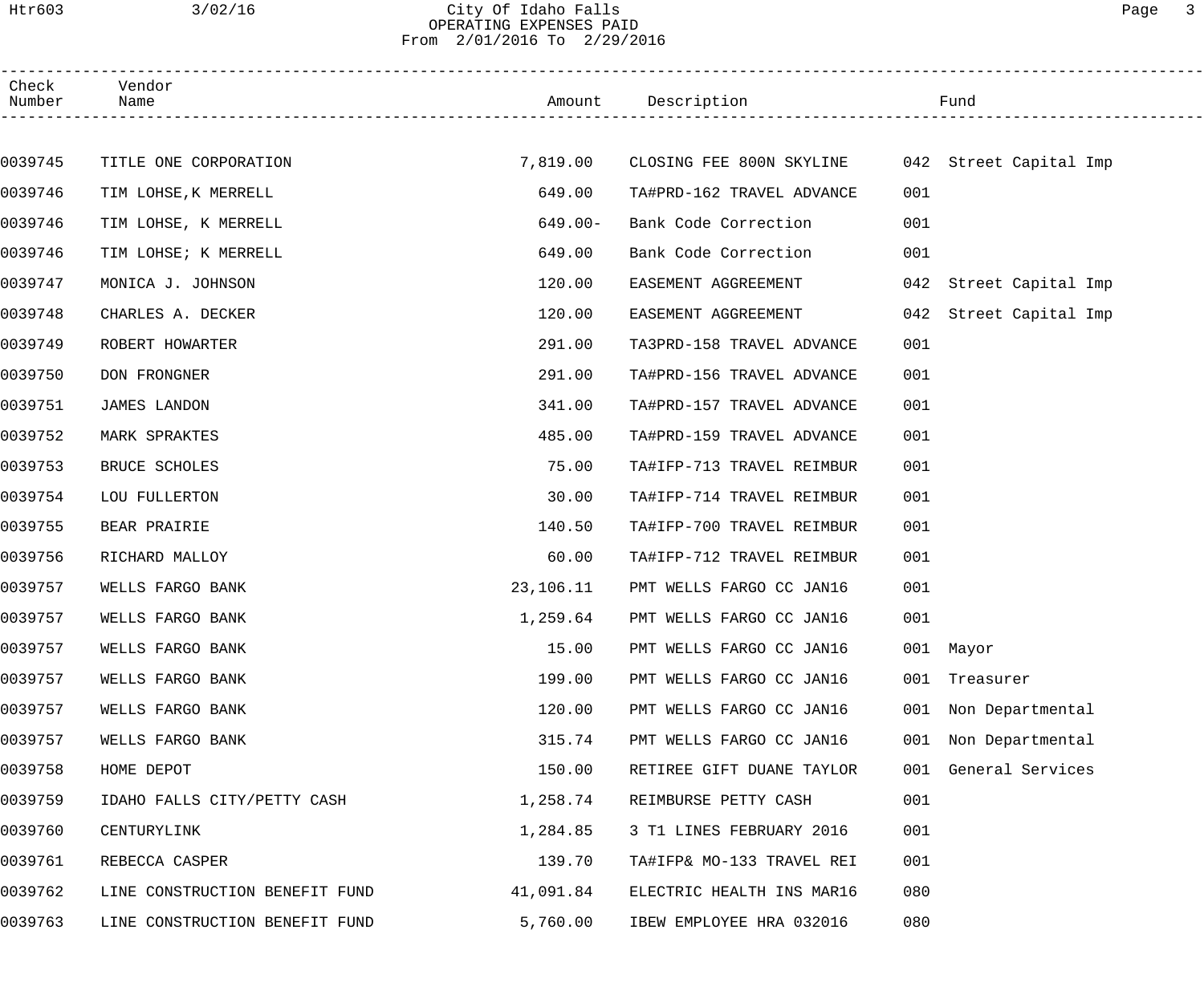City Of Idaho Falls
OPERATING EXPENSES PAID
From 2/01/2016 To 2/29/2016

| Check Number | Vendor Name | Amount | Description | Fund |
|---|---|---|---|---|
| 0039745 | TITLE ONE CORPORATION | 7,819.00 | CLOSING FEE 800N SKYLINE | 042 Street Capital Imp |
| 0039746 | TIM LOHSE,K MERRELL | 649.00 | TA#PRD-162 TRAVEL ADVANCE | 001 |
| 0039746 | TIM LOHSE, K MERRELL | 649.00- | Bank Code Correction | 001 |
| 0039746 | TIM LOHSE; K MERRELL | 649.00 | Bank Code Correction | 001 |
| 0039747 | MONICA J. JOHNSON | 120.00 | EASEMENT AGGREEMENT | 042 Street Capital Imp |
| 0039748 | CHARLES A. DECKER | 120.00 | EASEMENT AGGREEMENT | 042 Street Capital Imp |
| 0039749 | ROBERT HOWARTER | 291.00 | TA3PRD-158 TRAVEL ADVANCE | 001 |
| 0039750 | DON FRONGNER | 291.00 | TA#PRD-156 TRAVEL ADVANCE | 001 |
| 0039751 | JAMES LANDON | 341.00 | TA#PRD-157 TRAVEL ADVANCE | 001 |
| 0039752 | MARK SPRAKTES | 485.00 | TA#PRD-159 TRAVEL ADVANCE | 001 |
| 0039753 | BRUCE SCHOLES | 75.00 | TA#IFP-713 TRAVEL REIMBUR | 001 |
| 0039754 | LOU FULLERTON | 30.00 | TA#IFP-714 TRAVEL REIMBUR | 001 |
| 0039755 | BEAR PRAIRIE | 140.50 | TA#IFP-700 TRAVEL REIMBUR | 001 |
| 0039756 | RICHARD MALLOY | 60.00 | TA#IFP-712 TRAVEL REIMBUR | 001 |
| 0039757 | WELLS FARGO BANK | 23,106.11 | PMT WELLS FARGO CC JAN16 | 001 |
| 0039757 | WELLS FARGO BANK | 1,259.64 | PMT WELLS FARGO CC JAN16 | 001 |
| 0039757 | WELLS FARGO BANK | 15.00 | PMT WELLS FARGO CC JAN16 | 001 Mayor |
| 0039757 | WELLS FARGO BANK | 199.00 | PMT WELLS FARGO CC JAN16 | 001 Treasurer |
| 0039757 | WELLS FARGO BANK | 120.00 | PMT WELLS FARGO CC JAN16 | 001 Non Departmental |
| 0039757 | WELLS FARGO BANK | 315.74 | PMT WELLS FARGO CC JAN16 | 001 Non Departmental |
| 0039758 | HOME DEPOT | 150.00 | RETIREE GIFT DUANE TAYLOR | 001 General Services |
| 0039759 | IDAHO FALLS CITY/PETTY CASH | 1,258.74 | REIMBURSE PETTY CASH | 001 |
| 0039760 | CENTURYLINK | 1,284.85 | 3 T1 LINES FEBRUARY 2016 | 001 |
| 0039761 | REBECCA CASPER | 139.70 | TA#IFP& MO-133 TRAVEL REI | 001 |
| 0039762 | LINE CONSTRUCTION BENEFIT FUND | 41,091.84 | ELECTRIC HEALTH INS MAR16 | 080 |
| 0039763 | LINE CONSTRUCTION BENEFIT FUND | 5,760.00 | IBEW EMPLOYEE HRA 032016 | 080 |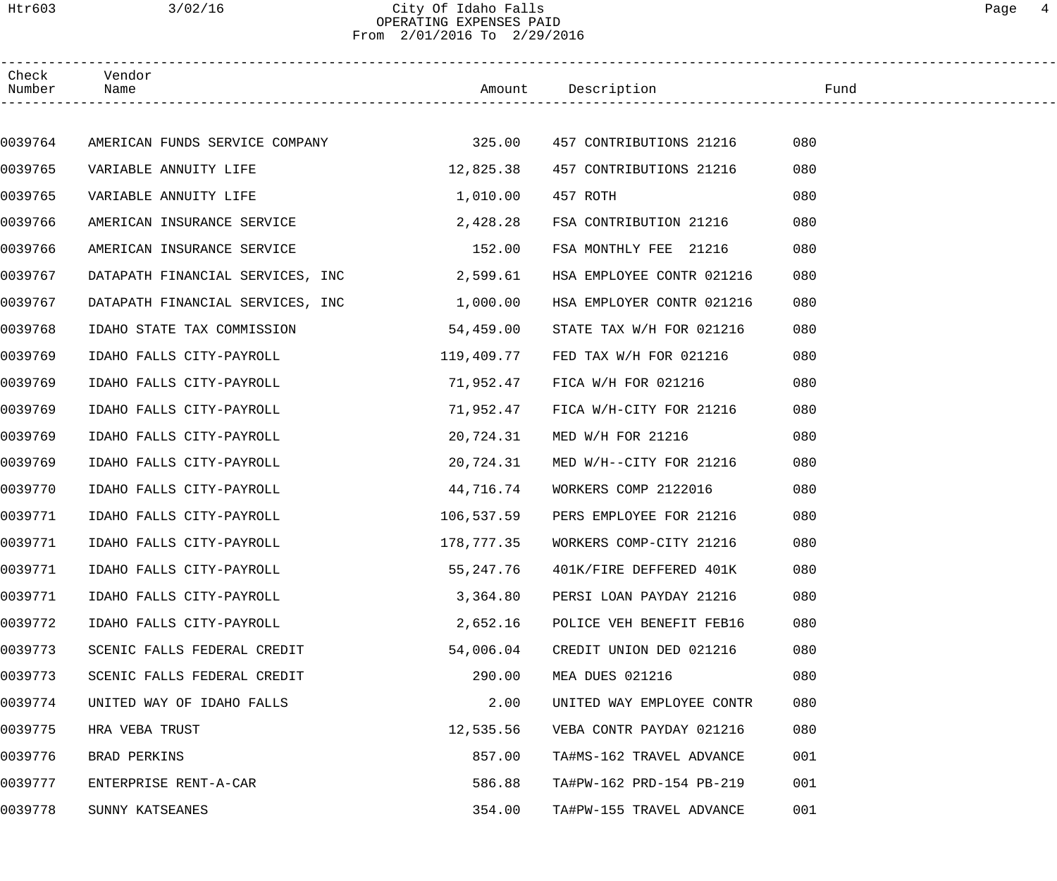# City Of Idaho Falls
## OPERATING EXPENSES PAID
### From 2/01/2016 To 2/29/2016

| Check Number | Vendor Name | Amount | Description | Fund |
|---|---|---|---|---|
| 0039764 | AMERICAN FUNDS SERVICE COMPANY | 325.00 | 457 CONTRIBUTIONS 21216 | 080 |
| 0039765 | VARIABLE ANNUITY LIFE | 12,825.38 | 457 CONTRIBUTIONS 21216 | 080 |
| 0039765 | VARIABLE ANNUITY LIFE | 1,010.00 | 457 ROTH | 080 |
| 0039766 | AMERICAN INSURANCE SERVICE | 2,428.28 | FSA CONTRIBUTION 21216 | 080 |
| 0039766 | AMERICAN INSURANCE SERVICE | 152.00 | FSA MONTHLY FEE 21216 | 080 |
| 0039767 | DATAPATH FINANCIAL SERVICES, INC | 2,599.61 | HSA EMPLOYEE CONTR 021216 | 080 |
| 0039767 | DATAPATH FINANCIAL SERVICES, INC | 1,000.00 | HSA EMPLOYER CONTR 021216 | 080 |
| 0039768 | IDAHO STATE TAX COMMISSION | 54,459.00 | STATE TAX W/H FOR 021216 | 080 |
| 0039769 | IDAHO FALLS CITY-PAYROLL | 119,409.77 | FED TAX W/H FOR 021216 | 080 |
| 0039769 | IDAHO FALLS CITY-PAYROLL | 71,952.47 | FICA W/H FOR 021216 | 080 |
| 0039769 | IDAHO FALLS CITY-PAYROLL | 71,952.47 | FICA W/H-CITY FOR 21216 | 080 |
| 0039769 | IDAHO FALLS CITY-PAYROLL | 20,724.31 | MED W/H FOR 21216 | 080 |
| 0039769 | IDAHO FALLS CITY-PAYROLL | 20,724.31 | MED W/H--CITY FOR 21216 | 080 |
| 0039770 | IDAHO FALLS CITY-PAYROLL | 44,716.74 | WORKERS COMP 2122016 | 080 |
| 0039771 | IDAHO FALLS CITY-PAYROLL | 106,537.59 | PERS EMPLOYEE FOR 21216 | 080 |
| 0039771 | IDAHO FALLS CITY-PAYROLL | 178,777.35 | WORKERS COMP-CITY 21216 | 080 |
| 0039771 | IDAHO FALLS CITY-PAYROLL | 55,247.76 | 401K/FIRE DEFFERED 401K | 080 |
| 0039771 | IDAHO FALLS CITY-PAYROLL | 3,364.80 | PERSI LOAN PAYDAY 21216 | 080 |
| 0039772 | IDAHO FALLS CITY-PAYROLL | 2,652.16 | POLICE VEH BENEFIT FEB16 | 080 |
| 0039773 | SCENIC FALLS FEDERAL CREDIT | 54,006.04 | CREDIT UNION DED 021216 | 080 |
| 0039773 | SCENIC FALLS FEDERAL CREDIT | 290.00 | MEA DUES 021216 | 080 |
| 0039774 | UNITED WAY OF IDAHO FALLS | 2.00 | UNITED WAY EMPLOYEE CONTR | 080 |
| 0039775 | HRA VEBA TRUST | 12,535.56 | VEBA CONTR PAYDAY 021216 | 080 |
| 0039776 | BRAD PERKINS | 857.00 | TA#MS-162 TRAVEL ADVANCE | 001 |
| 0039777 | ENTERPRISE RENT-A-CAR | 586.88 | TA#PW-162 PRD-154 PB-219 | 001 |
| 0039778 | SUNNY KATSEANES | 354.00 | TA#PW-155 TRAVEL ADVANCE | 001 |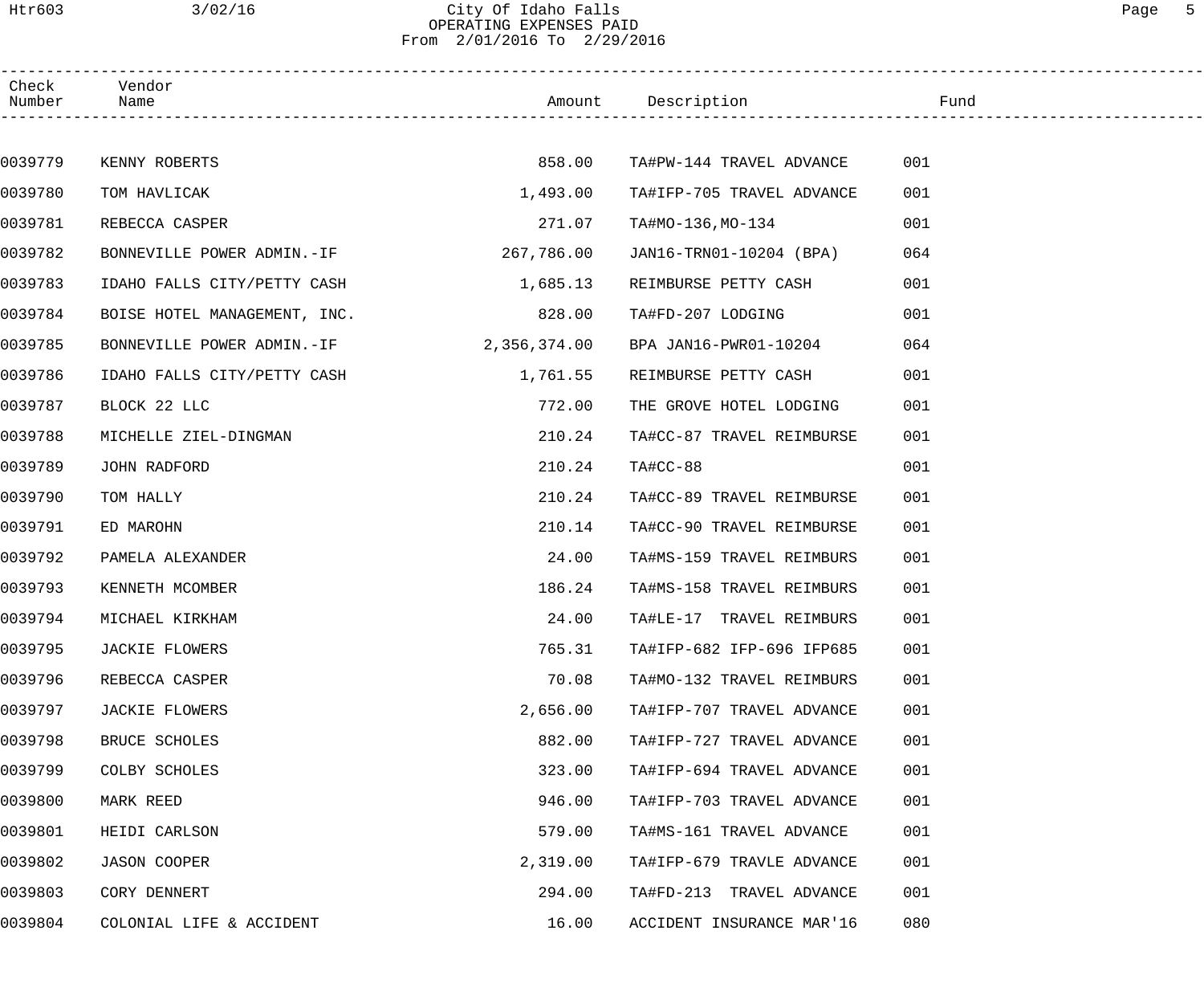# City Of Idaho Falls

## OPERATING EXPENSES PAID

From 2/01/2016 To 2/29/2016

| Check Number | Vendor Name | Amount | Description | Fund |
|---|---|---|---|---|
| 0039779 | KENNY ROBERTS | 858.00 | TA#PW-144 TRAVEL ADVANCE | 001 |
| 0039780 | TOM HAVLICAK | 1,493.00 | TA#IFP-705 TRAVEL ADVANCE | 001 |
| 0039781 | REBECCA CASPER | 271.07 | TA#MO-136,MO-134 | 001 |
| 0039782 | BONNEVILLE POWER ADMIN.-IF | 267,786.00 | JAN16-TRN01-10204 (BPA) | 064 |
| 0039783 | IDAHO FALLS CITY/PETTY CASH | 1,685.13 | REIMBURSE PETTY CASH | 001 |
| 0039784 | BOISE HOTEL MANAGEMENT, INC. | 828.00 | TA#FD-207 LODGING | 001 |
| 0039785 | BONNEVILLE POWER ADMIN.-IF | 2,356,374.00 | BPA JAN16-PWR01-10204 | 064 |
| 0039786 | IDAHO FALLS CITY/PETTY CASH | 1,761.55 | REIMBURSE PETTY CASH | 001 |
| 0039787 | BLOCK 22 LLC | 772.00 | THE GROVE HOTEL LODGING | 001 |
| 0039788 | MICHELLE ZIEL-DINGMAN | 210.24 | TA#CC-87 TRAVEL REIMBURSE | 001 |
| 0039789 | JOHN RADFORD | 210.24 | TA#CC-88 | 001 |
| 0039790 | TOM HALLY | 210.24 | TA#CC-89 TRAVEL REIMBURSE | 001 |
| 0039791 | ED MAROHN | 210.14 | TA#CC-90 TRAVEL REIMBURSE | 001 |
| 0039792 | PAMELA ALEXANDER | 24.00 | TA#MS-159 TRAVEL REIMBURS | 001 |
| 0039793 | KENNETH MCOMBER | 186.24 | TA#MS-158 TRAVEL REIMBURS | 001 |
| 0039794 | MICHAEL KIRKHAM | 24.00 | TA#LE-17 TRAVEL REIMBURS | 001 |
| 0039795 | JACKIE FLOWERS | 765.31 | TA#IFP-682 IFP-696 IFP685 | 001 |
| 0039796 | REBECCA CASPER | 70.08 | TA#MO-132 TRAVEL REIMBURS | 001 |
| 0039797 | JACKIE FLOWERS | 2,656.00 | TA#IFP-707 TRAVEL ADVANCE | 001 |
| 0039798 | BRUCE SCHOLES | 882.00 | TA#IFP-727 TRAVEL ADVANCE | 001 |
| 0039799 | COLBY SCHOLES | 323.00 | TA#IFP-694 TRAVEL ADVANCE | 001 |
| 0039800 | MARK REED | 946.00 | TA#IFP-703 TRAVEL ADVANCE | 001 |
| 0039801 | HEIDI CARLSON | 579.00 | TA#MS-161 TRAVEL ADVANCE | 001 |
| 0039802 | JASON COOPER | 2,319.00 | TA#IFP-679 TRAVLE ADVANCE | 001 |
| 0039803 | CORY DENNERT | 294.00 | TA#FD-213 TRAVEL ADVANCE | 001 |
| 0039804 | COLONIAL LIFE & ACCIDENT | 16.00 | ACCIDENT INSURANCE MAR'16 | 080 |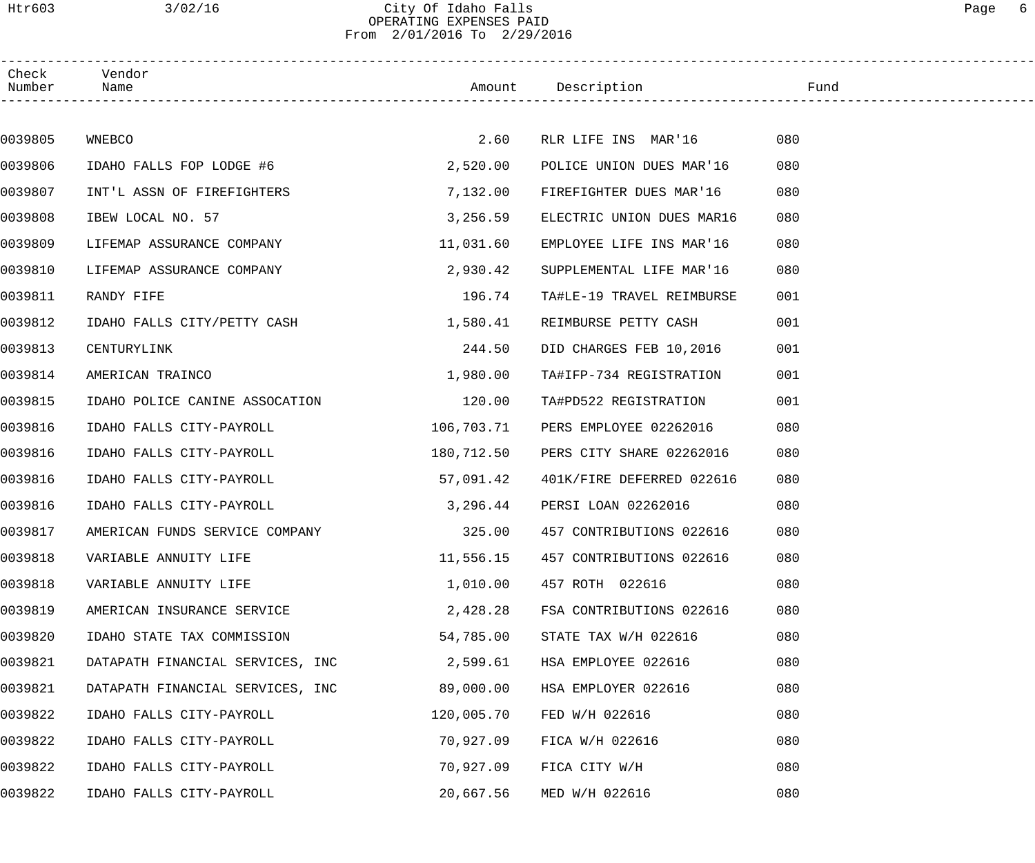City Of Idaho Falls
OPERATING EXPENSES PAID
From 2/01/2016 To 2/29/2016

| Check Number | Vendor Name | Amount | Description | Fund |
|---|---|---|---|---|
| 0039805 | WNEBCO | 2.60 | RLR LIFE INS MAR'16 | 080 |
| 0039806 | IDAHO FALLS FOP LODGE #6 | 2,520.00 | POLICE UNION DUES MAR'16 | 080 |
| 0039807 | INT'L ASSN OF FIREFIGHTERS | 7,132.00 | FIREFIGHTER DUES MAR'16 | 080 |
| 0039808 | IBEW LOCAL NO. 57 | 3,256.59 | ELECTRIC UNION DUES MAR16 | 080 |
| 0039809 | LIFEMAP ASSURANCE COMPANY | 11,031.60 | EMPLOYEE LIFE INS MAR'16 | 080 |
| 0039810 | LIFEMAP ASSURANCE COMPANY | 2,930.42 | SUPPLEMENTAL LIFE MAR'16 | 080 |
| 0039811 | RANDY FIFE | 196.74 | TA#LE-19 TRAVEL REIMBURSE | 001 |
| 0039812 | IDAHO FALLS CITY/PETTY CASH | 1,580.41 | REIMBURSE PETTY CASH | 001 |
| 0039813 | CENTURYLINK | 244.50 | DID CHARGES FEB 10,2016 | 001 |
| 0039814 | AMERICAN TRAINCO | 1,980.00 | TA#IFP-734 REGISTRATION | 001 |
| 0039815 | IDAHO POLICE CANINE ASSOCATION | 120.00 | TA#PD522 REGISTRATION | 001 |
| 0039816 | IDAHO FALLS CITY-PAYROLL | 106,703.71 | PERS EMPLOYEE 02262016 | 080 |
| 0039816 | IDAHO FALLS CITY-PAYROLL | 180,712.50 | PERS CITY SHARE 02262016 | 080 |
| 0039816 | IDAHO FALLS CITY-PAYROLL | 57,091.42 | 401K/FIRE DEFERRED 022616 | 080 |
| 0039816 | IDAHO FALLS CITY-PAYROLL | 3,296.44 | PERSI LOAN 02262016 | 080 |
| 0039817 | AMERICAN FUNDS SERVICE COMPANY | 325.00 | 457 CONTRIBUTIONS 022616 | 080 |
| 0039818 | VARIABLE ANNUITY LIFE | 11,556.15 | 457 CONTRIBUTIONS 022616 | 080 |
| 0039818 | VARIABLE ANNUITY LIFE | 1,010.00 | 457 ROTH 022616 | 080 |
| 0039819 | AMERICAN INSURANCE SERVICE | 2,428.28 | FSA CONTRIBUTIONS 022616 | 080 |
| 0039820 | IDAHO STATE TAX COMMISSION | 54,785.00 | STATE TAX W/H 022616 | 080 |
| 0039821 | DATAPATH FINANCIAL SERVICES, INC | 2,599.61 | HSA EMPLOYEE 022616 | 080 |
| 0039821 | DATAPATH FINANCIAL SERVICES, INC | 89,000.00 | HSA EMPLOYER 022616 | 080 |
| 0039822 | IDAHO FALLS CITY-PAYROLL | 120,005.70 | FED W/H 022616 | 080 |
| 0039822 | IDAHO FALLS CITY-PAYROLL | 70,927.09 | FICA W/H 022616 | 080 |
| 0039822 | IDAHO FALLS CITY-PAYROLL | 70,927.09 | FICA CITY W/H | 080 |
| 0039822 | IDAHO FALLS CITY-PAYROLL | 20,667.56 | MED W/H 022616 | 080 |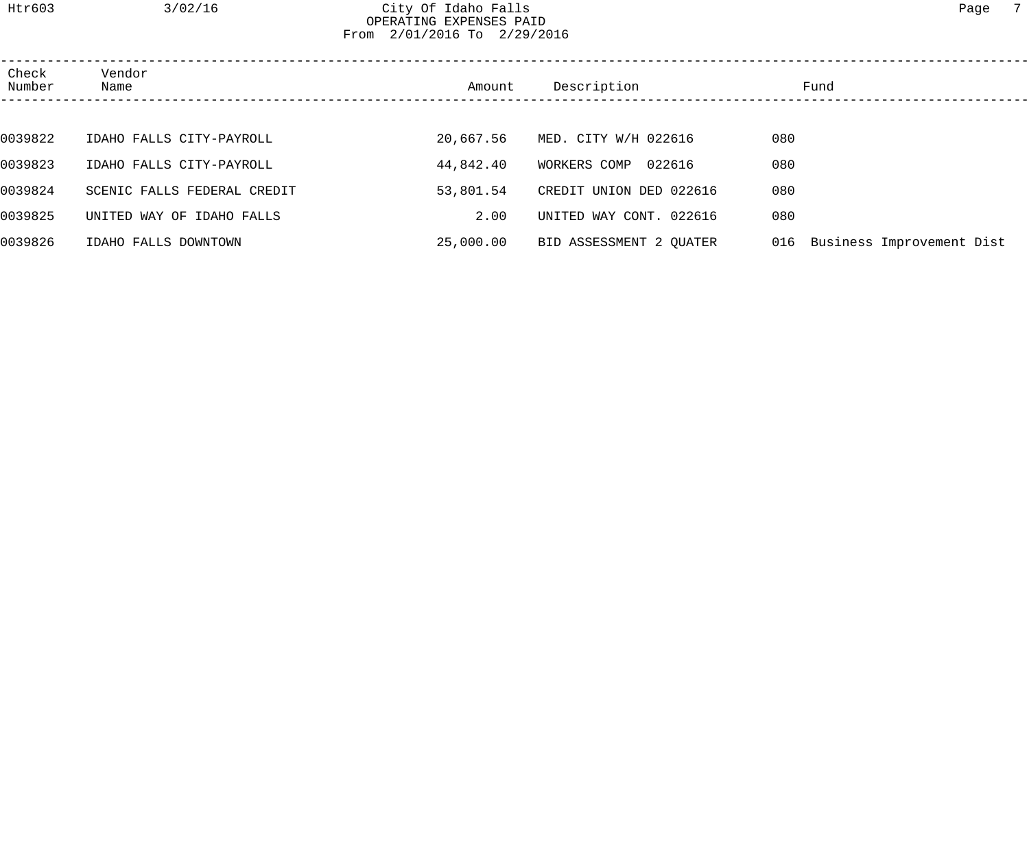City Of Idaho Falls
OPERATING EXPENSES PAID
From 2/01/2016 To 2/29/2016

| Check Number | Vendor Name | Amount | Description | Fund |
|---|---|---|---|---|
| 0039822 | IDAHO FALLS CITY-PAYROLL | 20,667.56 | MED. CITY W/H 022616 | 080 |
| 0039823 | IDAHO FALLS CITY-PAYROLL | 44,842.40 | WORKERS COMP 022616 | 080 |
| 0039824 | SCENIC FALLS FEDERAL CREDIT | 53,801.54 | CREDIT UNION DED 022616 | 080 |
| 0039825 | UNITED WAY OF IDAHO FALLS | 2.00 | UNITED WAY CONT. 022616 | 080 |
| 0039826 | IDAHO FALLS DOWNTOWN | 25,000.00 | BID ASSESSMENT 2 QUATER | 016 Business Improvement Dist |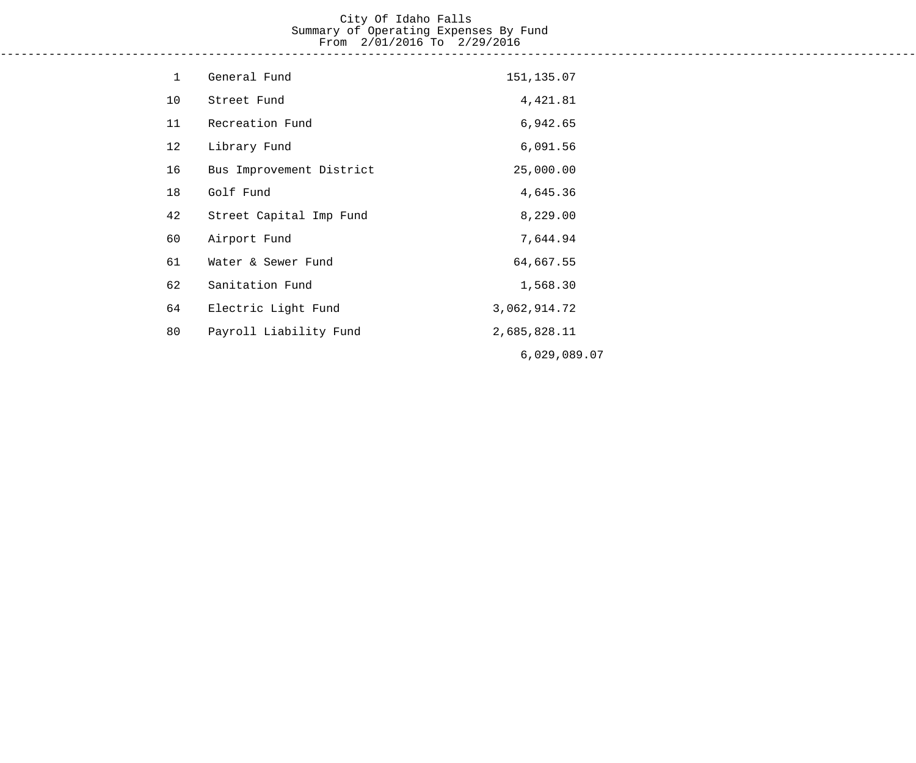# City Of Idaho Falls

## Summary of Operating Expenses By Fund

From 2/01/2016 To 2/29/2016

| Fund | Description | Amount |
|---|---|---|
| 1 | General Fund | 151,135.07 |
| 10 | Street Fund | 4,421.81 |
| 11 | Recreation Fund | 6,942.65 |
| 12 | Library Fund | 6,091.56 |
| 16 | Bus Improvement District | 25,000.00 |
| 18 | Golf Fund | 4,645.36 |
| 42 | Street Capital Imp Fund | 8,229.00 |
| 60 | Airport Fund | 7,644.94 |
| 61 | Water & Sewer Fund | 64,667.55 |
| 62 | Sanitation Fund | 1,568.30 |
| 64 | Electric Light Fund | 3,062,914.72 |
| 80 | Payroll Liability Fund | 2,685,828.11 |
| | | 6,029,089.07 |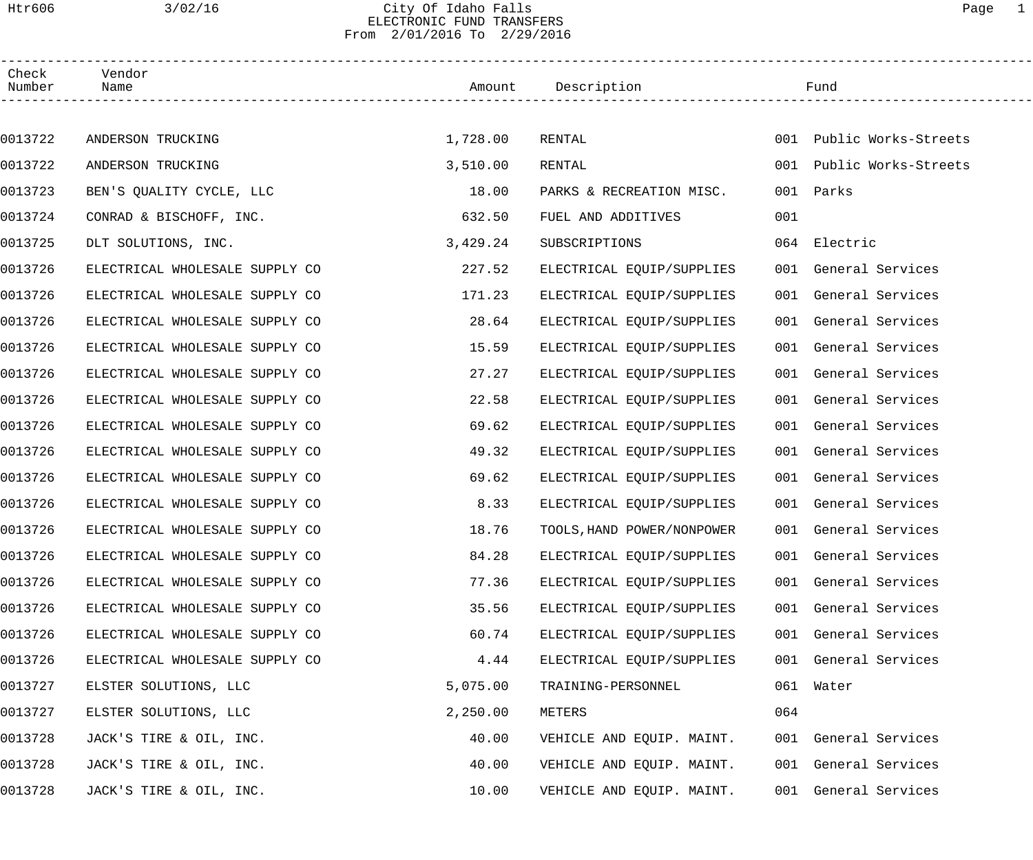# City Of Idaho Falls

## ELECTRONIC FUND TRANSFERS

From 2/01/2016 To 2/29/2016

| Check Number | Vendor Name | Amount | Description | Fund |
|---|---|---|---|---|
| 0013722 | ANDERSON TRUCKING | 1,728.00 | RENTAL | 001 Public Works-Streets |
| 0013722 | ANDERSON TRUCKING | 3,510.00 | RENTAL | 001 Public Works-Streets |
| 0013723 | BEN'S QUALITY CYCLE, LLC | 18.00 | PARKS & RECREATION MISC. | 001 Parks |
| 0013724 | CONRAD & BISCHOFF, INC. | 632.50 | FUEL AND ADDITIVES | 001 |
| 0013725 | DLT SOLUTIONS, INC. | 3,429.24 | SUBSCRIPTIONS | 064 Electric |
| 0013726 | ELECTRICAL WHOLESALE SUPPLY CO | 227.52 | ELECTRICAL EQUIP/SUPPLIES | 001 General Services |
| 0013726 | ELECTRICAL WHOLESALE SUPPLY CO | 171.23 | ELECTRICAL EQUIP/SUPPLIES | 001 General Services |
| 0013726 | ELECTRICAL WHOLESALE SUPPLY CO | 28.64 | ELECTRICAL EQUIP/SUPPLIES | 001 General Services |
| 0013726 | ELECTRICAL WHOLESALE SUPPLY CO | 15.59 | ELECTRICAL EQUIP/SUPPLIES | 001 General Services |
| 0013726 | ELECTRICAL WHOLESALE SUPPLY CO | 27.27 | ELECTRICAL EQUIP/SUPPLIES | 001 General Services |
| 0013726 | ELECTRICAL WHOLESALE SUPPLY CO | 22.58 | ELECTRICAL EQUIP/SUPPLIES | 001 General Services |
| 0013726 | ELECTRICAL WHOLESALE SUPPLY CO | 69.62 | ELECTRICAL EQUIP/SUPPLIES | 001 General Services |
| 0013726 | ELECTRICAL WHOLESALE SUPPLY CO | 49.32 | ELECTRICAL EQUIP/SUPPLIES | 001 General Services |
| 0013726 | ELECTRICAL WHOLESALE SUPPLY CO | 69.62 | ELECTRICAL EQUIP/SUPPLIES | 001 General Services |
| 0013726 | ELECTRICAL WHOLESALE SUPPLY CO | 8.33 | ELECTRICAL EQUIP/SUPPLIES | 001 General Services |
| 0013726 | ELECTRICAL WHOLESALE SUPPLY CO | 18.76 | TOOLS,HAND POWER/NONPOWER | 001 General Services |
| 0013726 | ELECTRICAL WHOLESALE SUPPLY CO | 84.28 | ELECTRICAL EQUIP/SUPPLIES | 001 General Services |
| 0013726 | ELECTRICAL WHOLESALE SUPPLY CO | 77.36 | ELECTRICAL EQUIP/SUPPLIES | 001 General Services |
| 0013726 | ELECTRICAL WHOLESALE SUPPLY CO | 35.56 | ELECTRICAL EQUIP/SUPPLIES | 001 General Services |
| 0013726 | ELECTRICAL WHOLESALE SUPPLY CO | 60.74 | ELECTRICAL EQUIP/SUPPLIES | 001 General Services |
| 0013726 | ELECTRICAL WHOLESALE SUPPLY CO | 4.44 | ELECTRICAL EQUIP/SUPPLIES | 001 General Services |
| 0013727 | ELSTER SOLUTIONS, LLC | 5,075.00 | TRAINING-PERSONNEL | 061 Water |
| 0013727 | ELSTER SOLUTIONS, LLC | 2,250.00 | METERS | 064 |
| 0013728 | JACK'S TIRE & OIL, INC. | 40.00 | VEHICLE AND EQUIP. MAINT. | 001 General Services |
| 0013728 | JACK'S TIRE & OIL, INC. | 40.00 | VEHICLE AND EQUIP. MAINT. | 001 General Services |
| 0013728 | JACK'S TIRE & OIL, INC. | 10.00 | VEHICLE AND EQUIP. MAINT. | 001 General Services |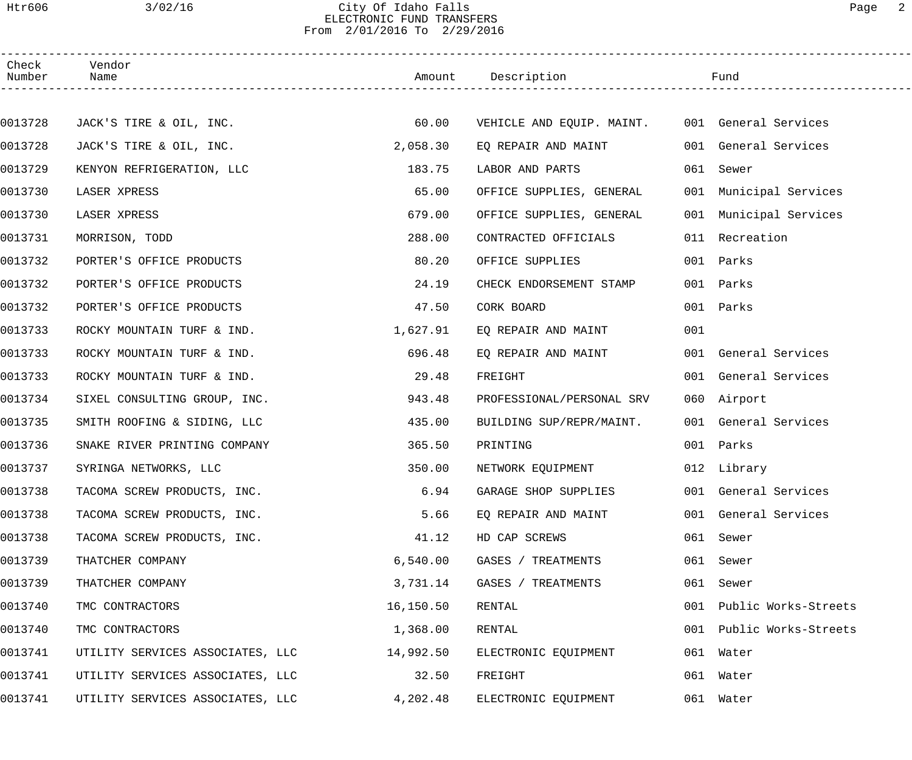# City Of Idaho Falls
## ELECTRONIC FUND TRANSFERS
### From 2/01/2016 To 2/29/2016

| Check Number | Vendor Name | Amount | Description | Fund |
|---|---|---|---|---|
| 0013728 | JACK'S TIRE & OIL, INC. | 60.00 | VEHICLE AND EQUIP. MAINT. | 001 General Services |
| 0013728 | JACK'S TIRE & OIL, INC. | 2,058.30 | EQ REPAIR AND MAINT | 001 General Services |
| 0013729 | KENYON REFRIGERATION, LLC | 183.75 | LABOR AND PARTS | 061 Sewer |
| 0013730 | LASER XPRESS | 65.00 | OFFICE SUPPLIES, GENERAL | 001 Municipal Services |
| 0013730 | LASER XPRESS | 679.00 | OFFICE SUPPLIES, GENERAL | 001 Municipal Services |
| 0013731 | MORRISON, TODD | 288.00 | CONTRACTED OFFICIALS | 011 Recreation |
| 0013732 | PORTER'S OFFICE PRODUCTS | 80.20 | OFFICE SUPPLIES | 001 Parks |
| 0013732 | PORTER'S OFFICE PRODUCTS | 24.19 | CHECK ENDORSEMENT STAMP | 001 Parks |
| 0013732 | PORTER'S OFFICE PRODUCTS | 47.50 | CORK BOARD | 001 Parks |
| 0013733 | ROCKY MOUNTAIN TURF & IND. | 1,627.91 | EQ REPAIR AND MAINT | 001 |
| 0013733 | ROCKY MOUNTAIN TURF & IND. | 696.48 | EQ REPAIR AND MAINT | 001 General Services |
| 0013733 | ROCKY MOUNTAIN TURF & IND. | 29.48 | FREIGHT | 001 General Services |
| 0013734 | SIXEL CONSULTING GROUP, INC. | 943.48 | PROFESSIONAL/PERSONAL SRV | 060 Airport |
| 0013735 | SMITH ROOFING & SIDING, LLC | 435.00 | BUILDING SUP/REPR/MAINT. | 001 General Services |
| 0013736 | SNAKE RIVER PRINTING COMPANY | 365.50 | PRINTING | 001 Parks |
| 0013737 | SYRINGA NETWORKS, LLC | 350.00 | NETWORK EQUIPMENT | 012 Library |
| 0013738 | TACOMA SCREW PRODUCTS, INC. | 6.94 | GARAGE SHOP SUPPLIES | 001 General Services |
| 0013738 | TACOMA SCREW PRODUCTS, INC. | 5.66 | EQ REPAIR AND MAINT | 001 General Services |
| 0013738 | TACOMA SCREW PRODUCTS, INC. | 41.12 | HD CAP SCREWS | 061 Sewer |
| 0013739 | THATCHER COMPANY | 6,540.00 | GASES / TREATMENTS | 061 Sewer |
| 0013739 | THATCHER COMPANY | 3,731.14 | GASES / TREATMENTS | 061 Sewer |
| 0013740 | TMC CONTRACTORS | 16,150.50 | RENTAL | 001 Public Works-Streets |
| 0013740 | TMC CONTRACTORS | 1,368.00 | RENTAL | 001 Public Works-Streets |
| 0013741 | UTILITY SERVICES ASSOCIATES, LLC | 14,992.50 | ELECTRONIC EQUIPMENT | 061 Water |
| 0013741 | UTILITY SERVICES ASSOCIATES, LLC | 32.50 | FREIGHT | 061 Water |
| 0013741 | UTILITY SERVICES ASSOCIATES, LLC | 4,202.48 | ELECTRONIC EQUIPMENT | 061 Water |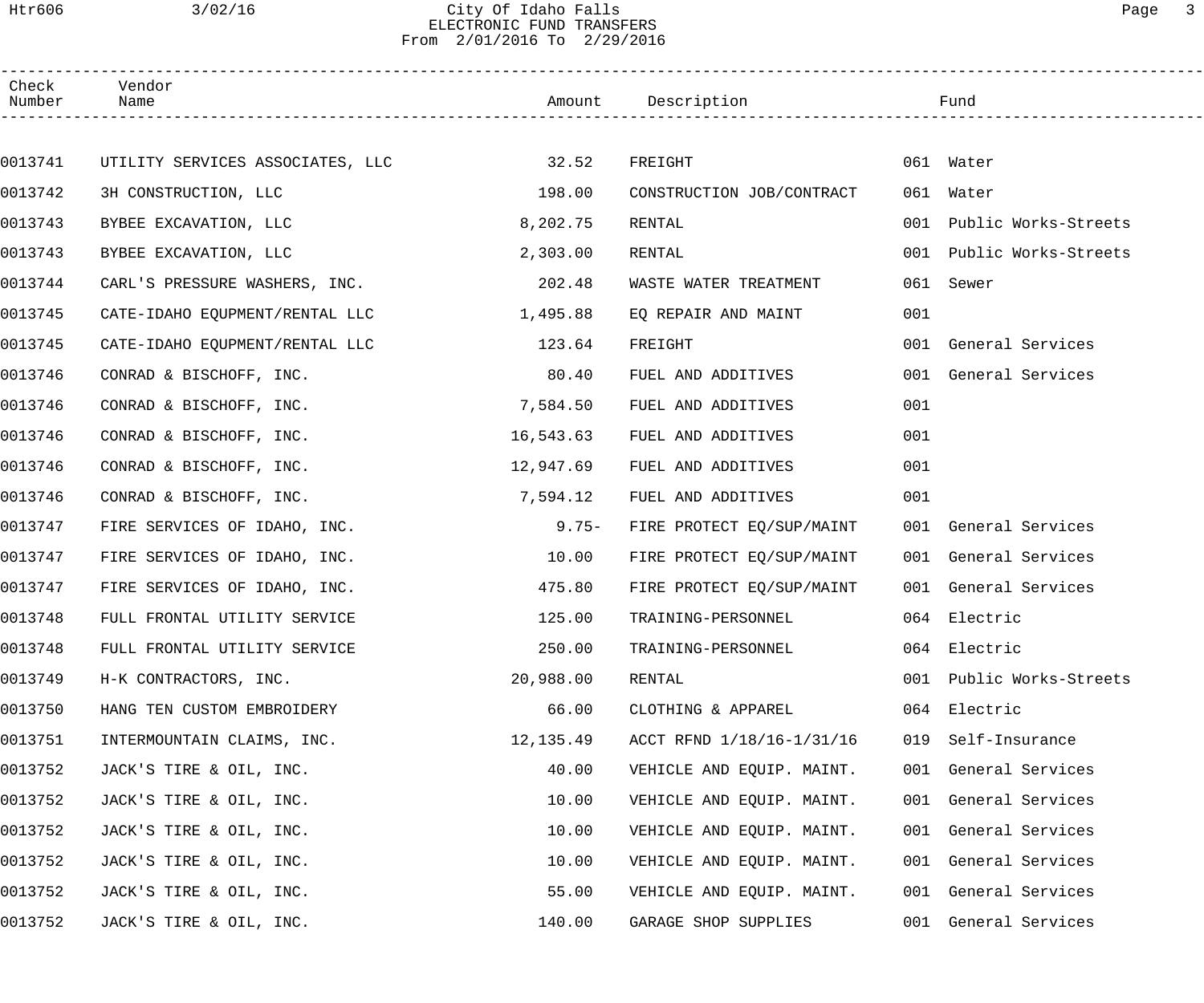# City Of Idaho Falls
## ELECTRONIC FUND TRANSFERS
From 2/01/2016 To 2/29/2016

| Check Number | Vendor Name | Amount | Description | Fund |
|---|---|---|---|---|
| 0013741 | UTILITY SERVICES ASSOCIATES, LLC | 32.52 | FREIGHT | 061 Water |
| 0013742 | 3H CONSTRUCTION, LLC | 198.00 | CONSTRUCTION JOB/CONTRACT | 061 Water |
| 0013743 | BYBEE EXCAVATION, LLC | 8,202.75 | RENTAL | 001 Public Works-Streets |
| 0013743 | BYBEE EXCAVATION, LLC | 2,303.00 | RENTAL | 001 Public Works-Streets |
| 0013744 | CARL'S PRESSURE WASHERS, INC. | 202.48 | WASTE WATER TREATMENT | 061 Sewer |
| 0013745 | CATE-IDAHO EQUPMENT/RENTAL LLC | 1,495.88 | EQ REPAIR AND MAINT | 001 |
| 0013745 | CATE-IDAHO EQUPMENT/RENTAL LLC | 123.64 | FREIGHT | 001 General Services |
| 0013746 | CONRAD & BISCHOFF, INC. | 80.40 | FUEL AND ADDITIVES | 001 General Services |
| 0013746 | CONRAD & BISCHOFF, INC. | 7,584.50 | FUEL AND ADDITIVES | 001 |
| 0013746 | CONRAD & BISCHOFF, INC. | 16,543.63 | FUEL AND ADDITIVES | 001 |
| 0013746 | CONRAD & BISCHOFF, INC. | 12,947.69 | FUEL AND ADDITIVES | 001 |
| 0013746 | CONRAD & BISCHOFF, INC. | 7,594.12 | FUEL AND ADDITIVES | 001 |
| 0013747 | FIRE SERVICES OF IDAHO, INC. | 9.75- | FIRE PROTECT EQ/SUP/MAINT | 001 General Services |
| 0013747 | FIRE SERVICES OF IDAHO, INC. | 10.00 | FIRE PROTECT EQ/SUP/MAINT | 001 General Services |
| 0013747 | FIRE SERVICES OF IDAHO, INC. | 475.80 | FIRE PROTECT EQ/SUP/MAINT | 001 General Services |
| 0013748 | FULL FRONTAL UTILITY SERVICE | 125.00 | TRAINING-PERSONNEL | 064 Electric |
| 0013748 | FULL FRONTAL UTILITY SERVICE | 250.00 | TRAINING-PERSONNEL | 064 Electric |
| 0013749 | H-K CONTRACTORS, INC. | 20,988.00 | RENTAL | 001 Public Works-Streets |
| 0013750 | HANG TEN CUSTOM EMBROIDERY | 66.00 | CLOTHING & APPAREL | 064 Electric |
| 0013751 | INTERMOUNTAIN CLAIMS, INC. | 12,135.49 | ACCT RFND 1/18/16-1/31/16 | 019 Self-Insurance |
| 0013752 | JACK'S TIRE & OIL, INC. | 40.00 | VEHICLE AND EQUIP. MAINT. | 001 General Services |
| 0013752 | JACK'S TIRE & OIL, INC. | 10.00 | VEHICLE AND EQUIP. MAINT. | 001 General Services |
| 0013752 | JACK'S TIRE & OIL, INC. | 10.00 | VEHICLE AND EQUIP. MAINT. | 001 General Services |
| 0013752 | JACK'S TIRE & OIL, INC. | 10.00 | VEHICLE AND EQUIP. MAINT. | 001 General Services |
| 0013752 | JACK'S TIRE & OIL, INC. | 55.00 | VEHICLE AND EQUIP. MAINT. | 001 General Services |
| 0013752 | JACK'S TIRE & OIL, INC. | 140.00 | GARAGE SHOP SUPPLIES | 001 General Services |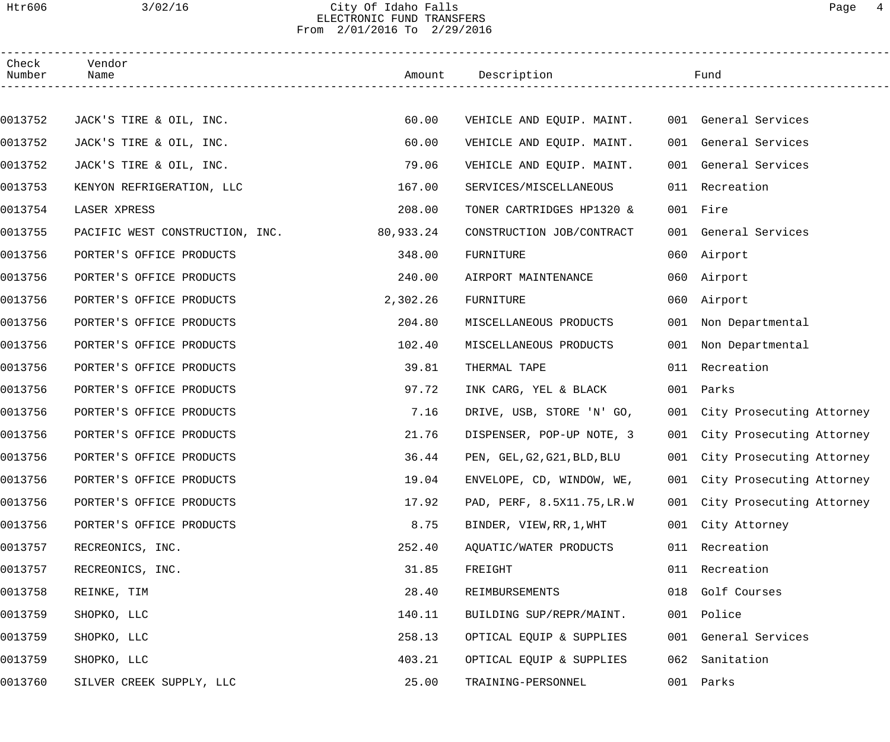City Of Idaho Falls
ELECTRONIC FUND TRANSFERS
From 2/01/2016 To 2/29/2016

| Check Number | Vendor Name | Amount | Description | Fund |
|---|---|---|---|---|
| 0013752 | JACK'S TIRE & OIL, INC. | 60.00 | VEHICLE AND EQUIP. MAINT. | 001 General Services |
| 0013752 | JACK'S TIRE & OIL, INC. | 60.00 | VEHICLE AND EQUIP. MAINT. | 001 General Services |
| 0013752 | JACK'S TIRE & OIL, INC. | 79.06 | VEHICLE AND EQUIP. MAINT. | 001 General Services |
| 0013753 | KENYON REFRIGERATION, LLC | 167.00 | SERVICES/MISCELLANEOUS | 011 Recreation |
| 0013754 | LASER XPRESS | 208.00 | TONER CARTRIDGES HP1320 & | 001 Fire |
| 0013755 | PACIFIC WEST CONSTRUCTION, INC. | 80,933.24 | CONSTRUCTION JOB/CONTRACT | 001 General Services |
| 0013756 | PORTER'S OFFICE PRODUCTS | 348.00 | FURNITURE | 060 Airport |
| 0013756 | PORTER'S OFFICE PRODUCTS | 240.00 | AIRPORT MAINTENANCE | 060 Airport |
| 0013756 | PORTER'S OFFICE PRODUCTS | 2,302.26 | FURNITURE | 060 Airport |
| 0013756 | PORTER'S OFFICE PRODUCTS | 204.80 | MISCELLANEOUS PRODUCTS | 001 Non Departmental |
| 0013756 | PORTER'S OFFICE PRODUCTS | 102.40 | MISCELLANEOUS PRODUCTS | 001 Non Departmental |
| 0013756 | PORTER'S OFFICE PRODUCTS | 39.81 | THERMAL TAPE | 011 Recreation |
| 0013756 | PORTER'S OFFICE PRODUCTS | 97.72 | INK CARG, YEL & BLACK | 001 Parks |
| 0013756 | PORTER'S OFFICE PRODUCTS | 7.16 | DRIVE, USB, STORE 'N' GO, | 001 City Prosecuting Attorney |
| 0013756 | PORTER'S OFFICE PRODUCTS | 21.76 | DISPENSER, POP-UP NOTE, 3 | 001 City Prosecuting Attorney |
| 0013756 | PORTER'S OFFICE PRODUCTS | 36.44 | PEN, GEL,G2,G21,BLD,BLU | 001 City Prosecuting Attorney |
| 0013756 | PORTER'S OFFICE PRODUCTS | 19.04 | ENVELOPE, CD, WINDOW, WE, | 001 City Prosecuting Attorney |
| 0013756 | PORTER'S OFFICE PRODUCTS | 17.92 | PAD, PERF, 8.5X11.75,LR.W | 001 City Prosecuting Attorney |
| 0013756 | PORTER'S OFFICE PRODUCTS | 8.75 | BINDER, VIEW,RR,1,WHT | 001 City Attorney |
| 0013757 | RECREONICS, INC. | 252.40 | AQUATIC/WATER PRODUCTS | 011 Recreation |
| 0013757 | RECREONICS, INC. | 31.85 | FREIGHT | 011 Recreation |
| 0013758 | REINKE, TIM | 28.40 | REIMBURSEMENTS | 018 Golf Courses |
| 0013759 | SHOPKO, LLC | 140.11 | BUILDING SUP/REPR/MAINT. | 001 Police |
| 0013759 | SHOPKO, LLC | 258.13 | OPTICAL EQUIP & SUPPLIES | 001 General Services |
| 0013759 | SHOPKO, LLC | 403.21 | OPTICAL EQUIP & SUPPLIES | 062 Sanitation |
| 0013760 | SILVER CREEK SUPPLY, LLC | 25.00 | TRAINING-PERSONNEL | 001 Parks |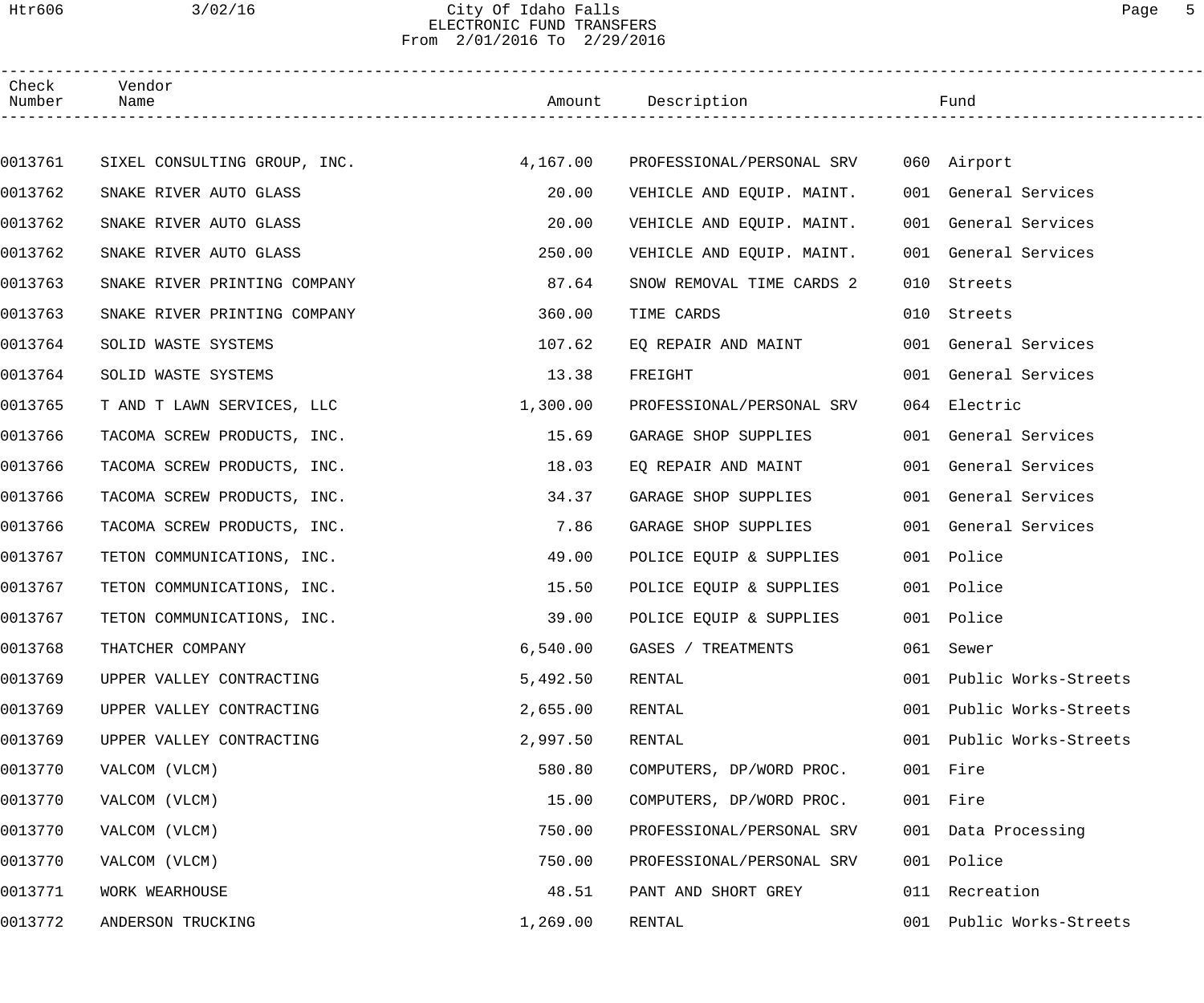City Of Idaho Falls
ELECTRONIC FUND TRANSFERS
From 2/01/2016 To 2/29/2016

| Check Number | Vendor Name | Amount | Description | Fund |
|---|---|---|---|---|
| 0013761 | SIXEL CONSULTING GROUP, INC. | 4,167.00 | PROFESSIONAL/PERSONAL SRV | 060 Airport |
| 0013762 | SNAKE RIVER AUTO GLASS | 20.00 | VEHICLE AND EQUIP. MAINT. | 001 General Services |
| 0013762 | SNAKE RIVER AUTO GLASS | 20.00 | VEHICLE AND EQUIP. MAINT. | 001 General Services |
| 0013762 | SNAKE RIVER AUTO GLASS | 250.00 | VEHICLE AND EQUIP. MAINT. | 001 General Services |
| 0013763 | SNAKE RIVER PRINTING COMPANY | 87.64 | SNOW REMOVAL TIME CARDS 2 | 010 Streets |
| 0013763 | SNAKE RIVER PRINTING COMPANY | 360.00 | TIME CARDS | 010 Streets |
| 0013764 | SOLID WASTE SYSTEMS | 107.62 | EQ REPAIR AND MAINT | 001 General Services |
| 0013764 | SOLID WASTE SYSTEMS | 13.38 | FREIGHT | 001 General Services |
| 0013765 | T AND T LAWN SERVICES, LLC | 1,300.00 | PROFESSIONAL/PERSONAL SRV | 064 Electric |
| 0013766 | TACOMA SCREW PRODUCTS, INC. | 15.69 | GARAGE SHOP SUPPLIES | 001 General Services |
| 0013766 | TACOMA SCREW PRODUCTS, INC. | 18.03 | EQ REPAIR AND MAINT | 001 General Services |
| 0013766 | TACOMA SCREW PRODUCTS, INC. | 34.37 | GARAGE SHOP SUPPLIES | 001 General Services |
| 0013766 | TACOMA SCREW PRODUCTS, INC. | 7.86 | GARAGE SHOP SUPPLIES | 001 General Services |
| 0013767 | TETON COMMUNICATIONS, INC. | 49.00 | POLICE EQUIP & SUPPLIES | 001 Police |
| 0013767 | TETON COMMUNICATIONS, INC. | 15.50 | POLICE EQUIP & SUPPLIES | 001 Police |
| 0013767 | TETON COMMUNICATIONS, INC. | 39.00 | POLICE EQUIP & SUPPLIES | 001 Police |
| 0013768 | THATCHER COMPANY | 6,540.00 | GASES / TREATMENTS | 061 Sewer |
| 0013769 | UPPER VALLEY CONTRACTING | 5,492.50 | RENTAL | 001 Public Works-Streets |
| 0013769 | UPPER VALLEY CONTRACTING | 2,655.00 | RENTAL | 001 Public Works-Streets |
| 0013769 | UPPER VALLEY CONTRACTING | 2,997.50 | RENTAL | 001 Public Works-Streets |
| 0013770 | VALCOM (VLCM) | 580.80 | COMPUTERS, DP/WORD PROC. | 001 Fire |
| 0013770 | VALCOM (VLCM) | 15.00 | COMPUTERS, DP/WORD PROC. | 001 Fire |
| 0013770 | VALCOM (VLCM) | 750.00 | PROFESSIONAL/PERSONAL SRV | 001 Data Processing |
| 0013770 | VALCOM (VLCM) | 750.00 | PROFESSIONAL/PERSONAL SRV | 001 Police |
| 0013771 | WORK WEARHOUSE | 48.51 | PANT AND SHORT GREY | 011 Recreation |
| 0013772 | ANDERSON TRUCKING | 1,269.00 | RENTAL | 001 Public Works-Streets |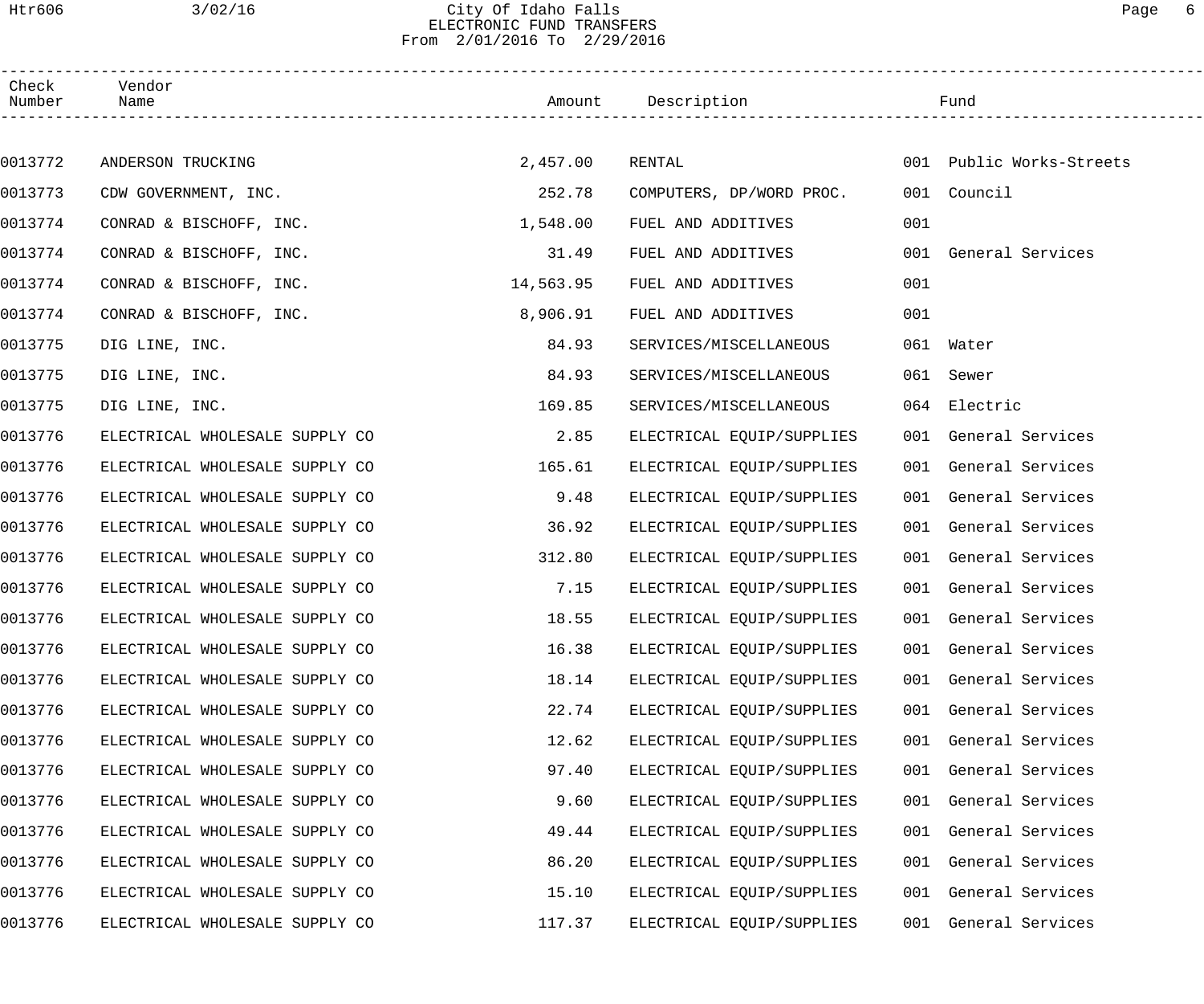City Of Idaho Falls
ELECTRONIC FUND TRANSFERS
From 2/01/2016 To 2/29/2016

| Check Number | Vendor Name | Amount | Description | Fund |
|---|---|---|---|---|
| 0013772 | ANDERSON TRUCKING | 2,457.00 | RENTAL | 001 Public Works-Streets |
| 0013773 | CDW GOVERNMENT, INC. | 252.78 | COMPUTERS, DP/WORD PROC. | 001 Council |
| 0013774 | CONRAD & BISCHOFF, INC. | 1,548.00 | FUEL AND ADDITIVES | 001 |
| 0013774 | CONRAD & BISCHOFF, INC. | 31.49 | FUEL AND ADDITIVES | 001 General Services |
| 0013774 | CONRAD & BISCHOFF, INC. | 14,563.95 | FUEL AND ADDITIVES | 001 |
| 0013774 | CONRAD & BISCHOFF, INC. | 8,906.91 | FUEL AND ADDITIVES | 001 |
| 0013775 | DIG LINE, INC. | 84.93 | SERVICES/MISCELLANEOUS | 061 Water |
| 0013775 | DIG LINE, INC. | 84.93 | SERVICES/MISCELLANEOUS | 061 Sewer |
| 0013775 | DIG LINE, INC. | 169.85 | SERVICES/MISCELLANEOUS | 064 Electric |
| 0013776 | ELECTRICAL WHOLESALE SUPPLY CO | 2.85 | ELECTRICAL EQUIP/SUPPLIES | 001 General Services |
| 0013776 | ELECTRICAL WHOLESALE SUPPLY CO | 165.61 | ELECTRICAL EQUIP/SUPPLIES | 001 General Services |
| 0013776 | ELECTRICAL WHOLESALE SUPPLY CO | 9.48 | ELECTRICAL EQUIP/SUPPLIES | 001 General Services |
| 0013776 | ELECTRICAL WHOLESALE SUPPLY CO | 36.92 | ELECTRICAL EQUIP/SUPPLIES | 001 General Services |
| 0013776 | ELECTRICAL WHOLESALE SUPPLY CO | 312.80 | ELECTRICAL EQUIP/SUPPLIES | 001 General Services |
| 0013776 | ELECTRICAL WHOLESALE SUPPLY CO | 7.15 | ELECTRICAL EQUIP/SUPPLIES | 001 General Services |
| 0013776 | ELECTRICAL WHOLESALE SUPPLY CO | 18.55 | ELECTRICAL EQUIP/SUPPLIES | 001 General Services |
| 0013776 | ELECTRICAL WHOLESALE SUPPLY CO | 16.38 | ELECTRICAL EQUIP/SUPPLIES | 001 General Services |
| 0013776 | ELECTRICAL WHOLESALE SUPPLY CO | 18.14 | ELECTRICAL EQUIP/SUPPLIES | 001 General Services |
| 0013776 | ELECTRICAL WHOLESALE SUPPLY CO | 22.74 | ELECTRICAL EQUIP/SUPPLIES | 001 General Services |
| 0013776 | ELECTRICAL WHOLESALE SUPPLY CO | 12.62 | ELECTRICAL EQUIP/SUPPLIES | 001 General Services |
| 0013776 | ELECTRICAL WHOLESALE SUPPLY CO | 97.40 | ELECTRICAL EQUIP/SUPPLIES | 001 General Services |
| 0013776 | ELECTRICAL WHOLESALE SUPPLY CO | 9.60 | ELECTRICAL EQUIP/SUPPLIES | 001 General Services |
| 0013776 | ELECTRICAL WHOLESALE SUPPLY CO | 49.44 | ELECTRICAL EQUIP/SUPPLIES | 001 General Services |
| 0013776 | ELECTRICAL WHOLESALE SUPPLY CO | 86.20 | ELECTRICAL EQUIP/SUPPLIES | 001 General Services |
| 0013776 | ELECTRICAL WHOLESALE SUPPLY CO | 15.10 | ELECTRICAL EQUIP/SUPPLIES | 001 General Services |
| 0013776 | ELECTRICAL WHOLESALE SUPPLY CO | 117.37 | ELECTRICAL EQUIP/SUPPLIES | 001 General Services |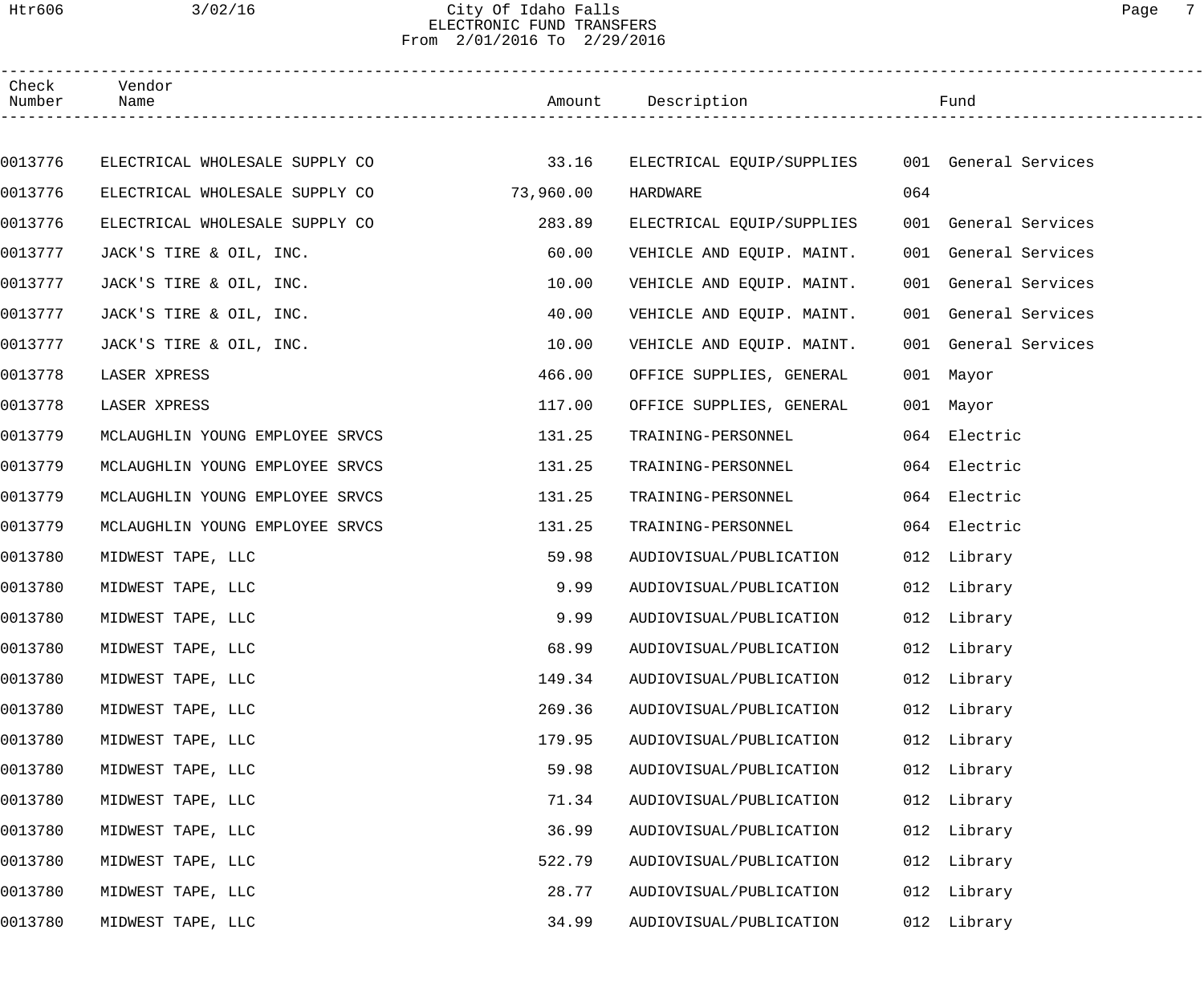City Of Idaho Falls
ELECTRONIC FUND TRANSFERS
From 2/01/2016 To 2/29/2016

| Check Number | Vendor Name | Amount | Description | Fund |
|---|---|---|---|---|
| 0013776 | ELECTRICAL WHOLESALE SUPPLY CO | 33.16 | ELECTRICAL EQUIP/SUPPLIES | 001 General Services |
| 0013776 | ELECTRICAL WHOLESALE SUPPLY CO | 73,960.00 | HARDWARE | 064 |
| 0013776 | ELECTRICAL WHOLESALE SUPPLY CO | 283.89 | ELECTRICAL EQUIP/SUPPLIES | 001 General Services |
| 0013777 | JACK'S TIRE & OIL, INC. | 60.00 | VEHICLE AND EQUIP. MAINT. | 001 General Services |
| 0013777 | JACK'S TIRE & OIL, INC. | 10.00 | VEHICLE AND EQUIP. MAINT. | 001 General Services |
| 0013777 | JACK'S TIRE & OIL, INC. | 40.00 | VEHICLE AND EQUIP. MAINT. | 001 General Services |
| 0013777 | JACK'S TIRE & OIL, INC. | 10.00 | VEHICLE AND EQUIP. MAINT. | 001 General Services |
| 0013778 | LASER XPRESS | 466.00 | OFFICE SUPPLIES, GENERAL | 001 Mayor |
| 0013778 | LASER XPRESS | 117.00 | OFFICE SUPPLIES, GENERAL | 001 Mayor |
| 0013779 | MCLAUGHLIN YOUNG EMPLOYEE SRVCS | 131.25 | TRAINING-PERSONNEL | 064 Electric |
| 0013779 | MCLAUGHLIN YOUNG EMPLOYEE SRVCS | 131.25 | TRAINING-PERSONNEL | 064 Electric |
| 0013779 | MCLAUGHLIN YOUNG EMPLOYEE SRVCS | 131.25 | TRAINING-PERSONNEL | 064 Electric |
| 0013779 | MCLAUGHLIN YOUNG EMPLOYEE SRVCS | 131.25 | TRAINING-PERSONNEL | 064 Electric |
| 0013780 | MIDWEST TAPE, LLC | 59.98 | AUDIOVISUAL/PUBLICATION | 012 Library |
| 0013780 | MIDWEST TAPE, LLC | 9.99 | AUDIOVISUAL/PUBLICATION | 012 Library |
| 0013780 | MIDWEST TAPE, LLC | 9.99 | AUDIOVISUAL/PUBLICATION | 012 Library |
| 0013780 | MIDWEST TAPE, LLC | 68.99 | AUDIOVISUAL/PUBLICATION | 012 Library |
| 0013780 | MIDWEST TAPE, LLC | 149.34 | AUDIOVISUAL/PUBLICATION | 012 Library |
| 0013780 | MIDWEST TAPE, LLC | 269.36 | AUDIOVISUAL/PUBLICATION | 012 Library |
| 0013780 | MIDWEST TAPE, LLC | 179.95 | AUDIOVISUAL/PUBLICATION | 012 Library |
| 0013780 | MIDWEST TAPE, LLC | 59.98 | AUDIOVISUAL/PUBLICATION | 012 Library |
| 0013780 | MIDWEST TAPE, LLC | 71.34 | AUDIOVISUAL/PUBLICATION | 012 Library |
| 0013780 | MIDWEST TAPE, LLC | 36.99 | AUDIOVISUAL/PUBLICATION | 012 Library |
| 0013780 | MIDWEST TAPE, LLC | 522.79 | AUDIOVISUAL/PUBLICATION | 012 Library |
| 0013780 | MIDWEST TAPE, LLC | 28.77 | AUDIOVISUAL/PUBLICATION | 012 Library |
| 0013780 | MIDWEST TAPE, LLC | 34.99 | AUDIOVISUAL/PUBLICATION | 012 Library |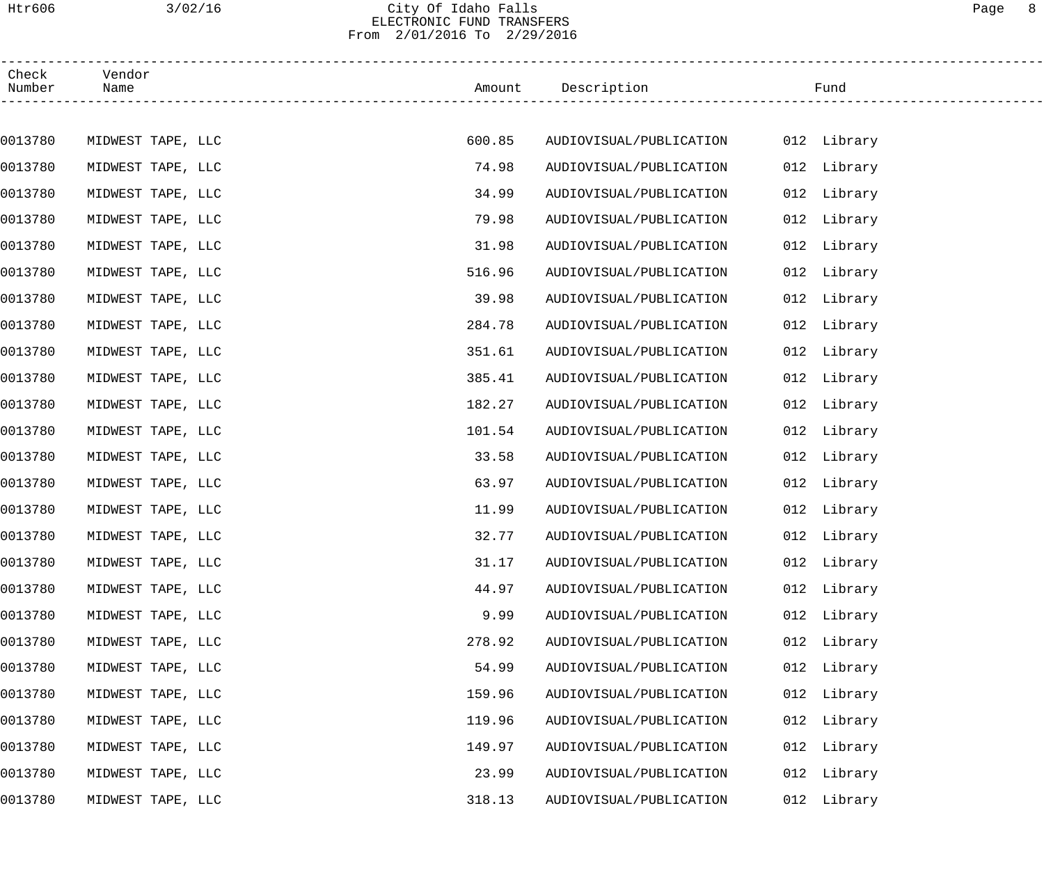City Of Idaho Falls
ELECTRONIC FUND TRANSFERS
From 2/01/2016 To 2/29/2016

| Check Number | Vendor Name | Amount | Description | Fund |
|---|---|---|---|---|
| 0013780 | MIDWEST TAPE, LLC | 600.85 | AUDIOVISUAL/PUBLICATION | 012 Library |
| 0013780 | MIDWEST TAPE, LLC | 74.98 | AUDIOVISUAL/PUBLICATION | 012 Library |
| 0013780 | MIDWEST TAPE, LLC | 34.99 | AUDIOVISUAL/PUBLICATION | 012 Library |
| 0013780 | MIDWEST TAPE, LLC | 79.98 | AUDIOVISUAL/PUBLICATION | 012 Library |
| 0013780 | MIDWEST TAPE, LLC | 31.98 | AUDIOVISUAL/PUBLICATION | 012 Library |
| 0013780 | MIDWEST TAPE, LLC | 516.96 | AUDIOVISUAL/PUBLICATION | 012 Library |
| 0013780 | MIDWEST TAPE, LLC | 39.98 | AUDIOVISUAL/PUBLICATION | 012 Library |
| 0013780 | MIDWEST TAPE, LLC | 284.78 | AUDIOVISUAL/PUBLICATION | 012 Library |
| 0013780 | MIDWEST TAPE, LLC | 351.61 | AUDIOVISUAL/PUBLICATION | 012 Library |
| 0013780 | MIDWEST TAPE, LLC | 385.41 | AUDIOVISUAL/PUBLICATION | 012 Library |
| 0013780 | MIDWEST TAPE, LLC | 182.27 | AUDIOVISUAL/PUBLICATION | 012 Library |
| 0013780 | MIDWEST TAPE, LLC | 101.54 | AUDIOVISUAL/PUBLICATION | 012 Library |
| 0013780 | MIDWEST TAPE, LLC | 33.58 | AUDIOVISUAL/PUBLICATION | 012 Library |
| 0013780 | MIDWEST TAPE, LLC | 63.97 | AUDIOVISUAL/PUBLICATION | 012 Library |
| 0013780 | MIDWEST TAPE, LLC | 11.99 | AUDIOVISUAL/PUBLICATION | 012 Library |
| 0013780 | MIDWEST TAPE, LLC | 32.77 | AUDIOVISUAL/PUBLICATION | 012 Library |
| 0013780 | MIDWEST TAPE, LLC | 31.17 | AUDIOVISUAL/PUBLICATION | 012 Library |
| 0013780 | MIDWEST TAPE, LLC | 44.97 | AUDIOVISUAL/PUBLICATION | 012 Library |
| 0013780 | MIDWEST TAPE, LLC | 9.99 | AUDIOVISUAL/PUBLICATION | 012 Library |
| 0013780 | MIDWEST TAPE, LLC | 278.92 | AUDIOVISUAL/PUBLICATION | 012 Library |
| 0013780 | MIDWEST TAPE, LLC | 54.99 | AUDIOVISUAL/PUBLICATION | 012 Library |
| 0013780 | MIDWEST TAPE, LLC | 159.96 | AUDIOVISUAL/PUBLICATION | 012 Library |
| 0013780 | MIDWEST TAPE, LLC | 119.96 | AUDIOVISUAL/PUBLICATION | 012 Library |
| 0013780 | MIDWEST TAPE, LLC | 149.97 | AUDIOVISUAL/PUBLICATION | 012 Library |
| 0013780 | MIDWEST TAPE, LLC | 23.99 | AUDIOVISUAL/PUBLICATION | 012 Library |
| 0013780 | MIDWEST TAPE, LLC | 318.13 | AUDIOVISUAL/PUBLICATION | 012 Library |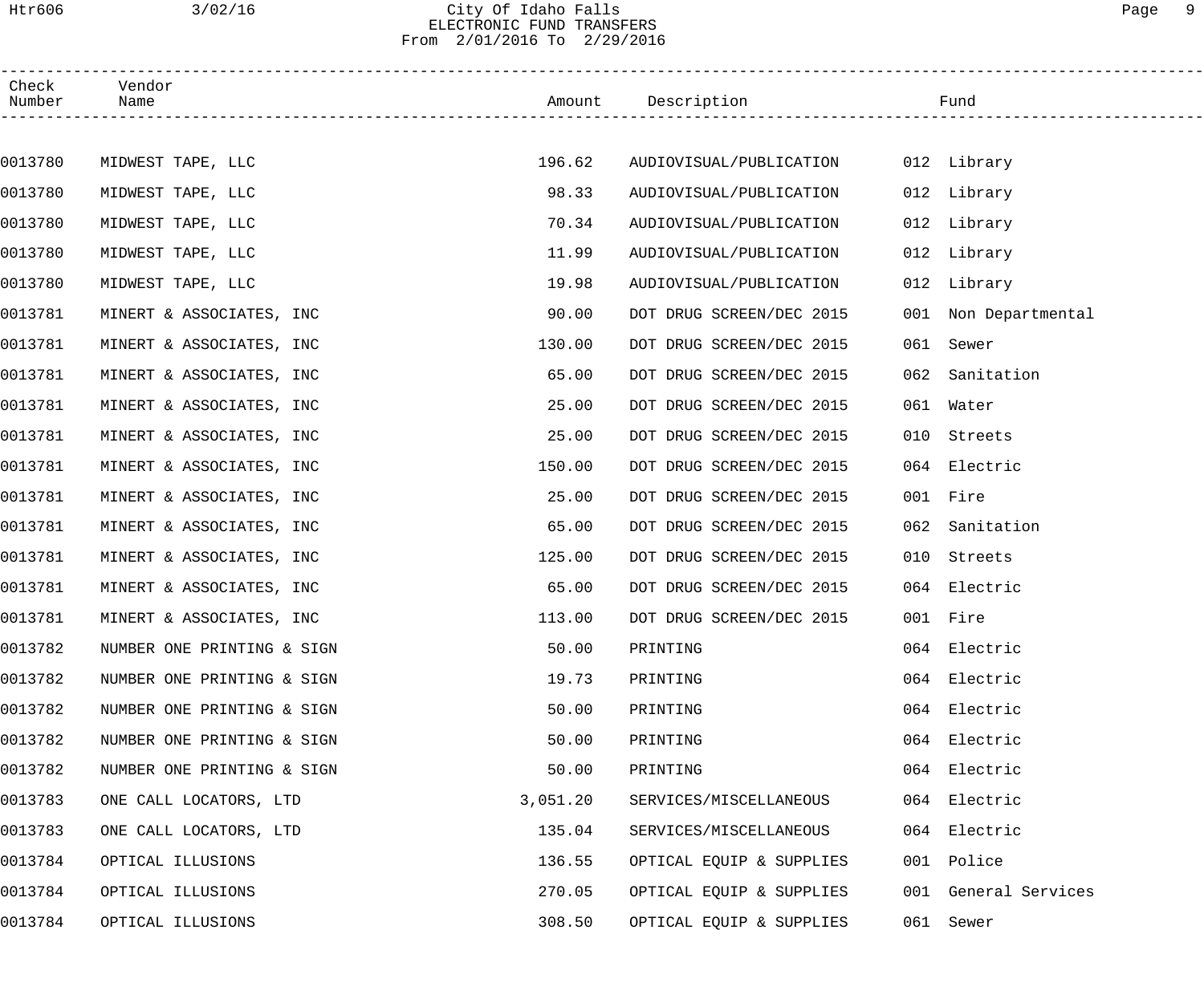City Of Idaho Falls
ELECTRONIC FUND TRANSFERS
From 2/01/2016 To 2/29/2016

| Check Number | Vendor Name | Amount | Description | Fund |
|---|---|---|---|---|
| 0013780 | MIDWEST TAPE, LLC | 196.62 | AUDIOVISUAL/PUBLICATION | 012 Library |
| 0013780 | MIDWEST TAPE, LLC | 98.33 | AUDIOVISUAL/PUBLICATION | 012 Library |
| 0013780 | MIDWEST TAPE, LLC | 70.34 | AUDIOVISUAL/PUBLICATION | 012 Library |
| 0013780 | MIDWEST TAPE, LLC | 11.99 | AUDIOVISUAL/PUBLICATION | 012 Library |
| 0013780 | MIDWEST TAPE, LLC | 19.98 | AUDIOVISUAL/PUBLICATION | 012 Library |
| 0013781 | MINERT & ASSOCIATES, INC | 90.00 | DOT DRUG SCREEN/DEC 2015 | 001 Non Departmental |
| 0013781 | MINERT & ASSOCIATES, INC | 130.00 | DOT DRUG SCREEN/DEC 2015 | 061 Sewer |
| 0013781 | MINERT & ASSOCIATES, INC | 65.00 | DOT DRUG SCREEN/DEC 2015 | 062 Sanitation |
| 0013781 | MINERT & ASSOCIATES, INC | 25.00 | DOT DRUG SCREEN/DEC 2015 | 061 Water |
| 0013781 | MINERT & ASSOCIATES, INC | 25.00 | DOT DRUG SCREEN/DEC 2015 | 010 Streets |
| 0013781 | MINERT & ASSOCIATES, INC | 150.00 | DOT DRUG SCREEN/DEC 2015 | 064 Electric |
| 0013781 | MINERT & ASSOCIATES, INC | 25.00 | DOT DRUG SCREEN/DEC 2015 | 001 Fire |
| 0013781 | MINERT & ASSOCIATES, INC | 65.00 | DOT DRUG SCREEN/DEC 2015 | 062 Sanitation |
| 0013781 | MINERT & ASSOCIATES, INC | 125.00 | DOT DRUG SCREEN/DEC 2015 | 010 Streets |
| 0013781 | MINERT & ASSOCIATES, INC | 65.00 | DOT DRUG SCREEN/DEC 2015 | 064 Electric |
| 0013781 | MINERT & ASSOCIATES, INC | 113.00 | DOT DRUG SCREEN/DEC 2015 | 001 Fire |
| 0013782 | NUMBER ONE PRINTING & SIGN | 50.00 | PRINTING | 064 Electric |
| 0013782 | NUMBER ONE PRINTING & SIGN | 19.73 | PRINTING | 064 Electric |
| 0013782 | NUMBER ONE PRINTING & SIGN | 50.00 | PRINTING | 064 Electric |
| 0013782 | NUMBER ONE PRINTING & SIGN | 50.00 | PRINTING | 064 Electric |
| 0013782 | NUMBER ONE PRINTING & SIGN | 50.00 | PRINTING | 064 Electric |
| 0013783 | ONE CALL LOCATORS, LTD | 3,051.20 | SERVICES/MISCELLANEOUS | 064 Electric |
| 0013783 | ONE CALL LOCATORS, LTD | 135.04 | SERVICES/MISCELLANEOUS | 064 Electric |
| 0013784 | OPTICAL ILLUSIONS | 136.55 | OPTICAL EQUIP & SUPPLIES | 001 Police |
| 0013784 | OPTICAL ILLUSIONS | 270.05 | OPTICAL EQUIP & SUPPLIES | 001 General Services |
| 0013784 | OPTICAL ILLUSIONS | 308.50 | OPTICAL EQUIP & SUPPLIES | 061 Sewer |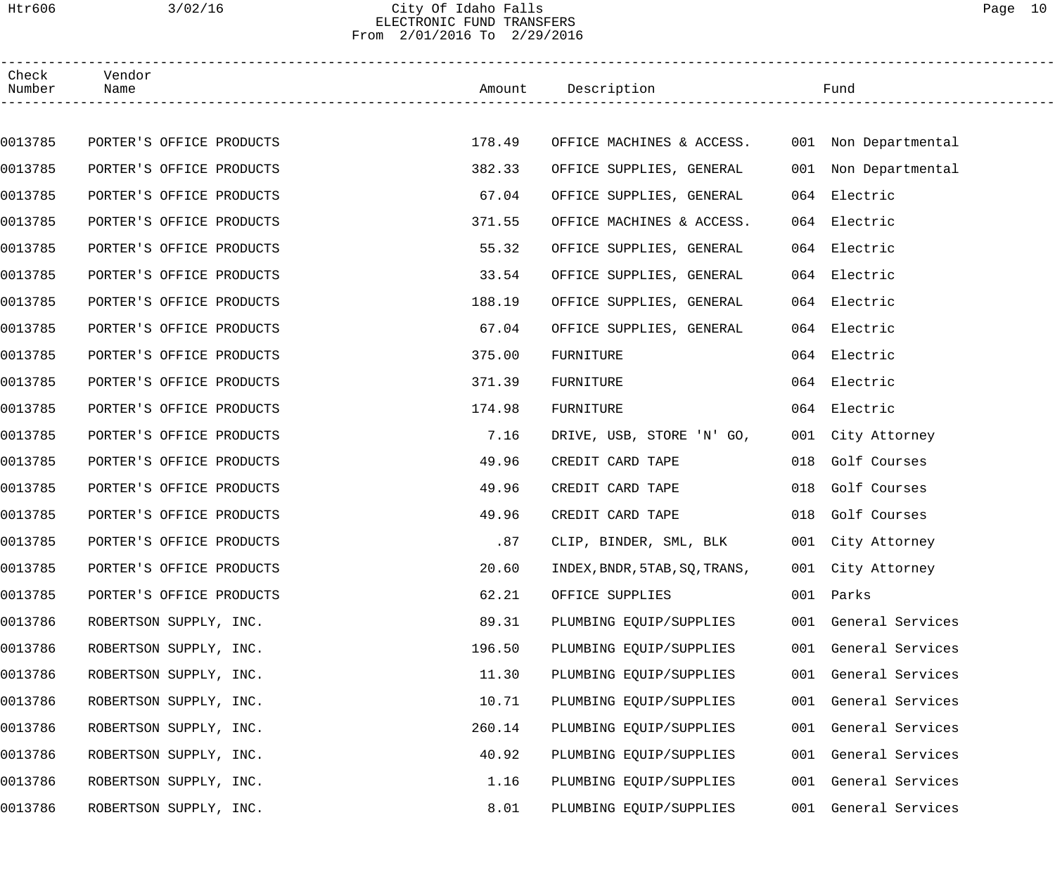# City Of Idaho Falls

## ELECTRONIC FUND TRANSFERS

From 2/01/2016 To 2/29/2016

| Check Number | Vendor Name | Amount | Description | Fund |
|---|---|---|---|---|
| 0013785 | PORTER'S OFFICE PRODUCTS | 178.49 | OFFICE MACHINES & ACCESS. | 001 Non Departmental |
| 0013785 | PORTER'S OFFICE PRODUCTS | 382.33 | OFFICE SUPPLIES, GENERAL | 001 Non Departmental |
| 0013785 | PORTER'S OFFICE PRODUCTS | 67.04 | OFFICE SUPPLIES, GENERAL | 064 Electric |
| 0013785 | PORTER'S OFFICE PRODUCTS | 371.55 | OFFICE MACHINES & ACCESS. | 064 Electric |
| 0013785 | PORTER'S OFFICE PRODUCTS | 55.32 | OFFICE SUPPLIES, GENERAL | 064 Electric |
| 0013785 | PORTER'S OFFICE PRODUCTS | 33.54 | OFFICE SUPPLIES, GENERAL | 064 Electric |
| 0013785 | PORTER'S OFFICE PRODUCTS | 188.19 | OFFICE SUPPLIES, GENERAL | 064 Electric |
| 0013785 | PORTER'S OFFICE PRODUCTS | 67.04 | OFFICE SUPPLIES, GENERAL | 064 Electric |
| 0013785 | PORTER'S OFFICE PRODUCTS | 375.00 | FURNITURE | 064 Electric |
| 0013785 | PORTER'S OFFICE PRODUCTS | 371.39 | FURNITURE | 064 Electric |
| 0013785 | PORTER'S OFFICE PRODUCTS | 174.98 | FURNITURE | 064 Electric |
| 0013785 | PORTER'S OFFICE PRODUCTS | 7.16 | DRIVE, USB, STORE 'N' GO, | 001 City Attorney |
| 0013785 | PORTER'S OFFICE PRODUCTS | 49.96 | CREDIT CARD TAPE | 018 Golf Courses |
| 0013785 | PORTER'S OFFICE PRODUCTS | 49.96 | CREDIT CARD TAPE | 018 Golf Courses |
| 0013785 | PORTER'S OFFICE PRODUCTS | 49.96 | CREDIT CARD TAPE | 018 Golf Courses |
| 0013785 | PORTER'S OFFICE PRODUCTS | .87 | CLIP, BINDER, SML, BLK | 001 City Attorney |
| 0013785 | PORTER'S OFFICE PRODUCTS | 20.60 | INDEX,BNDR,5TAB,SQ,TRANS, | 001 City Attorney |
| 0013785 | PORTER'S OFFICE PRODUCTS | 62.21 | OFFICE SUPPLIES | 001 Parks |
| 0013786 | ROBERTSON SUPPLY, INC. | 89.31 | PLUMBING EQUIP/SUPPLIES | 001 General Services |
| 0013786 | ROBERTSON SUPPLY, INC. | 196.50 | PLUMBING EQUIP/SUPPLIES | 001 General Services |
| 0013786 | ROBERTSON SUPPLY, INC. | 11.30 | PLUMBING EQUIP/SUPPLIES | 001 General Services |
| 0013786 | ROBERTSON SUPPLY, INC. | 10.71 | PLUMBING EQUIP/SUPPLIES | 001 General Services |
| 0013786 | ROBERTSON SUPPLY, INC. | 260.14 | PLUMBING EQUIP/SUPPLIES | 001 General Services |
| 0013786 | ROBERTSON SUPPLY, INC. | 40.92 | PLUMBING EQUIP/SUPPLIES | 001 General Services |
| 0013786 | ROBERTSON SUPPLY, INC. | 1.16 | PLUMBING EQUIP/SUPPLIES | 001 General Services |
| 0013786 | ROBERTSON SUPPLY, INC. | 8.01 | PLUMBING EQUIP/SUPPLIES | 001 General Services |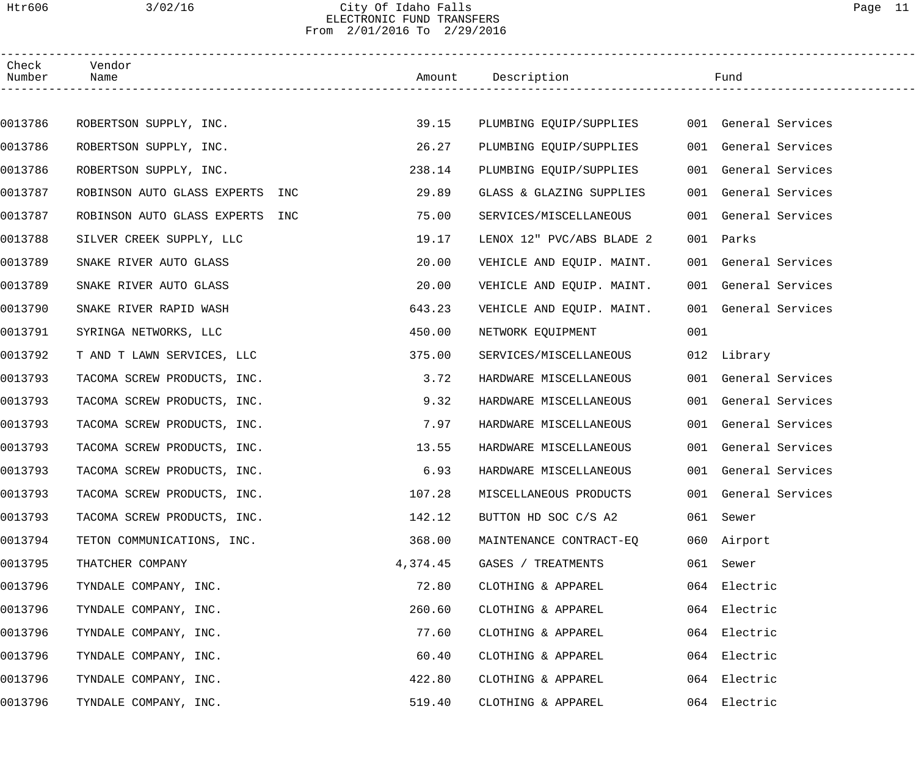City Of Idaho Falls
ELECTRONIC FUND TRANSFERS
From 2/01/2016 To 2/29/2016

| Check Number | Vendor Name | Amount | Description | Fund |
|---|---|---|---|---|
| 0013786 | ROBERTSON SUPPLY, INC. | 39.15 | PLUMBING EQUIP/SUPPLIES | 001 General Services |
| 0013786 | ROBERTSON SUPPLY, INC. | 26.27 | PLUMBING EQUIP/SUPPLIES | 001 General Services |
| 0013786 | ROBERTSON SUPPLY, INC. | 238.14 | PLUMBING EQUIP/SUPPLIES | 001 General Services |
| 0013787 | ROBINSON AUTO GLASS EXPERTS INC | 29.89 | GLASS & GLAZING SUPPLIES | 001 General Services |
| 0013787 | ROBINSON AUTO GLASS EXPERTS INC | 75.00 | SERVICES/MISCELLANEOUS | 001 General Services |
| 0013788 | SILVER CREEK SUPPLY, LLC | 19.17 | LENOX 12" PVC/ABS BLADE 2 | 001 Parks |
| 0013789 | SNAKE RIVER AUTO GLASS | 20.00 | VEHICLE AND EQUIP. MAINT. | 001 General Services |
| 0013789 | SNAKE RIVER AUTO GLASS | 20.00 | VEHICLE AND EQUIP. MAINT. | 001 General Services |
| 0013790 | SNAKE RIVER RAPID WASH | 643.23 | VEHICLE AND EQUIP. MAINT. | 001 General Services |
| 0013791 | SYRINGA NETWORKS, LLC | 450.00 | NETWORK EQUIPMENT | 001 |
| 0013792 | T AND T LAWN SERVICES, LLC | 375.00 | SERVICES/MISCELLANEOUS | 012 Library |
| 0013793 | TACOMA SCREW PRODUCTS, INC. | 3.72 | HARDWARE MISCELLANEOUS | 001 General Services |
| 0013793 | TACOMA SCREW PRODUCTS, INC. | 9.32 | HARDWARE MISCELLANEOUS | 001 General Services |
| 0013793 | TACOMA SCREW PRODUCTS, INC. | 7.97 | HARDWARE MISCELLANEOUS | 001 General Services |
| 0013793 | TACOMA SCREW PRODUCTS, INC. | 13.55 | HARDWARE MISCELLANEOUS | 001 General Services |
| 0013793 | TACOMA SCREW PRODUCTS, INC. | 6.93 | HARDWARE MISCELLANEOUS | 001 General Services |
| 0013793 | TACOMA SCREW PRODUCTS, INC. | 107.28 | MISCELLANEOUS PRODUCTS | 001 General Services |
| 0013793 | TACOMA SCREW PRODUCTS, INC. | 142.12 | BUTTON HD SOC C/S A2 | 061 Sewer |
| 0013794 | TETON COMMUNICATIONS, INC. | 368.00 | MAINTENANCE CONTRACT-EQ | 060 Airport |
| 0013795 | THATCHER COMPANY | 4,374.45 | GASES / TREATMENTS | 061 Sewer |
| 0013796 | TYNDALE COMPANY, INC. | 72.80 | CLOTHING & APPAREL | 064 Electric |
| 0013796 | TYNDALE COMPANY, INC. | 260.60 | CLOTHING & APPAREL | 064 Electric |
| 0013796 | TYNDALE COMPANY, INC. | 77.60 | CLOTHING & APPAREL | 064 Electric |
| 0013796 | TYNDALE COMPANY, INC. | 60.40 | CLOTHING & APPAREL | 064 Electric |
| 0013796 | TYNDALE COMPANY, INC. | 422.80 | CLOTHING & APPAREL | 064 Electric |
| 0013796 | TYNDALE COMPANY, INC. | 519.40 | CLOTHING & APPAREL | 064 Electric |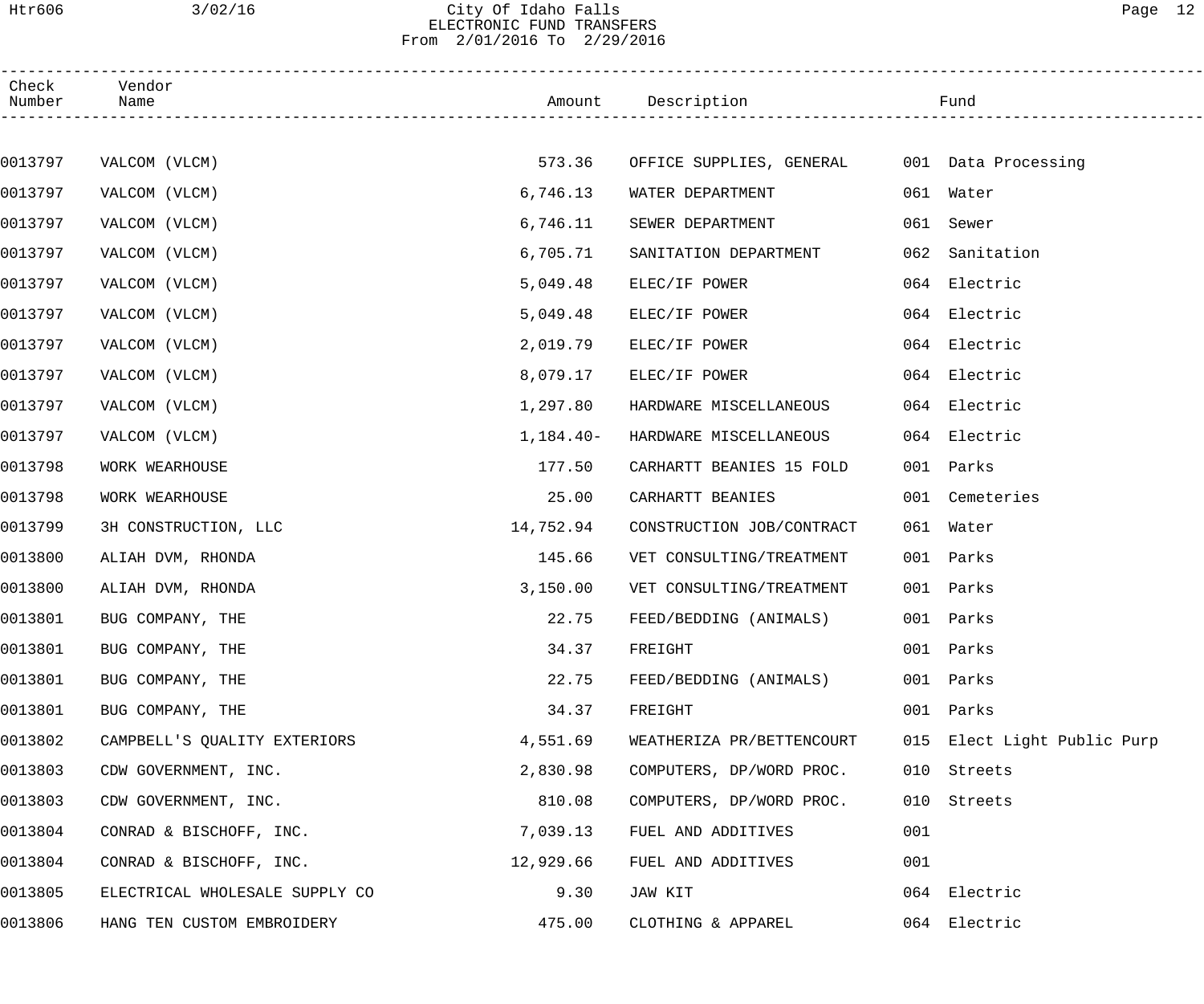City Of Idaho Falls
ELECTRONIC FUND TRANSFERS
From 2/01/2016 To 2/29/2016

| Check Number | Vendor Name | Amount | Description | Fund |
|---|---|---|---|---|
| 0013797 | VALCOM (VLCM) | 573.36 | OFFICE SUPPLIES, GENERAL | 001 Data Processing |
| 0013797 | VALCOM (VLCM) | 6,746.13 | WATER DEPARTMENT | 061 Water |
| 0013797 | VALCOM (VLCM) | 6,746.11 | SEWER DEPARTMENT | 061 Sewer |
| 0013797 | VALCOM (VLCM) | 6,705.71 | SANITATION DEPARTMENT | 062 Sanitation |
| 0013797 | VALCOM (VLCM) | 5,049.48 | ELEC/IF POWER | 064 Electric |
| 0013797 | VALCOM (VLCM) | 5,049.48 | ELEC/IF POWER | 064 Electric |
| 0013797 | VALCOM (VLCM) | 2,019.79 | ELEC/IF POWER | 064 Electric |
| 0013797 | VALCOM (VLCM) | 8,079.17 | ELEC/IF POWER | 064 Electric |
| 0013797 | VALCOM (VLCM) | 1,297.80 | HARDWARE MISCELLANEOUS | 064 Electric |
| 0013797 | VALCOM (VLCM) | 1,184.40- | HARDWARE MISCELLANEOUS | 064 Electric |
| 0013798 | WORK WEARHOUSE | 177.50 | CARHARTT BEANIES 15 FOLD | 001 Parks |
| 0013798 | WORK WEARHOUSE | 25.00 | CARHARTT BEANIES | 001 Cemeteries |
| 0013799 | 3H CONSTRUCTION, LLC | 14,752.94 | CONSTRUCTION JOB/CONTRACT | 061 Water |
| 0013800 | ALIAH DVM, RHONDA | 145.66 | VET CONSULTING/TREATMENT | 001 Parks |
| 0013800 | ALIAH DVM, RHONDA | 3,150.00 | VET CONSULTING/TREATMENT | 001 Parks |
| 0013801 | BUG COMPANY, THE | 22.75 | FEED/BEDDING (ANIMALS) | 001 Parks |
| 0013801 | BUG COMPANY, THE | 34.37 | FREIGHT | 001 Parks |
| 0013801 | BUG COMPANY, THE | 22.75 | FEED/BEDDING (ANIMALS) | 001 Parks |
| 0013801 | BUG COMPANY, THE | 34.37 | FREIGHT | 001 Parks |
| 0013802 | CAMPBELL'S QUALITY EXTERIORS | 4,551.69 | WEATHERIZA PR/BETTENCOURT | 015 Elect Light Public Purp |
| 0013803 | CDW GOVERNMENT, INC. | 2,830.98 | COMPUTERS, DP/WORD PROC. | 010 Streets |
| 0013803 | CDW GOVERNMENT, INC. | 810.08 | COMPUTERS, DP/WORD PROC. | 010 Streets |
| 0013804 | CONRAD & BISCHOFF, INC. | 7,039.13 | FUEL AND ADDITIVES | 001 |
| 0013804 | CONRAD & BISCHOFF, INC. | 12,929.66 | FUEL AND ADDITIVES | 001 |
| 0013805 | ELECTRICAL WHOLESALE SUPPLY CO | 9.30 | JAW KIT | 064 Electric |
| 0013806 | HANG TEN CUSTOM EMBROIDERY | 475.00 | CLOTHING & APPAREL | 064 Electric |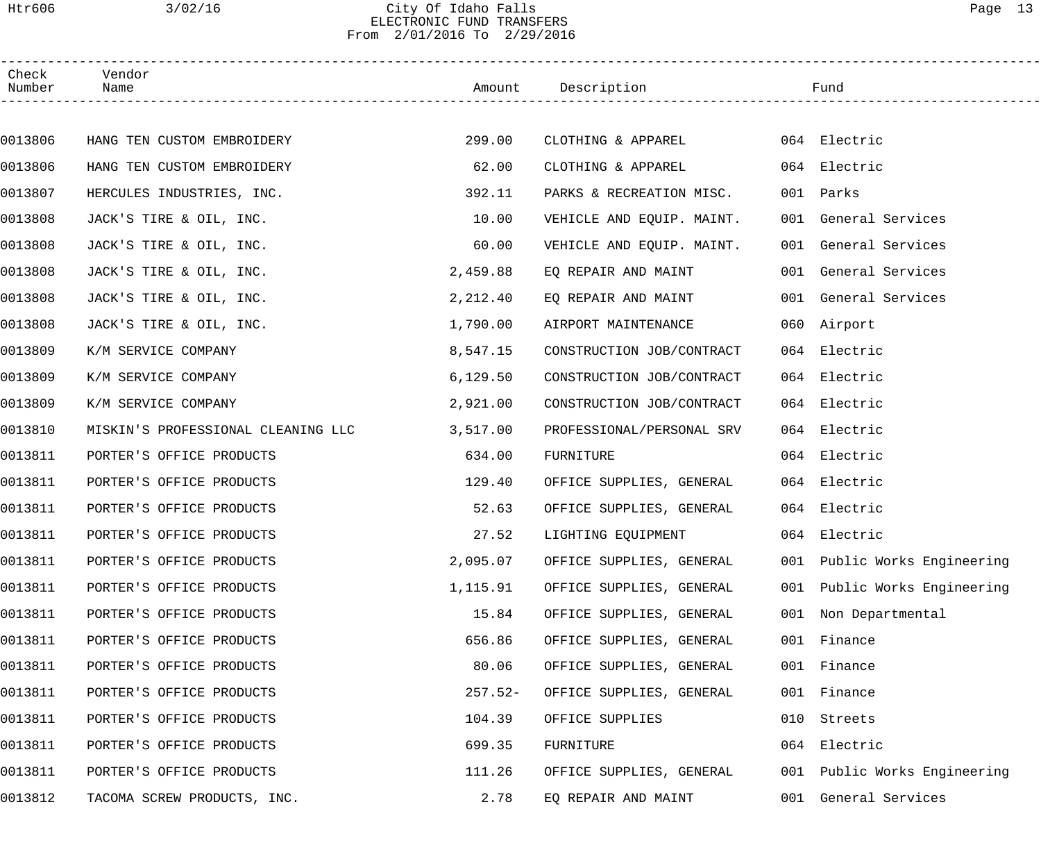City Of Idaho Falls
ELECTRONIC FUND TRANSFERS
From 2/01/2016 To 2/29/2016

| Check Number | Vendor Name | Amount | Description | Fund |
|---|---|---|---|---|
| 0013806 | HANG TEN CUSTOM EMBROIDERY | 299.00 | CLOTHING & APPAREL | 064 Electric |
| 0013806 | HANG TEN CUSTOM EMBROIDERY | 62.00 | CLOTHING & APPAREL | 064 Electric |
| 0013807 | HERCULES INDUSTRIES, INC. | 392.11 | PARKS & RECREATION MISC. | 001 Parks |
| 0013808 | JACK'S TIRE & OIL, INC. | 10.00 | VEHICLE AND EQUIP. MAINT. | 001 General Services |
| 0013808 | JACK'S TIRE & OIL, INC. | 60.00 | VEHICLE AND EQUIP. MAINT. | 001 General Services |
| 0013808 | JACK'S TIRE & OIL, INC. | 2,459.88 | EQ REPAIR AND MAINT | 001 General Services |
| 0013808 | JACK'S TIRE & OIL, INC. | 2,212.40 | EQ REPAIR AND MAINT | 001 General Services |
| 0013808 | JACK'S TIRE & OIL, INC. | 1,790.00 | AIRPORT MAINTENANCE | 060 Airport |
| 0013809 | K/M SERVICE COMPANY | 8,547.15 | CONSTRUCTION JOB/CONTRACT | 064 Electric |
| 0013809 | K/M SERVICE COMPANY | 6,129.50 | CONSTRUCTION JOB/CONTRACT | 064 Electric |
| 0013809 | K/M SERVICE COMPANY | 2,921.00 | CONSTRUCTION JOB/CONTRACT | 064 Electric |
| 0013810 | MISKIN'S PROFESSIONAL CLEANING LLC | 3,517.00 | PROFESSIONAL/PERSONAL SRV | 064 Electric |
| 0013811 | PORTER'S OFFICE PRODUCTS | 634.00 | FURNITURE | 064 Electric |
| 0013811 | PORTER'S OFFICE PRODUCTS | 129.40 | OFFICE SUPPLIES, GENERAL | 064 Electric |
| 0013811 | PORTER'S OFFICE PRODUCTS | 52.63 | OFFICE SUPPLIES, GENERAL | 064 Electric |
| 0013811 | PORTER'S OFFICE PRODUCTS | 27.52 | LIGHTING EQUIPMENT | 064 Electric |
| 0013811 | PORTER'S OFFICE PRODUCTS | 2,095.07 | OFFICE SUPPLIES, GENERAL | 001 Public Works Engineering |
| 0013811 | PORTER'S OFFICE PRODUCTS | 1,115.91 | OFFICE SUPPLIES, GENERAL | 001 Public Works Engineering |
| 0013811 | PORTER'S OFFICE PRODUCTS | 15.84 | OFFICE SUPPLIES, GENERAL | 001 Non Departmental |
| 0013811 | PORTER'S OFFICE PRODUCTS | 656.86 | OFFICE SUPPLIES, GENERAL | 001 Finance |
| 0013811 | PORTER'S OFFICE PRODUCTS | 80.06 | OFFICE SUPPLIES, GENERAL | 001 Finance |
| 0013811 | PORTER'S OFFICE PRODUCTS | 257.52- | OFFICE SUPPLIES, GENERAL | 001 Finance |
| 0013811 | PORTER'S OFFICE PRODUCTS | 104.39 | OFFICE SUPPLIES | 010 Streets |
| 0013811 | PORTER'S OFFICE PRODUCTS | 699.35 | FURNITURE | 064 Electric |
| 0013811 | PORTER'S OFFICE PRODUCTS | 111.26 | OFFICE SUPPLIES, GENERAL | 001 Public Works Engineering |
| 0013812 | TACOMA SCREW PRODUCTS, INC. | 2.78 | EQ REPAIR AND MAINT | 001 General Services |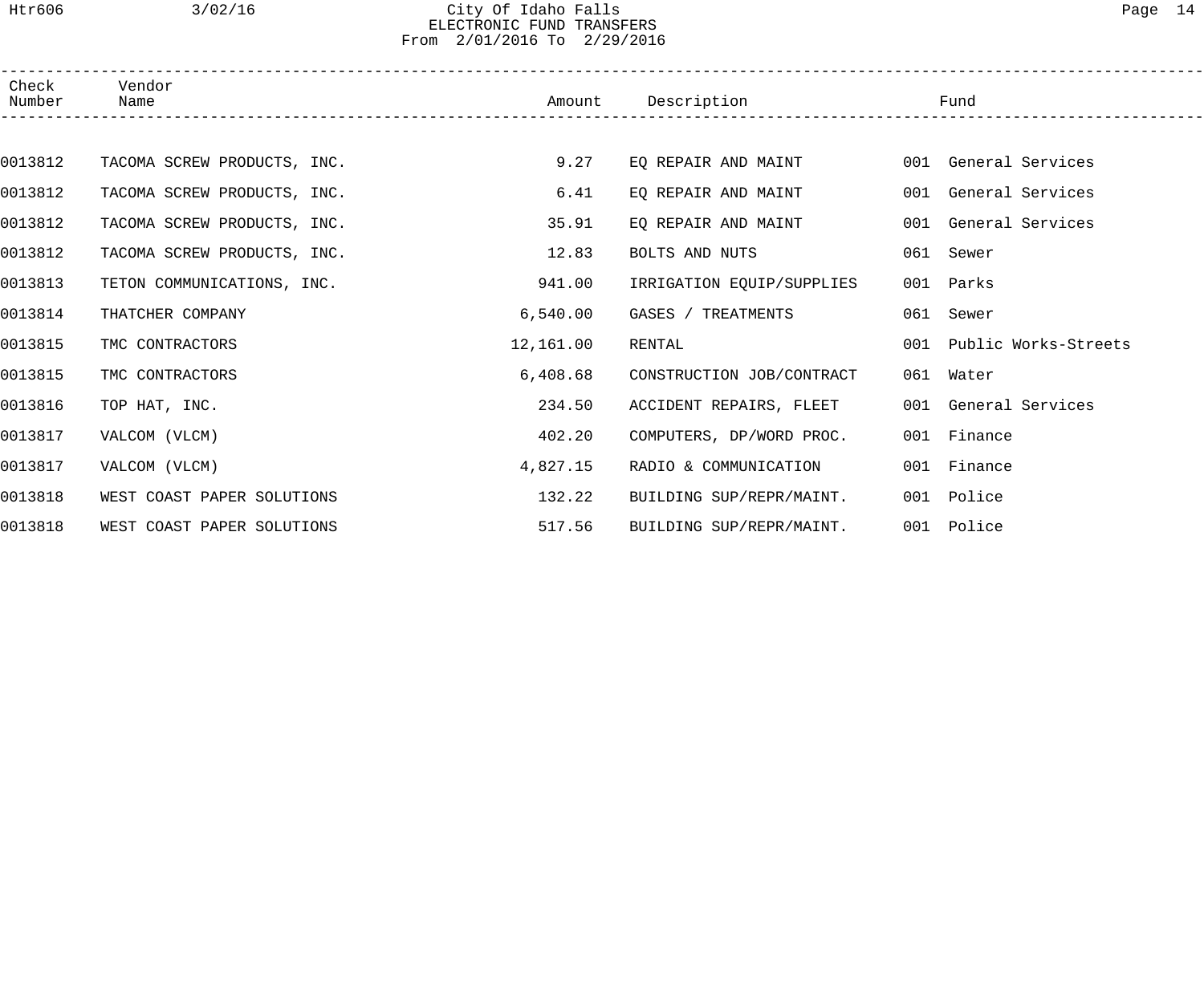# City Of Idaho Falls
## ELECTRONIC FUND TRANSFERS
From 2/01/2016 To 2/29/2016

| Check Number | Vendor Name | Amount | Description | Fund |
|---|---|---|---|---|
| 0013812 | TACOMA SCREW PRODUCTS, INC. | 9.27 | EQ REPAIR AND MAINT | 001 General Services |
| 0013812 | TACOMA SCREW PRODUCTS, INC. | 6.41 | EQ REPAIR AND MAINT | 001 General Services |
| 0013812 | TACOMA SCREW PRODUCTS, INC. | 35.91 | EQ REPAIR AND MAINT | 001 General Services |
| 0013812 | TACOMA SCREW PRODUCTS, INC. | 12.83 | BOLTS AND NUTS | 061 Sewer |
| 0013813 | TETON COMMUNICATIONS, INC. | 941.00 | IRRIGATION EQUIP/SUPPLIES | 001 Parks |
| 0013814 | THATCHER COMPANY | 6,540.00 | GASES / TREATMENTS | 061 Sewer |
| 0013815 | TMC CONTRACTORS | 12,161.00 | RENTAL | 001 Public Works-Streets |
| 0013815 | TMC CONTRACTORS | 6,408.68 | CONSTRUCTION JOB/CONTRACT | 061 Water |
| 0013816 | TOP HAT, INC. | 234.50 | ACCIDENT REPAIRS, FLEET | 001 General Services |
| 0013817 | VALCOM (VLCM) | 402.20 | COMPUTERS, DP/WORD PROC. | 001 Finance |
| 0013817 | VALCOM (VLCM) | 4,827.15 | RADIO & COMMUNICATION | 001 Finance |
| 0013818 | WEST COAST PAPER SOLUTIONS | 132.22 | BUILDING SUP/REPR/MAINT. | 001 Police |
| 0013818 | WEST COAST PAPER SOLUTIONS | 517.56 | BUILDING SUP/REPR/MAINT. | 001 Police |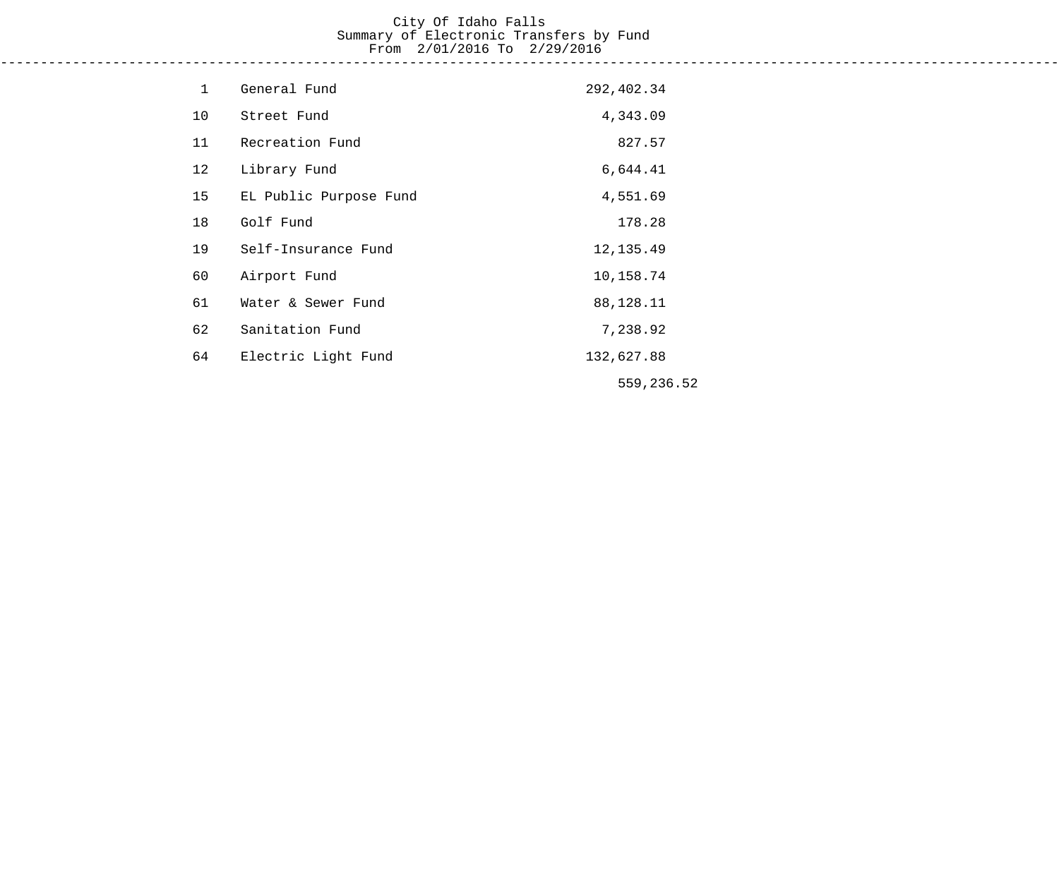# City Of Idaho Falls

## Summary of Electronic Transfers by Fund

From 2/01/2016 To 2/29/2016

---

| Fund | Name | Amount |
|---|---|---|
| 1 | General Fund | 292,402.34 |
| 10 | Street Fund | 4,343.09 |
| 11 | Recreation Fund | 827.57 |
| 12 | Library Fund | 6,644.41 |
| 15 | EL Public Purpose Fund | 4,551.69 |
| 18 | Golf Fund | 178.28 |
| 19 | Self-Insurance Fund | 12,135.49 |
| 60 | Airport Fund | 10,158.74 |
| 61 | Water & Sewer Fund | 88,128.11 |
| 62 | Sanitation Fund | 7,238.92 |
| 64 | Electric Light Fund | 132,627.88 |
| | | 559,236.52 |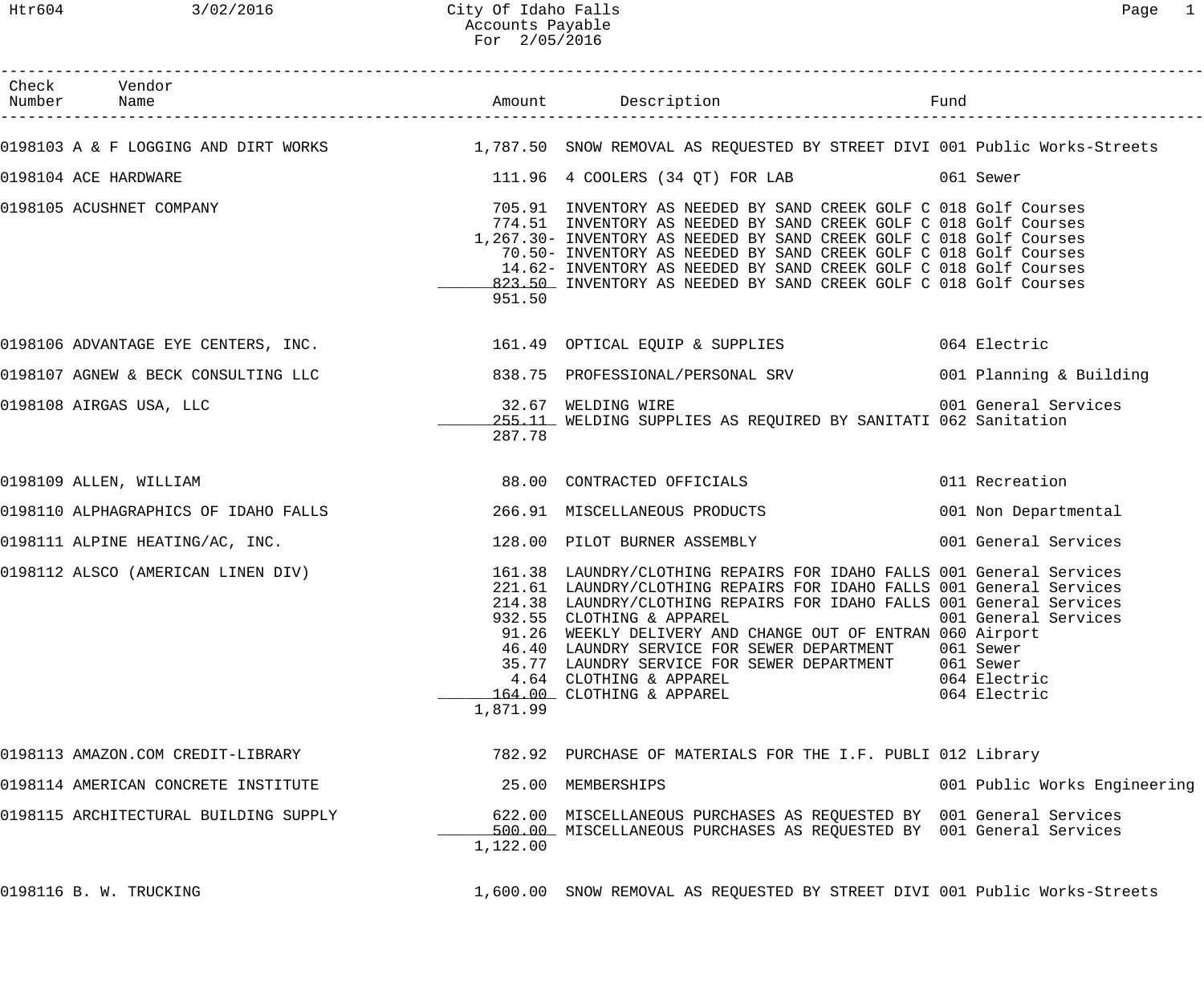# City Of Idaho Falls
## Accounts Payable
### For 2/05/2016

| Check Number | Vendor Name | Amount | Description | Fund |
|---|---|---|---|---|
| 0198103 | A & F LOGGING AND DIRT WORKS | 1,787.50 | SNOW REMOVAL AS REQUESTED BY STREET DIVI | 001 Public Works-Streets |
| 0198104 | ACE HARDWARE | 111.96 | 4 COOLERS (34 QT) FOR LAB | 061 Sewer |
| 0198105 | ACUSHNET COMPANY | 705.91 | INVENTORY AS NEEDED BY SAND CREEK GOLF C | 018 Golf Courses |
| | | 774.51 | INVENTORY AS NEEDED BY SAND CREEK GOLF C | 018 Golf Courses |
| | | 1,267.30- | INVENTORY AS NEEDED BY SAND CREEK GOLF C | 018 Golf Courses |
| | | 70.50- | INVENTORY AS NEEDED BY SAND CREEK GOLF C | 018 Golf Courses |
| | | 14.62- | INVENTORY AS NEEDED BY SAND CREEK GOLF C | 018 Golf Courses |
| | | 823.50 | INVENTORY AS NEEDED BY SAND CREEK GOLF C | 018 Golf Courses |
| | | 951.50 | | |
| 0198106 | ADVANTAGE EYE CENTERS, INC. | 161.49 | OPTICAL EQUIP & SUPPLIES | 064 Electric |
| 0198107 | AGNEW & BECK CONSULTING LLC | 838.75 | PROFESSIONAL/PERSONAL SRV | 001 Planning & Building |
| 0198108 | AIRGAS USA, LLC | 32.67 | WELDING WIRE | 001 General Services |
| | | 255.11 | WELDING SUPPLIES AS REQUIRED BY SANITATI | 062 Sanitation |
| | | 287.78 | | |
| 0198109 | ALLEN, WILLIAM | 88.00 | CONTRACTED OFFICIALS | 011 Recreation |
| 0198110 | ALPHAGRAPHICS OF IDAHO FALLS | 266.91 | MISCELLANEOUS PRODUCTS | 001 Non Departmental |
| 0198111 | ALPINE HEATING/AC, INC. | 128.00 | PILOT BURNER ASSEMBLY | 001 General Services |
| 0198112 | ALSCO (AMERICAN LINEN DIV) | 161.38 | LAUNDRY/CLOTHING REPAIRS FOR IDAHO FALLS | 001 General Services |
| | | 221.61 | LAUNDRY/CLOTHING REPAIRS FOR IDAHO FALLS | 001 General Services |
| | | 214.38 | LAUNDRY/CLOTHING REPAIRS FOR IDAHO FALLS | 001 General Services |
| | | 932.55 | CLOTHING & APPAREL | 001 General Services |
| | | 91.26 | WEEKLY DELIVERY AND CHANGE OUT OF ENTRAN | 060 Airport |
| | | 46.40 | LAUNDRY SERVICE FOR SEWER DEPARTMENT | 061 Sewer |
| | | 35.77 | LAUNDRY SERVICE FOR SEWER DEPARTMENT | 061 Sewer |
| | | 4.64 | CLOTHING & APPAREL | 064 Electric |
| | | 164.00 | CLOTHING & APPAREL | 064 Electric |
| | | 1,871.99 | | |
| 0198113 | AMAZON.COM CREDIT-LIBRARY | 782.92 | PURCHASE OF MATERIALS FOR THE I.F. PUBLI | 012 Library |
| 0198114 | AMERICAN CONCRETE INSTITUTE | 25.00 | MEMBERSHIPS | 001 Public Works Engineering |
| 0198115 | ARCHITECTURAL BUILDING SUPPLY | 622.00 | MISCELLANEOUS PURCHASES AS REQUESTED BY | 001 General Services |
| | | 500.00 | MISCELLANEOUS PURCHASES AS REQUESTED BY | 001 General Services |
| | | 1,122.00 | | |
| 0198116 | B. W. TRUCKING | 1,600.00 | SNOW REMOVAL AS REQUESTED BY STREET DIVI | 001 Public Works-Streets |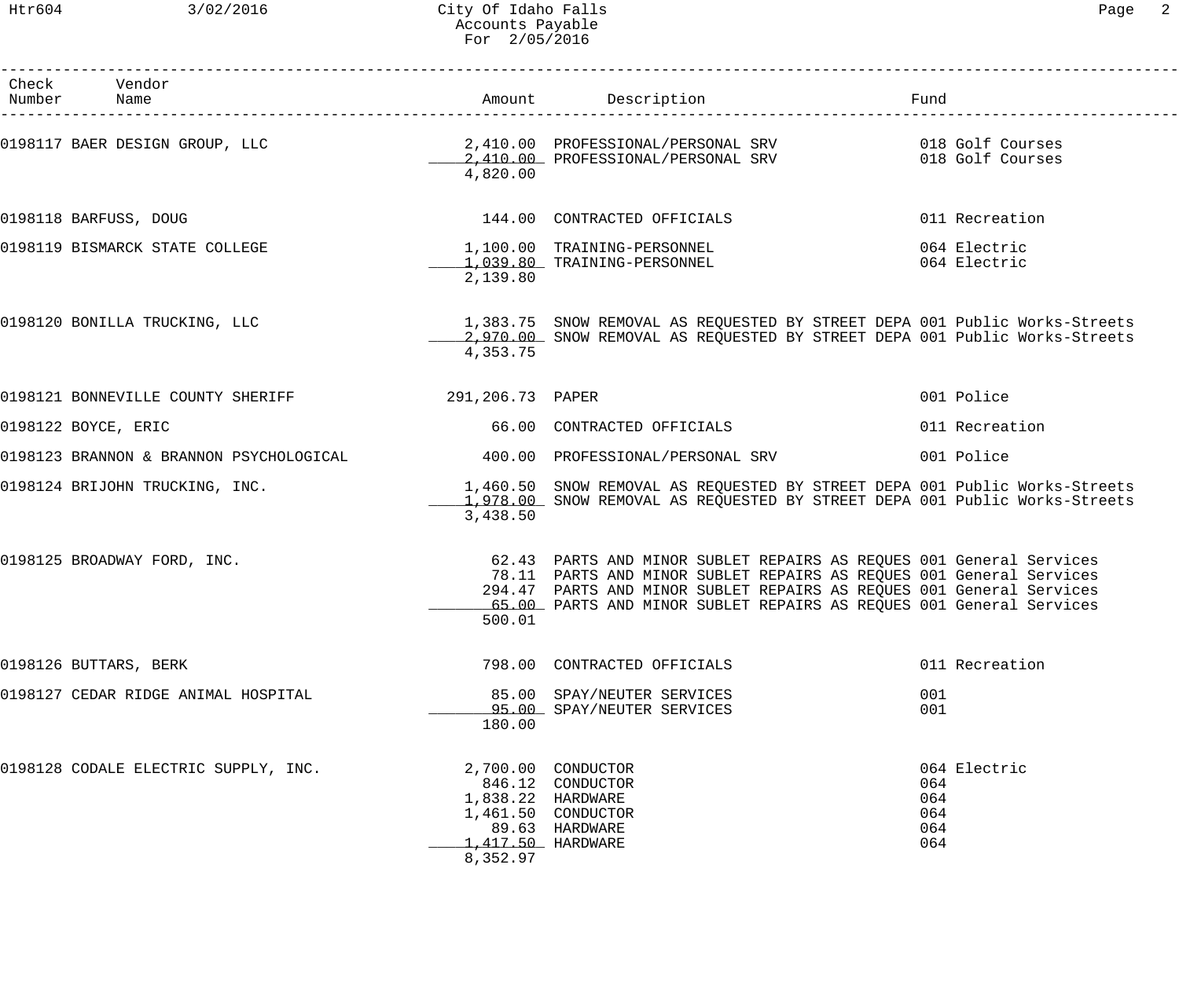City Of Idaho Falls
Accounts Payable
For 2/05/2016

| Check Number | Vendor Name | Amount | Description | Fund |
|---|---|---|---|---|
| 0198117 | BAER DESIGN GROUP, LLC | 2,410.00 | PROFESSIONAL/PERSONAL SRV | 018 Golf Courses |
| | | 2,410.00 | PROFESSIONAL/PERSONAL SRV | 018 Golf Courses |
| | | 4,820.00 | | |
| 0198118 | BARFUSS, DOUG | 144.00 | CONTRACTED OFFICIALS | 011 Recreation |
| 0198119 | BISMARCK STATE COLLEGE | 1,100.00 | TRAINING-PERSONNEL | 064 Electric |
| | | 1,039.80 | TRAINING-PERSONNEL | 064 Electric |
| | | 2,139.80 | | |
| 0198120 | BONILLA TRUCKING, LLC | 1,383.75 | SNOW REMOVAL AS REQUESTED BY STREET DEPA | 001 Public Works-Streets |
| | | 2,970.00 | SNOW REMOVAL AS REQUESTED BY STREET DEPA | 001 Public Works-Streets |
| | | 4,353.75 | | |
| 0198121 | BONNEVILLE COUNTY SHERIFF | 291,206.73 | PAPER | 001 Police |
| 0198122 | BOYCE, ERIC | 66.00 | CONTRACTED OFFICIALS | 011 Recreation |
| 0198123 | BRANNON & BRANNON PSYCHOLOGICAL | 400.00 | PROFESSIONAL/PERSONAL SRV | 001 Police |
| 0198124 | BRIJOHN TRUCKING, INC. | 1,460.50 | SNOW REMOVAL AS REQUESTED BY STREET DEPA | 001 Public Works-Streets |
| | | 1,978.00 | SNOW REMOVAL AS REQUESTED BY STREET DEPA | 001 Public Works-Streets |
| | | 3,438.50 | | |
| 0198125 | BROADWAY FORD, INC. | 62.43 | PARTS AND MINOR SUBLET REPAIRS AS REQUES | 001 General Services |
| | | 78.11 | PARTS AND MINOR SUBLET REPAIRS AS REQUES | 001 General Services |
| | | 294.47 | PARTS AND MINOR SUBLET REPAIRS AS REQUES | 001 General Services |
| | | 65.00 | PARTS AND MINOR SUBLET REPAIRS AS REQUES | 001 General Services |
| | | 500.01 | | |
| 0198126 | BUTTARS, BERK | 798.00 | CONTRACTED OFFICIALS | 011 Recreation |
| 0198127 | CEDAR RIDGE ANIMAL HOSPITAL | 85.00 | SPAY/NEUTER SERVICES | 001 |
| | | 95.00 | SPAY/NEUTER SERVICES | 001 |
| | | 180.00 | | |
| 0198128 | CODALE ELECTRIC SUPPLY, INC. | 2,700.00 | CONDUCTOR | 064 Electric |
| | | 846.12 | CONDUCTOR | 064 |
| | | 1,838.22 | HARDWARE | 064 |
| | | 1,461.50 | CONDUCTOR | 064 |
| | | 89.63 | HARDWARE | 064 |
| | | 1,417.50 | HARDWARE | 064 |
| | | 8,352.97 | | |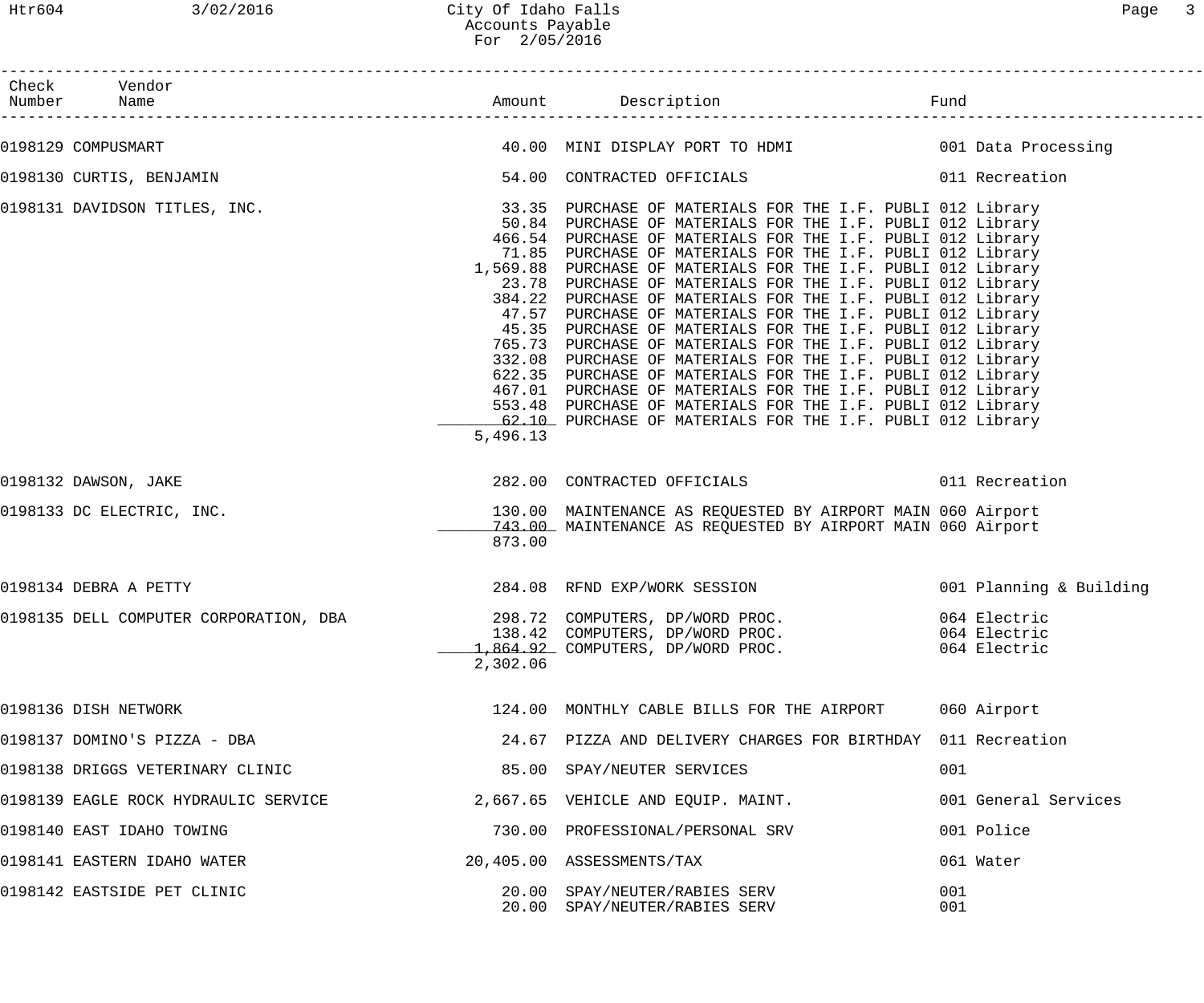City Of Idaho Falls
Accounts Payable
For 2/05/2016

| Check Number | Vendor Name | Amount | Description | Fund |
|---|---|---|---|---|
| 0198129 | COMPUSMART | 40.00 | MINI DISPLAY PORT TO HDMI | 001 Data Processing |
| 0198130 | CURTIS, BENJAMIN | 54.00 | CONTRACTED OFFICIALS | 011 Recreation |
| 0198131 | DAVIDSON TITLES, INC. | 33.35 | PURCHASE OF MATERIALS FOR THE I.F. PUBLI | 012 Library |
| | | 50.84 | PURCHASE OF MATERIALS FOR THE I.F. PUBLI | 012 Library |
| | | 466.54 | PURCHASE OF MATERIALS FOR THE I.F. PUBLI | 012 Library |
| | | 71.85 | PURCHASE OF MATERIALS FOR THE I.F. PUBLI | 012 Library |
| | | 1,569.88 | PURCHASE OF MATERIALS FOR THE I.F. PUBLI | 012 Library |
| | | 23.78 | PURCHASE OF MATERIALS FOR THE I.F. PUBLI | 012 Library |
| | | 384.22 | PURCHASE OF MATERIALS FOR THE I.F. PUBLI | 012 Library |
| | | 47.57 | PURCHASE OF MATERIALS FOR THE I.F. PUBLI | 012 Library |
| | | 45.35 | PURCHASE OF MATERIALS FOR THE I.F. PUBLI | 012 Library |
| | | 765.73 | PURCHASE OF MATERIALS FOR THE I.F. PUBLI | 012 Library |
| | | 332.08 | PURCHASE OF MATERIALS FOR THE I.F. PUBLI | 012 Library |
| | | 622.35 | PURCHASE OF MATERIALS FOR THE I.F. PUBLI | 012 Library |
| | | 467.01 | PURCHASE OF MATERIALS FOR THE I.F. PUBLI | 012 Library |
| | | 553.48 | PURCHASE OF MATERIALS FOR THE I.F. PUBLI | 012 Library |
| | | 62.10 | PURCHASE OF MATERIALS FOR THE I.F. PUBLI | 012 Library |
| | | 5,496.13 | | |
| 0198132 | DAWSON, JAKE | 282.00 | CONTRACTED OFFICIALS | 011 Recreation |
| 0198133 | DC ELECTRIC, INC. | 130.00 | MAINTENANCE AS REQUESTED BY AIRPORT MAIN | 060 Airport |
| | | 743.00 | MAINTENANCE AS REQUESTED BY AIRPORT MAIN | 060 Airport |
| | | 873.00 | | |
| 0198134 | DEBRA A PETTY | 284.08 | RFND EXP/WORK SESSION | 001 Planning & Building |
| 0198135 | DELL COMPUTER CORPORATION, DBA | 298.72 | COMPUTERS, DP/WORD PROC. | 064 Electric |
| | | 138.42 | COMPUTERS, DP/WORD PROC. | 064 Electric |
| | | 1,864.92 | COMPUTERS, DP/WORD PROC. | 064 Electric |
| | | 2,302.06 | | |
| 0198136 | DISH NETWORK | 124.00 | MONTHLY CABLE BILLS FOR THE AIRPORT | 060 Airport |
| 0198137 | DOMINO'S PIZZA - DBA | 24.67 | PIZZA AND DELIVERY CHARGES FOR BIRTHDAY | 011 Recreation |
| 0198138 | DRIGGS VETERINARY CLINIC | 85.00 | SPAY/NEUTER SERVICES | 001 |
| 0198139 | EAGLE ROCK HYDRAULIC SERVICE | 2,667.65 | VEHICLE AND EQUIP. MAINT. | 001 General Services |
| 0198140 | EAST IDAHO TOWING | 730.00 | PROFESSIONAL/PERSONAL SRV | 001 Police |
| 0198141 | EASTERN IDAHO WATER | 20,405.00 | ASSESSMENTS/TAX | 061 Water |
| 0198142 | EASTSIDE PET CLINIC | 20.00 | SPAY/NEUTER/RABIES SERV | 001 |
| | | 20.00 | SPAY/NEUTER/RABIES SERV | 001 |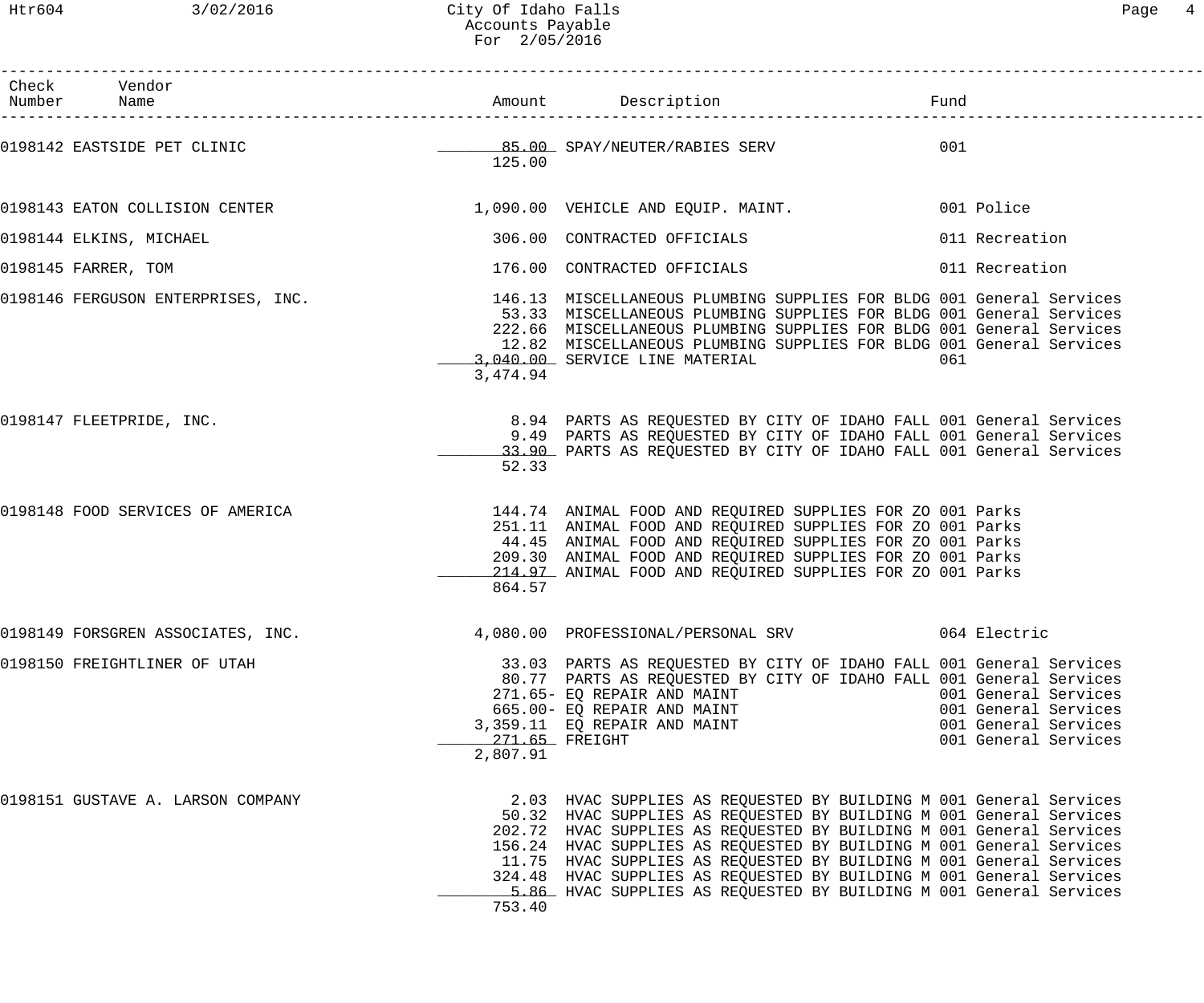# City Of Idaho Falls
## Accounts Payable
### For 2/05/2016

| Check Number | Vendor Name | Amount | Description | Fund |
|---|---|---|---|---|
| 0198142 | EASTSIDE PET CLINIC | 85.00 | SPAY/NEUTER/RABIES SERV | 001 |
| | | 125.00 | | |
| 0198143 | EATON COLLISION CENTER | 1,090.00 | VEHICLE AND EQUIP. MAINT. | 001 Police |
| 0198144 | ELKINS, MICHAEL | 306.00 | CONTRACTED OFFICIALS | 011 Recreation |
| 0198145 | FARRER, TOM | 176.00 | CONTRACTED OFFICIALS | 011 Recreation |
| 0198146 | FERGUSON ENTERPRISES, INC. | 146.13 | MISCELLANEOUS PLUMBING SUPPLIES FOR BLDG | 001 General Services |
| | | 53.33 | MISCELLANEOUS PLUMBING SUPPLIES FOR BLDG | 001 General Services |
| | | 222.66 | MISCELLANEOUS PLUMBING SUPPLIES FOR BLDG | 001 General Services |
| | | 12.82 | MISCELLANEOUS PLUMBING SUPPLIES FOR BLDG | 001 General Services |
| | | 3,040.00 | SERVICE LINE MATERIAL | 061 |
| | | 3,474.94 | | |
| 0198147 | FLEETPRIDE, INC. | 8.94 | PARTS AS REQUESTED BY CITY OF IDAHO FALL | 001 General Services |
| | | 9.49 | PARTS AS REQUESTED BY CITY OF IDAHO FALL | 001 General Services |
| | | 33.90 | PARTS AS REQUESTED BY CITY OF IDAHO FALL | 001 General Services |
| | | 52.33 | | |
| 0198148 | FOOD SERVICES OF AMERICA | 144.74 | ANIMAL FOOD AND REQUIRED SUPPLIES FOR ZO | 001 Parks |
| | | 251.11 | ANIMAL FOOD AND REQUIRED SUPPLIES FOR ZO | 001 Parks |
| | | 44.45 | ANIMAL FOOD AND REQUIRED SUPPLIES FOR ZO | 001 Parks |
| | | 209.30 | ANIMAL FOOD AND REQUIRED SUPPLIES FOR ZO | 001 Parks |
| | | 214.97 | ANIMAL FOOD AND REQUIRED SUPPLIES FOR ZO | 001 Parks |
| | | 864.57 | | |
| 0198149 | FORSGREN ASSOCIATES, INC. | 4,080.00 | PROFESSIONAL/PERSONAL SRV | 064 Electric |
| 0198150 | FREIGHTLINER OF UTAH | 33.03 | PARTS AS REQUESTED BY CITY OF IDAHO FALL | 001 General Services |
| | | 80.77 | PARTS AS REQUESTED BY CITY OF IDAHO FALL | 001 General Services |
| | | 271.65- | EQ REPAIR AND MAINT | 001 General Services |
| | | 665.00- | EQ REPAIR AND MAINT | 001 General Services |
| | | 3,359.11 | EQ REPAIR AND MAINT | 001 General Services |
| | | 271.65 | FREIGHT | 001 General Services |
| | | 2,807.91 | | |
| 0198151 | GUSTAVE A. LARSON COMPANY | 2.03 | HVAC SUPPLIES AS REQUESTED BY BUILDING M | 001 General Services |
| | | 50.32 | HVAC SUPPLIES AS REQUESTED BY BUILDING M | 001 General Services |
| | | 202.72 | HVAC SUPPLIES AS REQUESTED BY BUILDING M | 001 General Services |
| | | 156.24 | HVAC SUPPLIES AS REQUESTED BY BUILDING M | 001 General Services |
| | | 11.75 | HVAC SUPPLIES AS REQUESTED BY BUILDING M | 001 General Services |
| | | 324.48 | HVAC SUPPLIES AS REQUESTED BY BUILDING M | 001 General Services |
| | | 5.86 | HVAC SUPPLIES AS REQUESTED BY BUILDING M | 001 General Services |
| | | 753.40 | | |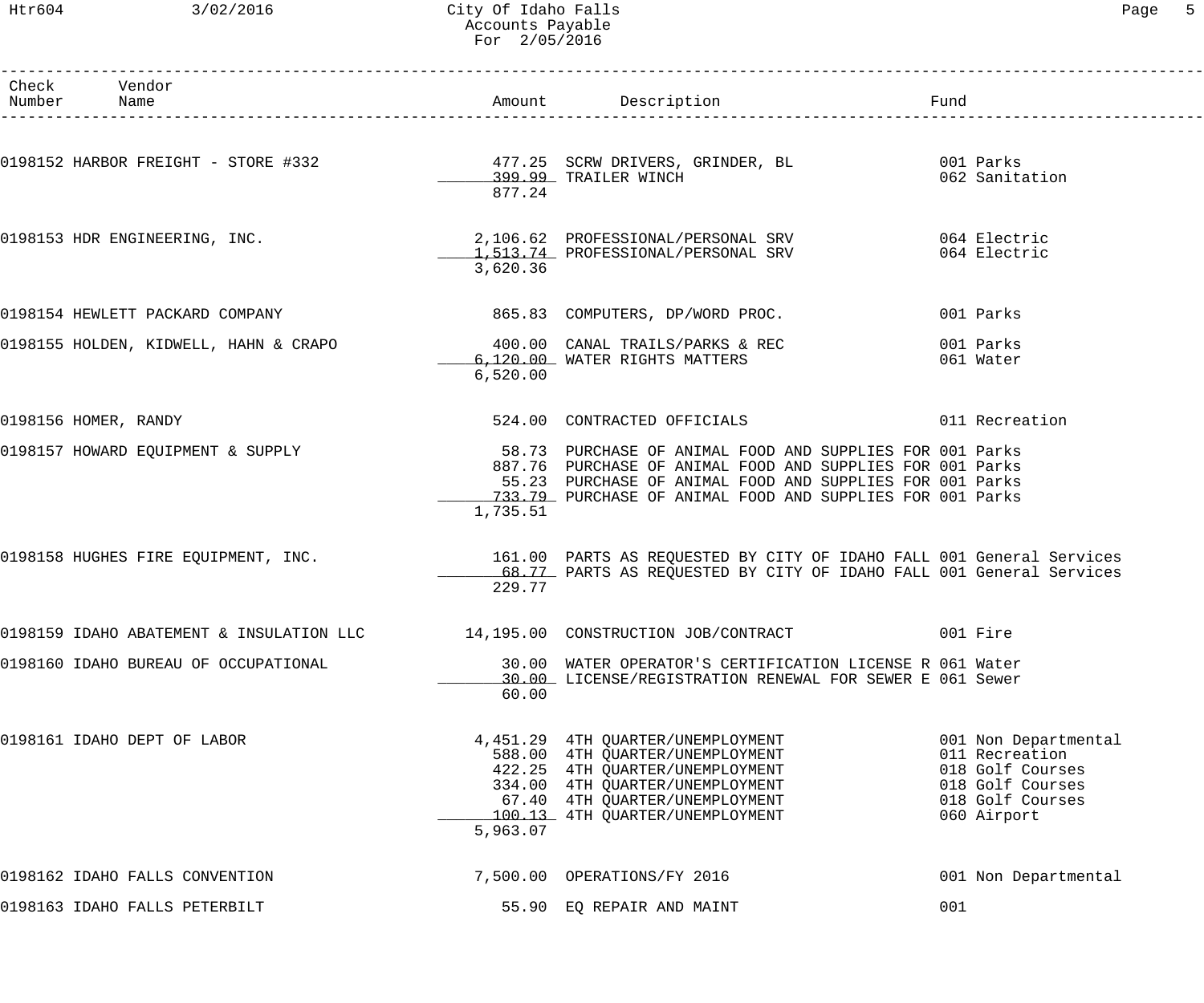# City Of Idaho Falls
## Accounts Payable
### For 2/05/2016

| Check Number | Vendor Name | Amount | Description | Fund |
|---|---|---|---|---|
| 0198152 | HARBOR FREIGHT - STORE #332 | 477.25 | SCRW DRIVERS, GRINDER, BL | 001 Parks |
| | | 399.99 | TRAILER WINCH | 062 Sanitation |
| | | 877.24 | | |
| 0198153 | HDR ENGINEERING, INC. | 2,106.62 | PROFESSIONAL/PERSONAL SRV | 064 Electric |
| | | 1,513.74 | PROFESSIONAL/PERSONAL SRV | 064 Electric |
| | | 3,620.36 | | |
| 0198154 | HEWLETT PACKARD COMPANY | 865.83 | COMPUTERS, DP/WORD PROC. | 001 Parks |
| 0198155 | HOLDEN, KIDWELL, HAHN & CRAPO | 400.00 | CANAL TRAILS/PARKS & REC | 001 Parks |
| | | 6,120.00 | WATER RIGHTS MATTERS | 061 Water |
| | | 6,520.00 | | |
| 0198156 | HOMER, RANDY | 524.00 | CONTRACTED OFFICIALS | 011 Recreation |
| 0198157 | HOWARD EQUIPMENT & SUPPLY | 58.73 | PURCHASE OF ANIMAL FOOD AND SUPPLIES FOR | 001 Parks |
| | | 887.76 | PURCHASE OF ANIMAL FOOD AND SUPPLIES FOR | 001 Parks |
| | | 55.23 | PURCHASE OF ANIMAL FOOD AND SUPPLIES FOR | 001 Parks |
| | | 733.79 | PURCHASE OF ANIMAL FOOD AND SUPPLIES FOR | 001 Parks |
| | | 1,735.51 | | |
| 0198158 | HUGHES FIRE EQUIPMENT, INC. | 161.00 | PARTS AS REQUESTED BY CITY OF IDAHO FALL | 001 General Services |
| | | 68.77 | PARTS AS REQUESTED BY CITY OF IDAHO FALL | 001 General Services |
| | | 229.77 | | |
| 0198159 | IDAHO ABATEMENT & INSULATION LLC | 14,195.00 | CONSTRUCTION JOB/CONTRACT | 001 Fire |
| 0198160 | IDAHO BUREAU OF OCCUPATIONAL | 30.00 | WATER OPERATOR'S CERTIFICATION LICENSE R | 061 Water |
| | | 30.00 | LICENSE/REGISTRATION RENEWAL FOR SEWER E | 061 Sewer |
| | | 60.00 | | |
| 0198161 | IDAHO DEPT OF LABOR | 4,451.29 | 4TH QUARTER/UNEMPLOYMENT | 001 Non Departmental |
| | | 588.00 | 4TH QUARTER/UNEMPLOYMENT | 011 Recreation |
| | | 422.25 | 4TH QUARTER/UNEMPLOYMENT | 018 Golf Courses |
| | | 334.00 | 4TH QUARTER/UNEMPLOYMENT | 018 Golf Courses |
| | | 67.40 | 4TH QUARTER/UNEMPLOYMENT | 018 Golf Courses |
| | | 100.13 | 4TH QUARTER/UNEMPLOYMENT | 060 Airport |
| | | 5,963.07 | | |
| 0198162 | IDAHO FALLS CONVENTION | 7,500.00 | OPERATIONS/FY 2016 | 001 Non Departmental |
| 0198163 | IDAHO FALLS PETERBILT | 55.90 | EQ REPAIR AND MAINT | 001 |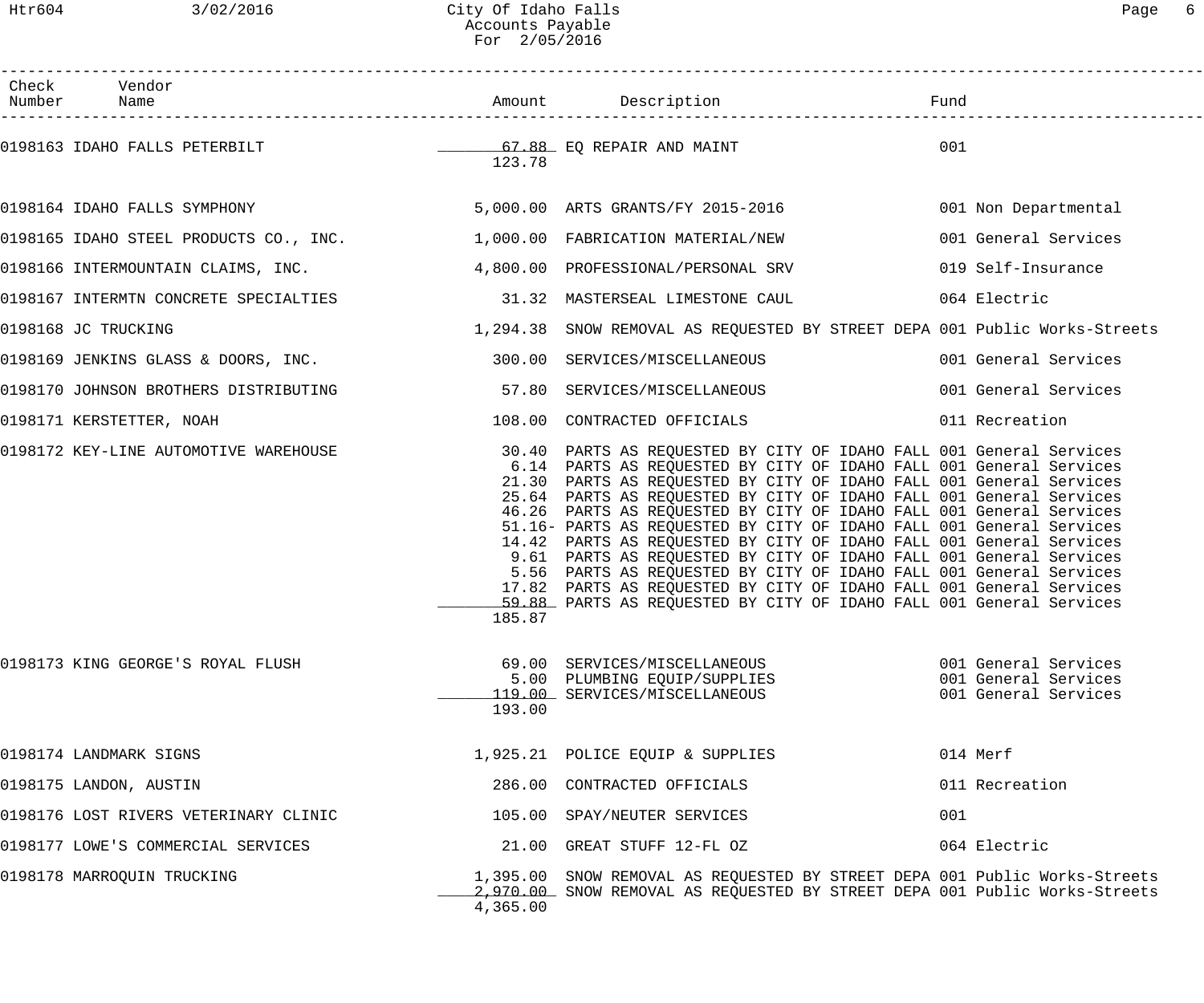| Check Number | Vendor Name | Amount | Description | Fund |
|---|---|---|---|---|
| 0198163 | IDAHO FALLS PETERBILT | 67.88 | EQ REPAIR AND MAINT | 001 |
| | | 123.78 | | |
| 0198164 | IDAHO FALLS SYMPHONY | 5,000.00 | ARTS GRANTS/FY 2015-2016 | 001 Non Departmental |
| 0198165 | IDAHO STEEL PRODUCTS CO., INC. | 1,000.00 | FABRICATION MATERIAL/NEW | 001 General Services |
| 0198166 | INTERMOUNTAIN CLAIMS, INC. | 4,800.00 | PROFESSIONAL/PERSONAL SRV | 019 Self-Insurance |
| 0198167 | INTERMTN CONCRETE SPECIALTIES | 31.32 | MASTERSEAL LIMESTONE CAUL | 064 Electric |
| 0198168 | JC TRUCKING | 1,294.38 | SNOW REMOVAL AS REQUESTED BY STREET DEPA | 001 Public Works-Streets |
| 0198169 | JENKINS GLASS & DOORS, INC. | 300.00 | SERVICES/MISCELLANEOUS | 001 General Services |
| 0198170 | JOHNSON BROTHERS DISTRIBUTING | 57.80 | SERVICES/MISCELLANEOUS | 001 General Services |
| 0198171 | KERSTETTER, NOAH | 108.00 | CONTRACTED OFFICIALS | 011 Recreation |
| 0198172 | KEY-LINE AUTOMOTIVE WAREHOUSE | 30.40 | PARTS AS REQUESTED BY CITY OF IDAHO FALL | 001 General Services |
| | | 6.14 | PARTS AS REQUESTED BY CITY OF IDAHO FALL | 001 General Services |
| | | 21.30 | PARTS AS REQUESTED BY CITY OF IDAHO FALL | 001 General Services |
| | | 25.64 | PARTS AS REQUESTED BY CITY OF IDAHO FALL | 001 General Services |
| | | 46.26 | PARTS AS REQUESTED BY CITY OF IDAHO FALL | 001 General Services |
| | | 51.16- | PARTS AS REQUESTED BY CITY OF IDAHO FALL | 001 General Services |
| | | 14.42 | PARTS AS REQUESTED BY CITY OF IDAHO FALL | 001 General Services |
| | | 9.61 | PARTS AS REQUESTED BY CITY OF IDAHO FALL | 001 General Services |
| | | 5.56 | PARTS AS REQUESTED BY CITY OF IDAHO FALL | 001 General Services |
| | | 17.82 | PARTS AS REQUESTED BY CITY OF IDAHO FALL | 001 General Services |
| | | 59.88 | PARTS AS REQUESTED BY CITY OF IDAHO FALL | 001 General Services |
| | | 185.87 | | |
| 0198173 | KING GEORGE'S ROYAL FLUSH | 69.00 | SERVICES/MISCELLANEOUS | 001 General Services |
| | | 5.00 | PLUMBING EQUIP/SUPPLIES | 001 General Services |
| | | 119.00 | SERVICES/MISCELLANEOUS | 001 General Services |
| | | 193.00 | | |
| 0198174 | LANDMARK SIGNS | 1,925.21 | POLICE EQUIP & SUPPLIES | 014 Merf |
| 0198175 | LANDON, AUSTIN | 286.00 | CONTRACTED OFFICIALS | 011 Recreation |
| 0198176 | LOST RIVERS VETERINARY CLINIC | 105.00 | SPAY/NEUTER SERVICES | 001 |
| 0198177 | LOWE'S COMMERCIAL SERVICES | 21.00 | GREAT STUFF 12-FL OZ | 064 Electric |
| 0198178 | MARROQUIN TRUCKING | 1,395.00 | SNOW REMOVAL AS REQUESTED BY STREET DEPA | 001 Public Works-Streets |
| | | 2,970.00 | SNOW REMOVAL AS REQUESTED BY STREET DEPA | 001 Public Works-Streets |
| | | 4,365.00 | | |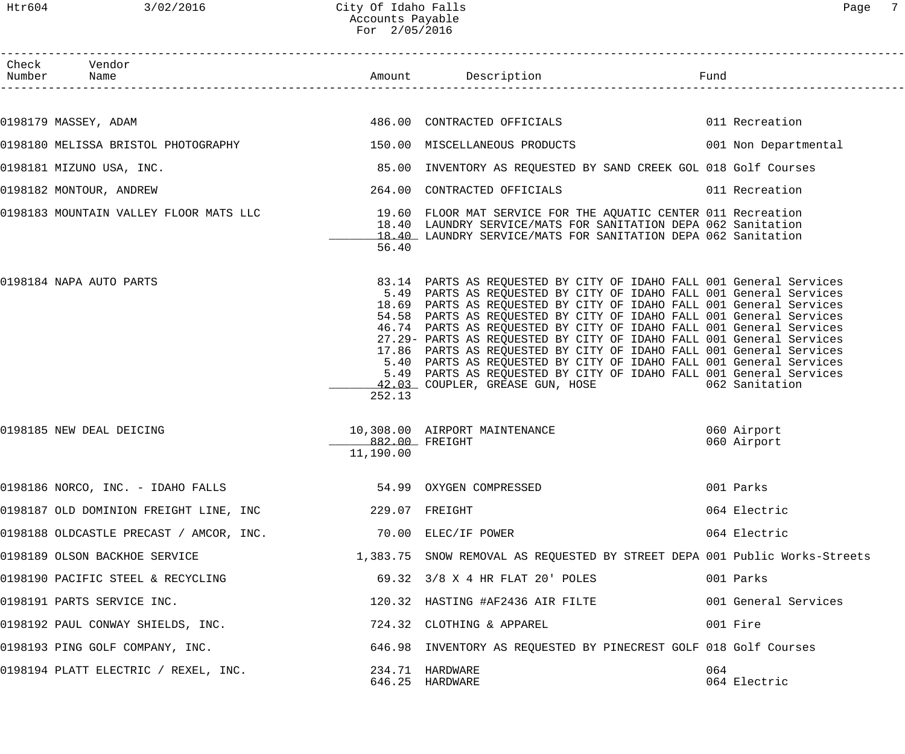City Of Idaho Falls
Accounts Payable
For 2/05/2016

| Check Number | Vendor Name | Amount | Description | Fund |
|---|---|---|---|---|
| 0198179 | MASSEY, ADAM | 486.00 | CONTRACTED OFFICIALS | 011 Recreation |
| 0198180 | MELISSA BRISTOL PHOTOGRAPHY | 150.00 | MISCELLANEOUS PRODUCTS | 001 Non Departmental |
| 0198181 | MIZUNO USA, INC. | 85.00 | INVENTORY AS REQUESTED BY SAND CREEK GOL | 018 Golf Courses |
| 0198182 | MONTOUR, ANDREW | 264.00 | CONTRACTED OFFICIALS | 011 Recreation |
| 0198183 | MOUNTAIN VALLEY FLOOR MATS LLC | 19.60 | FLOOR MAT SERVICE FOR THE AQUATIC CENTER | 011 Recreation |
| | | 18.40 | LAUNDRY SERVICE/MATS FOR SANITATION DEPA | 062 Sanitation |
| | | 18.40 | LAUNDRY SERVICE/MATS FOR SANITATION DEPA | 062 Sanitation |
| | | 56.40 | | |
| 0198184 | NAPA AUTO PARTS | 83.14 | PARTS AS REQUESTED BY CITY OF IDAHO FALL | 001 General Services |
| | | 5.49 | PARTS AS REQUESTED BY CITY OF IDAHO FALL | 001 General Services |
| | | 18.69 | PARTS AS REQUESTED BY CITY OF IDAHO FALL | 001 General Services |
| | | 54.58 | PARTS AS REQUESTED BY CITY OF IDAHO FALL | 001 General Services |
| | | 46.74 | PARTS AS REQUESTED BY CITY OF IDAHO FALL | 001 General Services |
| | | 27.29- | PARTS AS REQUESTED BY CITY OF IDAHO FALL | 001 General Services |
| | | 17.86 | PARTS AS REQUESTED BY CITY OF IDAHO FALL | 001 General Services |
| | | 5.40 | PARTS AS REQUESTED BY CITY OF IDAHO FALL | 001 General Services |
| | | 5.49 | PARTS AS REQUESTED BY CITY OF IDAHO FALL | 001 General Services |
| | | 42.03 | COUPLER, GREASE GUN, HOSE | 062 Sanitation |
| | | 252.13 | | |
| 0198185 | NEW DEAL DEICING | 10,308.00 | AIRPORT MAINTENANCE | 060 Airport |
| | | 882.00 | FREIGHT | 060 Airport |
| | | 11,190.00 | | |
| 0198186 | NORCO, INC. - IDAHO FALLS | 54.99 | OXYGEN COMPRESSED | 001 Parks |
| 0198187 | OLD DOMINION FREIGHT LINE, INC | 229.07 | FREIGHT | 064 Electric |
| 0198188 | OLDCASTLE PRECAST / AMCOR, INC. | 70.00 | ELEC/IF POWER | 064 Electric |
| 0198189 | OLSON BACKHOE SERVICE | 1,383.75 | SNOW REMOVAL AS REQUESTED BY STREET DEPA | 001 Public Works-Streets |
| 0198190 | PACIFIC STEEL & RECYCLING | 69.32 | 3/8 X 4 HR FLAT 20' POLES | 001 Parks |
| 0198191 | PARTS SERVICE INC. | 120.32 | HASTING #AF2436 AIR FILTE | 001 General Services |
| 0198192 | PAUL CONWAY SHIELDS, INC. | 724.32 | CLOTHING & APPAREL | 001 Fire |
| 0198193 | PING GOLF COMPANY, INC. | 646.98 | INVENTORY AS REQUESTED BY PINECREST GOLF | 018 Golf Courses |
| 0198194 | PLATT ELECTRIC / REXEL, INC. | 234.71 | HARDWARE | 064 |
| | | 646.25 | HARDWARE | 064 Electric |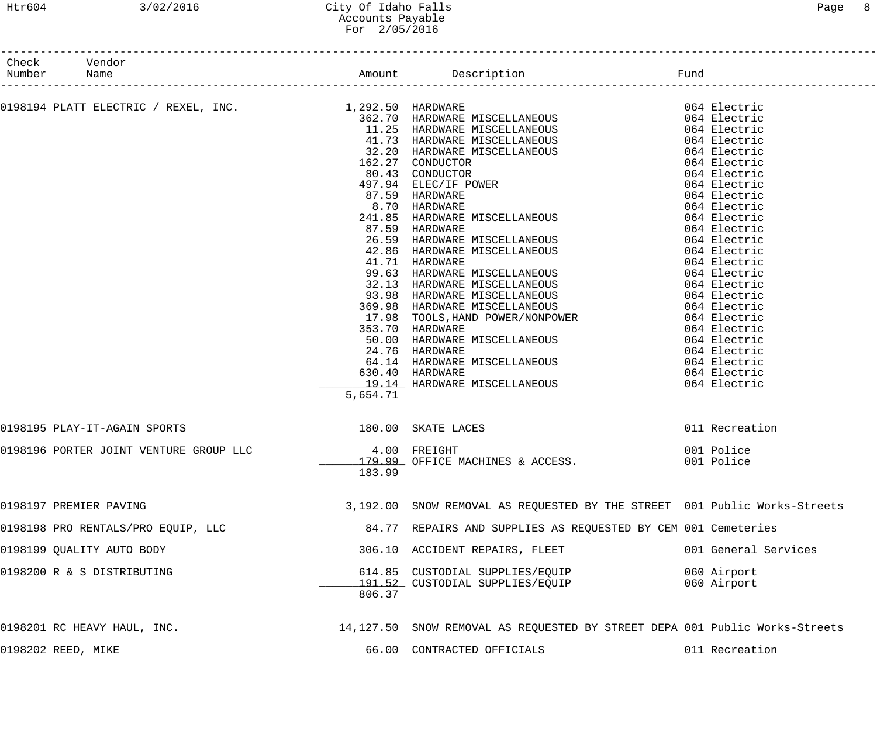# City Of Idaho Falls
## Accounts Payable
### For 2/05/2016

| Check Number | Vendor Name | Amount | Description | Fund |
|---|---|---|---|---|
| 0198194 | PLATT ELECTRIC / REXEL, INC. | 1,292.50 | HARDWARE | 064 Electric |
| | | 362.70 | HARDWARE MISCELLANEOUS | 064 Electric |
| | | 11.25 | HARDWARE MISCELLANEOUS | 064 Electric |
| | | 41.73 | HARDWARE MISCELLANEOUS | 064 Electric |
| | | 32.20 | HARDWARE MISCELLANEOUS | 064 Electric |
| | | 162.27 | CONDUCTOR | 064 Electric |
| | | 80.43 | CONDUCTOR | 064 Electric |
| | | 497.94 | ELEC/IF POWER | 064 Electric |
| | | 87.59 | HARDWARE | 064 Electric |
| | | 8.70 | HARDWARE | 064 Electric |
| | | 241.85 | HARDWARE MISCELLANEOUS | 064 Electric |
| | | 87.59 | HARDWARE | 064 Electric |
| | | 26.59 | HARDWARE MISCELLANEOUS | 064 Electric |
| | | 42.86 | HARDWARE MISCELLANEOUS | 064 Electric |
| | | 41.71 | HARDWARE | 064 Electric |
| | | 99.63 | HARDWARE MISCELLANEOUS | 064 Electric |
| | | 32.13 | HARDWARE MISCELLANEOUS | 064 Electric |
| | | 93.98 | HARDWARE MISCELLANEOUS | 064 Electric |
| | | 369.98 | HARDWARE MISCELLANEOUS | 064 Electric |
| | | 17.98 | TOOLS,HAND POWER/NONPOWER | 064 Electric |
| | | 353.70 | HARDWARE | 064 Electric |
| | | 50.00 | HARDWARE MISCELLANEOUS | 064 Electric |
| | | 24.76 | HARDWARE | 064 Electric |
| | | 64.14 | HARDWARE MISCELLANEOUS | 064 Electric |
| | | 630.40 | HARDWARE | 064 Electric |
| | | 19.14 | HARDWARE MISCELLANEOUS | 064 Electric |
| | | 5,654.71 | | |
| 0198195 | PLAY-IT-AGAIN SPORTS | 180.00 | SKATE LACES | 011 Recreation |
| 0198196 | PORTER JOINT VENTURE GROUP LLC | 4.00 | FREIGHT | 001 Police |
| | | 179.99 | OFFICE MACHINES & ACCESS. | 001 Police |
| | | 183.99 | | |
| 0198197 | PREMIER PAVING | 3,192.00 | SNOW REMOVAL AS REQUESTED BY THE STREET | 001 Public Works-Streets |
| 0198198 | PRO RENTALS/PRO EQUIP, LLC | 84.77 | REPAIRS AND SUPPLIES AS REQUESTED BY CEM | 001 Cemeteries |
| 0198199 | QUALITY AUTO BODY | 306.10 | ACCIDENT REPAIRS, FLEET | 001 General Services |
| 0198200 | R & S DISTRIBUTING | 614.85 | CUSTODIAL SUPPLIES/EQUIP | 060 Airport |
| | | 191.52 | CUSTODIAL SUPPLIES/EQUIP | 060 Airport |
| | | 806.37 | | |
| 0198201 | RC HEAVY HAUL, INC. | 14,127.50 | SNOW REMOVAL AS REQUESTED BY STREET DEPA | 001 Public Works-Streets |
| 0198202 | REED, MIKE | 66.00 | CONTRACTED OFFICIALS | 011 Recreation |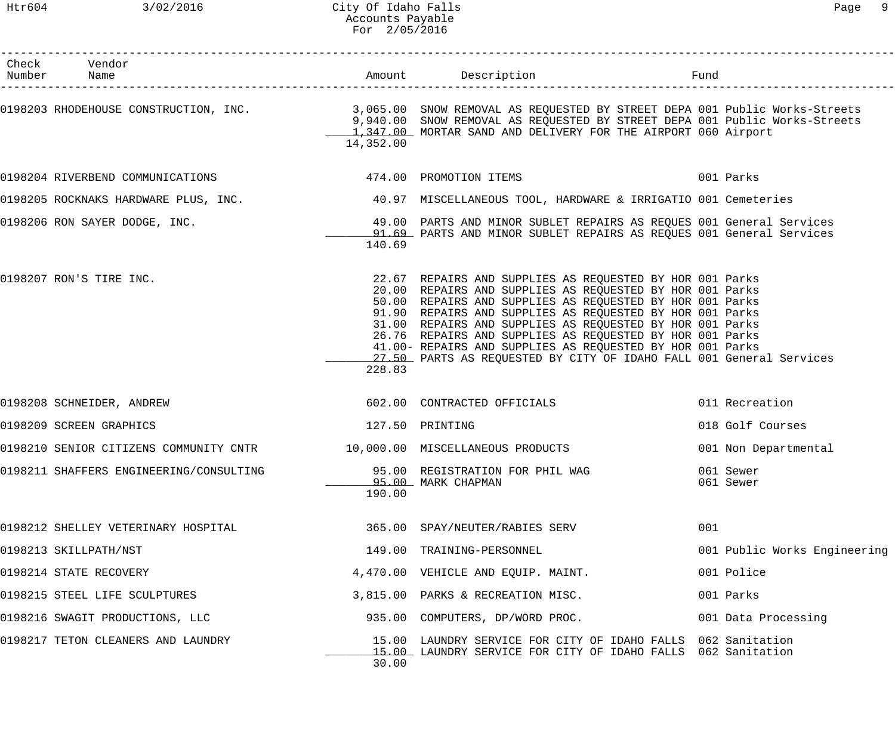City Of Idaho Falls
Accounts Payable
For 2/05/2016

| Check Number | Vendor Name | Amount | Description | Fund |
|---|---|---|---|---|
| 0198203 | RHODEHOUSE CONSTRUCTION, INC. | 3,065.00 | SNOW REMOVAL AS REQUESTED BY STREET DEPA | 001 Public Works-Streets |
| | | 9,940.00 | SNOW REMOVAL AS REQUESTED BY STREET DEPA | 001 Public Works-Streets |
| | | 1,347.00 | MORTAR SAND AND DELIVERY FOR THE AIRPORT | 060 Airport |
| | | 14,352.00 | | |
| 0198204 | RIVERBEND COMMUNICATIONS | 474.00 | PROMOTION ITEMS | 001 Parks |
| 0198205 | ROCKNAKS HARDWARE PLUS, INC. | 40.97 | MISCELLANEOUS TOOL, HARDWARE & IRRIGATIO | 001 Cemeteries |
| 0198206 | RON SAYER DODGE, INC. | 49.00 | PARTS AND MINOR SUBLET REPAIRS AS REQUES | 001 General Services |
| | | 91.69 | PARTS AND MINOR SUBLET REPAIRS AS REQUES | 001 General Services |
| | | 140.69 | | |
| 0198207 | RON'S TIRE INC. | 22.67 | REPAIRS AND SUPPLIES AS REQUESTED BY HOR | 001 Parks |
| | | 20.00 | REPAIRS AND SUPPLIES AS REQUESTED BY HOR | 001 Parks |
| | | 50.00 | REPAIRS AND SUPPLIES AS REQUESTED BY HOR | 001 Parks |
| | | 91.90 | REPAIRS AND SUPPLIES AS REQUESTED BY HOR | 001 Parks |
| | | 31.00 | REPAIRS AND SUPPLIES AS REQUESTED BY HOR | 001 Parks |
| | | 26.76 | REPAIRS AND SUPPLIES AS REQUESTED BY HOR | 001 Parks |
| | | 41.00- | REPAIRS AND SUPPLIES AS REQUESTED BY HOR | 001 Parks |
| | | 27.50 | PARTS AS REQUESTED BY CITY OF IDAHO FALL | 001 General Services |
| | | 228.83 | | |
| 0198208 | SCHNEIDER, ANDREW | 602.00 | CONTRACTED OFFICIALS | 011 Recreation |
| 0198209 | SCREEN GRAPHICS | 127.50 | PRINTING | 018 Golf Courses |
| 0198210 | SENIOR CITIZENS COMMUNITY CNTR | 10,000.00 | MISCELLANEOUS PRODUCTS | 001 Non Departmental |
| 0198211 | SHAFFERS ENGINEERING/CONSULTING | 95.00 | REGISTRATION FOR PHIL WAG | 061 Sewer |
| | | 95.00 | MARK CHAPMAN | 061 Sewer |
| | | 190.00 | | |
| 0198212 | SHELLEY VETERINARY HOSPITAL | 365.00 | SPAY/NEUTER/RABIES SERV | 001 |
| 0198213 | SKILLPATH/NST | 149.00 | TRAINING-PERSONNEL | 001 Public Works Engineering |
| 0198214 | STATE RECOVERY | 4,470.00 | VEHICLE AND EQUIP. MAINT. | 001 Police |
| 0198215 | STEEL LIFE SCULPTURES | 3,815.00 | PARKS & RECREATION MISC. | 001 Parks |
| 0198216 | SWAGIT PRODUCTIONS, LLC | 935.00 | COMPUTERS, DP/WORD PROC. | 001 Data Processing |
| 0198217 | TETON CLEANERS AND LAUNDRY | 15.00 | LAUNDRY SERVICE FOR CITY OF IDAHO FALLS | 062 Sanitation |
| | | 15.00 | LAUNDRY SERVICE FOR CITY OF IDAHO FALLS | 062 Sanitation |
| | | 30.00 | | |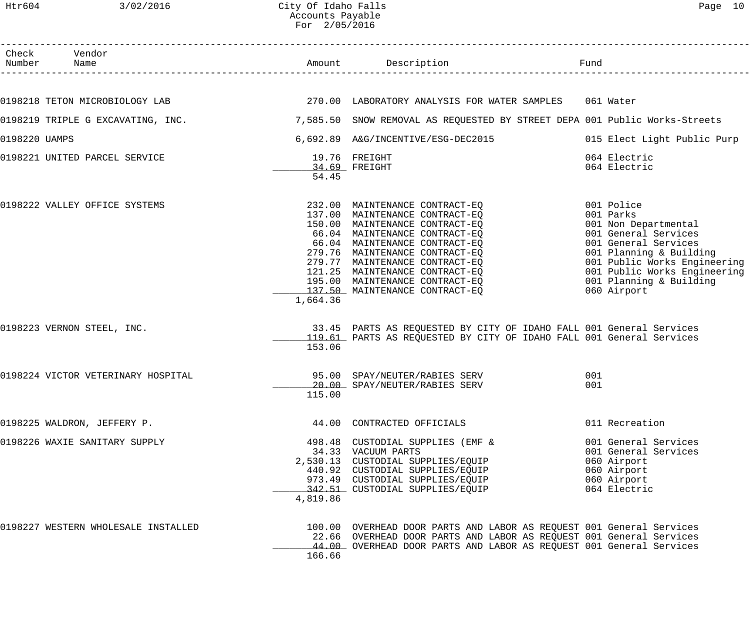City Of Idaho Falls
Accounts Payable
For 2/05/2016

| Check Number | Vendor Name | Amount | Description | Fund |
|---|---|---|---|---|
| 0198218 | TETON MICROBIOLOGY LAB | 270.00 | LABORATORY ANALYSIS FOR WATER SAMPLES | 061 Water |
| 0198219 | TRIPLE G EXCAVATING, INC. | 7,585.50 | SNOW REMOVAL AS REQUESTED BY STREET DEPA | 001 Public Works-Streets |
| 0198220 | UAMPS | 6,692.89 | A&G/INCENTIVE/ESG-DEC2015 | 015 Elect Light Public Purp |
| 0198221 | UNITED PARCEL SERVICE | 19.76 | FREIGHT | 064 Electric |
| | | 34.69 | FREIGHT | 064 Electric |
| | | 54.45 | | |
| 0198222 | VALLEY OFFICE SYSTEMS | 232.00 | MAINTENANCE CONTRACT-EQ | 001 Police |
| | | 137.00 | MAINTENANCE CONTRACT-EQ | 001 Parks |
| | | 150.00 | MAINTENANCE CONTRACT-EQ | 001 Non Departmental |
| | | 66.04 | MAINTENANCE CONTRACT-EQ | 001 General Services |
| | | 66.04 | MAINTENANCE CONTRACT-EQ | 001 General Services |
| | | 279.76 | MAINTENANCE CONTRACT-EQ | 001 Planning & Building |
| | | 279.77 | MAINTENANCE CONTRACT-EQ | 001 Public Works Engineering |
| | | 121.25 | MAINTENANCE CONTRACT-EQ | 001 Public Works Engineering |
| | | 195.00 | MAINTENANCE CONTRACT-EQ | 001 Planning & Building |
| | | 137.50 | MAINTENANCE CONTRACT-EQ | 060 Airport |
| | | 1,664.36 | | |
| 0198223 | VERNON STEEL, INC. | 33.45 | PARTS AS REQUESTED BY CITY OF IDAHO FALL | 001 General Services |
| | | 119.61 | PARTS AS REQUESTED BY CITY OF IDAHO FALL | 001 General Services |
| | | 153.06 | | |
| 0198224 | VICTOR VETERINARY HOSPITAL | 95.00 | SPAY/NEUTER/RABIES SERV | 001 |
| | | 20.00 | SPAY/NEUTER/RABIES SERV | 001 |
| | | 115.00 | | |
| 0198225 | WALDRON, JEFFERY P. | 44.00 | CONTRACTED OFFICIALS | 011 Recreation |
| 0198226 | WAXIE SANITARY SUPPLY | 498.48 | CUSTODIAL SUPPLIES (EMF & | 001 General Services |
| | | 34.33 | VACUUM PARTS | 001 General Services |
| | | 2,530.13 | CUSTODIAL SUPPLIES/EQUIP | 060 Airport |
| | | 440.92 | CUSTODIAL SUPPLIES/EQUIP | 060 Airport |
| | | 973.49 | CUSTODIAL SUPPLIES/EQUIP | 060 Airport |
| | | 342.51 | CUSTODIAL SUPPLIES/EQUIP | 064 Electric |
| | | 4,819.86 | | |
| 0198227 | WESTERN WHOLESALE INSTALLED | 100.00 | OVERHEAD DOOR PARTS AND LABOR AS REQUEST | 001 General Services |
| | | 22.66 | OVERHEAD DOOR PARTS AND LABOR AS REQUEST | 001 General Services |
| | | 44.00 | OVERHEAD DOOR PARTS AND LABOR AS REQUEST | 001 General Services |
| | | 166.66 | | |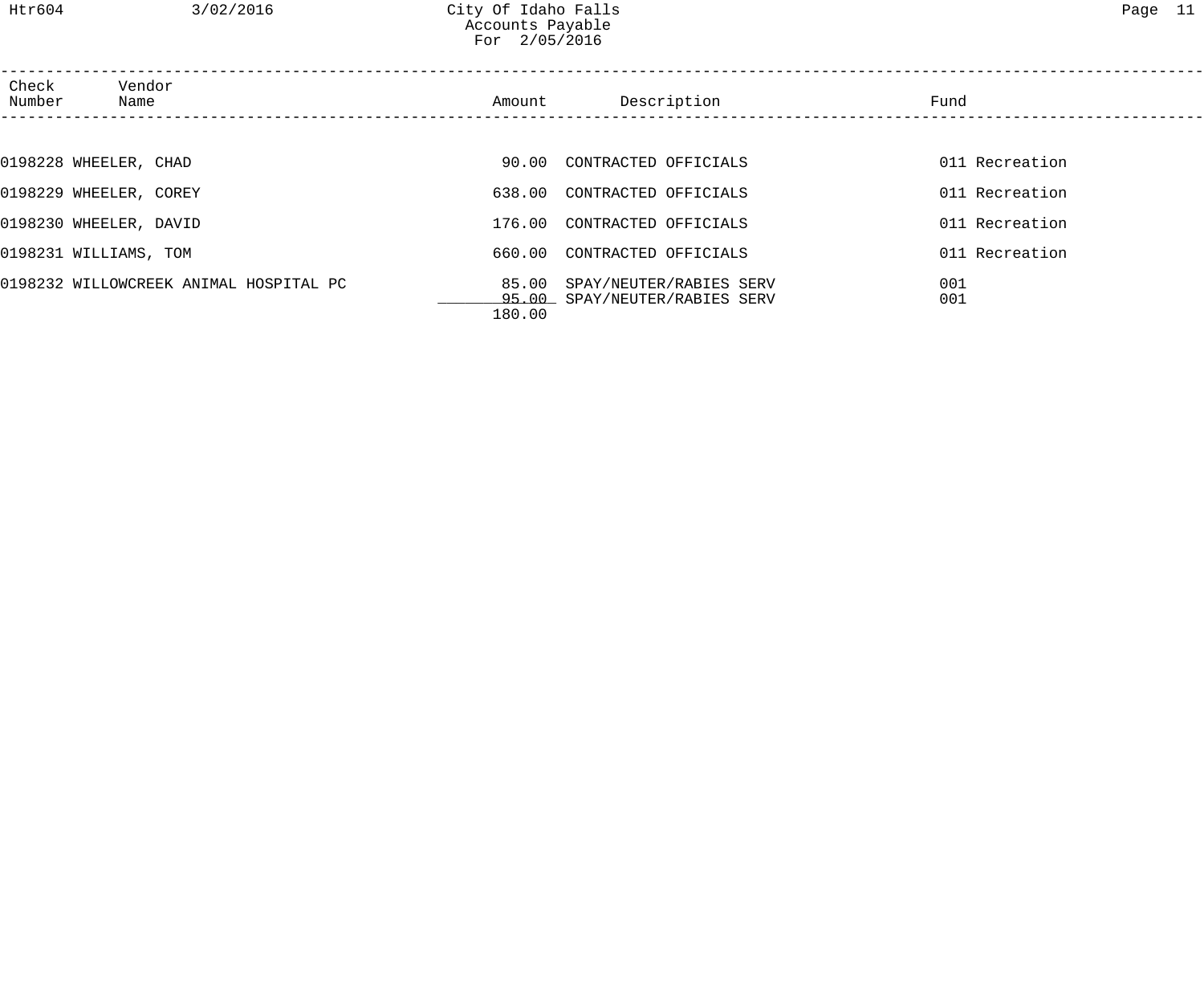City Of Idaho Falls
Accounts Payable
For 2/05/2016

| Check Number | Vendor Name | Amount | Description | Fund |
|---|---|---|---|---|
| 0198228 | WHEELER, CHAD | 90.00 | CONTRACTED OFFICIALS | 011 Recreation |
| 0198229 | WHEELER, COREY | 638.00 | CONTRACTED OFFICIALS | 011 Recreation |
| 0198230 | WHEELER, DAVID | 176.00 | CONTRACTED OFFICIALS | 011 Recreation |
| 0198231 | WILLIAMS, TOM | 660.00 | CONTRACTED OFFICIALS | 011 Recreation |
| 0198232 | WILLOWCREEK ANIMAL HOSPITAL PC | 85.00 | SPAY/NEUTER/RABIES SERV | 001 |
| | | 95.00 | SPAY/NEUTER/RABIES SERV | 001 |
| | | 180.00 | | |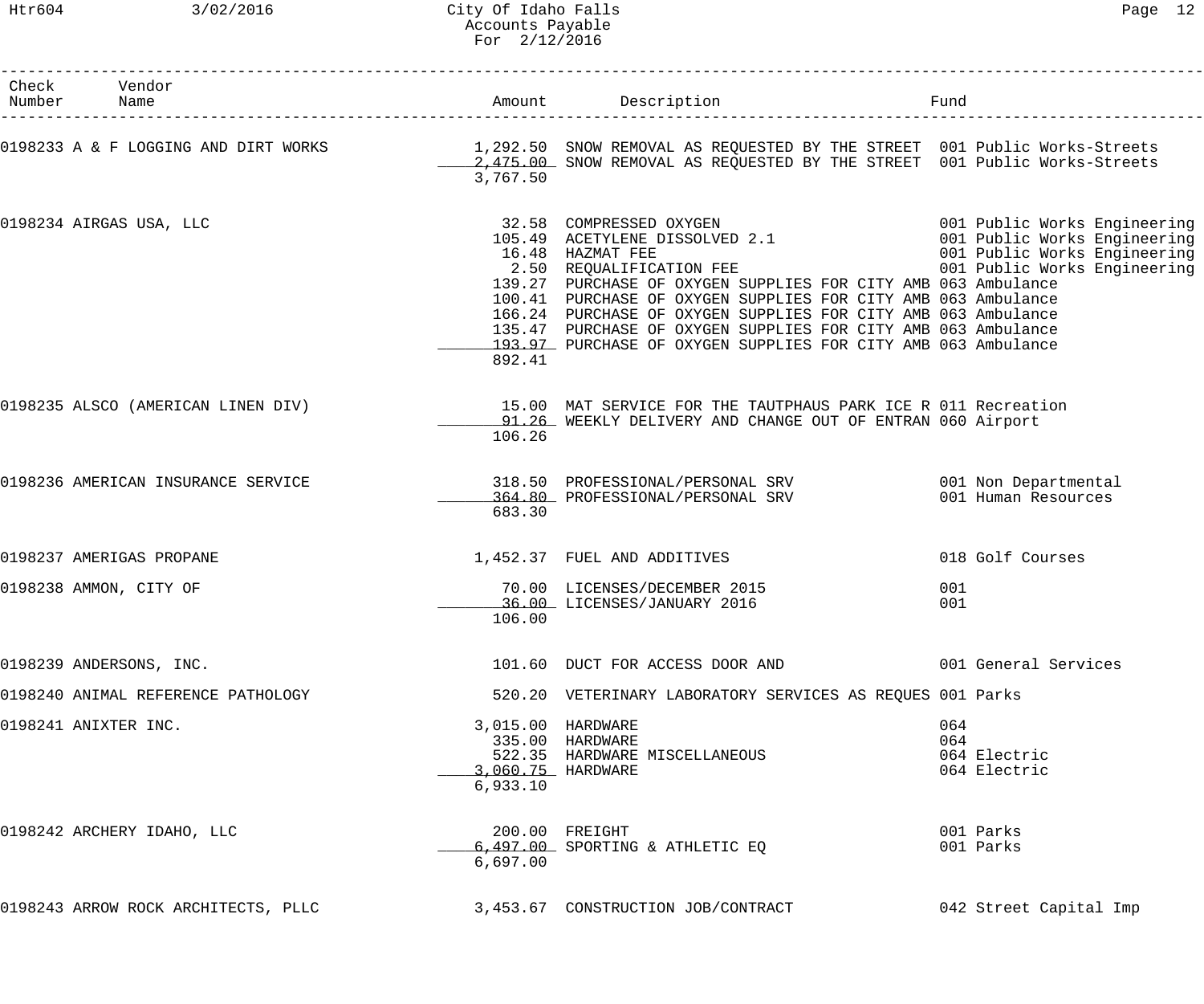City Of Idaho Falls
Accounts Payable
For 2/12/2016

| Check Number | Vendor Name | Amount | Description | Fund |
|---|---|---|---|---|
| 0198233 | A & F LOGGING AND DIRT WORKS | 1,292.50 | SNOW REMOVAL AS REQUESTED BY THE STREET | 001 Public Works-Streets |
| | | 2,475.00 | SNOW REMOVAL AS REQUESTED BY THE STREET | 001 Public Works-Streets |
| | | 3,767.50 | | |
| 0198234 | AIRGAS USA, LLC | 32.58 | COMPRESSED OXYGEN | 001 Public Works Engineering |
| | | 105.49 | ACETYLENE DISSOLVED 2.1 | 001 Public Works Engineering |
| | | 16.48 | HAZMAT FEE | 001 Public Works Engineering |
| | | 2.50 | REQUALIFICATION FEE | 001 Public Works Engineering |
| | | 139.27 | PURCHASE OF OXYGEN SUPPLIES FOR CITY AMB | 063 Ambulance |
| | | 100.41 | PURCHASE OF OXYGEN SUPPLIES FOR CITY AMB | 063 Ambulance |
| | | 166.24 | PURCHASE OF OXYGEN SUPPLIES FOR CITY AMB | 063 Ambulance |
| | | 135.47 | PURCHASE OF OXYGEN SUPPLIES FOR CITY AMB | 063 Ambulance |
| | | 193.97 | PURCHASE OF OXYGEN SUPPLIES FOR CITY AMB | 063 Ambulance |
| | | 892.41 | | |
| 0198235 | ALSCO (AMERICAN LINEN DIV) | 15.00 | MAT SERVICE FOR THE TAUTPHAUS PARK ICE R | 011 Recreation |
| | | 91.26 | WEEKLY DELIVERY AND CHANGE OUT OF ENTRAN | 060 Airport |
| | | 106.26 | | |
| 0198236 | AMERICAN INSURANCE SERVICE | 318.50 | PROFESSIONAL/PERSONAL SRV | 001 Non Departmental |
| | | 364.80 | PROFESSIONAL/PERSONAL SRV | 001 Human Resources |
| | | 683.30 | | |
| 0198237 | AMERIGAS PROPANE | 1,452.37 | FUEL AND ADDITIVES | 018 Golf Courses |
| 0198238 | AMMON, CITY OF | 70.00 | LICENSES/DECEMBER 2015 | 001 |
| | | 36.00 | LICENSES/JANUARY 2016 | 001 |
| | | 106.00 | | |
| 0198239 | ANDERSONS, INC. | 101.60 | DUCT FOR ACCESS DOOR AND | 001 General Services |
| 0198240 | ANIMAL REFERENCE PATHOLOGY | 520.20 | VETERINARY LABORATORY SERVICES AS REQUES | 001 Parks |
| 0198241 | ANIXTER INC. | 3,015.00 | HARDWARE | 064 |
| | | 335.00 | HARDWARE | 064 |
| | | 522.35 | HARDWARE MISCELLANEOUS | 064 Electric |
| | | 3,060.75 | HARDWARE | 064 Electric |
| | | 6,933.10 | | |
| 0198242 | ARCHERY IDAHO, LLC | 200.00 | FREIGHT | 001 Parks |
| | | 6,497.00 | SPORTING & ATHLETIC EQ | 001 Parks |
| | | 6,697.00 | | |
| 0198243 | ARROW ROCK ARCHITECTS, PLLC | 3,453.67 | CONSTRUCTION JOB/CONTRACT | 042 Street Capital Imp |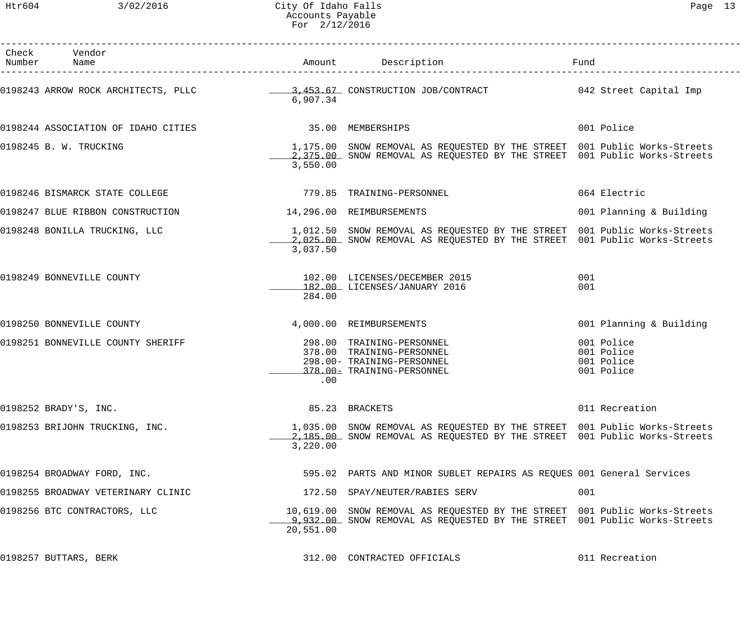City Of Idaho Falls
Accounts Payable
For 2/12/2016

| Check Number | Vendor Name | Amount | Description | Fund |
|---|---|---|---|---|
| 0198243 | ARROW ROCK ARCHITECTS, PLLC | 3,453.67 | CONSTRUCTION JOB/CONTRACT | 042 Street Capital Imp |
| | | 6,907.34 | | |
| 0198244 | ASSOCIATION OF IDAHO CITIES | 35.00 | MEMBERSHIPS | 001 Police |
| 0198245 | B. W. TRUCKING | 1,175.00 | SNOW REMOVAL AS REQUESTED BY THE STREET | 001 Public Works-Streets |
| | | 2,375.00 | SNOW REMOVAL AS REQUESTED BY THE STREET | 001 Public Works-Streets |
| | | 3,550.00 | | |
| 0198246 | BISMARCK STATE COLLEGE | 779.85 | TRAINING-PERSONNEL | 064 Electric |
| 0198247 | BLUE RIBBON CONSTRUCTION | 14,296.00 | REIMBURSEMENTS | 001 Planning & Building |
| 0198248 | BONILLA TRUCKING, LLC | 1,012.50 | SNOW REMOVAL AS REQUESTED BY THE STREET | 001 Public Works-Streets |
| | | 2,025.00 | SNOW REMOVAL AS REQUESTED BY THE STREET | 001 Public Works-Streets |
| | | 3,037.50 | | |
| 0198249 | BONNEVILLE COUNTY | 102.00 | LICENSES/DECEMBER 2015 | 001 |
| | | 182.00 | LICENSES/JANUARY 2016 | 001 |
| | | 284.00 | | |
| 0198250 | BONNEVILLE COUNTY | 4,000.00 | REIMBURSEMENTS | 001 Planning & Building |
| 0198251 | BONNEVILLE COUNTY SHERIFF | 298.00 | TRAINING-PERSONNEL | 001 Police |
| | | 378.00 | TRAINING-PERSONNEL | 001 Police |
| | | 298.00- | TRAINING-PERSONNEL | 001 Police |
| | | 378.00- | TRAINING-PERSONNEL | 001 Police |
| | | .00 | | |
| 0198252 | BRADY'S, INC. | 85.23 | BRACKETS | 011 Recreation |
| 0198253 | BRIJOHN TRUCKING, INC. | 1,035.00 | SNOW REMOVAL AS REQUESTED BY THE STREET | 001 Public Works-Streets |
| | | 2,185.00 | SNOW REMOVAL AS REQUESTED BY THE STREET | 001 Public Works-Streets |
| | | 3,220.00 | | |
| 0198254 | BROADWAY FORD, INC. | 595.02 | PARTS AND MINOR SUBLET REPAIRS AS REQUES | 001 General Services |
| 0198255 | BROADWAY VETERINARY CLINIC | 172.50 | SPAY/NEUTER/RABIES SERV | 001 |
| 0198256 | BTC CONTRACTORS, LLC | 10,619.00 | SNOW REMOVAL AS REQUESTED BY THE STREET | 001 Public Works-Streets |
| | | 9,932.00 | SNOW REMOVAL AS REQUESTED BY THE STREET | 001 Public Works-Streets |
| | | 20,551.00 | | |
| 0198257 | BUTTARS, BERK | 312.00 | CONTRACTED OFFICIALS | 011 Recreation |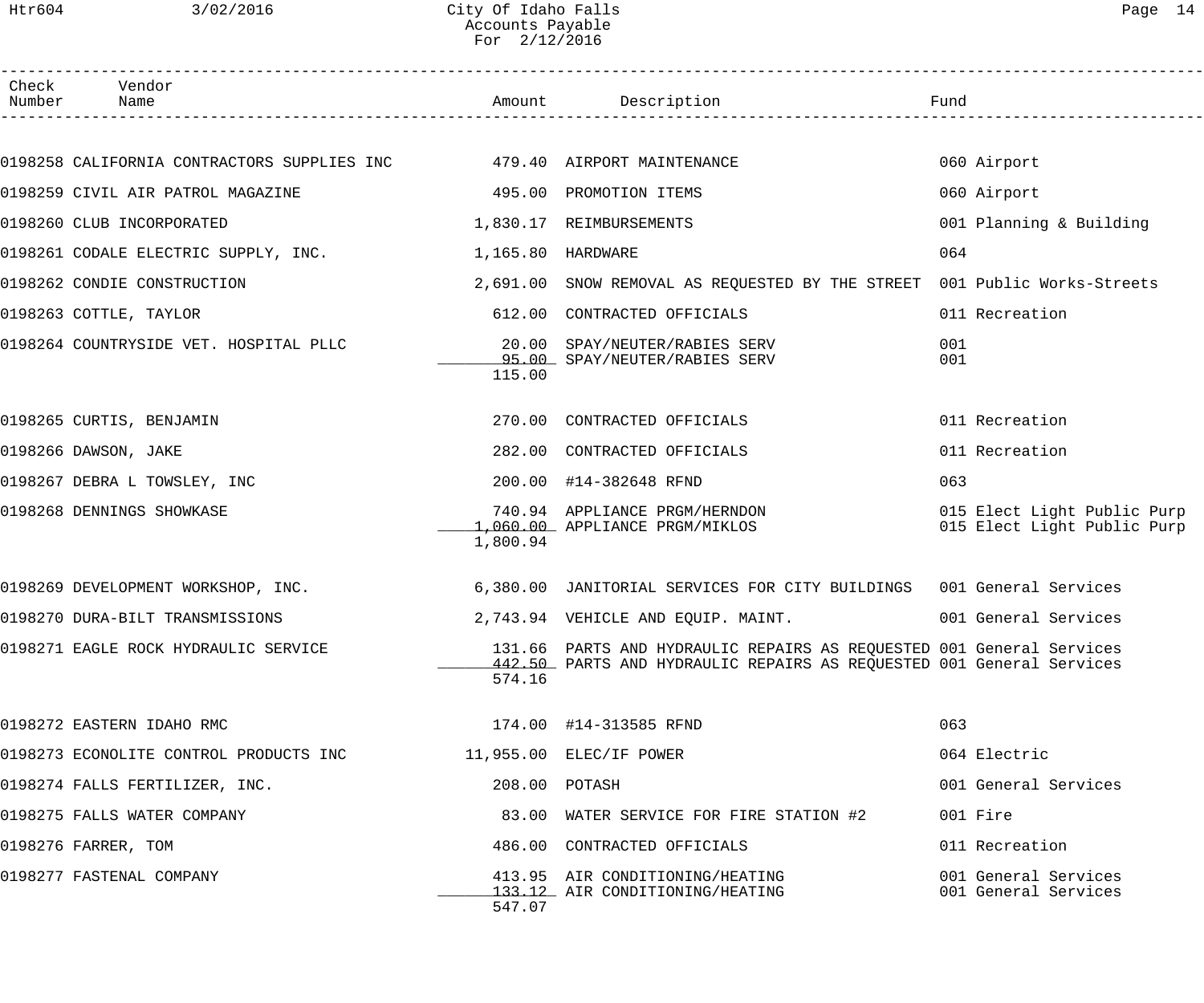City Of Idaho Falls
Accounts Payable
For 2/12/2016

| Check Number | Vendor Name | Amount | Description | Fund |
|---|---|---|---|---|
| 0198258 | CALIFORNIA CONTRACTORS SUPPLIES INC | 479.40 | AIRPORT MAINTENANCE | 060 Airport |
| 0198259 | CIVIL AIR PATROL MAGAZINE | 495.00 | PROMOTION ITEMS | 060 Airport |
| 0198260 | CLUB INCORPORATED | 1,830.17 | REIMBURSEMENTS | 001 Planning & Building |
| 0198261 | CODALE ELECTRIC SUPPLY, INC. | 1,165.80 | HARDWARE | 064 |
| 0198262 | CONDIE CONSTRUCTION | 2,691.00 | SNOW REMOVAL AS REQUESTED BY THE STREET | 001 Public Works-Streets |
| 0198263 | COTTLE, TAYLOR | 612.00 | CONTRACTED OFFICIALS | 011 Recreation |
| 0198264 | COUNTRYSIDE VET. HOSPITAL PLLC | 20.00 | SPAY/NEUTER/RABIES SERV | 001 |
| | | 95.00 | SPAY/NEUTER/RABIES SERV | 001 |
| | | 115.00 | | |
| 0198265 | CURTIS, BENJAMIN | 270.00 | CONTRACTED OFFICIALS | 011 Recreation |
| 0198266 | DAWSON, JAKE | 282.00 | CONTRACTED OFFICIALS | 011 Recreation |
| 0198267 | DEBRA L TOWSLEY, INC | 200.00 | #14-382648 RFND | 063 |
| 0198268 | DENNINGS SHOWKASE | 740.94 | APPLIANCE PRGM/HERNDON | 015 Elect Light Public Purp |
| | | 1,060.00 | APPLIANCE PRGM/MIKLOS | 015 Elect Light Public Purp |
| | | 1,800.94 | | |
| 0198269 | DEVELOPMENT WORKSHOP, INC. | 6,380.00 | JANITORIAL SERVICES FOR CITY BUILDINGS | 001 General Services |
| 0198270 | DURA-BILT TRANSMISSIONS | 2,743.94 | VEHICLE AND EQUIP. MAINT. | 001 General Services |
| 0198271 | EAGLE ROCK HYDRAULIC SERVICE | 131.66 | PARTS AND HYDRAULIC REPAIRS AS REQUESTED | 001 General Services |
| | | 442.50 | PARTS AND HYDRAULIC REPAIRS AS REQUESTED | 001 General Services |
| | | 574.16 | | |
| 0198272 | EASTERN IDAHO RMC | 174.00 | #14-313585 RFND | 063 |
| 0198273 | ECONOLITE CONTROL PRODUCTS INC | 11,955.00 | ELEC/IF POWER | 064 Electric |
| 0198274 | FALLS FERTILIZER, INC. | 208.00 | POTASH | 001 General Services |
| 0198275 | FALLS WATER COMPANY | 83.00 | WATER SERVICE FOR FIRE STATION #2 | 001 Fire |
| 0198276 | FARRER, TOM | 486.00 | CONTRACTED OFFICIALS | 011 Recreation |
| 0198277 | FASTENAL COMPANY | 413.95 | AIR CONDITIONING/HEATING | 001 General Services |
| | | 133.12 | AIR CONDITIONING/HEATING | 001 General Services |
| | | 547.07 | | |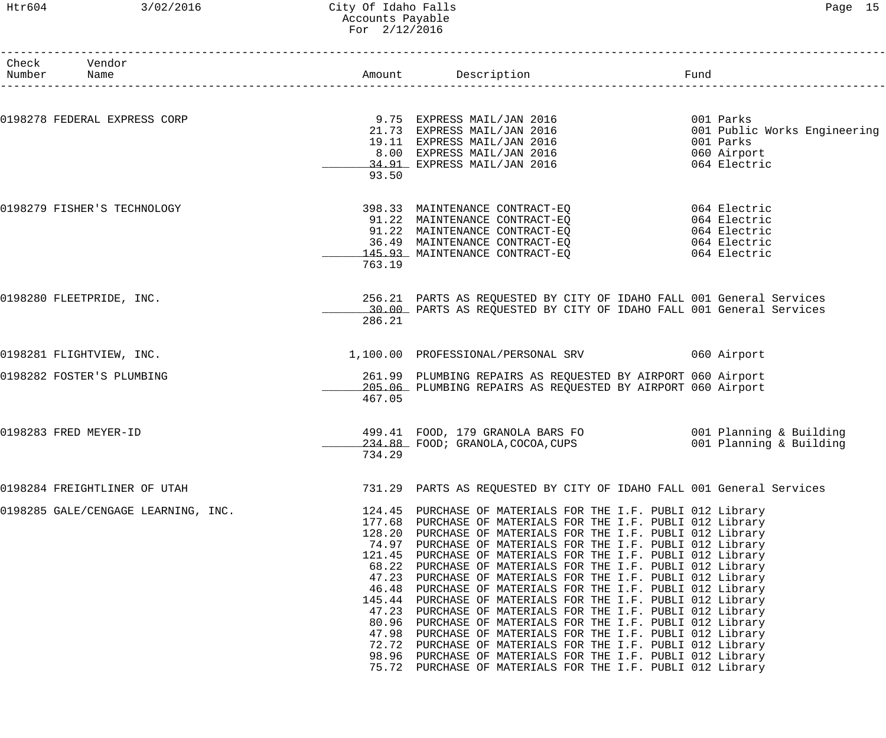# City Of Idaho Falls
## Accounts Payable
### For 2/12/2016

| Check Number | Vendor Name | Amount | Description | Fund |
|---|---|---|---|---|
| 0198278 | FEDERAL EXPRESS CORP | 9.75 | EXPRESS MAIL/JAN 2016 | 001 Parks |
| | | 21.73 | EXPRESS MAIL/JAN 2016 | 001 Public Works Engineering |
| | | 19.11 | EXPRESS MAIL/JAN 2016 | 001 Parks |
| | | 8.00 | EXPRESS MAIL/JAN 2016 | 060 Airport |
| | | 34.91 | EXPRESS MAIL/JAN 2016 | 064 Electric |
| | | 93.50 | | |
| 0198279 | FISHER'S TECHNOLOGY | 398.33 | MAINTENANCE CONTRACT-EQ | 064 Electric |
| | | 91.22 | MAINTENANCE CONTRACT-EQ | 064 Electric |
| | | 91.22 | MAINTENANCE CONTRACT-EQ | 064 Electric |
| | | 36.49 | MAINTENANCE CONTRACT-EQ | 064 Electric |
| | | 145.93 | MAINTENANCE CONTRACT-EQ | 064 Electric |
| | | 763.19 | | |
| 0198280 | FLEETPRIDE, INC. | 256.21 | PARTS AS REQUESTED BY CITY OF IDAHO FALL | 001 General Services |
| | | 30.00 | PARTS AS REQUESTED BY CITY OF IDAHO FALL | 001 General Services |
| | | 286.21 | | |
| 0198281 | FLIGHTVIEW, INC. | 1,100.00 | PROFESSIONAL/PERSONAL SRV | 060 Airport |
| 0198282 | FOSTER'S PLUMBING | 261.99 | PLUMBING REPAIRS AS REQUESTED BY AIRPORT | 060 Airport |
| | | 205.06 | PLUMBING REPAIRS AS REQUESTED BY AIRPORT | 060 Airport |
| | | 467.05 | | |
| 0198283 | FRED MEYER-ID | 499.41 | FOOD, 179 GRANOLA BARS FO | 001 Planning & Building |
| | | 234.88 | FOOD; GRANOLA,COCOA,CUPS | 001 Planning & Building |
| | | 734.29 | | |
| 0198284 | FREIGHTLINER OF UTAH | 731.29 | PARTS AS REQUESTED BY CITY OF IDAHO FALL | 001 General Services |
| 0198285 | GALE/CENGAGE LEARNING, INC. | 124.45 | PURCHASE OF MATERIALS FOR THE I.F. PUBLI | 012 Library |
| | | 177.68 | PURCHASE OF MATERIALS FOR THE I.F. PUBLI | 012 Library |
| | | 128.20 | PURCHASE OF MATERIALS FOR THE I.F. PUBLI | 012 Library |
| | | 74.97 | PURCHASE OF MATERIALS FOR THE I.F. PUBLI | 012 Library |
| | | 121.45 | PURCHASE OF MATERIALS FOR THE I.F. PUBLI | 012 Library |
| | | 68.22 | PURCHASE OF MATERIALS FOR THE I.F. PUBLI | 012 Library |
| | | 47.23 | PURCHASE OF MATERIALS FOR THE I.F. PUBLI | 012 Library |
| | | 46.48 | PURCHASE OF MATERIALS FOR THE I.F. PUBLI | 012 Library |
| | | 145.44 | PURCHASE OF MATERIALS FOR THE I.F. PUBLI | 012 Library |
| | | 47.23 | PURCHASE OF MATERIALS FOR THE I.F. PUBLI | 012 Library |
| | | 80.96 | PURCHASE OF MATERIALS FOR THE I.F. PUBLI | 012 Library |
| | | 47.98 | PURCHASE OF MATERIALS FOR THE I.F. PUBLI | 012 Library |
| | | 72.72 | PURCHASE OF MATERIALS FOR THE I.F. PUBLI | 012 Library |
| | | 98.96 | PURCHASE OF MATERIALS FOR THE I.F. PUBLI | 012 Library |
| | | 75.72 | PURCHASE OF MATERIALS FOR THE I.F. PUBLI | 012 Library |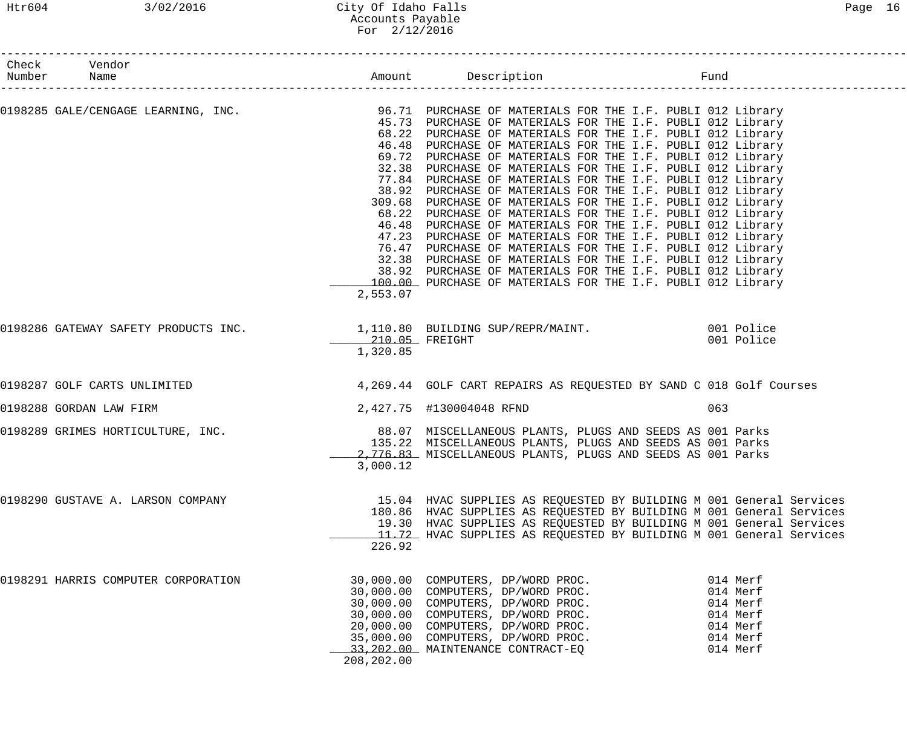# City Of Idaho Falls
## Accounts Payable
### For 2/12/2016

| Check Number | Vendor Name | Amount | Description | Fund |
|---|---|---|---|---|
| 0198285 | GALE/CENGAGE LEARNING, INC. | 96.71 | PURCHASE OF MATERIALS FOR THE I.F. PUBLI | 012 Library |
| | | 45.73 | PURCHASE OF MATERIALS FOR THE I.F. PUBLI | 012 Library |
| | | 68.22 | PURCHASE OF MATERIALS FOR THE I.F. PUBLI | 012 Library |
| | | 46.48 | PURCHASE OF MATERIALS FOR THE I.F. PUBLI | 012 Library |
| | | 69.72 | PURCHASE OF MATERIALS FOR THE I.F. PUBLI | 012 Library |
| | | 32.38 | PURCHASE OF MATERIALS FOR THE I.F. PUBLI | 012 Library |
| | | 77.84 | PURCHASE OF MATERIALS FOR THE I.F. PUBLI | 012 Library |
| | | 38.92 | PURCHASE OF MATERIALS FOR THE I.F. PUBLI | 012 Library |
| | | 309.68 | PURCHASE OF MATERIALS FOR THE I.F. PUBLI | 012 Library |
| | | 68.22 | PURCHASE OF MATERIALS FOR THE I.F. PUBLI | 012 Library |
| | | 46.48 | PURCHASE OF MATERIALS FOR THE I.F. PUBLI | 012 Library |
| | | 47.23 | PURCHASE OF MATERIALS FOR THE I.F. PUBLI | 012 Library |
| | | 76.47 | PURCHASE OF MATERIALS FOR THE I.F. PUBLI | 012 Library |
| | | 32.38 | PURCHASE OF MATERIALS FOR THE I.F. PUBLI | 012 Library |
| | | 38.92 | PURCHASE OF MATERIALS FOR THE I.F. PUBLI | 012 Library |
| | | 100.00 | PURCHASE OF MATERIALS FOR THE I.F. PUBLI | 012 Library |
| | | 2,553.07 | | |
| 0198286 | GATEWAY SAFETY PRODUCTS INC. | 1,110.80 | BUILDING SUP/REPR/MAINT. | 001 Police |
| | | 210.05 | FREIGHT | 001 Police |
| | | 1,320.85 | | |
| 0198287 | GOLF CARTS UNLIMITED | 4,269.44 | GOLF CART REPAIRS AS REQUESTED BY SAND C | 018 Golf Courses |
| 0198288 | GORDAN LAW FIRM | 2,427.75 | #130004048 RFND | 063 |
| 0198289 | GRIMES HORTICULTURE, INC. | 88.07 | MISCELLANEOUS PLANTS, PLUGS AND SEEDS AS | 001 Parks |
| | | 135.22 | MISCELLANEOUS PLANTS, PLUGS AND SEEDS AS | 001 Parks |
| | | 2,776.83 | MISCELLANEOUS PLANTS, PLUGS AND SEEDS AS | 001 Parks |
| | | 3,000.12 | | |
| 0198290 | GUSTAVE A. LARSON COMPANY | 15.04 | HVAC SUPPLIES AS REQUESTED BY BUILDING M | 001 General Services |
| | | 180.86 | HVAC SUPPLIES AS REQUESTED BY BUILDING M | 001 General Services |
| | | 19.30 | HVAC SUPPLIES AS REQUESTED BY BUILDING M | 001 General Services |
| | | 11.72 | HVAC SUPPLIES AS REQUESTED BY BUILDING M | 001 General Services |
| | | 226.92 | | |
| 0198291 | HARRIS COMPUTER CORPORATION | 30,000.00 | COMPUTERS, DP/WORD PROC. | 014 Merf |
| | | 30,000.00 | COMPUTERS, DP/WORD PROC. | 014 Merf |
| | | 30,000.00 | COMPUTERS, DP/WORD PROC. | 014 Merf |
| | | 30,000.00 | COMPUTERS, DP/WORD PROC. | 014 Merf |
| | | 20,000.00 | COMPUTERS, DP/WORD PROC. | 014 Merf |
| | | 35,000.00 | COMPUTERS, DP/WORD PROC. | 014 Merf |
| | | 33,202.00 | MAINTENANCE CONTRACT-EQ | 014 Merf |
| | | 208,202.00 | | |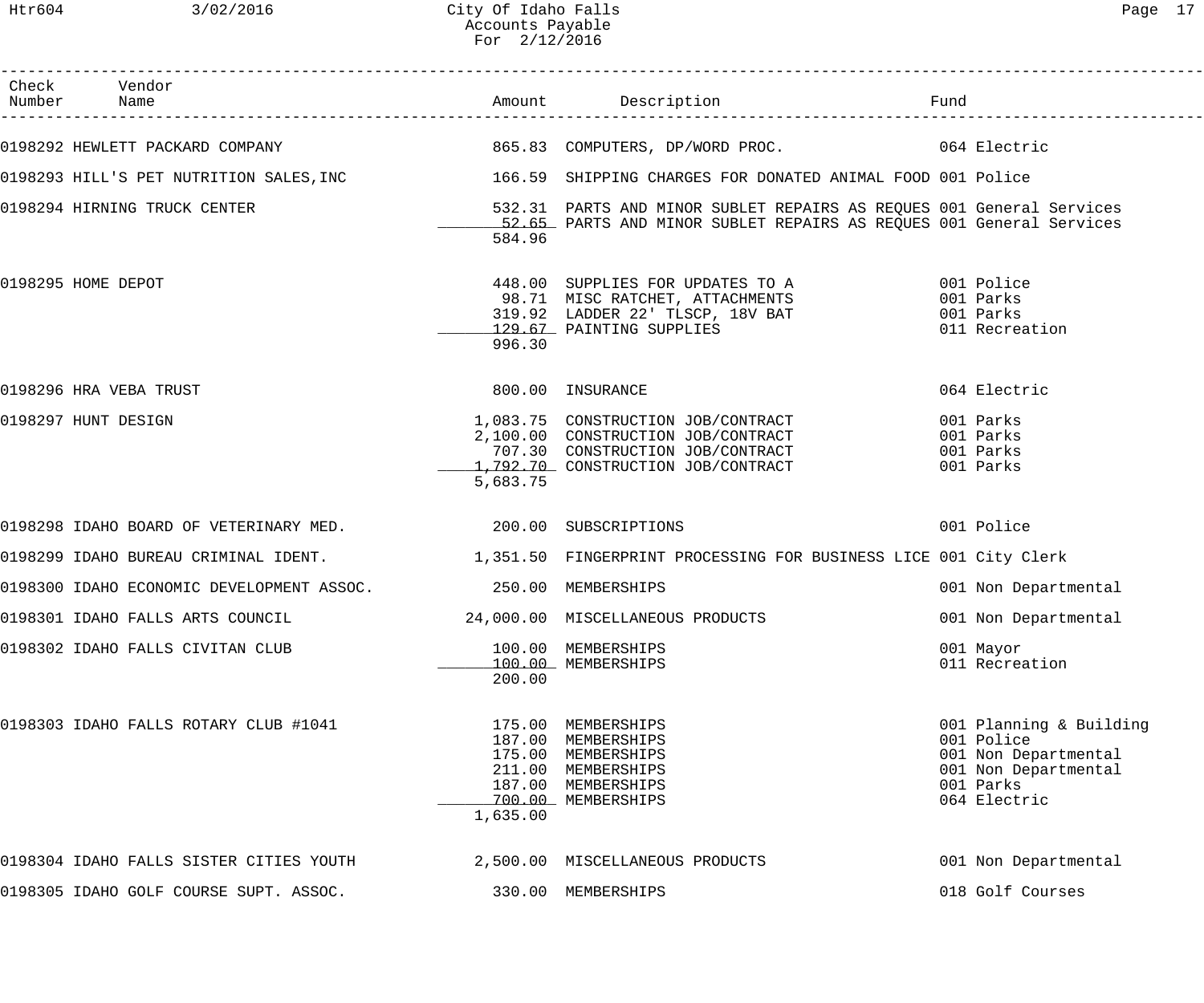City Of Idaho Falls
Accounts Payable
For 2/12/2016

| Check Number | Vendor Name | Amount | Description | Fund |
|---|---|---|---|---|
| 0198292 | HEWLETT PACKARD COMPANY | 865.83 | COMPUTERS, DP/WORD PROC. | 064 Electric |
| 0198293 | HILL'S PET NUTRITION SALES,INC | 166.59 | SHIPPING CHARGES FOR DONATED ANIMAL FOOD | 001 Police |
| 0198294 | HIRNING TRUCK CENTER | 532.31 | PARTS AND MINOR SUBLET REPAIRS AS REQUES | 001 General Services |
| | | 52.65 | PARTS AND MINOR SUBLET REPAIRS AS REQUES | 001 General Services |
| | | 584.96 | | |
| 0198295 | HOME DEPOT | 448.00 | SUPPLIES FOR UPDATES TO A | 001 Police |
| | | 98.71 | MISC RATCHET, ATTACHMENTS | 001 Parks |
| | | 319.92 | LADDER 22' TLSCP, 18V BAT | 001 Parks |
| | | 129.67 | PAINTING SUPPLIES | 011 Recreation |
| | | 996.30 | | |
| 0198296 | HRA VEBA TRUST | 800.00 | INSURANCE | 064 Electric |
| 0198297 | HUNT DESIGN | 1,083.75 | CONSTRUCTION JOB/CONTRACT | 001 Parks |
| | | 2,100.00 | CONSTRUCTION JOB/CONTRACT | 001 Parks |
| | | 707.30 | CONSTRUCTION JOB/CONTRACT | 001 Parks |
| | | 1,792.70 | CONSTRUCTION JOB/CONTRACT | 001 Parks |
| | | 5,683.75 | | |
| 0198298 | IDAHO BOARD OF VETERINARY MED. | 200.00 | SUBSCRIPTIONS | 001 Police |
| 0198299 | IDAHO BUREAU CRIMINAL IDENT. | 1,351.50 | FINGERPRINT PROCESSING FOR BUSINESS LICE | 001 City Clerk |
| 0198300 | IDAHO ECONOMIC DEVELOPMENT ASSOC. | 250.00 | MEMBERSHIPS | 001 Non Departmental |
| 0198301 | IDAHO FALLS ARTS COUNCIL | 24,000.00 | MISCELLANEOUS PRODUCTS | 001 Non Departmental |
| 0198302 | IDAHO FALLS CIVITAN CLUB | 100.00 | MEMBERSHIPS | 001 Mayor |
| | | 100.00 | MEMBERSHIPS | 011 Recreation |
| | | 200.00 | | |
| 0198303 | IDAHO FALLS ROTARY CLUB #1041 | 175.00 | MEMBERSHIPS | 001 Planning & Building |
| | | 187.00 | MEMBERSHIPS | 001 Police |
| | | 175.00 | MEMBERSHIPS | 001 Non Departmental |
| | | 211.00 | MEMBERSHIPS | 001 Non Departmental |
| | | 187.00 | MEMBERSHIPS | 001 Parks |
| | | 700.00 | MEMBERSHIPS | 064 Electric |
| | | 1,635.00 | | |
| 0198304 | IDAHO FALLS SISTER CITIES YOUTH | 2,500.00 | MISCELLANEOUS PRODUCTS | 001 Non Departmental |
| 0198305 | IDAHO GOLF COURSE SUPT. ASSOC. | 330.00 | MEMBERSHIPS | 018 Golf Courses |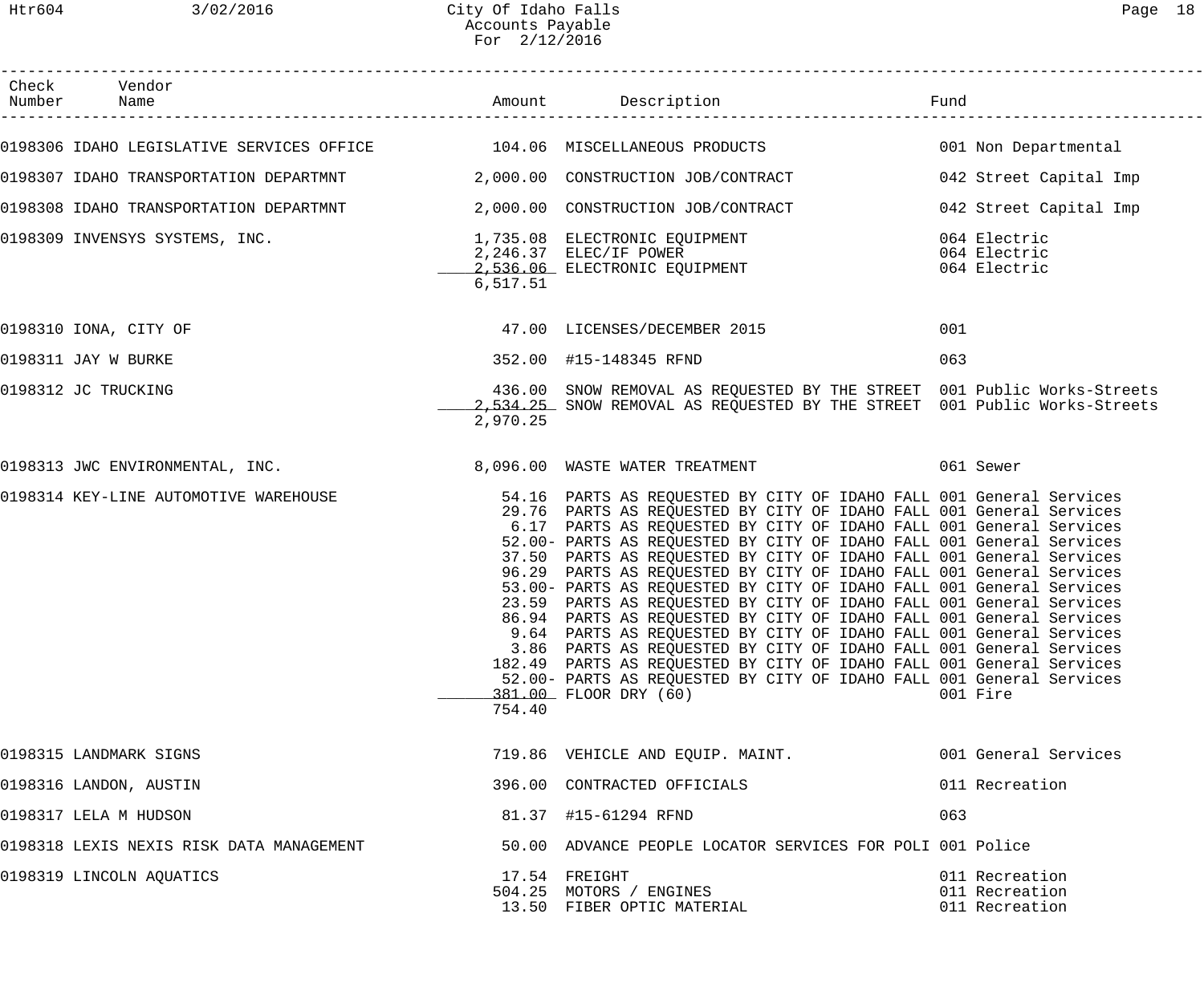# City Of Idaho Falls
## Accounts Payable
### For 2/12/2016

| Check Number | Vendor Name | Amount | Description | Fund |
|---|---|---|---|---|
| 0198306 | IDAHO LEGISLATIVE SERVICES OFFICE | 104.06 | MISCELLANEOUS PRODUCTS | 001 Non Departmental |
| 0198307 | IDAHO TRANSPORTATION DEPARTMNT | 2,000.00 | CONSTRUCTION JOB/CONTRACT | 042 Street Capital Imp |
| 0198308 | IDAHO TRANSPORTATION DEPARTMNT | 2,000.00 | CONSTRUCTION JOB/CONTRACT | 042 Street Capital Imp |
| 0198309 | INVENSYS SYSTEMS, INC. | 1,735.08 | ELECTRONIC EQUIPMENT | 064 Electric |
| | | 2,246.37 | ELEC/IF POWER | 064 Electric |
| | | 2,536.06 | ELECTRONIC EQUIPMENT | 064 Electric |
| | | 6,517.51 | | |
| 0198310 | IONA, CITY OF | 47.00 | LICENSES/DECEMBER 2015 | 001 |
| 0198311 | JAY W BURKE | 352.00 | #15-148345 RFND | 063 |
| 0198312 | JC TRUCKING | 436.00 | SNOW REMOVAL AS REQUESTED BY THE STREET | 001 Public Works-Streets |
| | | 2,534.25 | SNOW REMOVAL AS REQUESTED BY THE STREET | 001 Public Works-Streets |
| | | 2,970.25 | | |
| 0198313 | JWC ENVIRONMENTAL, INC. | 8,096.00 | WASTE WATER TREATMENT | 061 Sewer |
| 0198314 | KEY-LINE AUTOMOTIVE WAREHOUSE | 54.16 | PARTS AS REQUESTED BY CITY OF IDAHO FALL | 001 General Services |
| | | 29.76 | PARTS AS REQUESTED BY CITY OF IDAHO FALL | 001 General Services |
| | | 6.17 | PARTS AS REQUESTED BY CITY OF IDAHO FALL | 001 General Services |
| | | 52.00- | PARTS AS REQUESTED BY CITY OF IDAHO FALL | 001 General Services |
| | | 37.50 | PARTS AS REQUESTED BY CITY OF IDAHO FALL | 001 General Services |
| | | 96.29 | PARTS AS REQUESTED BY CITY OF IDAHO FALL | 001 General Services |
| | | 53.00- | PARTS AS REQUESTED BY CITY OF IDAHO FALL | 001 General Services |
| | | 23.59 | PARTS AS REQUESTED BY CITY OF IDAHO FALL | 001 General Services |
| | | 86.94 | PARTS AS REQUESTED BY CITY OF IDAHO FALL | 001 General Services |
| | | 9.64 | PARTS AS REQUESTED BY CITY OF IDAHO FALL | 001 General Services |
| | | 3.86 | PARTS AS REQUESTED BY CITY OF IDAHO FALL | 001 General Services |
| | | 182.49 | PARTS AS REQUESTED BY CITY OF IDAHO FALL | 001 General Services |
| | | 52.00- | PARTS AS REQUESTED BY CITY OF IDAHO FALL | 001 General Services |
| | | 381.00 | FLOOR DRY (60) | 001 Fire |
| | | 754.40 | | |
| 0198315 | LANDMARK SIGNS | 719.86 | VEHICLE AND EQUIP. MAINT. | 001 General Services |
| 0198316 | LANDON, AUSTIN | 396.00 | CONTRACTED OFFICIALS | 011 Recreation |
| 0198317 | LELA M HUDSON | 81.37 | #15-61294 RFND | 063 |
| 0198318 | LEXIS NEXIS RISK DATA MANAGEMENT | 50.00 | ADVANCE PEOPLE LOCATOR SERVICES FOR POLI | 001 Police |
| 0198319 | LINCOLN AQUATICS | 17.54 | FREIGHT | 011 Recreation |
| | | 504.25 | MOTORS / ENGINES | 011 Recreation |
| | | 13.50 | FIBER OPTIC MATERIAL | 011 Recreation |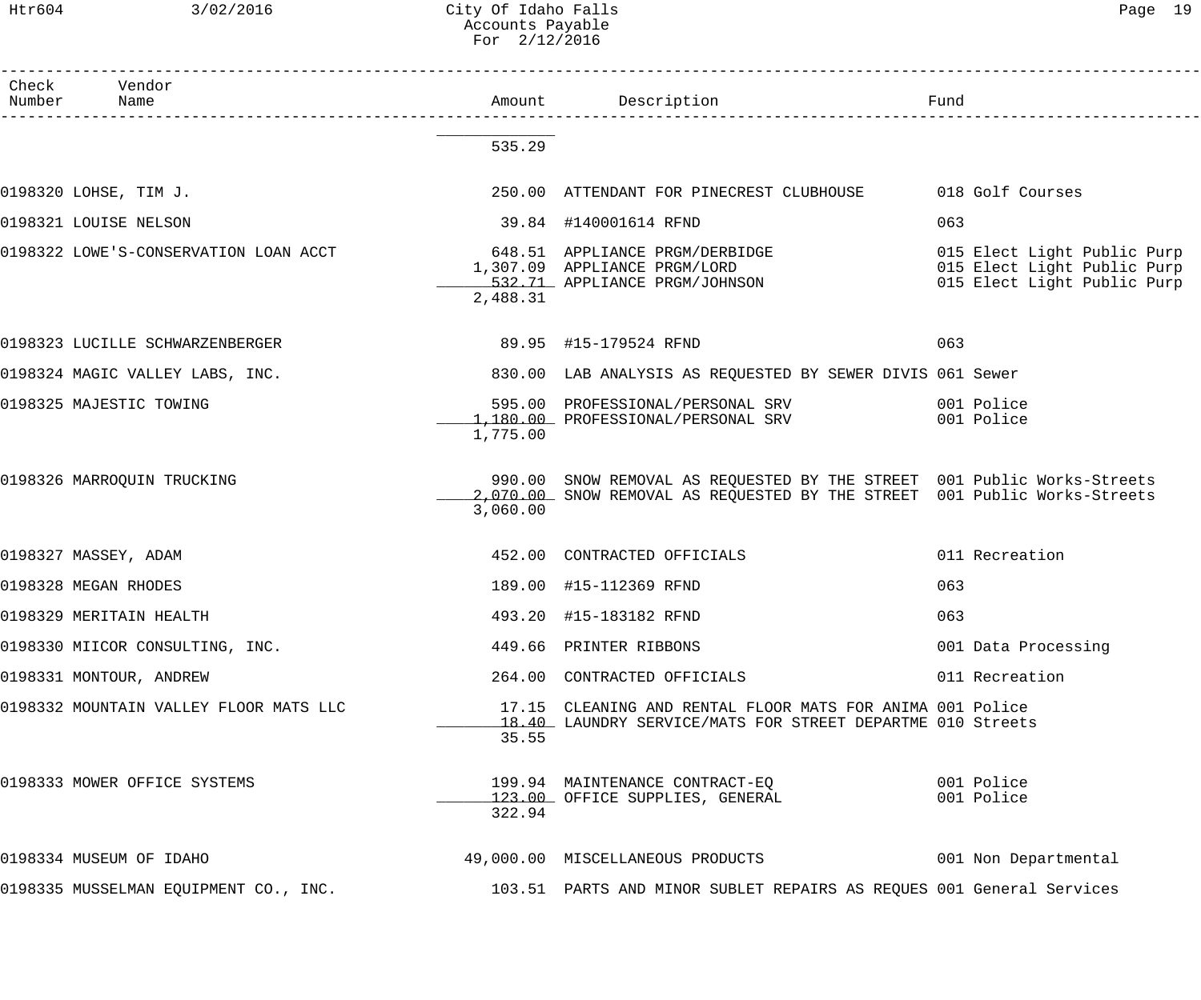# City Of Idaho Falls
## Accounts Payable
### For 2/12/2016

| Check Number | Vendor Name | Amount | Description | Fund |
|---|---|---|---|---|
| | | 535.29 | | |
| 0198320 | LOHSE, TIM J. | 250.00 | ATTENDANT FOR PINECREST CLUBHOUSE | 018 Golf Courses |
| 0198321 | LOUISE NELSON | 39.84 | #140001614 RFND | 063 |
| 0198322 | LOWE'S-CONSERVATION LOAN ACCT | 648.51 | APPLIANCE PRGM/DERBIDGE | 015 Elect Light Public Purp |
| | | 1,307.09 | APPLIANCE PRGM/LORD | 015 Elect Light Public Purp |
| | | 532.71 | APPLIANCE PRGM/JOHNSON | 015 Elect Light Public Purp |
| | | 2,488.31 | | |
| 0198323 | LUCILLE SCHWARZENBERGER | 89.95 | #15-179524 RFND | 063 |
| 0198324 | MAGIC VALLEY LABS, INC. | 830.00 | LAB ANALYSIS AS REQUESTED BY SEWER DIVIS | 061 Sewer |
| 0198325 | MAJESTIC TOWING | 595.00 | PROFESSIONAL/PERSONAL SRV | 001 Police |
| | | 1,180.00 | PROFESSIONAL/PERSONAL SRV | 001 Police |
| | | 1,775.00 | | |
| 0198326 | MARROQUIN TRUCKING | 990.00 | SNOW REMOVAL AS REQUESTED BY THE STREET | 001 Public Works-Streets |
| | | 2,070.00 | SNOW REMOVAL AS REQUESTED BY THE STREET | 001 Public Works-Streets |
| | | 3,060.00 | | |
| 0198327 | MASSEY, ADAM | 452.00 | CONTRACTED OFFICIALS | 011 Recreation |
| 0198328 | MEGAN RHODES | 189.00 | #15-112369 RFND | 063 |
| 0198329 | MERITAIN HEALTH | 493.20 | #15-183182 RFND | 063 |
| 0198330 | MIICOR CONSULTING, INC. | 449.66 | PRINTER RIBBONS | 001 Data Processing |
| 0198331 | MONTOUR, ANDREW | 264.00 | CONTRACTED OFFICIALS | 011 Recreation |
| 0198332 | MOUNTAIN VALLEY FLOOR MATS LLC | 17.15 | CLEANING AND RENTAL FLOOR MATS FOR ANIMA | 001 Police |
| | | 18.40 | LAUNDRY SERVICE/MATS FOR STREET DEPARTME | 010 Streets |
| | | 35.55 | | |
| 0198333 | MOWER OFFICE SYSTEMS | 199.94 | MAINTENANCE CONTRACT-EQ | 001 Police |
| | | 123.00 | OFFICE SUPPLIES, GENERAL | 001 Police |
| | | 322.94 | | |
| 0198334 | MUSEUM OF IDAHO | 49,000.00 | MISCELLANEOUS PRODUCTS | 001 Non Departmental |
| 0198335 | MUSSELMAN EQUIPMENT CO., INC. | 103.51 | PARTS AND MINOR SUBLET REPAIRS AS REQUES | 001 General Services |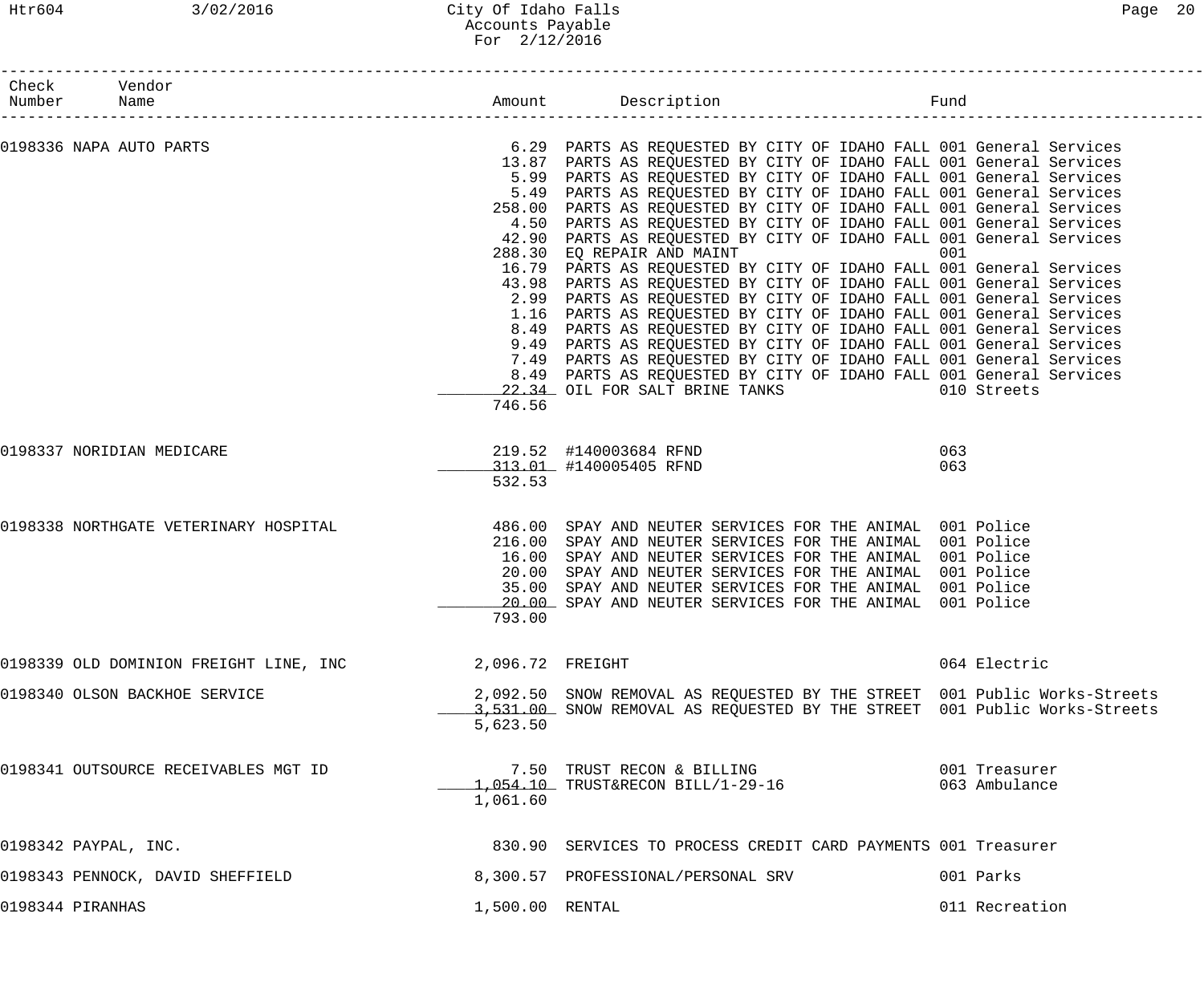City Of Idaho Falls
Accounts Payable
For 2/12/2016

| Check Number | Vendor Name | Amount | Description | Fund |
|---|---|---|---|---|
| 0198336 | NAPA AUTO PARTS | 6.29 | PARTS AS REQUESTED BY CITY OF IDAHO FALL | 001 General Services |
| | | 13.87 | PARTS AS REQUESTED BY CITY OF IDAHO FALL | 001 General Services |
| | | 5.99 | PARTS AS REQUESTED BY CITY OF IDAHO FALL | 001 General Services |
| | | 5.49 | PARTS AS REQUESTED BY CITY OF IDAHO FALL | 001 General Services |
| | | 258.00 | PARTS AS REQUESTED BY CITY OF IDAHO FALL | 001 General Services |
| | | 4.50 | PARTS AS REQUESTED BY CITY OF IDAHO FALL | 001 General Services |
| | | 42.90 | PARTS AS REQUESTED BY CITY OF IDAHO FALL | 001 General Services |
| | | 288.30 | EQ REPAIR AND MAINT | 001 |
| | | 16.79 | PARTS AS REQUESTED BY CITY OF IDAHO FALL | 001 General Services |
| | | 43.98 | PARTS AS REQUESTED BY CITY OF IDAHO FALL | 001 General Services |
| | | 2.99 | PARTS AS REQUESTED BY CITY OF IDAHO FALL | 001 General Services |
| | | 1.16 | PARTS AS REQUESTED BY CITY OF IDAHO FALL | 001 General Services |
| | | 8.49 | PARTS AS REQUESTED BY CITY OF IDAHO FALL | 001 General Services |
| | | 9.49 | PARTS AS REQUESTED BY CITY OF IDAHO FALL | 001 General Services |
| | | 7.49 | PARTS AS REQUESTED BY CITY OF IDAHO FALL | 001 General Services |
| | | 8.49 | PARTS AS REQUESTED BY CITY OF IDAHO FALL | 001 General Services |
| | | 22.34 | OIL FOR SALT BRINE TANKS | 010 Streets |
| | | 746.56 | | |
| 0198337 | NORIDIAN MEDICARE | 219.52 | #140003684 RFND | 063 |
| | | 313.01 | #140005405 RFND | 063 |
| | | 532.53 | | |
| 0198338 | NORTHGATE VETERINARY HOSPITAL | 486.00 | SPAY AND NEUTER SERVICES FOR THE ANIMAL | 001 Police |
| | | 216.00 | SPAY AND NEUTER SERVICES FOR THE ANIMAL | 001 Police |
| | | 16.00 | SPAY AND NEUTER SERVICES FOR THE ANIMAL | 001 Police |
| | | 20.00 | SPAY AND NEUTER SERVICES FOR THE ANIMAL | 001 Police |
| | | 35.00 | SPAY AND NEUTER SERVICES FOR THE ANIMAL | 001 Police |
| | | 20.00 | SPAY AND NEUTER SERVICES FOR THE ANIMAL | 001 Police |
| | | 793.00 | | |
| 0198339 | OLD DOMINION FREIGHT LINE, INC | 2,096.72 | FREIGHT | 064 Electric |
| 0198340 | OLSON BACKHOE SERVICE | 2,092.50 | SNOW REMOVAL AS REQUESTED BY THE STREET | 001 Public Works-Streets |
| | | 3,531.00 | SNOW REMOVAL AS REQUESTED BY THE STREET | 001 Public Works-Streets |
| | | 5,623.50 | | |
| 0198341 | OUTSOURCE RECEIVABLES MGT ID | 7.50 | TRUST RECON & BILLING | 001 Treasurer |
| | | 1,054.10 | TRUST&RECON BILL/1-29-16 | 063 Ambulance |
| | | 1,061.60 | | |
| 0198342 | PAYPAL, INC. | 830.90 | SERVICES TO PROCESS CREDIT CARD PAYMENTS | 001 Treasurer |
| 0198343 | PENNOCK, DAVID SHEFFIELD | 8,300.57 | PROFESSIONAL/PERSONAL SRV | 001 Parks |
| 0198344 | PIRANHAS | 1,500.00 | RENTAL | 011 Recreation |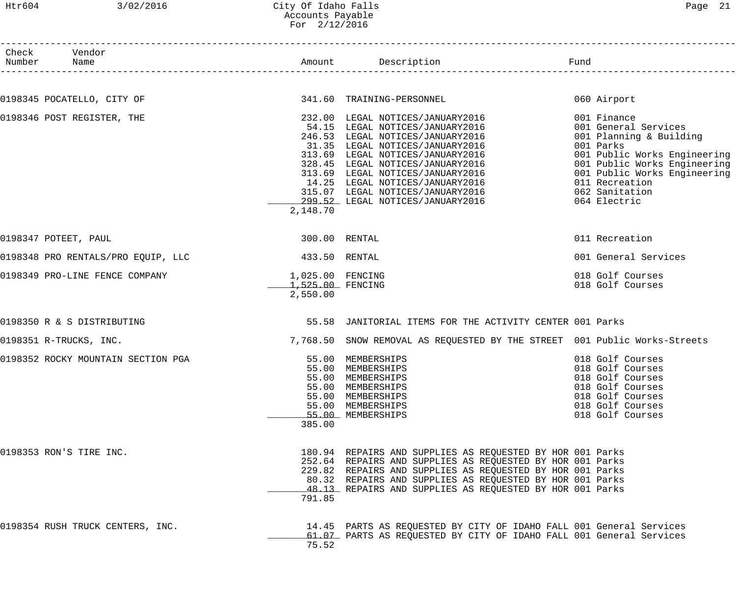# City Of Idaho Falls
## Accounts Payable
### For 2/12/2016

| Check Number | Vendor Name | Amount | Description | Fund |
|---|---|---|---|---|
| 0198345 | POCATELLO, CITY OF | 341.60 | TRAINING-PERSONNEL | 060 Airport |
| 0198346 | POST REGISTER, THE | 232.00 | LEGAL NOTICES/JANUARY2016 | 001 Finance |
| | | 54.15 | LEGAL NOTICES/JANUARY2016 | 001 General Services |
| | | 246.53 | LEGAL NOTICES/JANUARY2016 | 001 Planning & Building |
| | | 31.35 | LEGAL NOTICES/JANUARY2016 | 001 Parks |
| | | 313.69 | LEGAL NOTICES/JANUARY2016 | 001 Public Works Engineering |
| | | 328.45 | LEGAL NOTICES/JANUARY2016 | 001 Public Works Engineering |
| | | 313.69 | LEGAL NOTICES/JANUARY2016 | 001 Public Works Engineering |
| | | 14.25 | LEGAL NOTICES/JANUARY2016 | 011 Recreation |
| | | 315.07 | LEGAL NOTICES/JANUARY2016 | 062 Sanitation |
| | | 299.52 | LEGAL NOTICES/JANUARY2016 | 064 Electric |
| | | 2,148.70 | | |
| 0198347 | POTEET, PAUL | 300.00 | RENTAL | 011 Recreation |
| 0198348 | PRO RENTALS/PRO EQUIP, LLC | 433.50 | RENTAL | 001 General Services |
| 0198349 | PRO-LINE FENCE COMPANY | 1,025.00 | FENCING | 018 Golf Courses |
| | | 1,525.00 | FENCING | 018 Golf Courses |
| | | 2,550.00 | | |
| 0198350 | R & S DISTRIBUTING | 55.58 | JANITORIAL ITEMS FOR THE ACTIVITY CENTER | 001 Parks |
| 0198351 | R-TRUCKS, INC. | 7,768.50 | SNOW REMOVAL AS REQUESTED BY THE STREET | 001 Public Works-Streets |
| 0198352 | ROCKY MOUNTAIN SECTION PGA | 55.00 | MEMBERSHIPS | 018 Golf Courses |
| | | 55.00 | MEMBERSHIPS | 018 Golf Courses |
| | | 55.00 | MEMBERSHIPS | 018 Golf Courses |
| | | 55.00 | MEMBERSHIPS | 018 Golf Courses |
| | | 55.00 | MEMBERSHIPS | 018 Golf Courses |
| | | 55.00 | MEMBERSHIPS | 018 Golf Courses |
| | | 55.00 | MEMBERSHIPS | 018 Golf Courses |
| | | 385.00 | | |
| 0198353 | RON'S TIRE INC. | 180.94 | REPAIRS AND SUPPLIES AS REQUESTED BY HOR | 001 Parks |
| | | 252.64 | REPAIRS AND SUPPLIES AS REQUESTED BY HOR | 001 Parks |
| | | 229.82 | REPAIRS AND SUPPLIES AS REQUESTED BY HOR | 001 Parks |
| | | 80.32 | REPAIRS AND SUPPLIES AS REQUESTED BY HOR | 001 Parks |
| | | 48.13 | REPAIRS AND SUPPLIES AS REQUESTED BY HOR | 001 Parks |
| | | 791.85 | | |
| 0198354 | RUSH TRUCK CENTERS, INC. | 14.45 | PARTS AS REQUESTED BY CITY OF IDAHO FALL | 001 General Services |
| | | 61.07 | PARTS AS REQUESTED BY CITY OF IDAHO FALL | 001 General Services |
| | | 75.52 | | |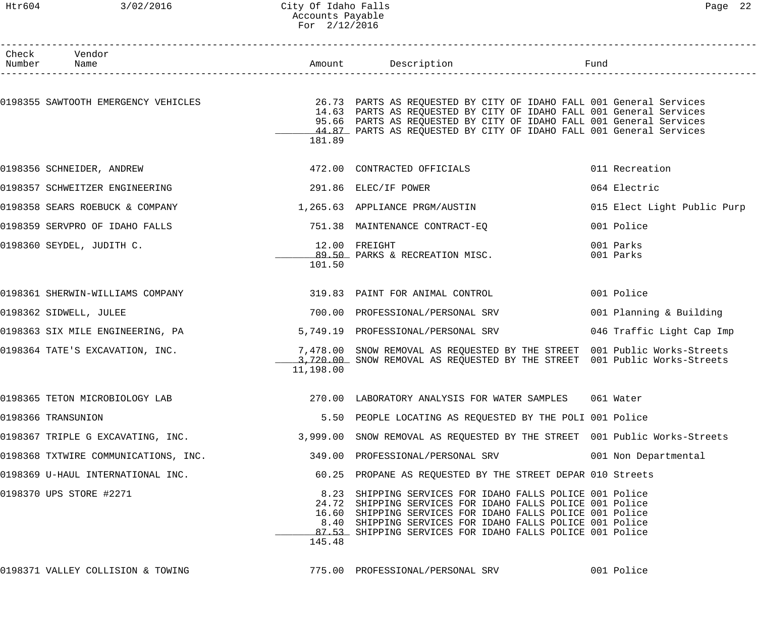City Of Idaho Falls
Accounts Payable
For 2/12/2016

| Check Number | Vendor Name | Amount | Description | Fund |
|---|---|---|---|---|
| 0198355 | SAWTOOTH EMERGENCY VEHICLES | 26.73 | PARTS AS REQUESTED BY CITY OF IDAHO FALL | 001 General Services |
| | | 14.63 | PARTS AS REQUESTED BY CITY OF IDAHO FALL | 001 General Services |
| | | 95.66 | PARTS AS REQUESTED BY CITY OF IDAHO FALL | 001 General Services |
| | | 44.87 | PARTS AS REQUESTED BY CITY OF IDAHO FALL | 001 General Services |
| | | 181.89 | | |
| 0198356 | SCHNEIDER, ANDREW | 472.00 | CONTRACTED OFFICIALS | 011 Recreation |
| 0198357 | SCHWEITZER ENGINEERING | 291.86 | ELEC/IF POWER | 064 Electric |
| 0198358 | SEARS ROEBUCK & COMPANY | 1,265.63 | APPLIANCE PRGM/AUSTIN | 015 Elect Light Public Purp |
| 0198359 | SERVPRO OF IDAHO FALLS | 751.38 | MAINTENANCE CONTRACT-EQ | 001 Police |
| 0198360 | SEYDEL, JUDITH C. | 12.00 | FREIGHT | 001 Parks |
| | | 89.50 | PARKS & RECREATION MISC. | 001 Parks |
| | | 101.50 | | |
| 0198361 | SHERWIN-WILLIAMS COMPANY | 319.83 | PAINT FOR ANIMAL CONTROL | 001 Police |
| 0198362 | SIDWELL, JULEE | 700.00 | PROFESSIONAL/PERSONAL SRV | 001 Planning & Building |
| 0198363 | SIX MILE ENGINEERING, PA | 5,749.19 | PROFESSIONAL/PERSONAL SRV | 046 Traffic Light Cap Imp |
| 0198364 | TATE'S EXCAVATION, INC. | 7,478.00 | SNOW REMOVAL AS REQUESTED BY THE STREET | 001 Public Works-Streets |
| | | 3,720.00 | SNOW REMOVAL AS REQUESTED BY THE STREET | 001 Public Works-Streets |
| | | 11,198.00 | | |
| 0198365 | TETON MICROBIOLOGY LAB | 270.00 | LABORATORY ANALYSIS FOR WATER SAMPLES | 061 Water |
| 0198366 | TRANSUNION | 5.50 | PEOPLE LOCATING AS REQUESTED BY THE POLI | 001 Police |
| 0198367 | TRIPLE G EXCAVATING, INC. | 3,999.00 | SNOW REMOVAL AS REQUESTED BY THE STREET | 001 Public Works-Streets |
| 0198368 | TXTWIRE COMMUNICATIONS, INC. | 349.00 | PROFESSIONAL/PERSONAL SRV | 001 Non Departmental |
| 0198369 | U-HAUL INTERNATIONAL INC. | 60.25 | PROPANE AS REQUESTED BY THE STREET DEPAR | 010 Streets |
| 0198370 | UPS STORE #2271 | 8.23 | SHIPPING SERVICES FOR IDAHO FALLS POLICE | 001 Police |
| | | 24.72 | SHIPPING SERVICES FOR IDAHO FALLS POLICE | 001 Police |
| | | 16.60 | SHIPPING SERVICES FOR IDAHO FALLS POLICE | 001 Police |
| | | 8.40 | SHIPPING SERVICES FOR IDAHO FALLS POLICE | 001 Police |
| | | 87.53 | SHIPPING SERVICES FOR IDAHO FALLS POLICE | 001 Police |
| | | 145.48 | | |
| 0198371 | VALLEY COLLISION & TOWING | 775.00 | PROFESSIONAL/PERSONAL SRV | 001 Police |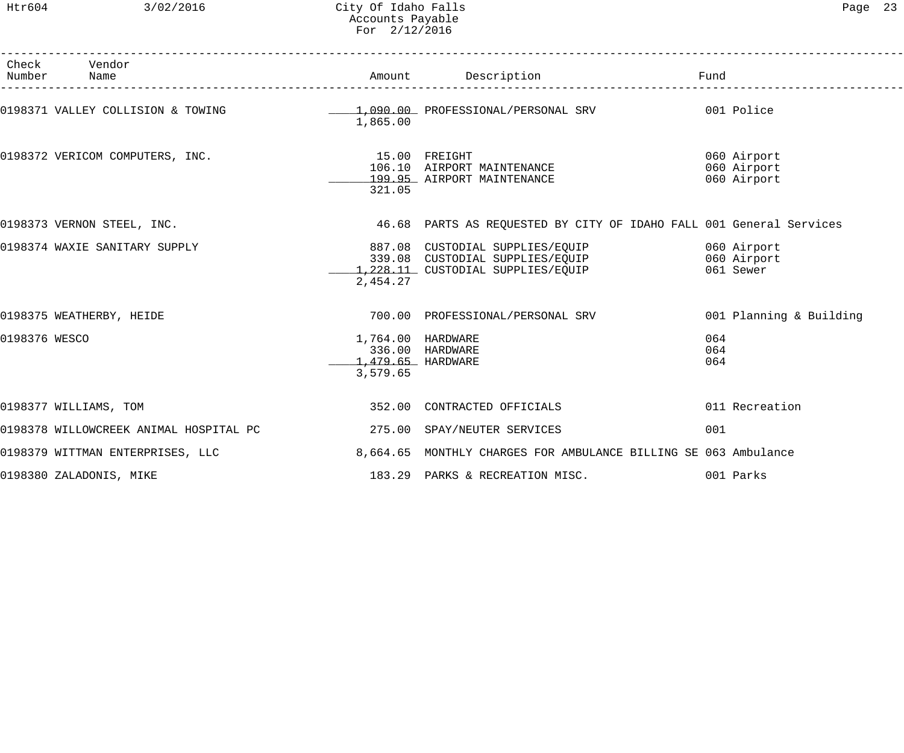| Check Number | Vendor Name | Amount | Description | Fund |
|---|---|---|---|---|
| 0198371 | VALLEY COLLISION & TOWING | 1,090.00 | PROFESSIONAL/PERSONAL SRV | 001 Police |
| | | 1,865.00 | | |
| 0198372 | VERICOM COMPUTERS, INC. | 15.00 | FREIGHT | 060 Airport |
| | | 106.10 | AIRPORT MAINTENANCE | 060 Airport |
| | | 199.95 | AIRPORT MAINTENANCE | 060 Airport |
| | | 321.05 | | |
| 0198373 | VERNON STEEL, INC. | 46.68 | PARTS AS REQUESTED BY CITY OF IDAHO FALL | 001 General Services |
| 0198374 | WAXIE SANITARY SUPPLY | 887.08 | CUSTODIAL SUPPLIES/EQUIP | 060 Airport |
| | | 339.08 | CUSTODIAL SUPPLIES/EQUIP | 060 Airport |
| | | 1,228.11 | CUSTODIAL SUPPLIES/EQUIP | 061 Sewer |
| | | 2,454.27 | | |
| 0198375 | WEATHERBY, HEIDE | 700.00 | PROFESSIONAL/PERSONAL SRV | 001 Planning & Building |
| 0198376 | WESCO | 1,764.00 | HARDWARE | 064 |
| | | 336.00 | HARDWARE | 064 |
| | | 1,479.65 | HARDWARE | 064 |
| | | 3,579.65 | | |
| 0198377 | WILLIAMS, TOM | 352.00 | CONTRACTED OFFICIALS | 011 Recreation |
| 0198378 | WILLOWCREEK ANIMAL HOSPITAL PC | 275.00 | SPAY/NEUTER SERVICES | 001 |
| 0198379 | WITTMAN ENTERPRISES, LLC | 8,664.65 | MONTHLY CHARGES FOR AMBULANCE BILLING SE | 063 Ambulance |
| 0198380 | ZALADONIS, MIKE | 183.29 | PARKS & RECREATION MISC. | 001 Parks |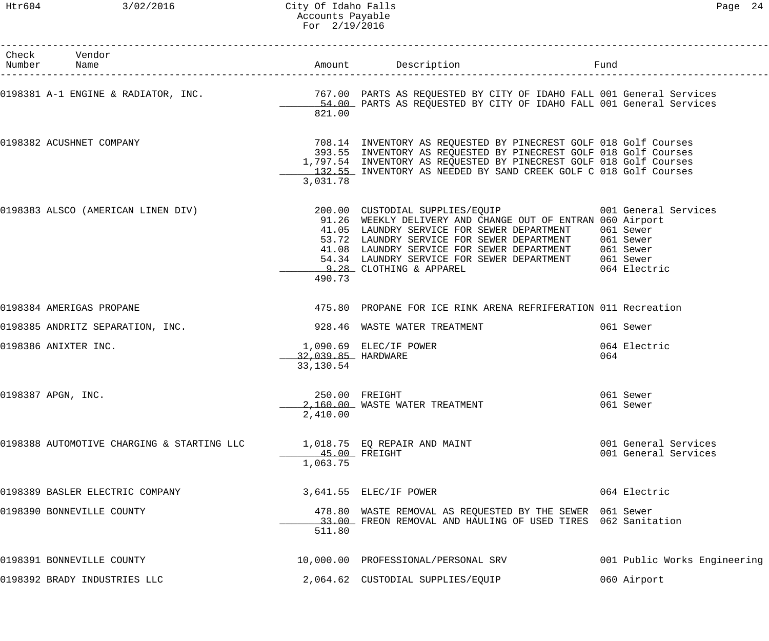# City Of Idaho Falls
## Accounts Payable
### For 2/19/2016

| Check Number | Vendor Name | Amount | Description | Fund |
|---|---|---|---|---|
| 0198381 | A-1 ENGINE & RADIATOR, INC. | 767.00 | PARTS AS REQUESTED BY CITY OF IDAHO FALL | 001 General Services |
| | | 54.00 | PARTS AS REQUESTED BY CITY OF IDAHO FALL | 001 General Services |
| | | 821.00 | | |
| 0198382 | ACUSHNET COMPANY | 708.14 | INVENTORY AS REQUESTED BY PINECREST GOLF | 018 Golf Courses |
| | | 393.55 | INVENTORY AS REQUESTED BY PINECREST GOLF | 018 Golf Courses |
| | | 1,797.54 | INVENTORY AS REQUESTED BY PINECREST GOLF | 018 Golf Courses |
| | | 132.55 | INVENTORY AS NEEDED BY SAND CREEK GOLF C | 018 Golf Courses |
| | | 3,031.78 | | |
| 0198383 | ALSCO (AMERICAN LINEN DIV) | 200.00 | CUSTODIAL SUPPLIES/EQUIP | 001 General Services |
| | | 91.26 | WEEKLY DELIVERY AND CHANGE OUT OF ENTRAN | 060 Airport |
| | | 41.05 | LAUNDRY SERVICE FOR SEWER DEPARTMENT | 061 Sewer |
| | | 53.72 | LAUNDRY SERVICE FOR SEWER DEPARTMENT | 061 Sewer |
| | | 41.08 | LAUNDRY SERVICE FOR SEWER DEPARTMENT | 061 Sewer |
| | | 54.34 | LAUNDRY SERVICE FOR SEWER DEPARTMENT | 061 Sewer |
| | | 9.28 | CLOTHING & APPAREL | 064 Electric |
| | | 490.73 | | |
| 0198384 | AMERIGAS PROPANE | 475.80 | PROPANE FOR ICE RINK ARENA REFRIFERATION | 011 Recreation |
| 0198385 | ANDRITZ SEPARATION, INC. | 928.46 | WASTE WATER TREATMENT | 061 Sewer |
| 0198386 | ANIXTER INC. | 1,090.69 | ELEC/IF POWER | 064 Electric |
| | | 32,039.85 | HARDWARE | 064 |
| | | 33,130.54 | | |
| 0198387 | APGN, INC. | 250.00 | FREIGHT | 061 Sewer |
| | | 2,160.00 | WASTE WATER TREATMENT | 061 Sewer |
| | | 2,410.00 | | |
| 0198388 | AUTOMOTIVE CHARGING & STARTING LLC | 1,018.75 | EQ REPAIR AND MAINT | 001 General Services |
| | | 45.00 | FREIGHT | 001 General Services |
| | | 1,063.75 | | |
| 0198389 | BASLER ELECTRIC COMPANY | 3,641.55 | ELEC/IF POWER | 064 Electric |
| 0198390 | BONNEVILLE COUNTY | 478.80 | WASTE REMOVAL AS REQUESTED BY THE SEWER | 061 Sewer |
| | | 33.00 | FREON REMOVAL AND HAULING OF USED TIRES | 062 Sanitation |
| | | 511.80 | | |
| 0198391 | BONNEVILLE COUNTY | 10,000.00 | PROFESSIONAL/PERSONAL SRV | 001 Public Works Engineering |
| 0198392 | BRADY INDUSTRIES LLC | 2,064.62 | CUSTODIAL SUPPLIES/EQUIP | 060 Airport |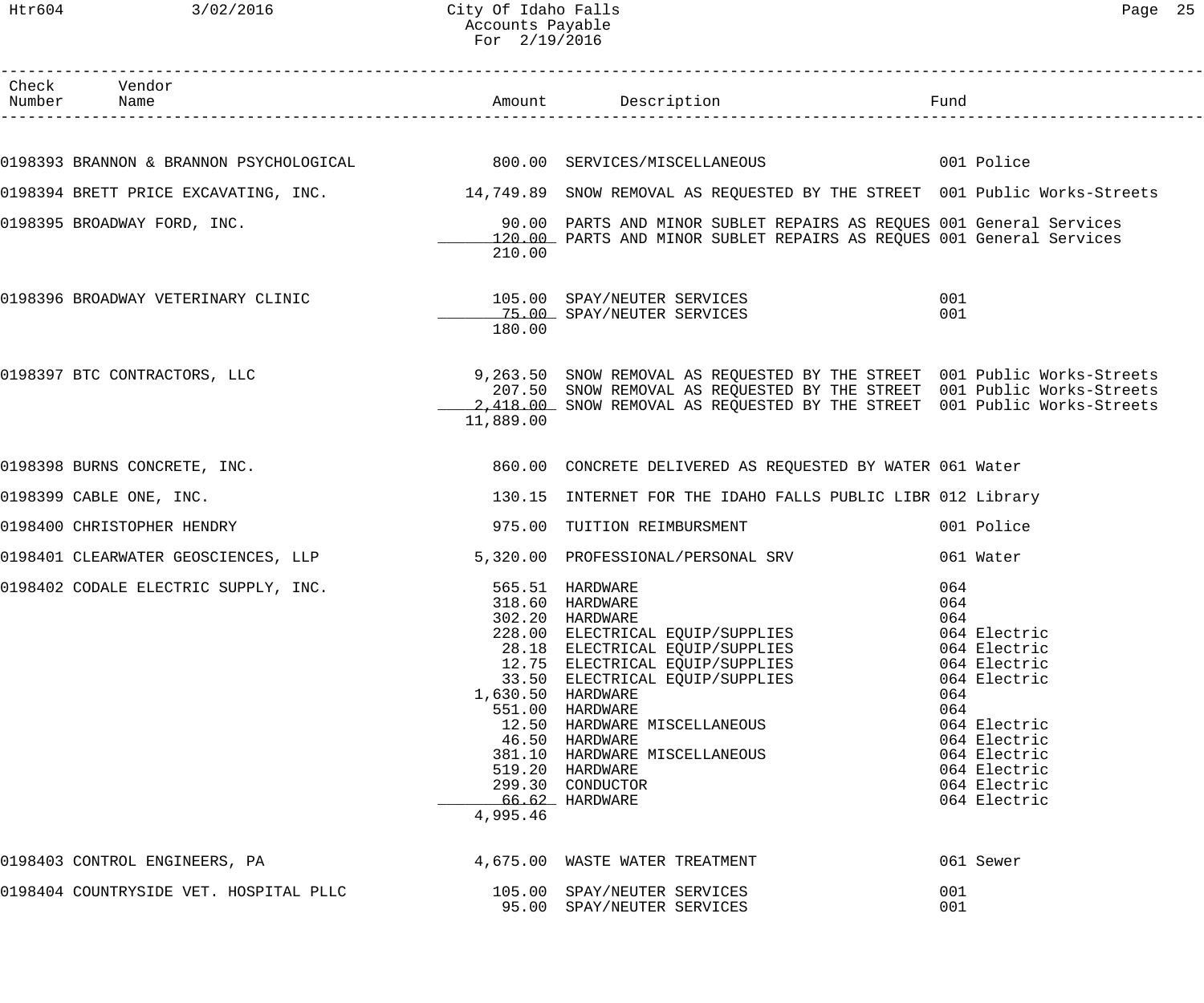# City Of Idaho Falls
## Accounts Payable
### For 2/19/2016

| Check Number | Vendor Name | Amount | Description | Fund |
|---|---|---|---|---|
| 0198393 | BRANNON & BRANNON PSYCHOLOGICAL | 800.00 | SERVICES/MISCELLANEOUS | 001 Police |
| 0198394 | BRETT PRICE EXCAVATING, INC. | 14,749.89 | SNOW REMOVAL AS REQUESTED BY THE STREET | 001 Public Works-Streets |
| 0198395 | BROADWAY FORD, INC. | 90.00 | PARTS AND MINOR SUBLET REPAIRS AS REQUES | 001 General Services |
| | | 120.00 | PARTS AND MINOR SUBLET REPAIRS AS REQUES | 001 General Services |
| | | 210.00 | | |
| 0198396 | BROADWAY VETERINARY CLINIC | 105.00 | SPAY/NEUTER SERVICES | 001 |
| | | 75.00 | SPAY/NEUTER SERVICES | 001 |
| | | 180.00 | | |
| 0198397 | BTC CONTRACTORS, LLC | 9,263.50 | SNOW REMOVAL AS REQUESTED BY THE STREET | 001 Public Works-Streets |
| | | 207.50 | SNOW REMOVAL AS REQUESTED BY THE STREET | 001 Public Works-Streets |
| | | 2,418.00 | SNOW REMOVAL AS REQUESTED BY THE STREET | 001 Public Works-Streets |
| | | 11,889.00 | | |
| 0198398 | BURNS CONCRETE, INC. | 860.00 | CONCRETE DELIVERED AS REQUESTED BY WATER | 061 Water |
| 0198399 | CABLE ONE, INC. | 130.15 | INTERNET FOR THE IDAHO FALLS PUBLIC LIBR | 012 Library |
| 0198400 | CHRISTOPHER HENDRY | 975.00 | TUITION REIMBURSMENT | 001 Police |
| 0198401 | CLEARWATER GEOSCIENCES, LLP | 5,320.00 | PROFESSIONAL/PERSONAL SRV | 061 Water |
| 0198402 | CODALE ELECTRIC SUPPLY, INC. | 565.51 | HARDWARE | 064 |
| | | 318.60 | HARDWARE | 064 |
| | | 302.20 | HARDWARE | 064 |
| | | 228.00 | ELECTRICAL EQUIP/SUPPLIES | 064 Electric |
| | | 28.18 | ELECTRICAL EQUIP/SUPPLIES | 064 Electric |
| | | 12.75 | ELECTRICAL EQUIP/SUPPLIES | 064 Electric |
| | | 33.50 | ELECTRICAL EQUIP/SUPPLIES | 064 Electric |
| | | 1,630.50 | HARDWARE | 064 |
| | | 551.00 | HARDWARE | 064 |
| | | 12.50 | HARDWARE MISCELLANEOUS | 064 Electric |
| | | 46.50 | HARDWARE | 064 Electric |
| | | 381.10 | HARDWARE MISCELLANEOUS | 064 Electric |
| | | 519.20 | HARDWARE | 064 Electric |
| | | 299.30 | CONDUCTOR | 064 Electric |
| | | 66.62 | HARDWARE | 064 Electric |
| | | 4,995.46 | | |
| 0198403 | CONTROL ENGINEERS, PA | 4,675.00 | WASTE WATER TREATMENT | 061 Sewer |
| 0198404 | COUNTRYSIDE VET. HOSPITAL PLLC | 105.00 | SPAY/NEUTER SERVICES | 001 |
| | | 95.00 | SPAY/NEUTER SERVICES | 001 |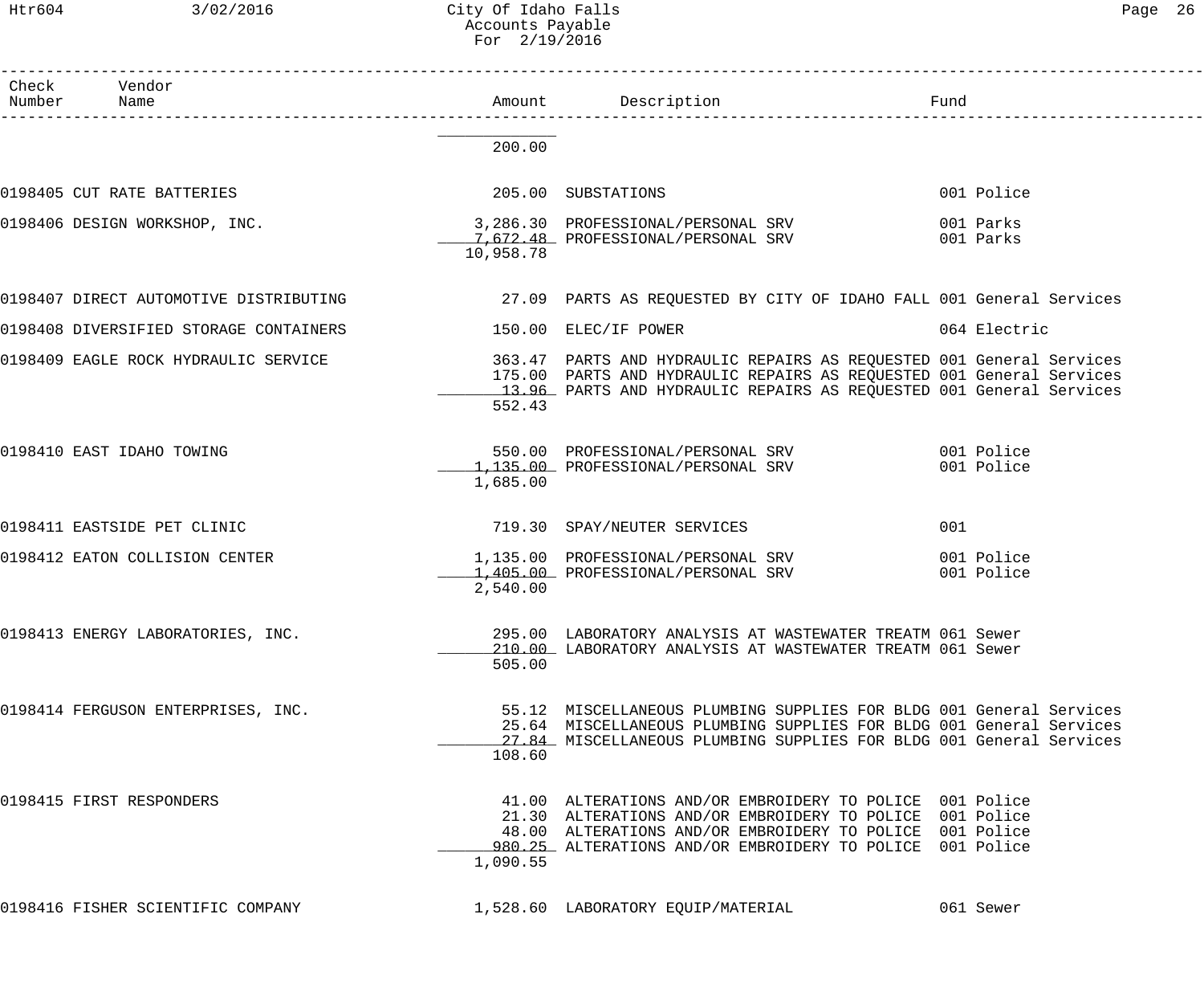| Check Number | Vendor Name | Amount | Description | Fund |
|---|---|---|---|---|
| | | 200.00 | | |
| 0198405 | CUT RATE BATTERIES | 205.00 | SUBSTATIONS | 001 Police |
| 0198406 | DESIGN WORKSHOP, INC. | 3,286.30 | PROFESSIONAL/PERSONAL SRV | 001 Parks |
| | | 7,672.48 | PROFESSIONAL/PERSONAL SRV | 001 Parks |
| | | 10,958.78 | | |
| 0198407 | DIRECT AUTOMOTIVE DISTRIBUTING | 27.09 | PARTS AS REQUESTED BY CITY OF IDAHO FALL | 001 General Services |
| 0198408 | DIVERSIFIED STORAGE CONTAINERS | 150.00 | ELEC/IF POWER | 064 Electric |
| 0198409 | EAGLE ROCK HYDRAULIC SERVICE | 363.47 | PARTS AND HYDRAULIC REPAIRS AS REQUESTED | 001 General Services |
| | | 175.00 | PARTS AND HYDRAULIC REPAIRS AS REQUESTED | 001 General Services |
| | | 13.96 | PARTS AND HYDRAULIC REPAIRS AS REQUESTED | 001 General Services |
| | | 552.43 | | |
| 0198410 | EAST IDAHO TOWING | 550.00 | PROFESSIONAL/PERSONAL SRV | 001 Police |
| | | 1,135.00 | PROFESSIONAL/PERSONAL SRV | 001 Police |
| | | 1,685.00 | | |
| 0198411 | EASTSIDE PET CLINIC | 719.30 | SPAY/NEUTER SERVICES | 001 |
| 0198412 | EATON COLLISION CENTER | 1,135.00 | PROFESSIONAL/PERSONAL SRV | 001 Police |
| | | 1,405.00 | PROFESSIONAL/PERSONAL SRV | 001 Police |
| | | 2,540.00 | | |
| 0198413 | ENERGY LABORATORIES, INC. | 295.00 | LABORATORY ANALYSIS AT WASTEWATER TREATM | 061 Sewer |
| | | 210.00 | LABORATORY ANALYSIS AT WASTEWATER TREATM | 061 Sewer |
| | | 505.00 | | |
| 0198414 | FERGUSON ENTERPRISES, INC. | 55.12 | MISCELLANEOUS PLUMBING SUPPLIES FOR BLDG | 001 General Services |
| | | 25.64 | MISCELLANEOUS PLUMBING SUPPLIES FOR BLDG | 001 General Services |
| | | 27.84 | MISCELLANEOUS PLUMBING SUPPLIES FOR BLDG | 001 General Services |
| | | 108.60 | | |
| 0198415 | FIRST RESPONDERS | 41.00 | ALTERATIONS AND/OR EMBROIDERY TO POLICE | 001 Police |
| | | 21.30 | ALTERATIONS AND/OR EMBROIDERY TO POLICE | 001 Police |
| | | 48.00 | ALTERATIONS AND/OR EMBROIDERY TO POLICE | 001 Police |
| | | 980.25 | ALTERATIONS AND/OR EMBROIDERY TO POLICE | 001 Police |
| | | 1,090.55 | | |
| 0198416 | FISHER SCIENTIFIC COMPANY | 1,528.60 | LABORATORY EQUIP/MATERIAL | 061 Sewer |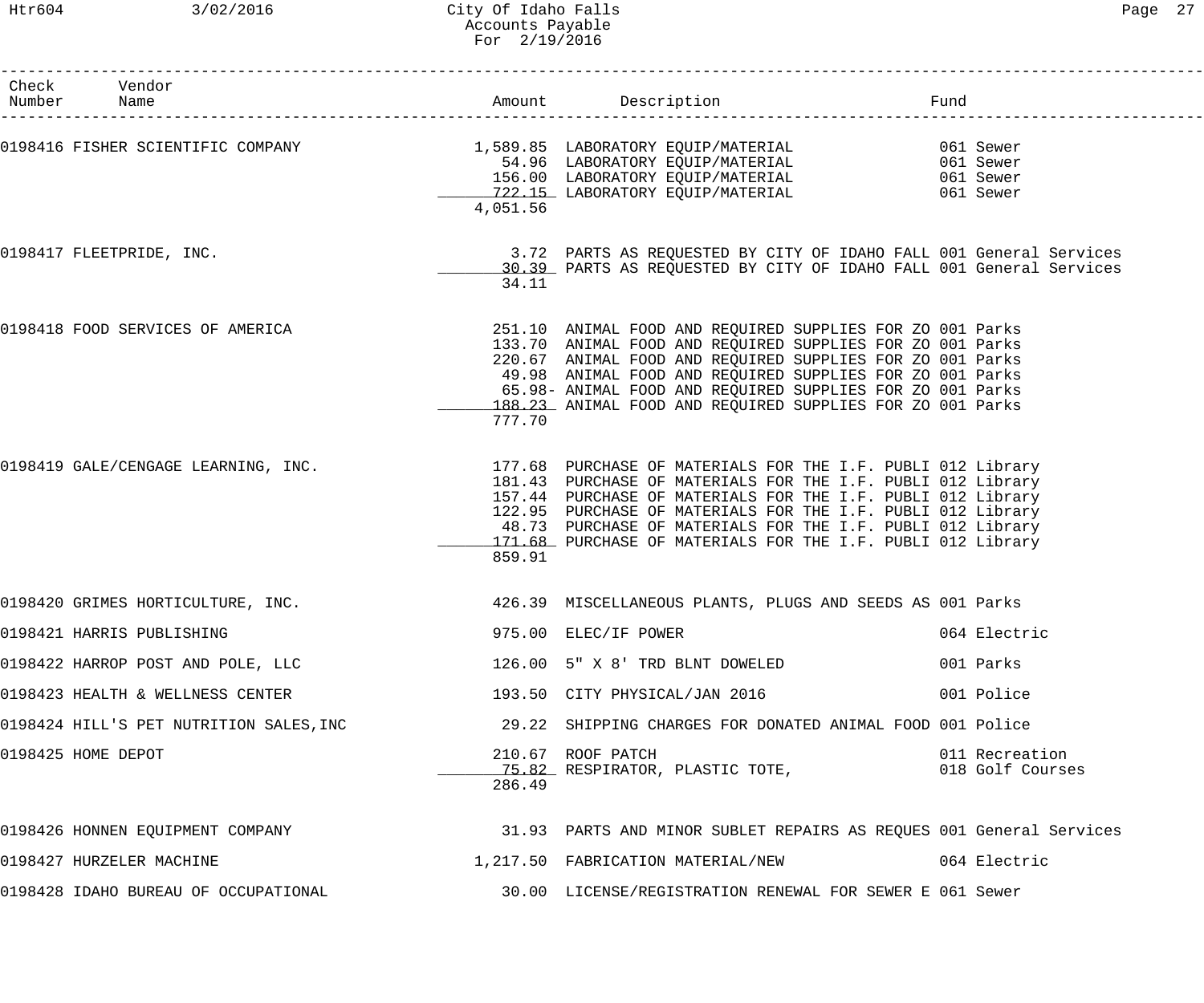# City Of Idaho Falls
## Accounts Payable
### For 2/19/2016

| Check Number | Vendor Name | Amount | Description | Fund |
|---|---|---|---|---|
| 0198416 | FISHER SCIENTIFIC COMPANY | 1,589.85 | LABORATORY EQUIP/MATERIAL | 061 Sewer |
| | | 54.96 | LABORATORY EQUIP/MATERIAL | 061 Sewer |
| | | 156.00 | LABORATORY EQUIP/MATERIAL | 061 Sewer |
| | | 722.15 | LABORATORY EQUIP/MATERIAL | 061 Sewer |
| | | 4,051.56 | | |
| 0198417 | FLEETPRIDE, INC. | 3.72 | PARTS AS REQUESTED BY CITY OF IDAHO FALL | 001 General Services |
| | | 30.39 | PARTS AS REQUESTED BY CITY OF IDAHO FALL | 001 General Services |
| | | 34.11 | | |
| 0198418 | FOOD SERVICES OF AMERICA | 251.10 | ANIMAL FOOD AND REQUIRED SUPPLIES FOR ZO | 001 Parks |
| | | 133.70 | ANIMAL FOOD AND REQUIRED SUPPLIES FOR ZO | 001 Parks |
| | | 220.67 | ANIMAL FOOD AND REQUIRED SUPPLIES FOR ZO | 001 Parks |
| | | 49.98 | ANIMAL FOOD AND REQUIRED SUPPLIES FOR ZO | 001 Parks |
| | | 65.98- | ANIMAL FOOD AND REQUIRED SUPPLIES FOR ZO | 001 Parks |
| | | 188.23 | ANIMAL FOOD AND REQUIRED SUPPLIES FOR ZO | 001 Parks |
| | | 777.70 | | |
| 0198419 | GALE/CENGAGE LEARNING, INC. | 177.68 | PURCHASE OF MATERIALS FOR THE I.F. PUBLI | 012 Library |
| | | 181.43 | PURCHASE OF MATERIALS FOR THE I.F. PUBLI | 012 Library |
| | | 157.44 | PURCHASE OF MATERIALS FOR THE I.F. PUBLI | 012 Library |
| | | 122.95 | PURCHASE OF MATERIALS FOR THE I.F. PUBLI | 012 Library |
| | | 48.73 | PURCHASE OF MATERIALS FOR THE I.F. PUBLI | 012 Library |
| | | 171.68 | PURCHASE OF MATERIALS FOR THE I.F. PUBLI | 012 Library |
| | | 859.91 | | |
| 0198420 | GRIMES HORTICULTURE, INC. | 426.39 | MISCELLANEOUS PLANTS, PLUGS AND SEEDS AS | 001 Parks |
| 0198421 | HARRIS PUBLISHING | 975.00 | ELEC/IF POWER | 064 Electric |
| 0198422 | HARROP POST AND POLE, LLC | 126.00 | 5" X 8' TRD BLNT DOWELED | 001 Parks |
| 0198423 | HEALTH & WELLNESS CENTER | 193.50 | CITY PHYSICAL/JAN 2016 | 001 Police |
| 0198424 | HILL'S PET NUTRITION SALES,INC | 29.22 | SHIPPING CHARGES FOR DONATED ANIMAL FOOD | 001 Police |
| 0198425 | HOME DEPOT | 210.67 | ROOF PATCH | 011 Recreation |
| | | 75.82 | RESPIRATOR, PLASTIC TOTE, | 018 Golf Courses |
| | | 286.49 | | |
| 0198426 | HONNEN EQUIPMENT COMPANY | 31.93 | PARTS AND MINOR SUBLET REPAIRS AS REQUES | 001 General Services |
| 0198427 | HURZELER MACHINE | 1,217.50 | FABRICATION MATERIAL/NEW | 064 Electric |
| 0198428 | IDAHO BUREAU OF OCCUPATIONAL | 30.00 | LICENSE/REGISTRATION RENEWAL FOR SEWER E | 061 Sewer |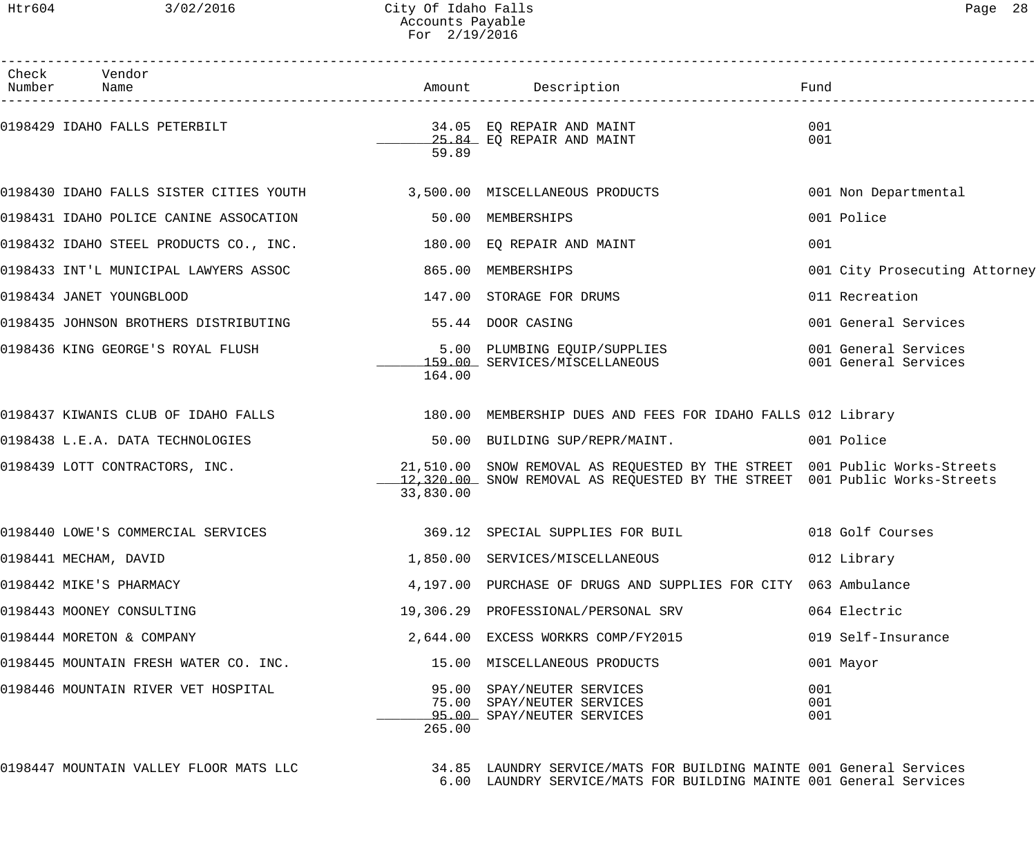# City Of Idaho Falls
## Accounts Payable
### For 2/19/2016

| Check Number | Vendor Name | Amount | Description | Fund |
|---|---|---|---|---|
| 0198429 | IDAHO FALLS PETERBILT | 34.05 | EQ REPAIR AND MAINT | 001 |
| | | 25.84 | EQ REPAIR AND MAINT | 001 |
| | | 59.89 | | |
| 0198430 | IDAHO FALLS SISTER CITIES YOUTH | 3,500.00 | MISCELLANEOUS PRODUCTS | 001 Non Departmental |
| 0198431 | IDAHO POLICE CANINE ASSOCATION | 50.00 | MEMBERSHIPS | 001 Police |
| 0198432 | IDAHO STEEL PRODUCTS CO., INC. | 180.00 | EQ REPAIR AND MAINT | 001 |
| 0198433 | INT'L MUNICIPAL LAWYERS ASSOC | 865.00 | MEMBERSHIPS | 001 City Prosecuting Attorney |
| 0198434 | JANET YOUNGBLOOD | 147.00 | STORAGE FOR DRUMS | 011 Recreation |
| 0198435 | JOHNSON BROTHERS DISTRIBUTING | 55.44 | DOOR CASING | 001 General Services |
| 0198436 | KING GEORGE'S ROYAL FLUSH | 5.00 | PLUMBING EQUIP/SUPPLIES | 001 General Services |
| | | 159.00 | SERVICES/MISCELLANEOUS | 001 General Services |
| | | 164.00 | | |
| 0198437 | KIWANIS CLUB OF IDAHO FALLS | 180.00 | MEMBERSHIP DUES AND FEES FOR IDAHO FALLS | 012 Library |
| 0198438 | L.E.A. DATA TECHNOLOGIES | 50.00 | BUILDING SUP/REPR/MAINT. | 001 Police |
| 0198439 | LOTT CONTRACTORS, INC. | 21,510.00 | SNOW REMOVAL AS REQUESTED BY THE STREET | 001 Public Works-Streets |
| | | 12,320.00 | SNOW REMOVAL AS REQUESTED BY THE STREET | 001 Public Works-Streets |
| | | 33,830.00 | | |
| 0198440 | LOWE'S COMMERCIAL SERVICES | 369.12 | SPECIAL SUPPLIES FOR BUIL | 018 Golf Courses |
| 0198441 | MECHAM, DAVID | 1,850.00 | SERVICES/MISCELLANEOUS | 012 Library |
| 0198442 | MIKE'S PHARMACY | 4,197.00 | PURCHASE OF DRUGS AND SUPPLIES FOR CITY | 063 Ambulance |
| 0198443 | MOONEY CONSULTING | 19,306.29 | PROFESSIONAL/PERSONAL SRV | 064 Electric |
| 0198444 | MORETON & COMPANY | 2,644.00 | EXCESS WORKRS COMP/FY2015 | 019 Self-Insurance |
| 0198445 | MOUNTAIN FRESH WATER CO. INC. | 15.00 | MISCELLANEOUS PRODUCTS | 001 Mayor |
| 0198446 | MOUNTAIN RIVER VET HOSPITAL | 95.00 | SPAY/NEUTER SERVICES | 001 |
| | | 75.00 | SPAY/NEUTER SERVICES | 001 |
| | | 95.00 | SPAY/NEUTER SERVICES | 001 |
| | | 265.00 | | |
| 0198447 | MOUNTAIN VALLEY FLOOR MATS LLC | 34.85 | LAUNDRY SERVICE/MATS FOR BUILDING MAINTE | 001 General Services |
| | | 6.00 | LAUNDRY SERVICE/MATS FOR BUILDING MAINTE | 001 General Services |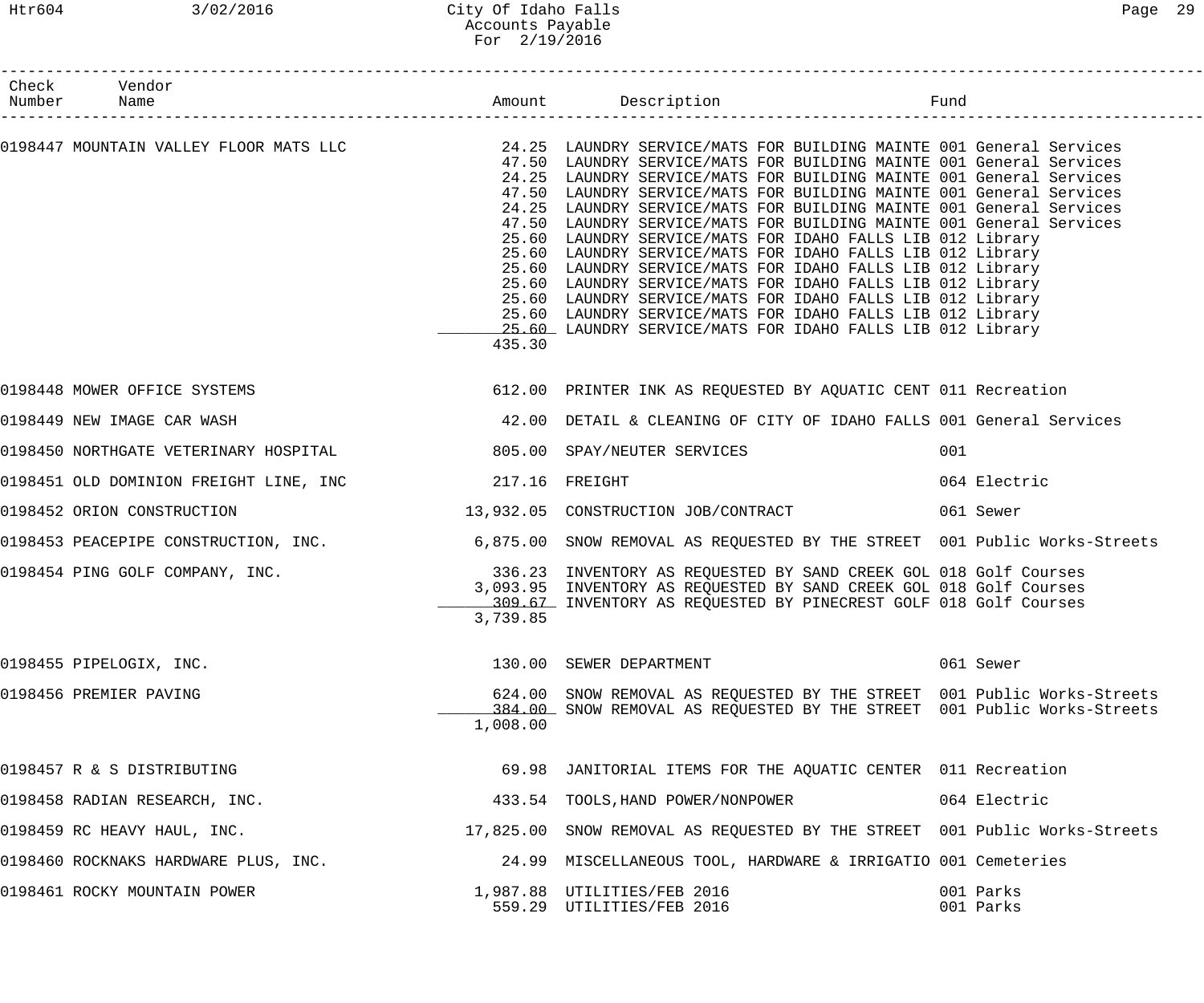City Of Idaho Falls
Accounts Payable
For 2/19/2016

| Check Number | Vendor Name | Amount | Description | Fund |
|---|---|---|---|---|
| 0198447 | MOUNTAIN VALLEY FLOOR MATS LLC | 24.25 | LAUNDRY SERVICE/MATS FOR BUILDING MAINTE | 001 General Services |
| | | 47.50 | LAUNDRY SERVICE/MATS FOR BUILDING MAINTE | 001 General Services |
| | | 24.25 | LAUNDRY SERVICE/MATS FOR BUILDING MAINTE | 001 General Services |
| | | 47.50 | LAUNDRY SERVICE/MATS FOR BUILDING MAINTE | 001 General Services |
| | | 24.25 | LAUNDRY SERVICE/MATS FOR BUILDING MAINTE | 001 General Services |
| | | 47.50 | LAUNDRY SERVICE/MATS FOR BUILDING MAINTE | 001 General Services |
| | | 25.60 | LAUNDRY SERVICE/MATS FOR IDAHO FALLS LIB | 012 Library |
| | | 25.60 | LAUNDRY SERVICE/MATS FOR IDAHO FALLS LIB | 012 Library |
| | | 25.60 | LAUNDRY SERVICE/MATS FOR IDAHO FALLS LIB | 012 Library |
| | | 25.60 | LAUNDRY SERVICE/MATS FOR IDAHO FALLS LIB | 012 Library |
| | | 25.60 | LAUNDRY SERVICE/MATS FOR IDAHO FALLS LIB | 012 Library |
| | | 25.60 | LAUNDRY SERVICE/MATS FOR IDAHO FALLS LIB | 012 Library |
| | | 25.60 | LAUNDRY SERVICE/MATS FOR IDAHO FALLS LIB | 012 Library |
| | | 435.30 | | |
| 0198448 | MOWER OFFICE SYSTEMS | 612.00 | PRINTER INK AS REQUESTED BY AQUATIC CENT | 011 Recreation |
| 0198449 | NEW IMAGE CAR WASH | 42.00 | DETAIL & CLEANING OF CITY OF IDAHO FALLS | 001 General Services |
| 0198450 | NORTHGATE VETERINARY HOSPITAL | 805.00 | SPAY/NEUTER SERVICES | 001 |
| 0198451 | OLD DOMINION FREIGHT LINE, INC | 217.16 | FREIGHT | 064 Electric |
| 0198452 | ORION CONSTRUCTION | 13,932.05 | CONSTRUCTION JOB/CONTRACT | 061 Sewer |
| 0198453 | PEACEPIPE CONSTRUCTION, INC. | 6,875.00 | SNOW REMOVAL AS REQUESTED BY THE STREET | 001 Public Works-Streets |
| 0198454 | PING GOLF COMPANY, INC. | 336.23 | INVENTORY AS REQUESTED BY SAND CREEK GOL | 018 Golf Courses |
| | | 3,093.95 | INVENTORY AS REQUESTED BY SAND CREEK GOL | 018 Golf Courses |
| | | 309.67 | INVENTORY AS REQUESTED BY PINECREST GOLF | 018 Golf Courses |
| | | 3,739.85 | | |
| 0198455 | PIPELOGIX, INC. | 130.00 | SEWER DEPARTMENT | 061 Sewer |
| 0198456 | PREMIER PAVING | 624.00 | SNOW REMOVAL AS REQUESTED BY THE STREET | 001 Public Works-Streets |
| | | 384.00 | SNOW REMOVAL AS REQUESTED BY THE STREET | 001 Public Works-Streets |
| | | 1,008.00 | | |
| 0198457 | R & S DISTRIBUTING | 69.98 | JANITORIAL ITEMS FOR THE AQUATIC CENTER | 011 Recreation |
| 0198458 | RADIAN RESEARCH, INC. | 433.54 | TOOLS,HAND POWER/NONPOWER | 064 Electric |
| 0198459 | RC HEAVY HAUL, INC. | 17,825.00 | SNOW REMOVAL AS REQUESTED BY THE STREET | 001 Public Works-Streets |
| 0198460 | ROCKNAKS HARDWARE PLUS, INC. | 24.99 | MISCELLANEOUS TOOL, HARDWARE & IRRIGATIO | 001 Cemeteries |
| 0198461 | ROCKY MOUNTAIN POWER | 1,987.88 | UTILITIES/FEB 2016 | 001 Parks |
| | | 559.29 | UTILITIES/FEB 2016 | 001 Parks |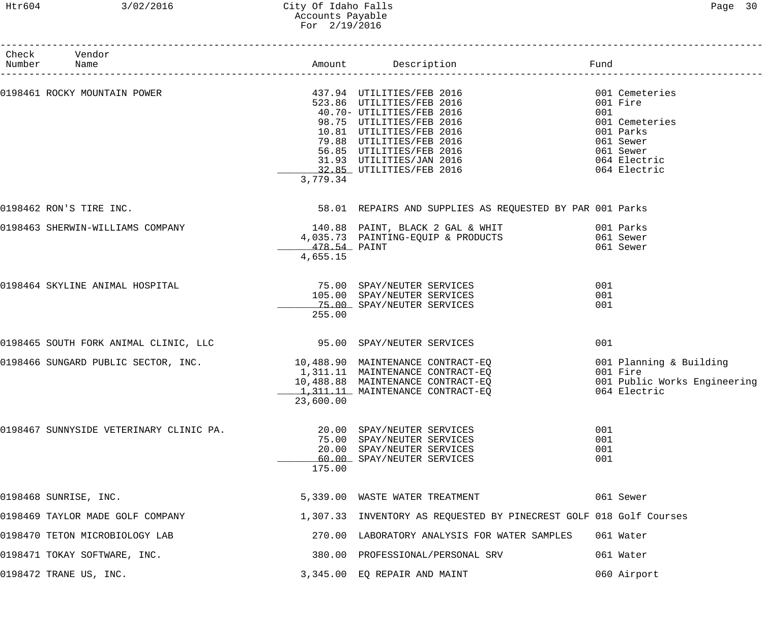# City Of Idaho Falls
## Accounts Payable
### For 2/19/2016

| Check Number | Vendor Name | Amount | Description | Fund |
|---|---|---|---|---|
| 0198461 | ROCKY MOUNTAIN POWER | 437.94 | UTILITIES/FEB 2016 | 001 Cemeteries |
| | | 523.86 | UTILITIES/FEB 2016 | 001 Fire |
| | | 40.70- | UTILITIES/FEB 2016 | 001 |
| | | 98.75 | UTILITIES/FEB 2016 | 001 Cemeteries |
| | | 10.81 | UTILITIES/FEB 2016 | 001 Parks |
| | | 79.88 | UTILITIES/FEB 2016 | 061 Sewer |
| | | 56.85 | UTILITIES/FEB 2016 | 061 Sewer |
| | | 31.93 | UTILITIES/JAN 2016 | 064 Electric |
| | | 32.85 | UTILITIES/FEB 2016 | 064 Electric |
| | | 3,779.34 | | |
| 0198462 | RON'S TIRE INC. | 58.01 | REPAIRS AND SUPPLIES AS REQUESTED BY PAR | 001 Parks |
| 0198463 | SHERWIN-WILLIAMS COMPANY | 140.88 | PAINT, BLACK 2 GAL & WHIT | 001 Parks |
| | | 4,035.73 | PAINTING-EQUIP & PRODUCTS | 061 Sewer |
| | | 478.54 | PAINT | 061 Sewer |
| | | 4,655.15 | | |
| 0198464 | SKYLINE ANIMAL HOSPITAL | 75.00 | SPAY/NEUTER SERVICES | 001 |
| | | 105.00 | SPAY/NEUTER SERVICES | 001 |
| | | 75.00 | SPAY/NEUTER SERVICES | 001 |
| | | 255.00 | | |
| 0198465 | SOUTH FORK ANIMAL CLINIC, LLC | 95.00 | SPAY/NEUTER SERVICES | 001 |
| 0198466 | SUNGARD PUBLIC SECTOR, INC. | 10,488.90 | MAINTENANCE CONTRACT-EQ | 001 Planning & Building |
| | | 1,311.11 | MAINTENANCE CONTRACT-EQ | 001 Fire |
| | | 10,488.88 | MAINTENANCE CONTRACT-EQ | 001 Public Works Engineering |
| | | 1,311.11 | MAINTENANCE CONTRACT-EQ | 064 Electric |
| | | 23,600.00 | | |
| 0198467 | SUNNYSIDE VETERINARY CLINIC PA. | 20.00 | SPAY/NEUTER SERVICES | 001 |
| | | 75.00 | SPAY/NEUTER SERVICES | 001 |
| | | 20.00 | SPAY/NEUTER SERVICES | 001 |
| | | 60.00 | SPAY/NEUTER SERVICES | 001 |
| | | 175.00 | | |
| 0198468 | SUNRISE, INC. | 5,339.00 | WASTE WATER TREATMENT | 061 Sewer |
| 0198469 | TAYLOR MADE GOLF COMPANY | 1,307.33 | INVENTORY AS REQUESTED BY PINECREST GOLF | 018 Golf Courses |
| 0198470 | TETON MICROBIOLOGY LAB | 270.00 | LABORATORY ANALYSIS FOR WATER SAMPLES | 061 Water |
| 0198471 | TOKAY SOFTWARE, INC. | 380.00 | PROFESSIONAL/PERSONAL SRV | 061 Water |
| 0198472 | TRANE US, INC. | 3,345.00 | EQ REPAIR AND MAINT | 060 Airport |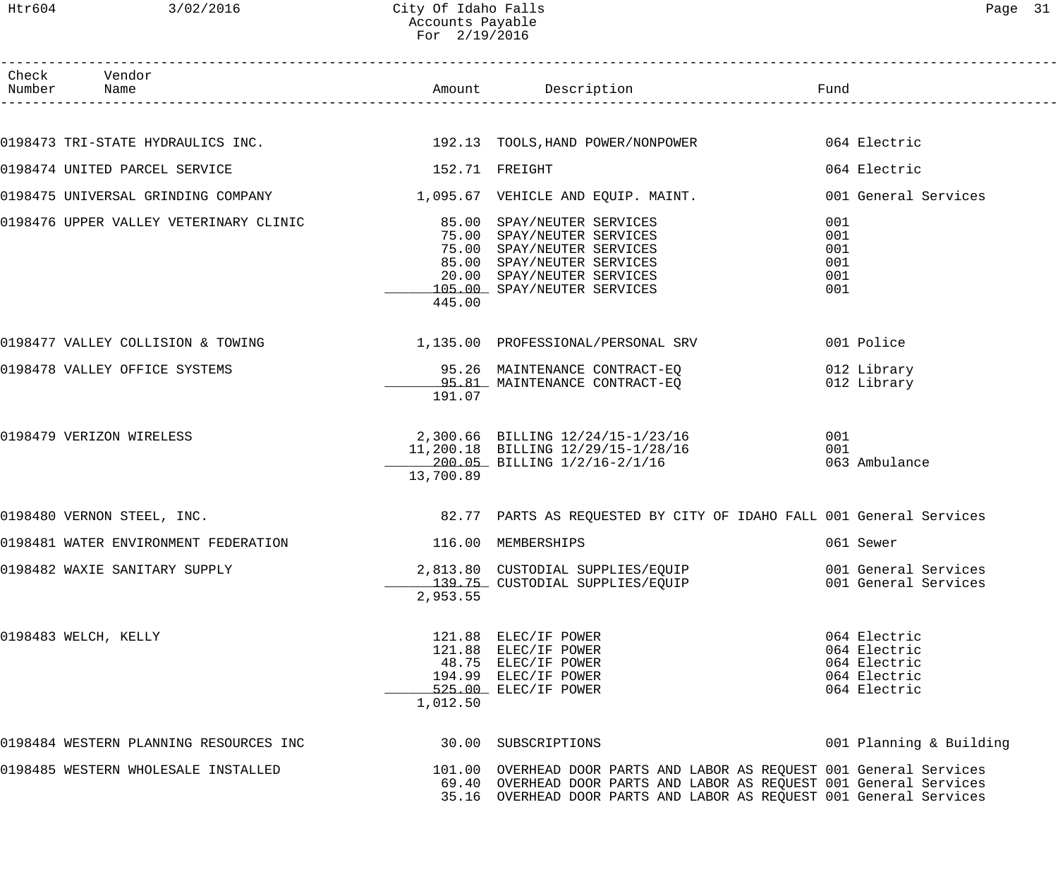# City Of Idaho Falls
## Accounts Payable
### For 2/19/2016

| Check Number | Vendor Name | Amount | Description | Fund |
|---|---|---|---|---|
| 0198473 | TRI-STATE HYDRAULICS INC. | 192.13 | TOOLS,HAND POWER/NONPOWER | 064 Electric |
| 0198474 | UNITED PARCEL SERVICE | 152.71 | FREIGHT | 064 Electric |
| 0198475 | UNIVERSAL GRINDING COMPANY | 1,095.67 | VEHICLE AND EQUIP. MAINT. | 001 General Services |
| 0198476 | UPPER VALLEY VETERINARY CLINIC | 85.00 | SPAY/NEUTER SERVICES | 001 |
| | | 75.00 | SPAY/NEUTER SERVICES | 001 |
| | | 75.00 | SPAY/NEUTER SERVICES | 001 |
| | | 85.00 | SPAY/NEUTER SERVICES | 001 |
| | | 20.00 | SPAY/NEUTER SERVICES | 001 |
| | | 105.00 | SPAY/NEUTER SERVICES | 001 |
| | | 445.00 | | |
| 0198477 | VALLEY COLLISION & TOWING | 1,135.00 | PROFESSIONAL/PERSONAL SRV | 001 Police |
| 0198478 | VALLEY OFFICE SYSTEMS | 95.26 | MAINTENANCE CONTRACT-EQ | 012 Library |
| | | 95.81 | MAINTENANCE CONTRACT-EQ | 012 Library |
| | | 191.07 | | |
| 0198479 | VERIZON WIRELESS | 2,300.66 | BILLING 12/24/15-1/23/16 | 001 |
| | | 11,200.18 | BILLING 12/29/15-1/28/16 | 001 |
| | | 200.05 | BILLING 1/2/16-2/1/16 | 063 Ambulance |
| | | 13,700.89 | | |
| 0198480 | VERNON STEEL, INC. | 82.77 | PARTS AS REQUESTED BY CITY OF IDAHO FALL | 001 General Services |
| 0198481 | WATER ENVIRONMENT FEDERATION | 116.00 | MEMBERSHIPS | 061 Sewer |
| 0198482 | WAXIE SANITARY SUPPLY | 2,813.80 | CUSTODIAL SUPPLIES/EQUIP | 001 General Services |
| | | 139.75 | CUSTODIAL SUPPLIES/EQUIP | 001 General Services |
| | | 2,953.55 | | |
| 0198483 | WELCH, KELLY | 121.88 | ELEC/IF POWER | 064 Electric |
| | | 121.88 | ELEC/IF POWER | 064 Electric |
| | | 48.75 | ELEC/IF POWER | 064 Electric |
| | | 194.99 | ELEC/IF POWER | 064 Electric |
| | | 525.00 | ELEC/IF POWER | 064 Electric |
| | | 1,012.50 | | |
| 0198484 | WESTERN PLANNING RESOURCES INC | 30.00 | SUBSCRIPTIONS | 001 Planning & Building |
| 0198485 | WESTERN WHOLESALE INSTALLED | 101.00 | OVERHEAD DOOR PARTS AND LABOR AS REQUEST | 001 General Services |
| | | 69.40 | OVERHEAD DOOR PARTS AND LABOR AS REQUEST | 001 General Services |
| | | 35.16 | OVERHEAD DOOR PARTS AND LABOR AS REQUEST | 001 General Services |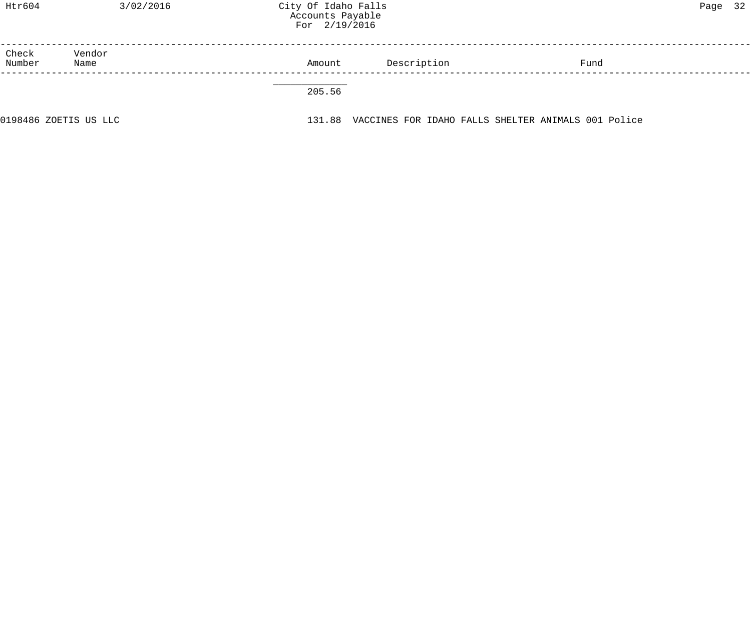| Check Number | Vendor Name | Amount | Description | Fund |
|---|---|---|---|---|
| | | 205.56 | | |
| 0198486 | ZOETIS US LLC | 131.88 | VACCINES FOR IDAHO FALLS SHELTER ANIMALS | 001 Police |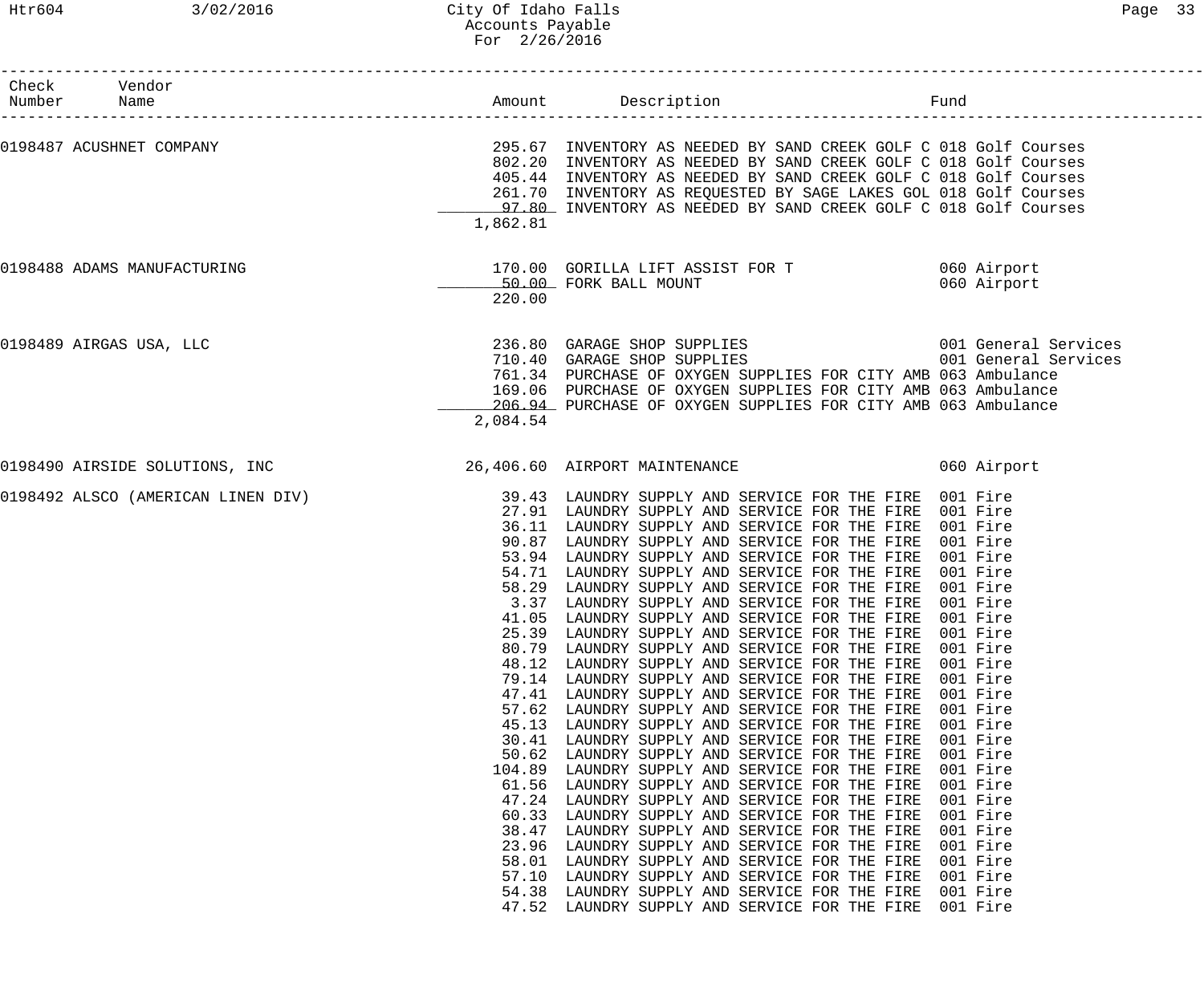City Of Idaho Falls
Accounts Payable
For 2/26/2016

| Check Number | Vendor Name | Amount | Description | Fund |
|---|---|---|---|---|
| 0198487 | ACUSHNET COMPANY | 295.67 | INVENTORY AS NEEDED BY SAND CREEK GOLF C | 018 Golf Courses |
| | | 802.20 | INVENTORY AS NEEDED BY SAND CREEK GOLF C | 018 Golf Courses |
| | | 405.44 | INVENTORY AS NEEDED BY SAND CREEK GOLF C | 018 Golf Courses |
| | | 261.70 | INVENTORY AS REQUESTED BY SAGE LAKES GOL | 018 Golf Courses |
| | | 97.80 | INVENTORY AS NEEDED BY SAND CREEK GOLF C | 018 Golf Courses |
| | | 1,862.81 | | |
| 0198488 | ADAMS MANUFACTURING | 170.00 | GORILLA LIFT ASSIST FOR T | 060 Airport |
| | | 50.00 | FORK BALL MOUNT | 060 Airport |
| | | 220.00 | | |
| 0198489 | AIRGAS USA, LLC | 236.80 | GARAGE SHOP SUPPLIES | 001 General Services |
| | | 710.40 | GARAGE SHOP SUPPLIES | 001 General Services |
| | | 761.34 | PURCHASE OF OXYGEN SUPPLIES FOR CITY AMB | 063 Ambulance |
| | | 169.06 | PURCHASE OF OXYGEN SUPPLIES FOR CITY AMB | 063 Ambulance |
| | | 206.94 | PURCHASE OF OXYGEN SUPPLIES FOR CITY AMB | 063 Ambulance |
| | | 2,084.54 | | |
| 0198490 | AIRSIDE SOLUTIONS, INC | 26,406.60 | AIRPORT MAINTENANCE | 060 Airport |
| 0198492 | ALSCO (AMERICAN LINEN DIV) | 39.43 | LAUNDRY SUPPLY AND SERVICE FOR THE FIRE | 001 Fire |
| | | 27.91 | LAUNDRY SUPPLY AND SERVICE FOR THE FIRE | 001 Fire |
| | | 36.11 | LAUNDRY SUPPLY AND SERVICE FOR THE FIRE | 001 Fire |
| | | 90.87 | LAUNDRY SUPPLY AND SERVICE FOR THE FIRE | 001 Fire |
| | | 53.94 | LAUNDRY SUPPLY AND SERVICE FOR THE FIRE | 001 Fire |
| | | 54.71 | LAUNDRY SUPPLY AND SERVICE FOR THE FIRE | 001 Fire |
| | | 58.29 | LAUNDRY SUPPLY AND SERVICE FOR THE FIRE | 001 Fire |
| | | 3.37 | LAUNDRY SUPPLY AND SERVICE FOR THE FIRE | 001 Fire |
| | | 41.05 | LAUNDRY SUPPLY AND SERVICE FOR THE FIRE | 001 Fire |
| | | 25.39 | LAUNDRY SUPPLY AND SERVICE FOR THE FIRE | 001 Fire |
| | | 80.79 | LAUNDRY SUPPLY AND SERVICE FOR THE FIRE | 001 Fire |
| | | 48.12 | LAUNDRY SUPPLY AND SERVICE FOR THE FIRE | 001 Fire |
| | | 79.14 | LAUNDRY SUPPLY AND SERVICE FOR THE FIRE | 001 Fire |
| | | 47.41 | LAUNDRY SUPPLY AND SERVICE FOR THE FIRE | 001 Fire |
| | | 57.62 | LAUNDRY SUPPLY AND SERVICE FOR THE FIRE | 001 Fire |
| | | 45.13 | LAUNDRY SUPPLY AND SERVICE FOR THE FIRE | 001 Fire |
| | | 30.41 | LAUNDRY SUPPLY AND SERVICE FOR THE FIRE | 001 Fire |
| | | 50.62 | LAUNDRY SUPPLY AND SERVICE FOR THE FIRE | 001 Fire |
| | | 104.89 | LAUNDRY SUPPLY AND SERVICE FOR THE FIRE | 001 Fire |
| | | 61.56 | LAUNDRY SUPPLY AND SERVICE FOR THE FIRE | 001 Fire |
| | | 47.24 | LAUNDRY SUPPLY AND SERVICE FOR THE FIRE | 001 Fire |
| | | 60.33 | LAUNDRY SUPPLY AND SERVICE FOR THE FIRE | 001 Fire |
| | | 38.47 | LAUNDRY SUPPLY AND SERVICE FOR THE FIRE | 001 Fire |
| | | 23.96 | LAUNDRY SUPPLY AND SERVICE FOR THE FIRE | 001 Fire |
| | | 58.01 | LAUNDRY SUPPLY AND SERVICE FOR THE FIRE | 001 Fire |
| | | 57.10 | LAUNDRY SUPPLY AND SERVICE FOR THE FIRE | 001 Fire |
| | | 54.38 | LAUNDRY SUPPLY AND SERVICE FOR THE FIRE | 001 Fire |
| | | 47.52 | LAUNDRY SUPPLY AND SERVICE FOR THE FIRE | 001 Fire |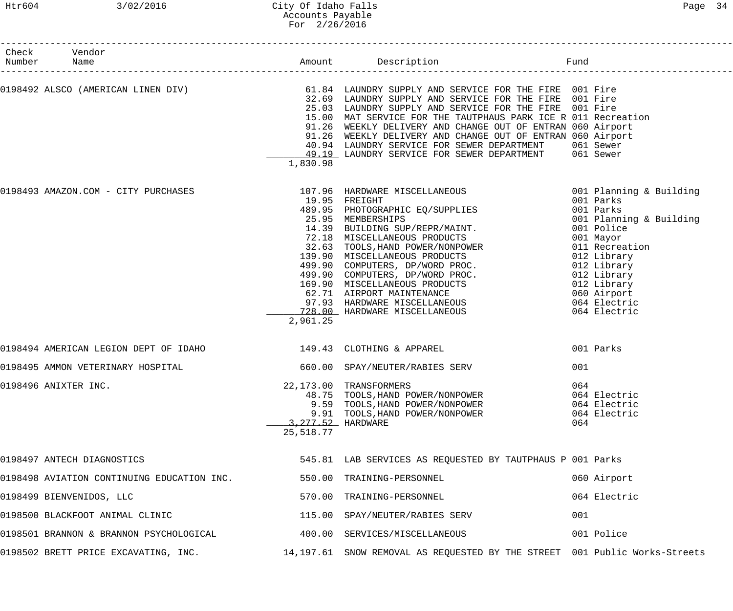# City Of Idaho Falls
## Accounts Payable
### For 2/26/2016

| Check Number | Vendor Name | Amount | Description | Fund |
|---|---|---|---|---|
| 0198492 | ALSCO (AMERICAN LINEN DIV) | 61.84 | LAUNDRY SUPPLY AND SERVICE FOR THE FIRE | 001 Fire |
| | | 32.69 | LAUNDRY SUPPLY AND SERVICE FOR THE FIRE | 001 Fire |
| | | 25.03 | LAUNDRY SUPPLY AND SERVICE FOR THE FIRE | 001 Fire |
| | | 15.00 | MAT SERVICE FOR THE TAUTPHAUS PARK ICE R | 011 Recreation |
| | | 91.26 | WEEKLY DELIVERY AND CHANGE OUT OF ENTRAN | 060 Airport |
| | | 91.26 | WEEKLY DELIVERY AND CHANGE OUT OF ENTRAN | 060 Airport |
| | | 40.94 | LAUNDRY SERVICE FOR SEWER DEPARTMENT | 061 Sewer |
| | | 49.19 | LAUNDRY SERVICE FOR SEWER DEPARTMENT | 061 Sewer |
| | | 1,830.98 | | |
| 0198493 | AMAZON.COM - CITY PURCHASES | 107.96 | HARDWARE MISCELLANEOUS | 001 Planning & Building |
| | | 19.95 | FREIGHT | 001 Parks |
| | | 489.95 | PHOTOGRAPHIC EQ/SUPPLIES | 001 Parks |
| | | 25.95 | MEMBERSHIPS | 001 Planning & Building |
| | | 14.39 | BUILDING SUP/REPR/MAINT. | 001 Police |
| | | 72.18 | MISCELLANEOUS PRODUCTS | 001 Mayor |
| | | 32.63 | TOOLS,HAND POWER/NONPOWER | 011 Recreation |
| | | 139.90 | MISCELLANEOUS PRODUCTS | 012 Library |
| | | 499.90 | COMPUTERS, DP/WORD PROC. | 012 Library |
| | | 499.90 | COMPUTERS, DP/WORD PROC. | 012 Library |
| | | 169.90 | MISCELLANEOUS PRODUCTS | 012 Library |
| | | 62.71 | AIRPORT MAINTENANCE | 060 Airport |
| | | 97.93 | HARDWARE MISCELLANEOUS | 064 Electric |
| | | 728.00 | HARDWARE MISCELLANEOUS | 064 Electric |
| | | 2,961.25 | | |
| 0198494 | AMERICAN LEGION DEPT OF IDAHO | 149.43 | CLOTHING & APPAREL | 001 Parks |
| 0198495 | AMMON VETERINARY HOSPITAL | 660.00 | SPAY/NEUTER/RABIES SERV | 001 |
| 0198496 | ANIXTER INC. | 22,173.00 | TRANSFORMERS | 064 |
| | | 48.75 | TOOLS,HAND POWER/NONPOWER | 064 Electric |
| | | 9.59 | TOOLS,HAND POWER/NONPOWER | 064 Electric |
| | | 9.91 | TOOLS,HAND POWER/NONPOWER | 064 Electric |
| | | 3,277.52 | HARDWARE | 064 |
| | | 25,518.77 | | |
| 0198497 | ANTECH DIAGNOSTICS | 545.81 | LAB SERVICES AS REQUESTED BY TAUTPHAUS P | 001 Parks |
| 0198498 | AVIATION CONTINUING EDUCATION INC. | 550.00 | TRAINING-PERSONNEL | 060 Airport |
| 0198499 | BIENVENIDOS, LLC | 570.00 | TRAINING-PERSONNEL | 064 Electric |
| 0198500 | BLACKFOOT ANIMAL CLINIC | 115.00 | SPAY/NEUTER/RABIES SERV | 001 |
| 0198501 | BRANNON & BRANNON PSYCHOLOGICAL | 400.00 | SERVICES/MISCELLANEOUS | 001 Police |
| 0198502 | BRETT PRICE EXCAVATING, INC. | 14,197.61 | SNOW REMOVAL AS REQUESTED BY THE STREET | 001 Public Works-Streets |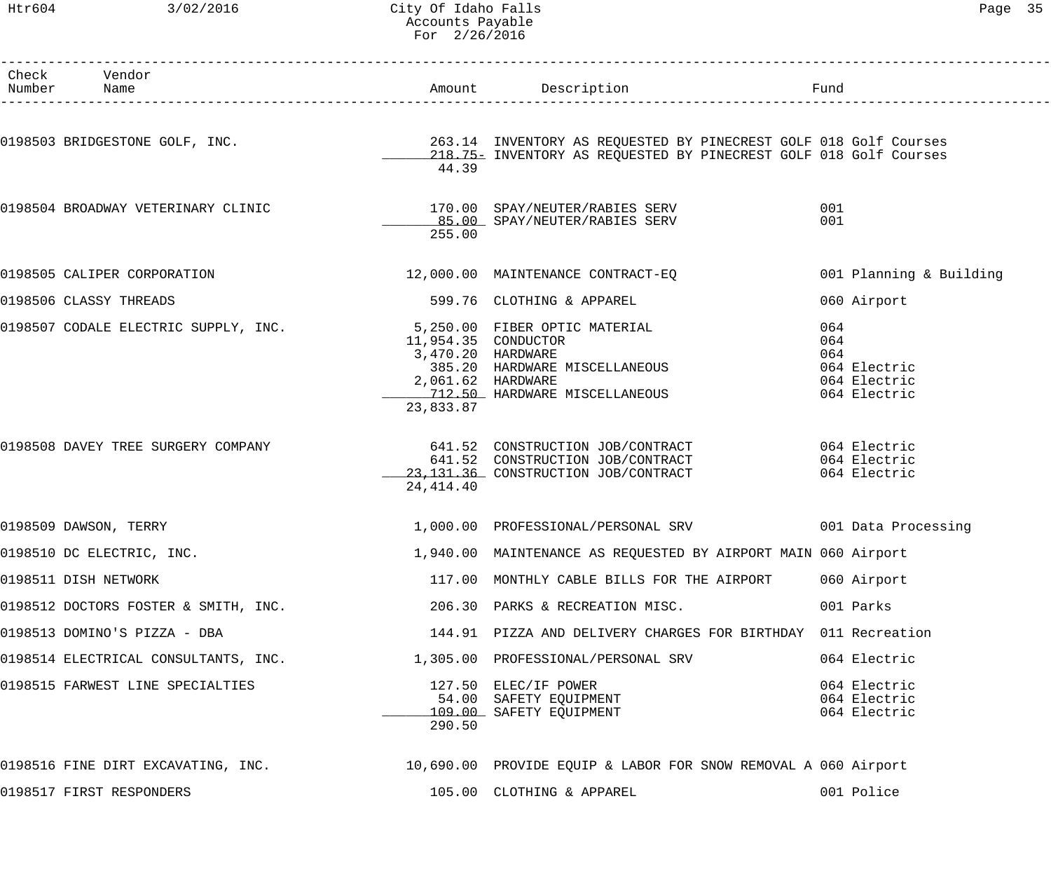# City Of Idaho Falls
## Accounts Payable
### For 2/26/2016

| Check Number | Vendor Name | Amount | Description | Fund |
|---|---|---|---|---|
| 0198503 | BRIDGESTONE GOLF, INC. | 263.14 | INVENTORY AS REQUESTED BY PINECREST GOLF | 018 Golf Courses |
| | | 218.75- | INVENTORY AS REQUESTED BY PINECREST GOLF | 018 Golf Courses |
| | | 44.39 | | |
| 0198504 | BROADWAY VETERINARY CLINIC | 170.00 | SPAY/NEUTER/RABIES SERV | 001 |
| | | 85.00 | SPAY/NEUTER/RABIES SERV | 001 |
| | | 255.00 | | |
| 0198505 | CALIPER CORPORATION | 12,000.00 | MAINTENANCE CONTRACT-EQ | 001 Planning & Building |
| 0198506 | CLASSY THREADS | 599.76 | CLOTHING & APPAREL | 060 Airport |
| 0198507 | CODALE ELECTRIC SUPPLY, INC. | 5,250.00 | FIBER OPTIC MATERIAL | 064 |
| | | 11,954.35 | CONDUCTOR | 064 |
| | | 3,470.20 | HARDWARE | 064 |
| | | 385.20 | HARDWARE MISCELLANEOUS | 064 Electric |
| | | 2,061.62 | HARDWARE | 064 Electric |
| | | 712.50 | HARDWARE MISCELLANEOUS | 064 Electric |
| | | 23,833.87 | | |
| 0198508 | DAVEY TREE SURGERY COMPANY | 641.52 | CONSTRUCTION JOB/CONTRACT | 064 Electric |
| | | 641.52 | CONSTRUCTION JOB/CONTRACT | 064 Electric |
| | | 23,131.36 | CONSTRUCTION JOB/CONTRACT | 064 Electric |
| | | 24,414.40 | | |
| 0198509 | DAWSON, TERRY | 1,000.00 | PROFESSIONAL/PERSONAL SRV | 001 Data Processing |
| 0198510 | DC ELECTRIC, INC. | 1,940.00 | MAINTENANCE AS REQUESTED BY AIRPORT MAIN | 060 Airport |
| 0198511 | DISH NETWORK | 117.00 | MONTHLY CABLE BILLS FOR THE AIRPORT | 060 Airport |
| 0198512 | DOCTORS FOSTER & SMITH, INC. | 206.30 | PARKS & RECREATION MISC. | 001 Parks |
| 0198513 | DOMINO'S PIZZA - DBA | 144.91 | PIZZA AND DELIVERY CHARGES FOR BIRTHDAY | 011 Recreation |
| 0198514 | ELECTRICAL CONSULTANTS, INC. | 1,305.00 | PROFESSIONAL/PERSONAL SRV | 064 Electric |
| 0198515 | FARWEST LINE SPECIALTIES | 127.50 | ELEC/IF POWER | 064 Electric |
| | | 54.00 | SAFETY EQUIPMENT | 064 Electric |
| | | 109.00 | SAFETY EQUIPMENT | 064 Electric |
| | | 290.50 | | |
| 0198516 | FINE DIRT EXCAVATING, INC. | 10,690.00 | PROVIDE EQUIP & LABOR FOR SNOW REMOVAL A | 060 Airport |
| 0198517 | FIRST RESPONDERS | 105.00 | CLOTHING & APPAREL | 001 Police |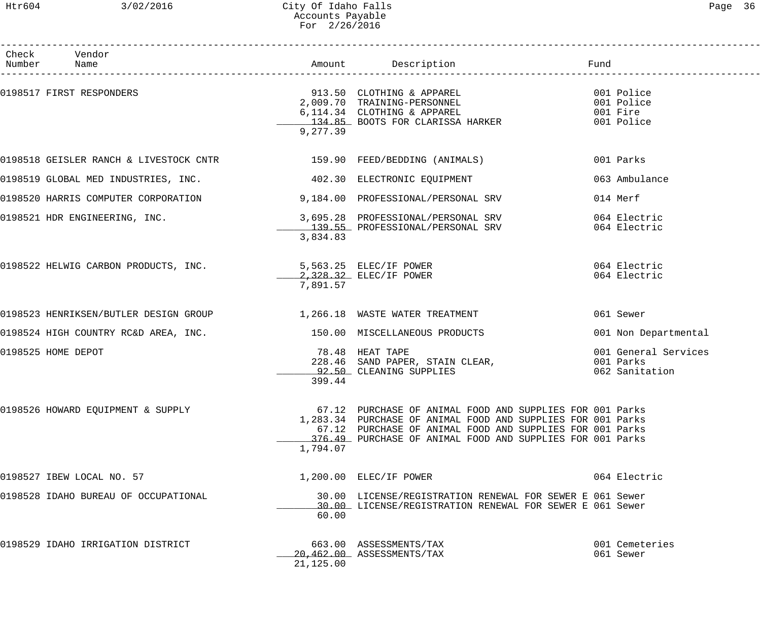# City Of Idaho Falls
## Accounts Payable
### For 2/26/2016

| Check Number | Vendor Name | Amount | Description | Fund |
|---|---|---|---|---|
| 0198517 | FIRST RESPONDERS | 913.50 | CLOTHING & APPAREL | 001 Police |
| | | 2,009.70 | TRAINING-PERSONNEL | 001 Police |
| | | 6,114.34 | CLOTHING & APPAREL | 001 Fire |
| | | 134.85 | BOOTS FOR CLARISSA HARKER | 001 Police |
| | | 9,277.39 | | |
| 0198518 | GEISLER RANCH & LIVESTOCK CNTR | 159.90 | FEED/BEDDING (ANIMALS) | 001 Parks |
| 0198519 | GLOBAL MED INDUSTRIES, INC. | 402.30 | ELECTRONIC EQUIPMENT | 063 Ambulance |
| 0198520 | HARRIS COMPUTER CORPORATION | 9,184.00 | PROFESSIONAL/PERSONAL SRV | 014 Merf |
| 0198521 | HDR ENGINEERING, INC. | 3,695.28 | PROFESSIONAL/PERSONAL SRV | 064 Electric |
| | | 139.55 | PROFESSIONAL/PERSONAL SRV | 064 Electric |
| | | 3,834.83 | | |
| 0198522 | HELWIG CARBON PRODUCTS, INC. | 5,563.25 | ELEC/IF POWER | 064 Electric |
| | | 2,328.32 | ELEC/IF POWER | 064 Electric |
| | | 7,891.57 | | |
| 0198523 | HENRIKSEN/BUTLER DESIGN GROUP | 1,266.18 | WASTE WATER TREATMENT | 061 Sewer |
| 0198524 | HIGH COUNTRY RC&D AREA, INC. | 150.00 | MISCELLANEOUS PRODUCTS | 001 Non Departmental |
| 0198525 | HOME DEPOT | 78.48 | HEAT TAPE | 001 General Services |
| | | 228.46 | SAND PAPER, STAIN CLEAR, | 001 Parks |
| | | 92.50 | CLEANING SUPPLIES | 062 Sanitation |
| | | 399.44 | | |
| 0198526 | HOWARD EQUIPMENT & SUPPLY | 67.12 | PURCHASE OF ANIMAL FOOD AND SUPPLIES FOR | 001 Parks |
| | | 1,283.34 | PURCHASE OF ANIMAL FOOD AND SUPPLIES FOR | 001 Parks |
| | | 67.12 | PURCHASE OF ANIMAL FOOD AND SUPPLIES FOR | 001 Parks |
| | | 376.49 | PURCHASE OF ANIMAL FOOD AND SUPPLIES FOR | 001 Parks |
| | | 1,794.07 | | |
| 0198527 | IBEW LOCAL NO. 57 | 1,200.00 | ELEC/IF POWER | 064 Electric |
| 0198528 | IDAHO BUREAU OF OCCUPATIONAL | 30.00 | LICENSE/REGISTRATION RENEWAL FOR SEWER E | 061 Sewer |
| | | 30.00 | LICENSE/REGISTRATION RENEWAL FOR SEWER E | 061 Sewer |
| | | 60.00 | | |
| 0198529 | IDAHO IRRIGATION DISTRICT | 663.00 | ASSESSMENTS/TAX | 001 Cemeteries |
| | | 20,462.00 | ASSESSMENTS/TAX | 061 Sewer |
| | | 21,125.00 | | |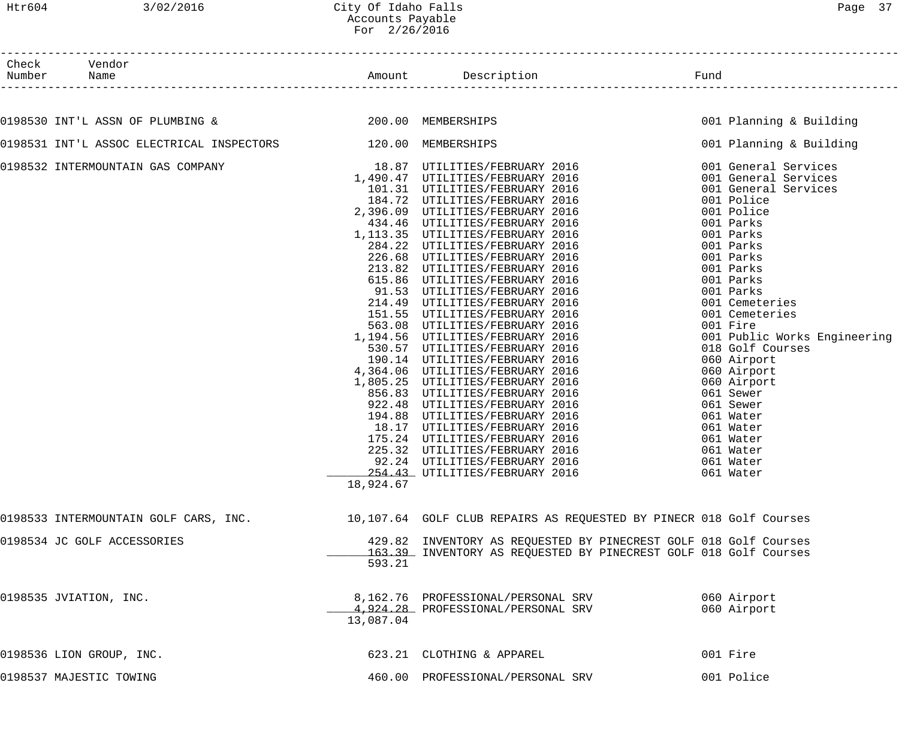# City Of Idaho Falls
## Accounts Payable
### For 2/26/2016

| Check Number | Vendor Name | Amount | Description | Fund |
|---|---|---|---|---|
| 0198530 | INT'L ASSN OF PLUMBING & | 200.00 | MEMBERSHIPS | 001 Planning & Building |
| 0198531 | INT'L ASSOC ELECTRICAL INSPECTORS | 120.00 | MEMBERSHIPS | 001 Planning & Building |
| 0198532 | INTERMOUNTAIN GAS COMPANY | 18.87 | UTILITIES/FEBRUARY 2016 | 001 General Services |
| | | 1,490.47 | UTILITIES/FEBRUARY 2016 | 001 General Services |
| | | 101.31 | UTILITIES/FEBRUARY 2016 | 001 General Services |
| | | 184.72 | UTILITIES/FEBRUARY 2016 | 001 Police |
| | | 2,396.09 | UTILITIES/FEBRUARY 2016 | 001 Police |
| | | 434.46 | UTILITIES/FEBRUARY 2016 | 001 Parks |
| | | 1,113.35 | UTILITIES/FEBRUARY 2016 | 001 Parks |
| | | 284.22 | UTILITIES/FEBRUARY 2016 | 001 Parks |
| | | 226.68 | UTILITIES/FEBRUARY 2016 | 001 Parks |
| | | 213.82 | UTILITIES/FEBRUARY 2016 | 001 Parks |
| | | 615.86 | UTILITIES/FEBRUARY 2016 | 001 Parks |
| | | 91.53 | UTILITIES/FEBRUARY 2016 | 001 Parks |
| | | 214.49 | UTILITIES/FEBRUARY 2016 | 001 Cemeteries |
| | | 151.55 | UTILITIES/FEBRUARY 2016 | 001 Cemeteries |
| | | 563.08 | UTILITIES/FEBRUARY 2016 | 001 Fire |
| | | 1,194.56 | UTILITIES/FEBRUARY 2016 | 001 Public Works Engineering |
| | | 530.57 | UTILITIES/FEBRUARY 2016 | 018 Golf Courses |
| | | 190.14 | UTILITIES/FEBRUARY 2016 | 060 Airport |
| | | 4,364.06 | UTILITIES/FEBRUARY 2016 | 060 Airport |
| | | 1,805.25 | UTILITIES/FEBRUARY 2016 | 060 Airport |
| | | 856.83 | UTILITIES/FEBRUARY 2016 | 061 Sewer |
| | | 922.48 | UTILITIES/FEBRUARY 2016 | 061 Sewer |
| | | 194.88 | UTILITIES/FEBRUARY 2016 | 061 Water |
| | | 18.17 | UTILITIES/FEBRUARY 2016 | 061 Water |
| | | 175.24 | UTILITIES/FEBRUARY 2016 | 061 Water |
| | | 225.32 | UTILITIES/FEBRUARY 2016 | 061 Water |
| | | 92.24 | UTILITIES/FEBRUARY 2016 | 061 Water |
| | | 254.43 | UTILITIES/FEBRUARY 2016 | 061 Water |
| | | 18,924.67 | | |
| 0198533 | INTERMOUNTAIN GOLF CARS, INC. | 10,107.64 | GOLF CLUB REPAIRS AS REQUESTED BY PINECR | 018 Golf Courses |
| 0198534 | JC GOLF ACCESSORIES | 429.82 | INVENTORY AS REQUESTED BY PINECREST GOLF | 018 Golf Courses |
| | | 163.39 | INVENTORY AS REQUESTED BY PINECREST GOLF | 018 Golf Courses |
| | | 593.21 | | |
| 0198535 | JVIATION, INC. | 8,162.76 | PROFESSIONAL/PERSONAL SRV | 060 Airport |
| | | 4,924.28 | PROFESSIONAL/PERSONAL SRV | 060 Airport |
| | | 13,087.04 | | |
| 0198536 | LION GROUP, INC. | 623.21 | CLOTHING & APPAREL | 001 Fire |
| 0198537 | MAJESTIC TOWING | 460.00 | PROFESSIONAL/PERSONAL SRV | 001 Police |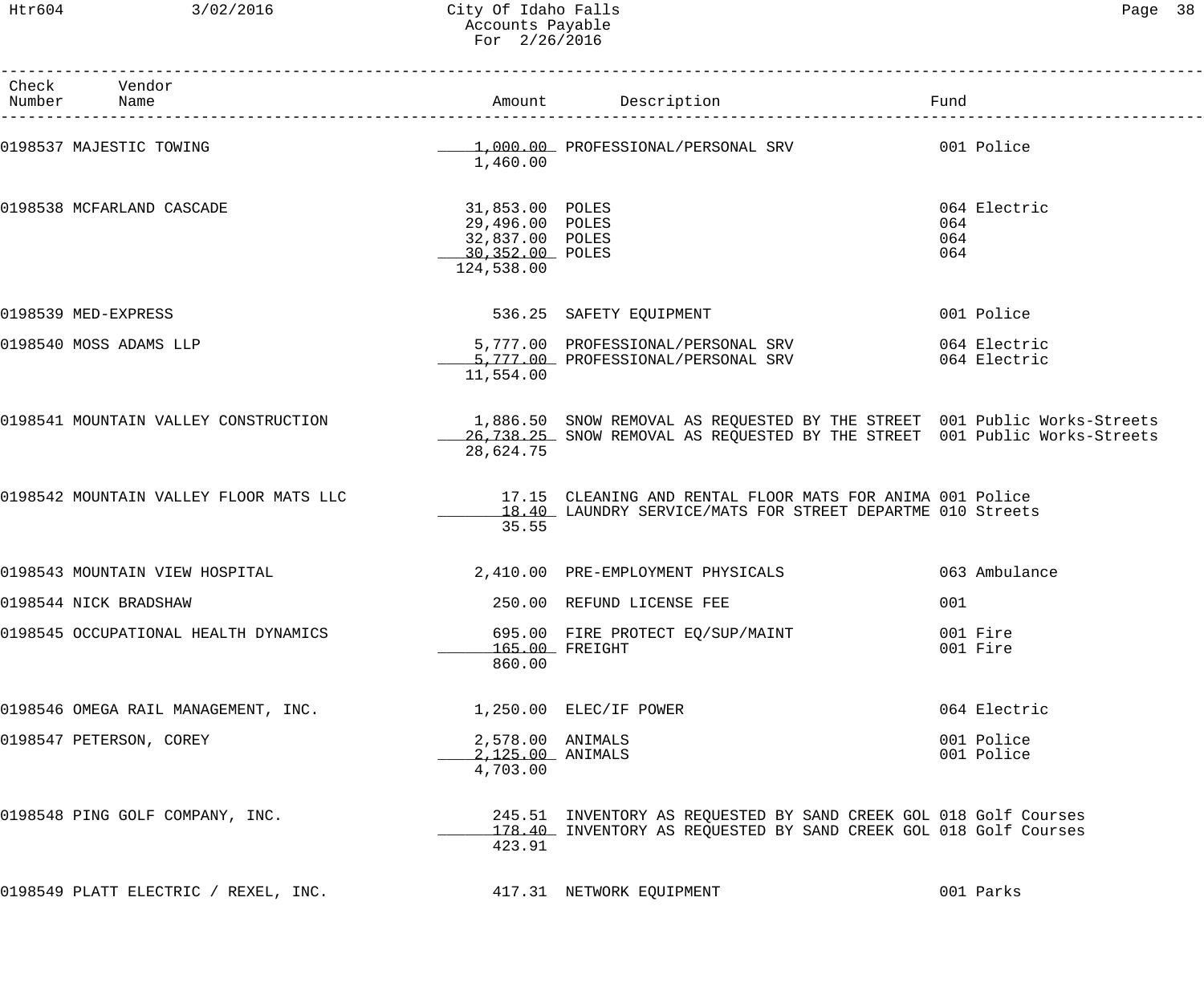# City Of Idaho Falls
## Accounts Payable
### For 2/26/2016

| Check Number | Vendor Name | Amount | Description | Fund |
|---|---|---|---|---|
| 0198537 | MAJESTIC TOWING | 1,000.00 | PROFESSIONAL/PERSONAL SRV | 001 Police |
| | | 1,460.00 | | |
| 0198538 | MCFARLAND CASCADE | 31,853.00 | POLES | 064 Electric |
| | | 29,496.00 | POLES | 064 |
| | | 32,837.00 | POLES | 064 |
| | | 30,352.00 | POLES | 064 |
| | | 124,538.00 | | |
| 0198539 | MED-EXPRESS | 536.25 | SAFETY EQUIPMENT | 001 Police |
| 0198540 | MOSS ADAMS LLP | 5,777.00 | PROFESSIONAL/PERSONAL SRV | 064 Electric |
| | | 5,777.00 | PROFESSIONAL/PERSONAL SRV | 064 Electric |
| | | 11,554.00 | | |
| 0198541 | MOUNTAIN VALLEY CONSTRUCTION | 1,886.50 | SNOW REMOVAL AS REQUESTED BY THE STREET | 001 Public Works-Streets |
| | | 26,738.25 | SNOW REMOVAL AS REQUESTED BY THE STREET | 001 Public Works-Streets |
| | | 28,624.75 | | |
| 0198542 | MOUNTAIN VALLEY FLOOR MATS LLC | 17.15 | CLEANING AND RENTAL FLOOR MATS FOR ANIMA | 001 Police |
| | | 18.40 | LAUNDRY SERVICE/MATS FOR STREET DEPARTME | 010 Streets |
| | | 35.55 | | |
| 0198543 | MOUNTAIN VIEW HOSPITAL | 2,410.00 | PRE-EMPLOYMENT PHYSICALS | 063 Ambulance |
| 0198544 | NICK BRADSHAW | 250.00 | REFUND LICENSE FEE | 001 |
| 0198545 | OCCUPATIONAL HEALTH DYNAMICS | 695.00 | FIRE PROTECT EQ/SUP/MAINT | 001 Fire |
| | | 165.00 | FREIGHT | 001 Fire |
| | | 860.00 | | |
| 0198546 | OMEGA RAIL MANAGEMENT, INC. | 1,250.00 | ELEC/IF POWER | 064 Electric |
| 0198547 | PETERSON, COREY | 2,578.00 | ANIMALS | 001 Police |
| | | 2,125.00 | ANIMALS | 001 Police |
| | | 4,703.00 | | |
| 0198548 | PING GOLF COMPANY, INC. | 245.51 | INVENTORY AS REQUESTED BY SAND CREEK GOL | 018 Golf Courses |
| | | 178.40 | INVENTORY AS REQUESTED BY SAND CREEK GOL | 018 Golf Courses |
| | | 423.91 | | |
| 0198549 | PLATT ELECTRIC / REXEL, INC. | 417.31 | NETWORK EQUIPMENT | 001 Parks |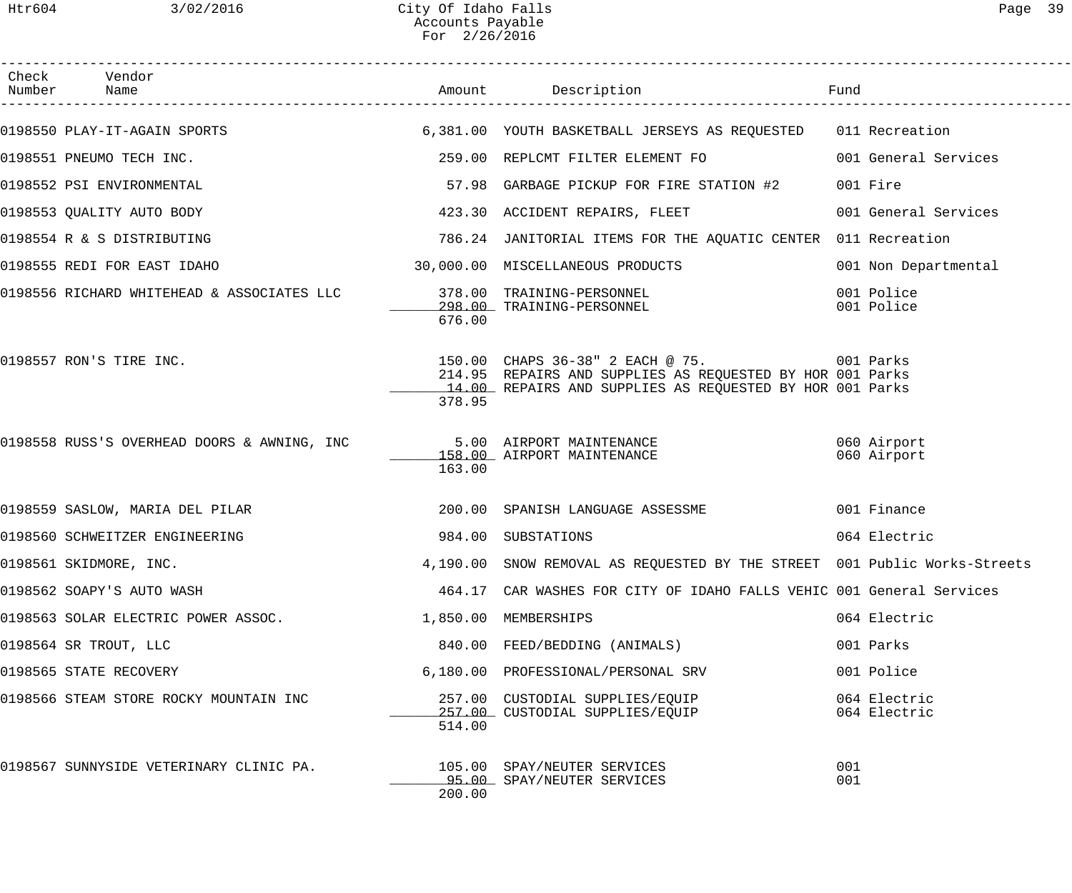# City Of Idaho Falls
## Accounts Payable
### For 2/26/2016

| Check Number | Vendor Name | Amount | Description | Fund |
|---|---|---|---|---|
| 0198550 | PLAY-IT-AGAIN SPORTS | 6,381.00 | YOUTH BASKETBALL JERSEYS AS REQUESTED | 011 Recreation |
| 0198551 | PNEUMO TECH INC. | 259.00 | REPLCMT FILTER ELEMENT FO | 001 General Services |
| 0198552 | PSI ENVIRONMENTAL | 57.98 | GARBAGE PICKUP FOR FIRE STATION #2 | 001 Fire |
| 0198553 | QUALITY AUTO BODY | 423.30 | ACCIDENT REPAIRS, FLEET | 001 General Services |
| 0198554 | R & S DISTRIBUTING | 786.24 | JANITORIAL ITEMS FOR THE AQUATIC CENTER | 011 Recreation |
| 0198555 | REDI FOR EAST IDAHO | 30,000.00 | MISCELLANEOUS PRODUCTS | 001 Non Departmental |
| 0198556 | RICHARD WHITEHEAD & ASSOCIATES LLC | 378.00 | TRAINING-PERSONNEL | 001 Police |
| | | 298.00 | TRAINING-PERSONNEL | 001 Police |
| | | 676.00 | | |
| 0198557 | RON'S TIRE INC. | 150.00 | CHAPS 36-38" 2 EACH @ 75. | 001 Parks |
| | | 214.95 | REPAIRS AND SUPPLIES AS REQUESTED BY HOR | 001 Parks |
| | | 14.00 | REPAIRS AND SUPPLIES AS REQUESTED BY HOR | 001 Parks |
| | | 378.95 | | |
| 0198558 | RUSS'S OVERHEAD DOORS & AWNING, INC | 5.00 | AIRPORT MAINTENANCE | 060 Airport |
| | | 158.00 | AIRPORT MAINTENANCE | 060 Airport |
| | | 163.00 | | |
| 0198559 | SASLOW, MARIA DEL PILAR | 200.00 | SPANISH LANGUAGE ASSESSME | 001 Finance |
| 0198560 | SCHWEITZER ENGINEERING | 984.00 | SUBSTATIONS | 064 Electric |
| 0198561 | SKIDMORE, INC. | 4,190.00 | SNOW REMOVAL AS REQUESTED BY THE STREET | 001 Public Works-Streets |
| 0198562 | SOAPY'S AUTO WASH | 464.17 | CAR WASHES FOR CITY OF IDAHO FALLS VEHIC | 001 General Services |
| 0198563 | SOLAR ELECTRIC POWER ASSOC. | 1,850.00 | MEMBERSHIPS | 064 Electric |
| 0198564 | SR TROUT, LLC | 840.00 | FEED/BEDDING (ANIMALS) | 001 Parks |
| 0198565 | STATE RECOVERY | 6,180.00 | PROFESSIONAL/PERSONAL SRV | 001 Police |
| 0198566 | STEAM STORE ROCKY MOUNTAIN INC | 257.00 | CUSTODIAL SUPPLIES/EQUIP | 064 Electric |
| | | 257.00 | CUSTODIAL SUPPLIES/EQUIP | 064 Electric |
| | | 514.00 | | |
| 0198567 | SUNNYSIDE VETERINARY CLINIC PA. | 105.00 | SPAY/NEUTER SERVICES | 001 |
| | | 95.00 | SPAY/NEUTER SERVICES | 001 |
| | | 200.00 | | |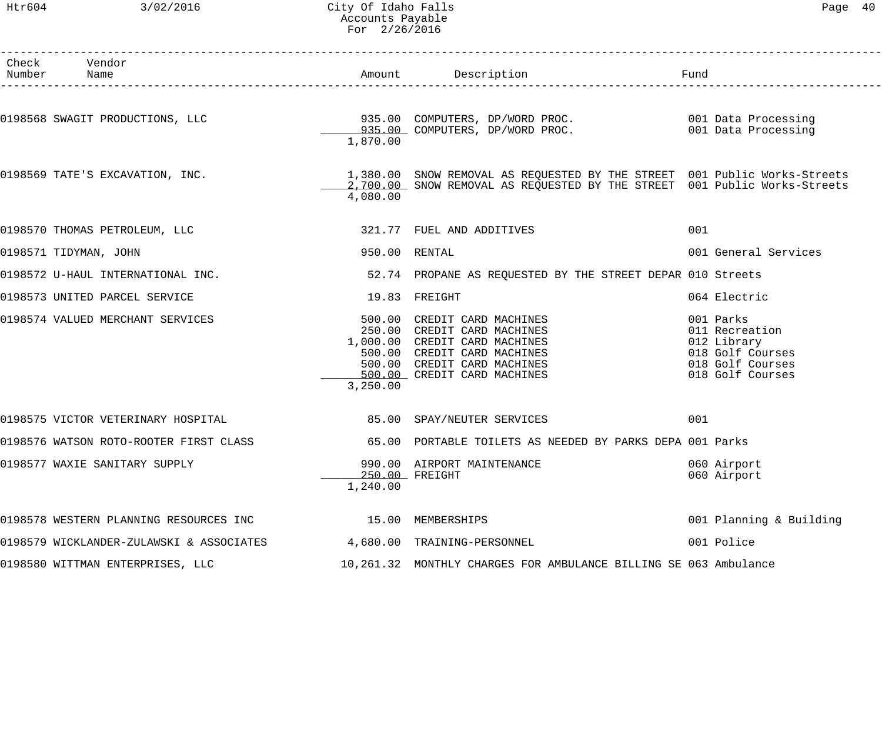| Check Number | Vendor Name | Amount | Description | Fund |
|---|---|---|---|---|
| 0198568 | SWAGIT PRODUCTIONS, LLC | 935.00 | COMPUTERS, DP/WORD PROC. | 001 Data Processing |
| | | 935.00 | COMPUTERS, DP/WORD PROC. | 001 Data Processing |
| | | 1,870.00 | | |
| 0198569 | TATE'S EXCAVATION, INC. | 1,380.00 | SNOW REMOVAL AS REQUESTED BY THE STREET | 001 Public Works-Streets |
| | | 2,700.00 | SNOW REMOVAL AS REQUESTED BY THE STREET | 001 Public Works-Streets |
| | | 4,080.00 | | |
| 0198570 | THOMAS PETROLEUM, LLC | 321.77 | FUEL AND ADDITIVES | 001 |
| 0198571 | TIDYMAN, JOHN | 950.00 | RENTAL | 001 General Services |
| 0198572 | U-HAUL INTERNATIONAL INC. | 52.74 | PROPANE AS REQUESTED BY THE STREET DEPAR | 010 Streets |
| 0198573 | UNITED PARCEL SERVICE | 19.83 | FREIGHT | 064 Electric |
| 0198574 | VALUED MERCHANT SERVICES | 500.00 | CREDIT CARD MACHINES | 001 Parks |
| | | 250.00 | CREDIT CARD MACHINES | 011 Recreation |
| | | 1,000.00 | CREDIT CARD MACHINES | 012 Library |
| | | 500.00 | CREDIT CARD MACHINES | 018 Golf Courses |
| | | 500.00 | CREDIT CARD MACHINES | 018 Golf Courses |
| | | 500.00 | CREDIT CARD MACHINES | 018 Golf Courses |
| | | 3,250.00 | | |
| 0198575 | VICTOR VETERINARY HOSPITAL | 85.00 | SPAY/NEUTER SERVICES | 001 |
| 0198576 | WATSON ROTO-ROOTER FIRST CLASS | 65.00 | PORTABLE TOILETS AS NEEDED BY PARKS DEPA | 001 Parks |
| 0198577 | WAXIE SANITARY SUPPLY | 990.00 | AIRPORT MAINTENANCE | 060 Airport |
| | | 250.00 | FREIGHT | 060 Airport |
| | | 1,240.00 | | |
| 0198578 | WESTERN PLANNING RESOURCES INC | 15.00 | MEMBERSHIPS | 001 Planning & Building |
| 0198579 | WICKLANDER-ZULAWSKI & ASSOCIATES | 4,680.00 | TRAINING-PERSONNEL | 001 Police |
| 0198580 | WITTMAN ENTERPRISES, LLC | 10,261.32 | MONTHLY CHARGES FOR AMBULANCE BILLING SE | 063 Ambulance |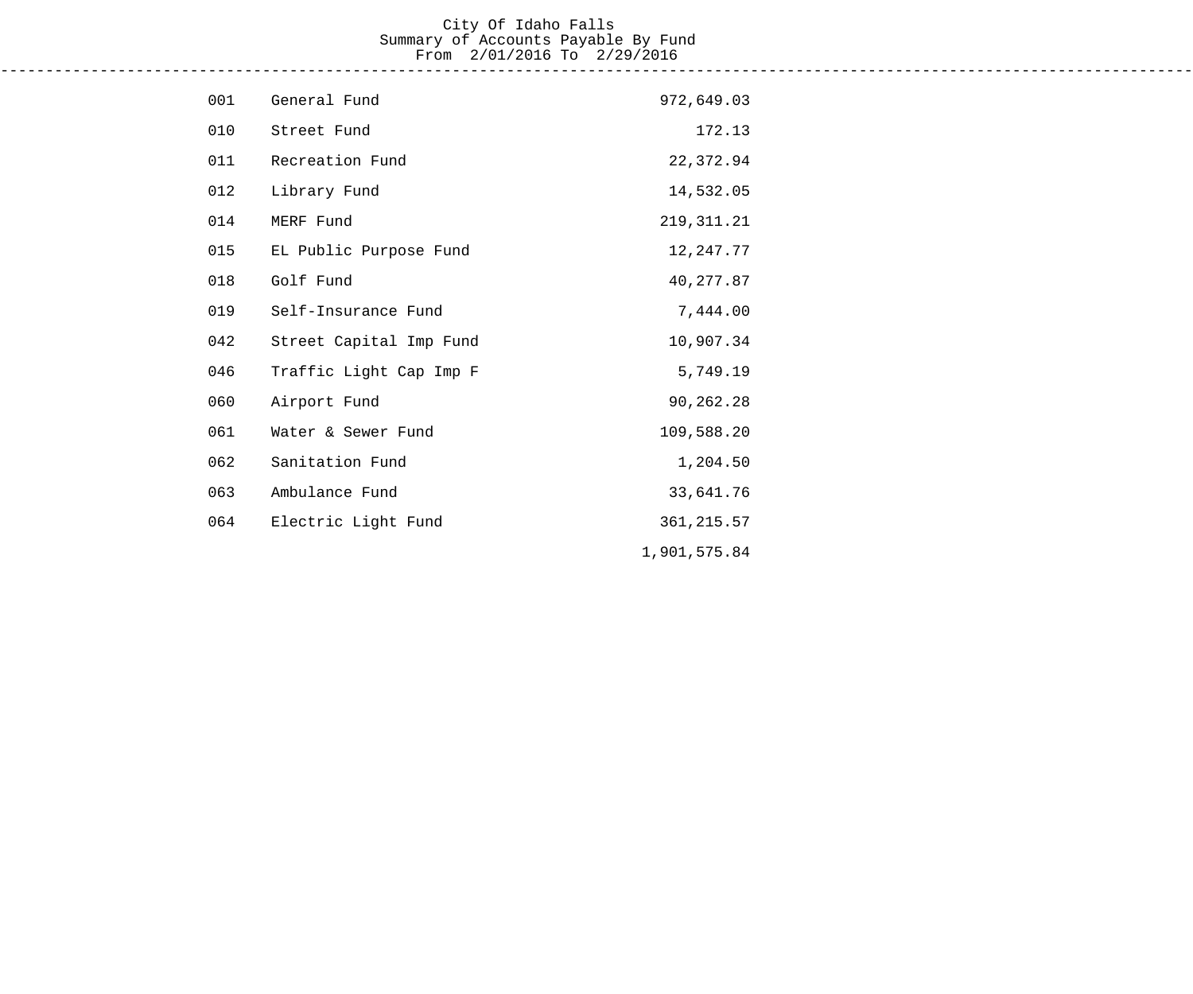# City Of Idaho Falls

## Summary of Accounts Payable By Fund

From 2/01/2016 To 2/29/2016

| Fund | Name | Amount |
| --- | --- | --- |
| 001 | General Fund | 972,649.03 |
| 010 | Street Fund | 172.13 |
| 011 | Recreation Fund | 22,372.94 |
| 012 | Library Fund | 14,532.05 |
| 014 | MERF Fund | 219,311.21 |
| 015 | EL Public Purpose Fund | 12,247.77 |
| 018 | Golf Fund | 40,277.87 |
| 019 | Self-Insurance Fund | 7,444.00 |
| 042 | Street Capital Imp Fund | 10,907.34 |
| 046 | Traffic Light Cap Imp F | 5,749.19 |
| 060 | Airport Fund | 90,262.28 |
| 061 | Water & Sewer Fund | 109,588.20 |
| 062 | Sanitation Fund | 1,204.50 |
| 063 | Ambulance Fund | 33,641.76 |
| 064 | Electric Light Fund | 361,215.57 |
| | | 1,901,575.84 |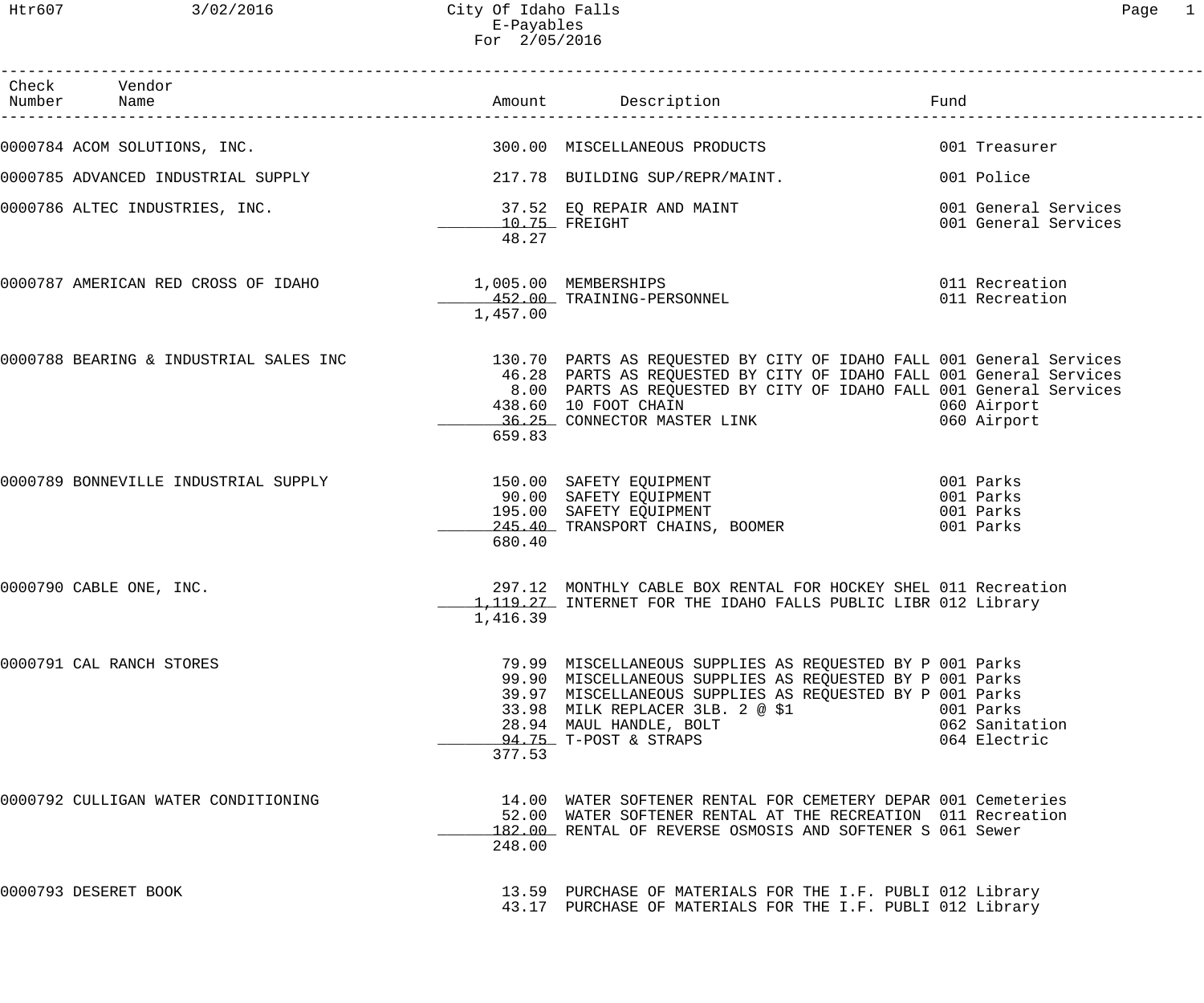# City Of Idaho Falls

E-Payables

For 2/05/2016

Htr607 3/02/2016

| Check Number | Vendor Name | Amount | Description | Fund |
|---|---|---|---|---|
| 0000784 | ACOM SOLUTIONS, INC. | 300.00 | MISCELLANEOUS PRODUCTS | 001 Treasurer |
| 0000785 | ADVANCED INDUSTRIAL SUPPLY | 217.78 | BUILDING SUP/REPR/MAINT. | 001 Police |
| 0000786 | ALTEC INDUSTRIES, INC. | 37.52 | EQ REPAIR AND MAINT | 001 General Services |
| | | 10.75 | FREIGHT | 001 General Services |
| | | 48.27 | | |
| 0000787 | AMERICAN RED CROSS OF IDAHO | 1,005.00 | MEMBERSHIPS | 011 Recreation |
| | | 452.00 | TRAINING-PERSONNEL | 011 Recreation |
| | | 1,457.00 | | |
| 0000788 | BEARING & INDUSTRIAL SALES INC | 130.70 | PARTS AS REQUESTED BY CITY OF IDAHO FALL | 001 General Services |
| | | 46.28 | PARTS AS REQUESTED BY CITY OF IDAHO FALL | 001 General Services |
| | | 8.00 | PARTS AS REQUESTED BY CITY OF IDAHO FALL | 001 General Services |
| | | 438.60 | 10 FOOT CHAIN | 060 Airport |
| | | 36.25 | CONNECTOR MASTER LINK | 060 Airport |
| | | 659.83 | | |
| 0000789 | BONNEVILLE INDUSTRIAL SUPPLY | 150.00 | SAFETY EQUIPMENT | 001 Parks |
| | | 90.00 | SAFETY EQUIPMENT | 001 Parks |
| | | 195.00 | SAFETY EQUIPMENT | 001 Parks |
| | | 245.40 | TRANSPORT CHAINS, BOOMER | 001 Parks |
| | | 680.40 | | |
| 0000790 | CABLE ONE, INC. | 297.12 | MONTHLY CABLE BOX RENTAL FOR HOCKEY SHEL | 011 Recreation |
| | | 1,119.27 | INTERNET FOR THE IDAHO FALLS PUBLIC LIBR | 012 Library |
| | | 1,416.39 | | |
| 0000791 | CAL RANCH STORES | 79.99 | MISCELLANEOUS SUPPLIES AS REQUESTED BY P | 001 Parks |
| | | 99.90 | MISCELLANEOUS SUPPLIES AS REQUESTED BY P | 001 Parks |
| | | 39.97 | MISCELLANEOUS SUPPLIES AS REQUESTED BY P | 001 Parks |
| | | 33.98 | MILK REPLACER 3LB. 2 @ $1 | 001 Parks |
| | | 28.94 | MAUL HANDLE, BOLT | 062 Sanitation |
| | | 94.75 | T-POST & STRAPS | 064 Electric |
| | | 377.53 | | |
| 0000792 | CULLIGAN WATER CONDITIONING | 14.00 | WATER SOFTENER RENTAL FOR CEMETERY DEPAR | 001 Cemeteries |
| | | 52.00 | WATER SOFTENER RENTAL AT THE RECREATION | 011 Recreation |
| | | 182.00 | RENTAL OF REVERSE OSMOSIS AND SOFTENER S | 061 Sewer |
| | | 248.00 | | |
| 0000793 | DESERET BOOK | 13.59 | PURCHASE OF MATERIALS FOR THE I.F. PUBLI | 012 Library |
| | | 43.17 | PURCHASE OF MATERIALS FOR THE I.F. PUBLI | 012 Library |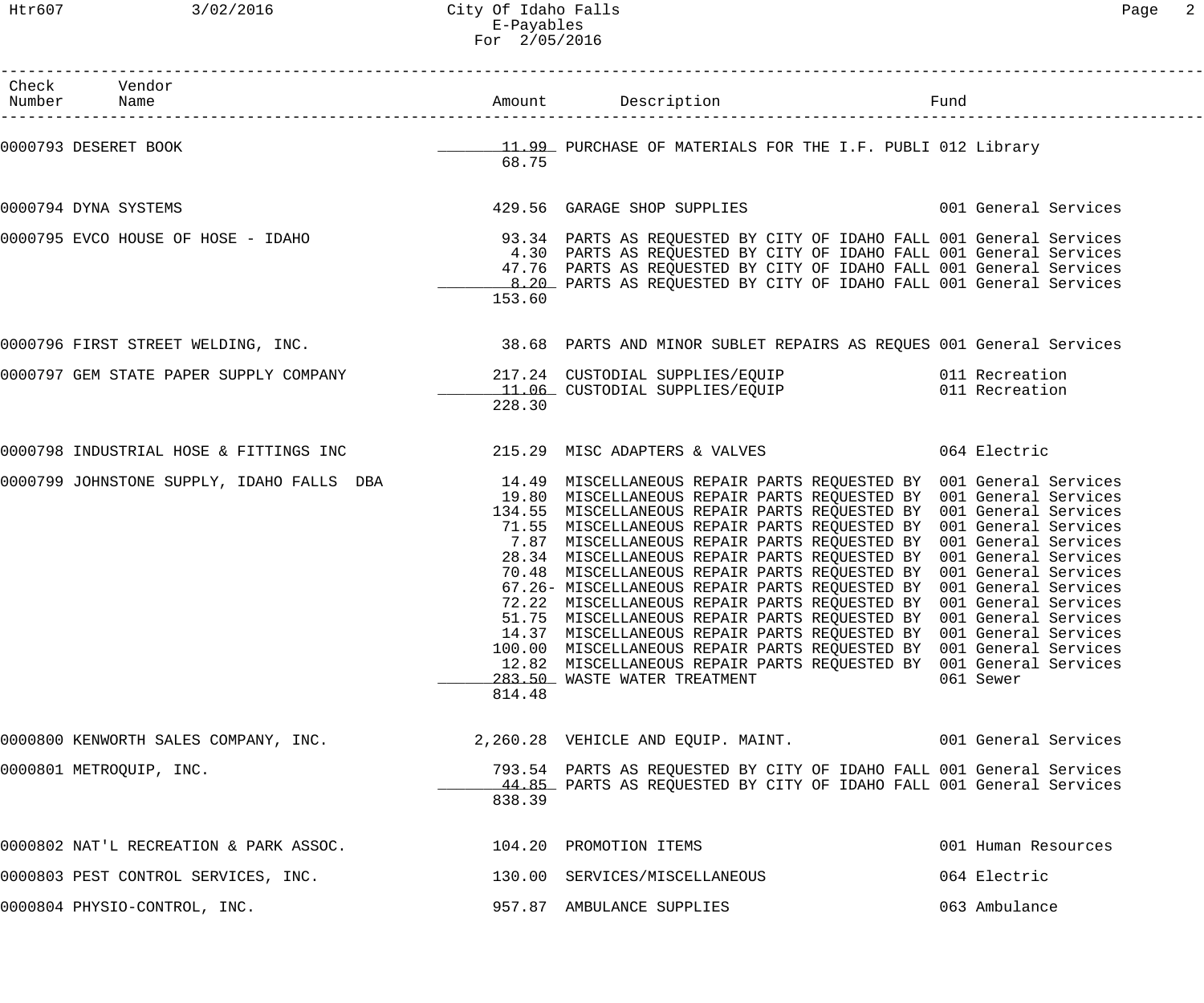City Of Idaho Falls
E-Payables
For 2/05/2016

| Check Number | Vendor Name | Amount | Description | Fund |
|---|---|---|---|---|
| 0000793 | DESERET BOOK | 11.99 | PURCHASE OF MATERIALS FOR THE I.F. PUBLI | 012 Library |
| | | 68.75 | | |
| 0000794 | DYNA SYSTEMS | 429.56 | GARAGE SHOP SUPPLIES | 001 General Services |
| 0000795 | EVCO HOUSE OF HOSE - IDAHO | 93.34 | PARTS AS REQUESTED BY CITY OF IDAHO FALL | 001 General Services |
| | | 4.30 | PARTS AS REQUESTED BY CITY OF IDAHO FALL | 001 General Services |
| | | 47.76 | PARTS AS REQUESTED BY CITY OF IDAHO FALL | 001 General Services |
| | | 8.20 | PARTS AS REQUESTED BY CITY OF IDAHO FALL | 001 General Services |
| | | 153.60 | | |
| 0000796 | FIRST STREET WELDING, INC. | 38.68 | PARTS AND MINOR SUBLET REPAIRS AS REQUES | 001 General Services |
| 0000797 | GEM STATE PAPER SUPPLY COMPANY | 217.24 | CUSTODIAL SUPPLIES/EQUIP | 011 Recreation |
| | | 11.06 | CUSTODIAL SUPPLIES/EQUIP | 011 Recreation |
| | | 228.30 | | |
| 0000798 | INDUSTRIAL HOSE & FITTINGS INC | 215.29 | MISC ADAPTERS & VALVES | 064 Electric |
| 0000799 | JOHNSTONE SUPPLY, IDAHO FALLS DBA | 14.49 | MISCELLANEOUS REPAIR PARTS REQUESTED BY | 001 General Services |
| | | 19.80 | MISCELLANEOUS REPAIR PARTS REQUESTED BY | 001 General Services |
| | | 134.55 | MISCELLANEOUS REPAIR PARTS REQUESTED BY | 001 General Services |
| | | 71.55 | MISCELLANEOUS REPAIR PARTS REQUESTED BY | 001 General Services |
| | | 7.87 | MISCELLANEOUS REPAIR PARTS REQUESTED BY | 001 General Services |
| | | 28.34 | MISCELLANEOUS REPAIR PARTS REQUESTED BY | 001 General Services |
| | | 70.48 | MISCELLANEOUS REPAIR PARTS REQUESTED BY | 001 General Services |
| | | 67.26- | MISCELLANEOUS REPAIR PARTS REQUESTED BY | 001 General Services |
| | | 72.22 | MISCELLANEOUS REPAIR PARTS REQUESTED BY | 001 General Services |
| | | 51.75 | MISCELLANEOUS REPAIR PARTS REQUESTED BY | 001 General Services |
| | | 14.37 | MISCELLANEOUS REPAIR PARTS REQUESTED BY | 001 General Services |
| | | 100.00 | MISCELLANEOUS REPAIR PARTS REQUESTED BY | 001 General Services |
| | | 12.82 | MISCELLANEOUS REPAIR PARTS REQUESTED BY | 001 General Services |
| | | 283.50 | WASTE WATER TREATMENT | 061 Sewer |
| | | 814.48 | | |
| 0000800 | KENWORTH SALES COMPANY, INC. | 2,260.28 | VEHICLE AND EQUIP. MAINT. | 001 General Services |
| 0000801 | METROQUIP, INC. | 793.54 | PARTS AS REQUESTED BY CITY OF IDAHO FALL | 001 General Services |
| | | 44.85 | PARTS AS REQUESTED BY CITY OF IDAHO FALL | 001 General Services |
| | | 838.39 | | |
| 0000802 | NAT'L RECREATION & PARK ASSOC. | 104.20 | PROMOTION ITEMS | 001 Human Resources |
| 0000803 | PEST CONTROL SERVICES, INC. | 130.00 | SERVICES/MISCELLANEOUS | 064 Electric |
| 0000804 | PHYSIO-CONTROL, INC. | 957.87 | AMBULANCE SUPPLIES | 063 Ambulance |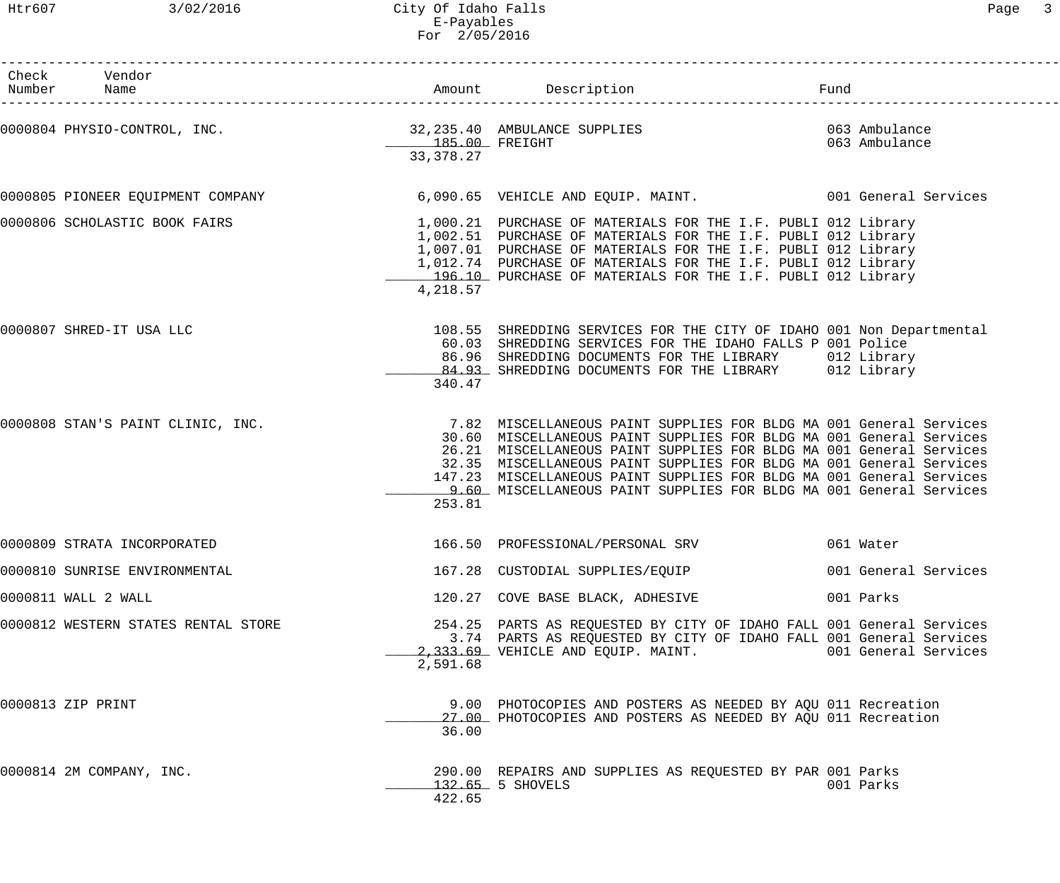City Of Idaho Falls
E-Payables
For 2/05/2016

| Check Number | Vendor Name | Amount | Description | Fund |
|---|---|---|---|---|
| 0000804 | PHYSIO-CONTROL, INC. | 32,235.40 | AMBULANCE SUPPLIES | 063 Ambulance |
| | | 185.00 | FREIGHT | 063 Ambulance |
| | | 33,378.27 | | |
| 0000805 | PIONEER EQUIPMENT COMPANY | 6,090.65 | VEHICLE AND EQUIP. MAINT. | 001 General Services |
| 0000806 | SCHOLASTIC BOOK FAIRS | 1,000.21 | PURCHASE OF MATERIALS FOR THE I.F. PUBLI | 012 Library |
| | | 1,002.51 | PURCHASE OF MATERIALS FOR THE I.F. PUBLI | 012 Library |
| | | 1,007.01 | PURCHASE OF MATERIALS FOR THE I.F. PUBLI | 012 Library |
| | | 1,012.74 | PURCHASE OF MATERIALS FOR THE I.F. PUBLI | 012 Library |
| | | 196.10 | PURCHASE OF MATERIALS FOR THE I.F. PUBLI | 012 Library |
| | | 4,218.57 | | |
| 0000807 | SHRED-IT USA LLC | 108.55 | SHREDDING SERVICES FOR THE CITY OF IDAHO | 001 Non Departmental |
| | | 60.03 | SHREDDING SERVICES FOR THE IDAHO FALLS P | 001 Police |
| | | 86.96 | SHREDDING DOCUMENTS FOR THE LIBRARY | 012 Library |
| | | 84.93 | SHREDDING DOCUMENTS FOR THE LIBRARY | 012 Library |
| | | 340.47 | | |
| 0000808 | STAN'S PAINT CLINIC, INC. | 7.82 | MISCELLANEOUS PAINT SUPPLIES FOR BLDG MA | 001 General Services |
| | | 30.60 | MISCELLANEOUS PAINT SUPPLIES FOR BLDG MA | 001 General Services |
| | | 26.21 | MISCELLANEOUS PAINT SUPPLIES FOR BLDG MA | 001 General Services |
| | | 32.35 | MISCELLANEOUS PAINT SUPPLIES FOR BLDG MA | 001 General Services |
| | | 147.23 | MISCELLANEOUS PAINT SUPPLIES FOR BLDG MA | 001 General Services |
| | | 9.60 | MISCELLANEOUS PAINT SUPPLIES FOR BLDG MA | 001 General Services |
| | | 253.81 | | |
| 0000809 | STRATA INCORPORATED | 166.50 | PROFESSIONAL/PERSONAL SRV | 061 Water |
| 0000810 | SUNRISE ENVIRONMENTAL | 167.28 | CUSTODIAL SUPPLIES/EQUIP | 001 General Services |
| 0000811 | WALL 2 WALL | 120.27 | COVE BASE BLACK, ADHESIVE | 001 Parks |
| 0000812 | WESTERN STATES RENTAL STORE | 254.25 | PARTS AS REQUESTED BY CITY OF IDAHO FALL | 001 General Services |
| | | 3.74 | PARTS AS REQUESTED BY CITY OF IDAHO FALL | 001 General Services |
| | | 2,333.69 | VEHICLE AND EQUIP. MAINT. | 001 General Services |
| | | 2,591.68 | | |
| 0000813 | ZIP PRINT | 9.00 | PHOTOCOPIES AND POSTERS AS NEEDED BY AQU | 011 Recreation |
| | | 27.00 | PHOTOCOPIES AND POSTERS AS NEEDED BY AQU | 011 Recreation |
| | | 36.00 | | |
| 0000814 | 2M COMPANY, INC. | 290.00 | REPAIRS AND SUPPLIES AS REQUESTED BY PAR | 001 Parks |
| | | 132.65 | 5 SHOVELS | 001 Parks |
| | | 422.65 | | |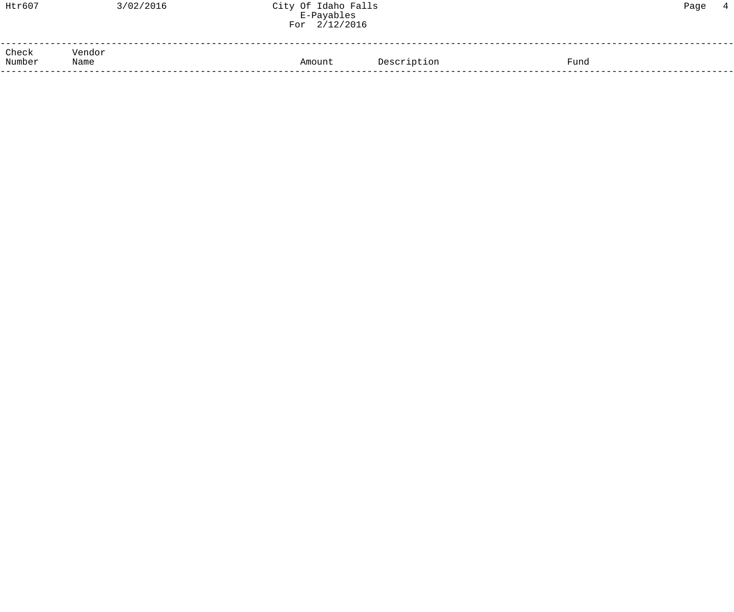| Check Number | Vendor Name | Amount | Description | Fund |
|---|---|---|---|---|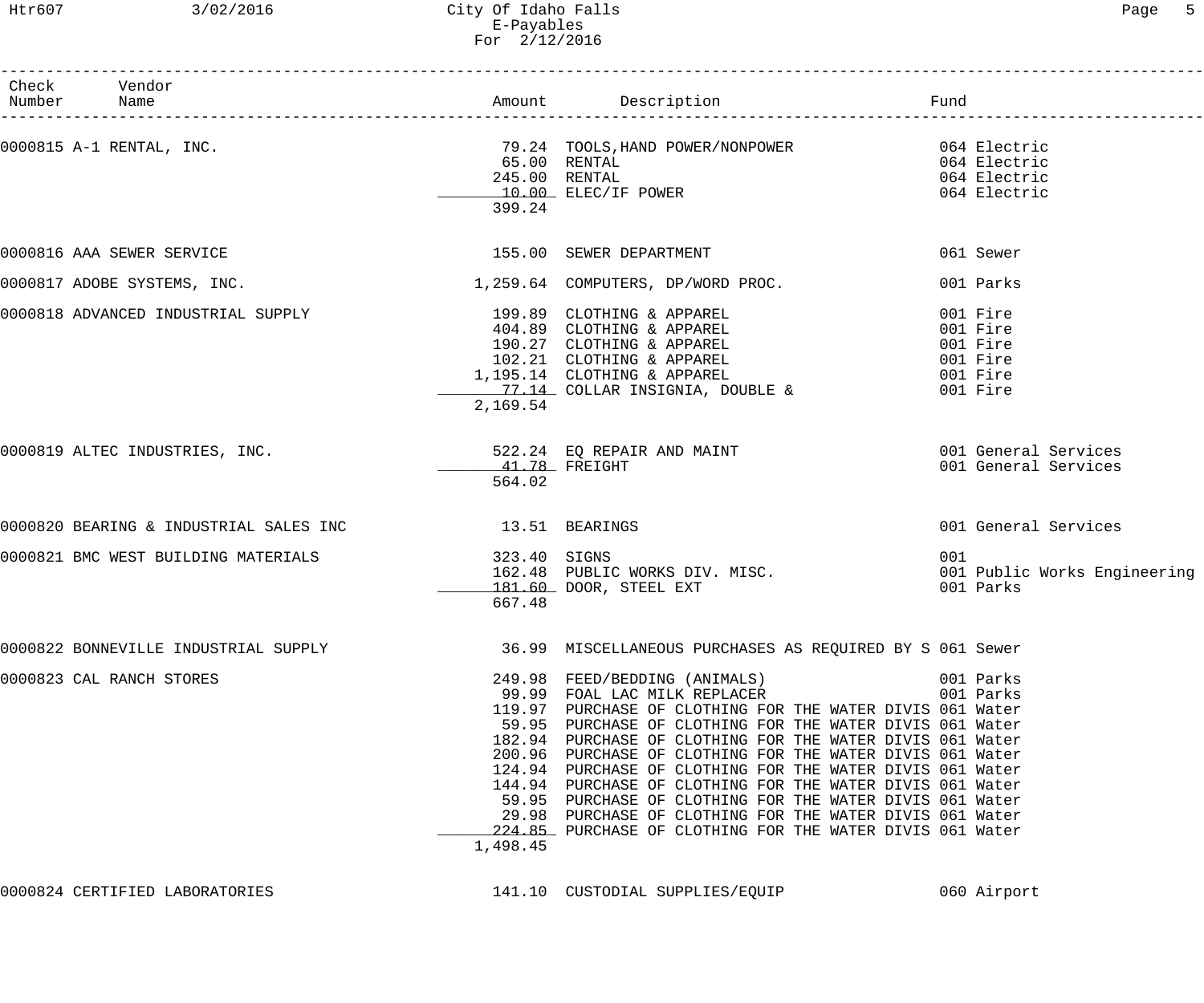City Of Idaho Falls
E-Payables
For 2/12/2016

| Check Number | Vendor Name | Amount | Description | Fund |
|---|---|---|---|---|
| 0000815 | A-1 RENTAL, INC. | 79.24 | TOOLS,HAND POWER/NONPOWER | 064 Electric |
| | | 65.00 | RENTAL | 064 Electric |
| | | 245.00 | RENTAL | 064 Electric |
| | | 10.00 | ELEC/IF POWER | 064 Electric |
| | | 399.24 | | |
| 0000816 | AAA SEWER SERVICE | 155.00 | SEWER DEPARTMENT | 061 Sewer |
| 0000817 | ADOBE SYSTEMS, INC. | 1,259.64 | COMPUTERS, DP/WORD PROC. | 001 Parks |
| 0000818 | ADVANCED INDUSTRIAL SUPPLY | 199.89 | CLOTHING & APPAREL | 001 Fire |
| | | 404.89 | CLOTHING & APPAREL | 001 Fire |
| | | 190.27 | CLOTHING & APPAREL | 001 Fire |
| | | 102.21 | CLOTHING & APPAREL | 001 Fire |
| | | 1,195.14 | CLOTHING & APPAREL | 001 Fire |
| | | 77.14 | COLLAR INSIGNIA, DOUBLE & | 001 Fire |
| | | 2,169.54 | | |
| 0000819 | ALTEC INDUSTRIES, INC. | 522.24 | EQ REPAIR AND MAINT | 001 General Services |
| | | 41.78 | FREIGHT | 001 General Services |
| | | 564.02 | | |
| 0000820 | BEARING & INDUSTRIAL SALES INC | 13.51 | BEARINGS | 001 General Services |
| 0000821 | BMC WEST BUILDING MATERIALS | 323.40 | SIGNS | 001 |
| | | 162.48 | PUBLIC WORKS DIV. MISC. | 001 Public Works Engineering |
| | | 181.60 | DOOR, STEEL EXT | 001 Parks |
| | | 667.48 | | |
| 0000822 | BONNEVILLE INDUSTRIAL SUPPLY | 36.99 | MISCELLANEOUS PURCHASES AS REQUIRED BY S | 061 Sewer |
| 0000823 | CAL RANCH STORES | 249.98 | FEED/BEDDING (ANIMALS) | 001 Parks |
| | | 99.99 | FOAL LAC MILK REPLACER | 001 Parks |
| | | 119.97 | PURCHASE OF CLOTHING FOR THE WATER DIVIS | 061 Water |
| | | 59.95 | PURCHASE OF CLOTHING FOR THE WATER DIVIS | 061 Water |
| | | 182.94 | PURCHASE OF CLOTHING FOR THE WATER DIVIS | 061 Water |
| | | 200.96 | PURCHASE OF CLOTHING FOR THE WATER DIVIS | 061 Water |
| | | 124.94 | PURCHASE OF CLOTHING FOR THE WATER DIVIS | 061 Water |
| | | 144.94 | PURCHASE OF CLOTHING FOR THE WATER DIVIS | 061 Water |
| | | 59.95 | PURCHASE OF CLOTHING FOR THE WATER DIVIS | 061 Water |
| | | 29.98 | PURCHASE OF CLOTHING FOR THE WATER DIVIS | 061 Water |
| | | 224.85 | PURCHASE OF CLOTHING FOR THE WATER DIVIS | 061 Water |
| | | 1,498.45 | | |
| 0000824 | CERTIFIED LABORATORIES | 141.10 | CUSTODIAL SUPPLIES/EQUIP | 060 Airport |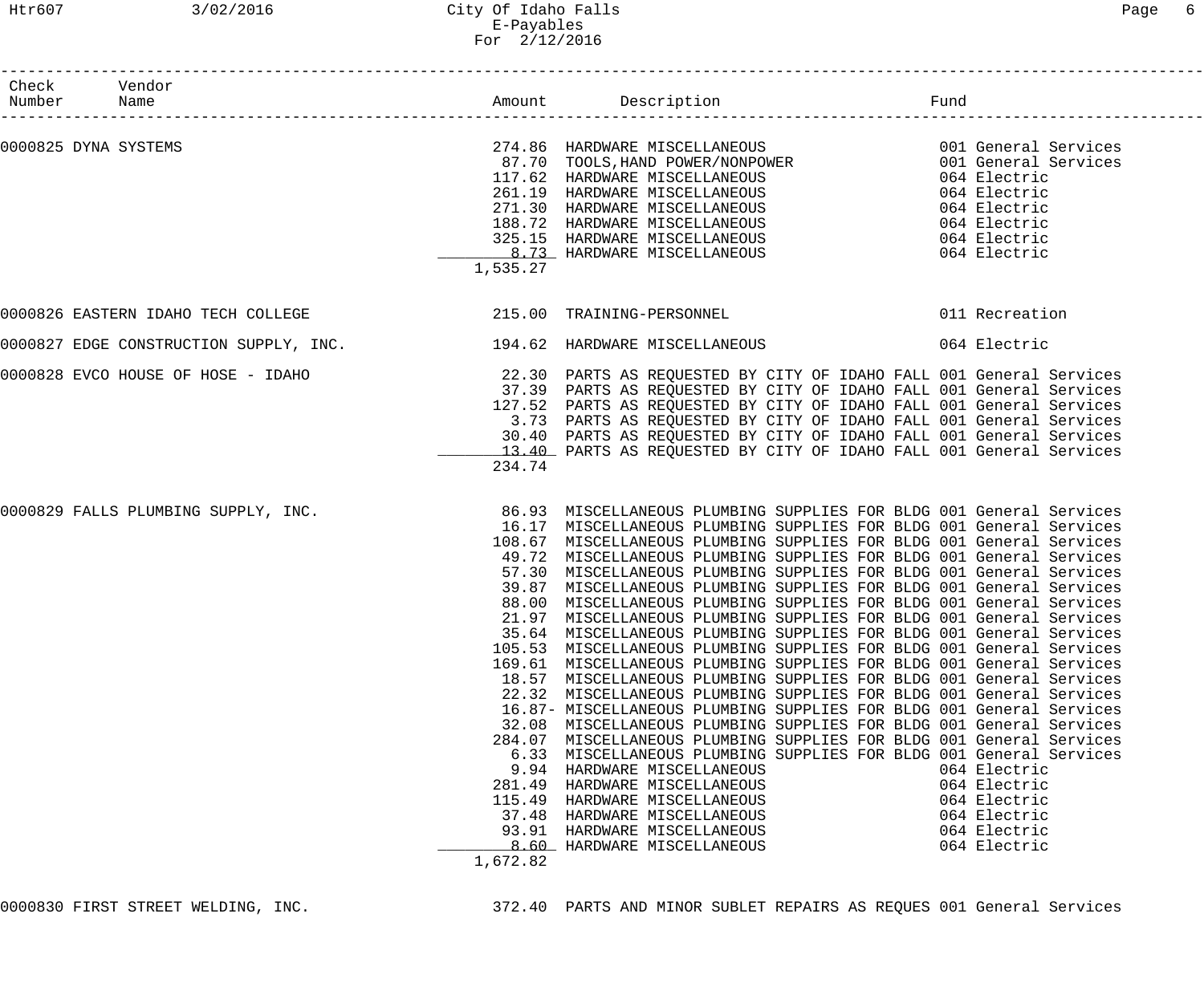| Check Number | Vendor Name | Amount | Description | Fund |
|---|---|---|---|---|
| 0000825 | DYNA SYSTEMS | 274.86 | HARDWARE MISCELLANEOUS | 001 General Services |
| | | 87.70 | TOOLS,HAND POWER/NONPOWER | 001 General Services |
| | | 117.62 | HARDWARE MISCELLANEOUS | 064 Electric |
| | | 261.19 | HARDWARE MISCELLANEOUS | 064 Electric |
| | | 271.30 | HARDWARE MISCELLANEOUS | 064 Electric |
| | | 188.72 | HARDWARE MISCELLANEOUS | 064 Electric |
| | | 325.15 | HARDWARE MISCELLANEOUS | 064 Electric |
| | | 8.73 | HARDWARE MISCELLANEOUS | 064 Electric |
| | | 1,535.27 | | |
| 0000826 | EASTERN IDAHO TECH COLLEGE | 215.00 | TRAINING-PERSONNEL | 011 Recreation |
| 0000827 | EDGE CONSTRUCTION SUPPLY, INC. | 194.62 | HARDWARE MISCELLANEOUS | 064 Electric |
| 0000828 | EVCO HOUSE OF HOSE - IDAHO | 22.30 | PARTS AS REQUESTED BY CITY OF IDAHO FALL | 001 General Services |
| | | 37.39 | PARTS AS REQUESTED BY CITY OF IDAHO FALL | 001 General Services |
| | | 127.52 | PARTS AS REQUESTED BY CITY OF IDAHO FALL | 001 General Services |
| | | 3.73 | PARTS AS REQUESTED BY CITY OF IDAHO FALL | 001 General Services |
| | | 30.40 | PARTS AS REQUESTED BY CITY OF IDAHO FALL | 001 General Services |
| | | 13.40 | PARTS AS REQUESTED BY CITY OF IDAHO FALL | 001 General Services |
| | | 234.74 | | |
| 0000829 | FALLS PLUMBING SUPPLY, INC. | 86.93 | MISCELLANEOUS PLUMBING SUPPLIES FOR BLDG | 001 General Services |
| | | 16.17 | MISCELLANEOUS PLUMBING SUPPLIES FOR BLDG | 001 General Services |
| | | 108.67 | MISCELLANEOUS PLUMBING SUPPLIES FOR BLDG | 001 General Services |
| | | 49.72 | MISCELLANEOUS PLUMBING SUPPLIES FOR BLDG | 001 General Services |
| | | 57.30 | MISCELLANEOUS PLUMBING SUPPLIES FOR BLDG | 001 General Services |
| | | 39.87 | MISCELLANEOUS PLUMBING SUPPLIES FOR BLDG | 001 General Services |
| | | 88.00 | MISCELLANEOUS PLUMBING SUPPLIES FOR BLDG | 001 General Services |
| | | 21.97 | MISCELLANEOUS PLUMBING SUPPLIES FOR BLDG | 001 General Services |
| | | 35.64 | MISCELLANEOUS PLUMBING SUPPLIES FOR BLDG | 001 General Services |
| | | 105.53 | MISCELLANEOUS PLUMBING SUPPLIES FOR BLDG | 001 General Services |
| | | 169.61 | MISCELLANEOUS PLUMBING SUPPLIES FOR BLDG | 001 General Services |
| | | 18.57 | MISCELLANEOUS PLUMBING SUPPLIES FOR BLDG | 001 General Services |
| | | 22.32 | MISCELLANEOUS PLUMBING SUPPLIES FOR BLDG | 001 General Services |
| | | 16.87- | MISCELLANEOUS PLUMBING SUPPLIES FOR BLDG | 001 General Services |
| | | 32.08 | MISCELLANEOUS PLUMBING SUPPLIES FOR BLDG | 001 General Services |
| | | 284.07 | MISCELLANEOUS PLUMBING SUPPLIES FOR BLDG | 001 General Services |
| | | 6.33 | MISCELLANEOUS PLUMBING SUPPLIES FOR BLDG | 001 General Services |
| | | 9.94 | HARDWARE MISCELLANEOUS | 064 Electric |
| | | 281.49 | HARDWARE MISCELLANEOUS | 064 Electric |
| | | 115.49 | HARDWARE MISCELLANEOUS | 064 Electric |
| | | 37.48 | HARDWARE MISCELLANEOUS | 064 Electric |
| | | 93.91 | HARDWARE MISCELLANEOUS | 064 Electric |
| | | 8.60 | HARDWARE MISCELLANEOUS | 064 Electric |
| | | 1,672.82 | | |
| 0000830 | FIRST STREET WELDING, INC. | 372.40 | PARTS AND MINOR SUBLET REPAIRS AS REQUES | 001 General Services |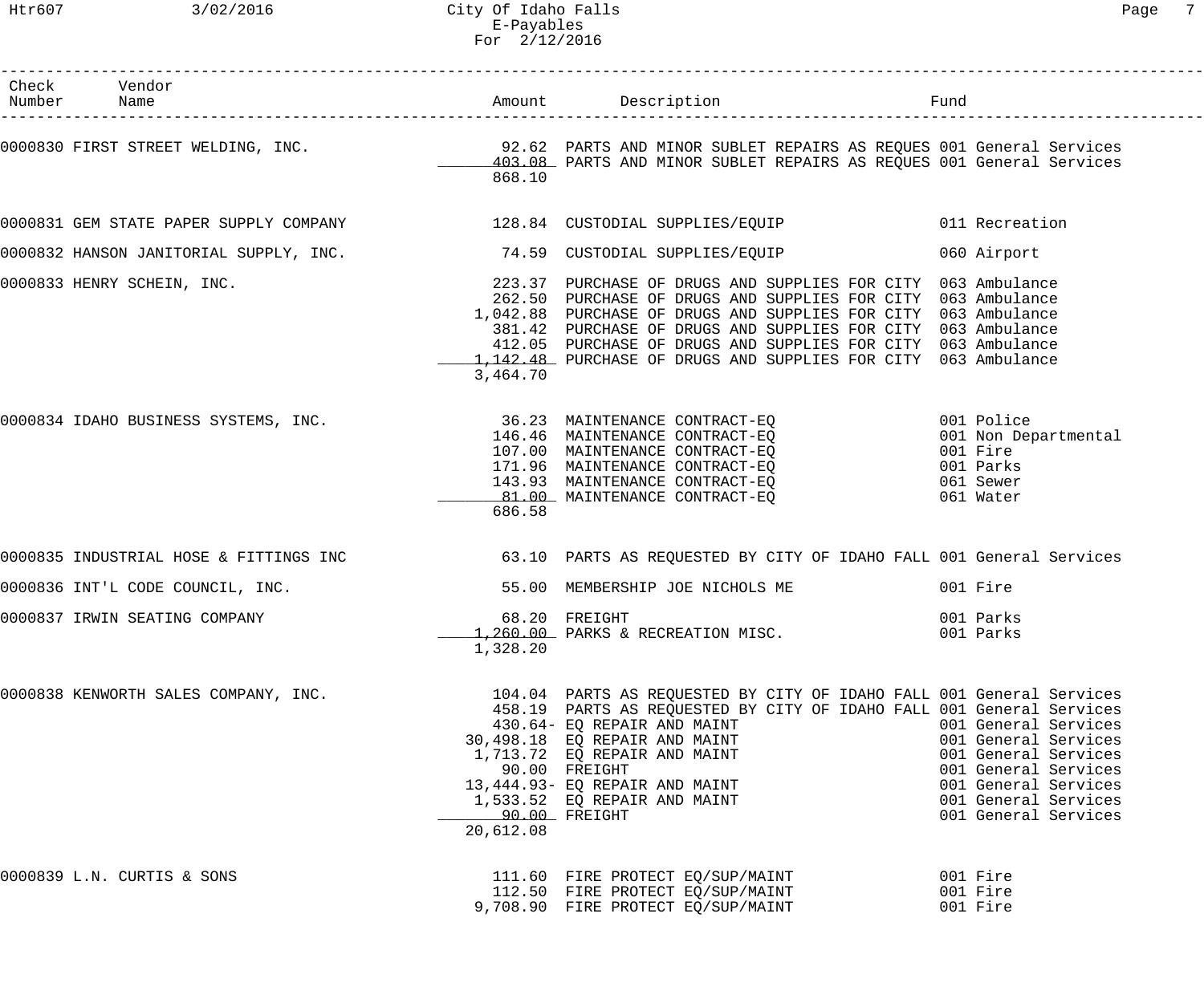City Of Idaho Falls
E-Payables
For 2/12/2016

| Check Number | Vendor Name | Amount | Description | Fund |
|---|---|---|---|---|
| 0000830 | FIRST STREET WELDING, INC. | 92.62 | PARTS AND MINOR SUBLET REPAIRS AS REQUES | 001 General Services |
| | | 403.08 | PARTS AND MINOR SUBLET REPAIRS AS REQUES | 001 General Services |
| | | 868.10 | | |
| 0000831 | GEM STATE PAPER SUPPLY COMPANY | 128.84 | CUSTODIAL SUPPLIES/EQUIP | 011 Recreation |
| 0000832 | HANSON JANITORIAL SUPPLY, INC. | 74.59 | CUSTODIAL SUPPLIES/EQUIP | 060 Airport |
| 0000833 | HENRY SCHEIN, INC. | 223.37 | PURCHASE OF DRUGS AND SUPPLIES FOR CITY | 063 Ambulance |
| | | 262.50 | PURCHASE OF DRUGS AND SUPPLIES FOR CITY | 063 Ambulance |
| | | 1,042.88 | PURCHASE OF DRUGS AND SUPPLIES FOR CITY | 063 Ambulance |
| | | 381.42 | PURCHASE OF DRUGS AND SUPPLIES FOR CITY | 063 Ambulance |
| | | 412.05 | PURCHASE OF DRUGS AND SUPPLIES FOR CITY | 063 Ambulance |
| | | 1,142.48 | PURCHASE OF DRUGS AND SUPPLIES FOR CITY | 063 Ambulance |
| | | 3,464.70 | | |
| 0000834 | IDAHO BUSINESS SYSTEMS, INC. | 36.23 | MAINTENANCE CONTRACT-EQ | 001 Police |
| | | 146.46 | MAINTENANCE CONTRACT-EQ | 001 Non Departmental |
| | | 107.00 | MAINTENANCE CONTRACT-EQ | 001 Fire |
| | | 171.96 | MAINTENANCE CONTRACT-EQ | 001 Parks |
| | | 143.93 | MAINTENANCE CONTRACT-EQ | 061 Sewer |
| | | 81.00 | MAINTENANCE CONTRACT-EQ | 061 Water |
| | | 686.58 | | |
| 0000835 | INDUSTRIAL HOSE & FITTINGS INC | 63.10 | PARTS AS REQUESTED BY CITY OF IDAHO FALL | 001 General Services |
| 0000836 | INT'L CODE COUNCIL, INC. | 55.00 | MEMBERSHIP JOE NICHOLS ME | 001 Fire |
| 0000837 | IRWIN SEATING COMPANY | 68.20 | FREIGHT | 001 Parks |
| | | 1,260.00 | PARKS & RECREATION MISC. | 001 Parks |
| | | 1,328.20 | | |
| 0000838 | KENWORTH SALES COMPANY, INC. | 104.04 | PARTS AS REQUESTED BY CITY OF IDAHO FALL | 001 General Services |
| | | 458.19 | PARTS AS REQUESTED BY CITY OF IDAHO FALL | 001 General Services |
| | | 430.64- | EQ REPAIR AND MAINT | 001 General Services |
| | | 30,498.18 | EQ REPAIR AND MAINT | 001 General Services |
| | | 1,713.72 | EQ REPAIR AND MAINT | 001 General Services |
| | | 90.00 | FREIGHT | 001 General Services |
| | | 13,444.93- | EQ REPAIR AND MAINT | 001 General Services |
| | | 1,533.52 | EQ REPAIR AND MAINT | 001 General Services |
| | | 90.00 | FREIGHT | 001 General Services |
| | | 20,612.08 | | |
| 0000839 | L.N. CURTIS & SONS | 111.60 | FIRE PROTECT EQ/SUP/MAINT | 001 Fire |
| | | 112.50 | FIRE PROTECT EQ/SUP/MAINT | 001 Fire |
| | | 9,708.90 | FIRE PROTECT EQ/SUP/MAINT | 001 Fire |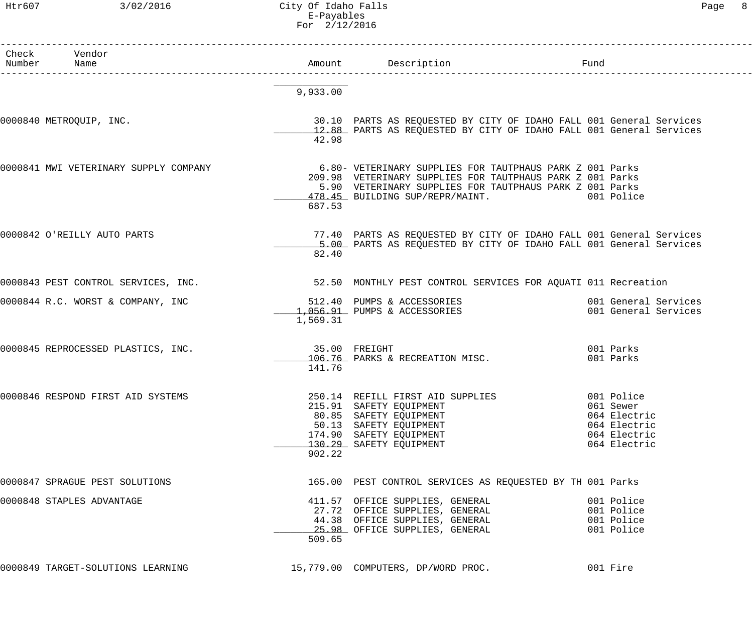# City Of Idaho Falls
## E-Payables
### For 2/12/2016

| Check Number | Vendor Name | Amount | Description | Fund |
|---|---|---|---|---|
| | | 9,933.00 | | |
| 0000840 | METROQUIP, INC. | 30.10 | PARTS AS REQUESTED BY CITY OF IDAHO FALL | 001 General Services |
| | | 12.88 | PARTS AS REQUESTED BY CITY OF IDAHO FALL | 001 General Services |
| | | 42.98 | | |
| 0000841 | MWI VETERINARY SUPPLY COMPANY | 6.80- | VETERINARY SUPPLIES FOR TAUTPHAUS PARK Z | 001 Parks |
| | | 209.98 | VETERINARY SUPPLIES FOR TAUTPHAUS PARK Z | 001 Parks |
| | | 5.90 | VETERINARY SUPPLIES FOR TAUTPHAUS PARK Z | 001 Parks |
| | | 478.45 | BUILDING SUP/REPR/MAINT. | 001 Police |
| | | 687.53 | | |
| 0000842 | O'REILLY AUTO PARTS | 77.40 | PARTS AS REQUESTED BY CITY OF IDAHO FALL | 001 General Services |
| | | 5.00 | PARTS AS REQUESTED BY CITY OF IDAHO FALL | 001 General Services |
| | | 82.40 | | |
| 0000843 | PEST CONTROL SERVICES, INC. | 52.50 | MONTHLY PEST CONTROL SERVICES FOR AQUATI | 011 Recreation |
| 0000844 | R.C. WORST & COMPANY, INC | 512.40 | PUMPS & ACCESSORIES | 001 General Services |
| | | 1,056.91 | PUMPS & ACCESSORIES | 001 General Services |
| | | 1,569.31 | | |
| 0000845 | REPROCESSED PLASTICS, INC. | 35.00 | FREIGHT | 001 Parks |
| | | 106.76 | PARKS & RECREATION MISC. | 001 Parks |
| | | 141.76 | | |
| 0000846 | RESPOND FIRST AID SYSTEMS | 250.14 | REFILL FIRST AID SUPPLIES | 001 Police |
| | | 215.91 | SAFETY EQUIPMENT | 061 Sewer |
| | | 80.85 | SAFETY EQUIPMENT | 064 Electric |
| | | 50.13 | SAFETY EQUIPMENT | 064 Electric |
| | | 174.90 | SAFETY EQUIPMENT | 064 Electric |
| | | 130.29 | SAFETY EQUIPMENT | 064 Electric |
| | | 902.22 | | |
| 0000847 | SPRAGUE PEST SOLUTIONS | 165.00 | PEST CONTROL SERVICES AS REQUESTED BY TH | 001 Parks |
| 0000848 | STAPLES ADVANTAGE | 411.57 | OFFICE SUPPLIES, GENERAL | 001 Police |
| | | 27.72 | OFFICE SUPPLIES, GENERAL | 001 Police |
| | | 44.38 | OFFICE SUPPLIES, GENERAL | 001 Police |
| | | 25.98 | OFFICE SUPPLIES, GENERAL | 001 Police |
| | | 509.65 | | |
| 0000849 | TARGET-SOLUTIONS LEARNING | 15,779.00 | COMPUTERS, DP/WORD PROC. | 001 Fire |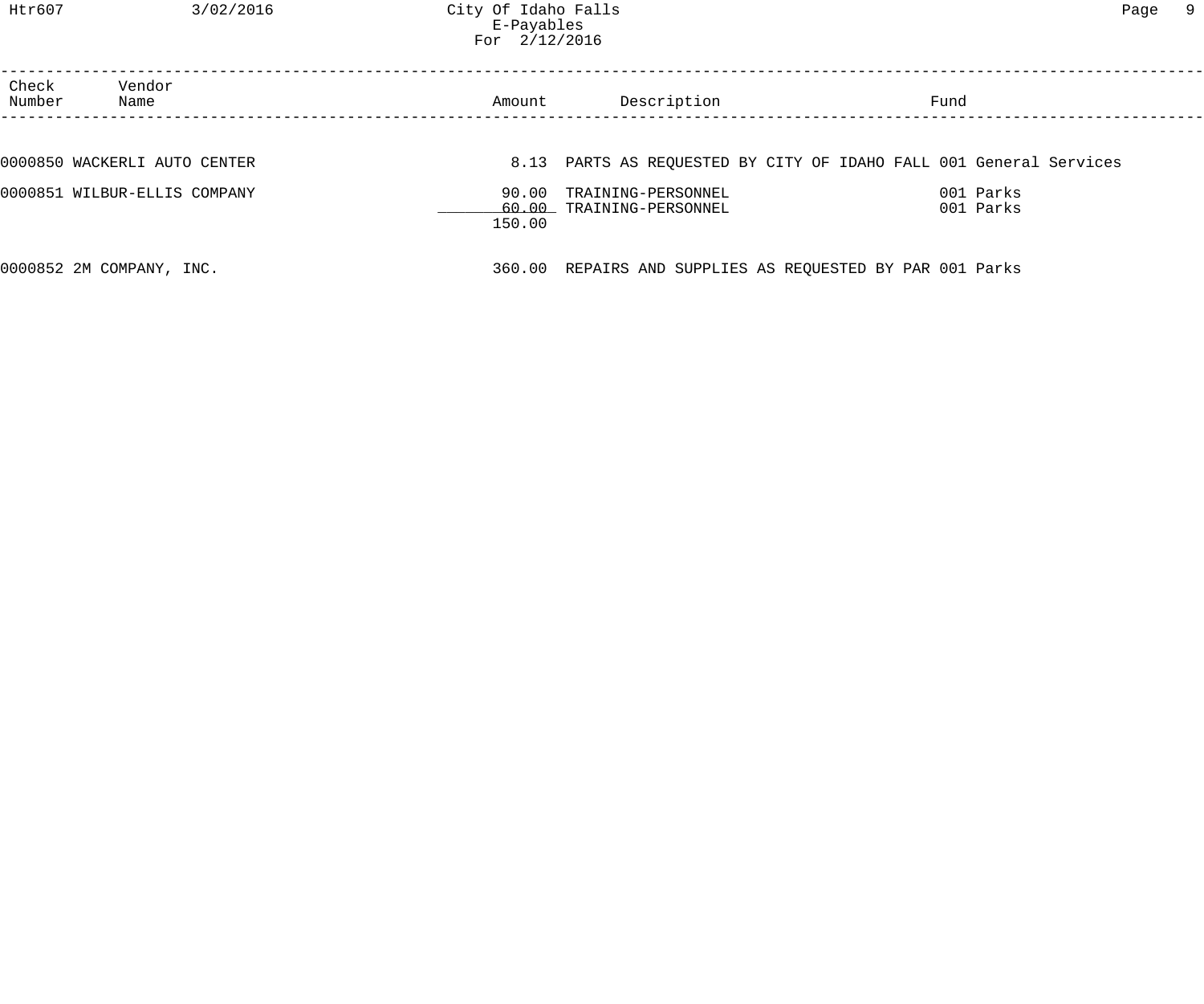City Of Idaho Falls
E-Payables
For 2/12/2016

| Check Number | Vendor Name | Amount | Description | Fund |
|---|---|---|---|---|
| 0000850 | WACKERLI AUTO CENTER | 8.13 | PARTS AS REQUESTED BY CITY OF IDAHO FALL | 001 General Services |
| 0000851 | WILBUR-ELLIS COMPANY | 90.00 | TRAINING-PERSONNEL | 001 Parks |
| | | 60.00 | TRAINING-PERSONNEL | 001 Parks |
| | | 150.00 | | |
| 0000852 | 2M COMPANY, INC. | 360.00 | REPAIRS AND SUPPLIES AS REQUESTED BY PAR | 001 Parks |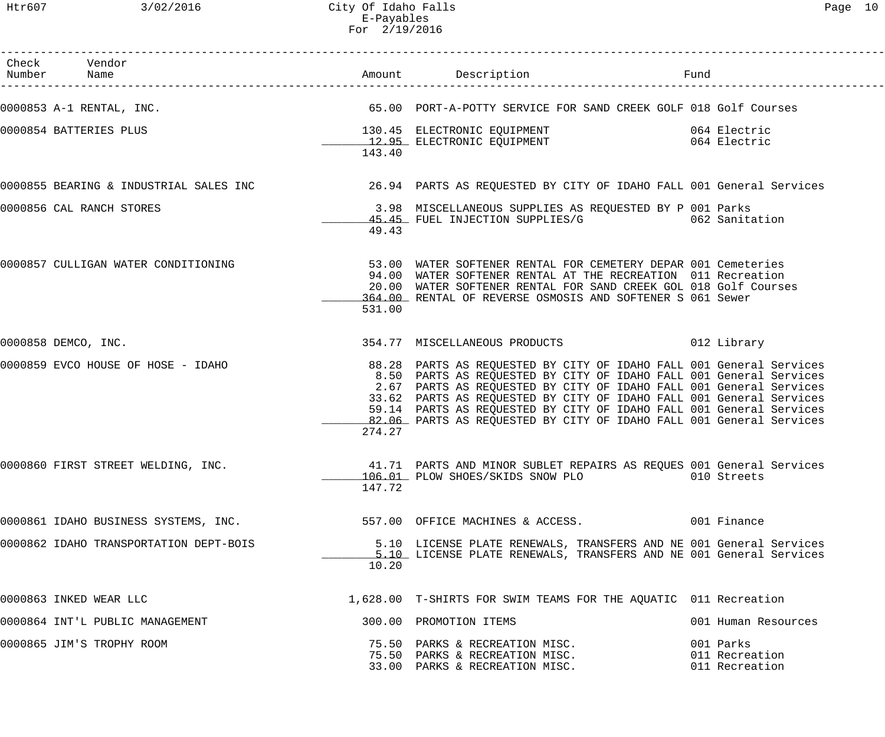# City Of Idaho Falls
## E-Payables
### For 2/19/2016

| Check Number | Vendor Name | Amount | Description | Fund |
|---|---|---|---|---|
| 0000853 | A-1 RENTAL, INC. | 65.00 | PORT-A-POTTY SERVICE FOR SAND CREEK GOLF | 018 Golf Courses |
| 0000854 | BATTERIES PLUS | 130.45 | ELECTRONIC EQUIPMENT | 064 Electric |
| | | 12.95 | ELECTRONIC EQUIPMENT | 064 Electric |
| | | 143.40 | | |
| 0000855 | BEARING & INDUSTRIAL SALES INC | 26.94 | PARTS AS REQUESTED BY CITY OF IDAHO FALL | 001 General Services |
| 0000856 | CAL RANCH STORES | 3.98 | MISCELLANEOUS SUPPLIES AS REQUESTED BY P | 001 Parks |
| | | 45.45 | FUEL INJECTION SUPPLIES/G | 062 Sanitation |
| | | 49.43 | | |
| 0000857 | CULLIGAN WATER CONDITIONING | 53.00 | WATER SOFTENER RENTAL FOR CEMETERY DEPAR | 001 Cemeteries |
| | | 94.00 | WATER SOFTENER RENTAL AT THE RECREATION | 011 Recreation |
| | | 20.00 | WATER SOFTENER RENTAL FOR SAND CREEK GOL | 018 Golf Courses |
| | | 364.00 | RENTAL OF REVERSE OSMOSIS AND SOFTENER S | 061 Sewer |
| | | 531.00 | | |
| 0000858 | DEMCO, INC. | 354.77 | MISCELLANEOUS PRODUCTS | 012 Library |
| 0000859 | EVCO HOUSE OF HOSE - IDAHO | 88.28 | PARTS AS REQUESTED BY CITY OF IDAHO FALL | 001 General Services |
| | | 8.50 | PARTS AS REQUESTED BY CITY OF IDAHO FALL | 001 General Services |
| | | 2.67 | PARTS AS REQUESTED BY CITY OF IDAHO FALL | 001 General Services |
| | | 33.62 | PARTS AS REQUESTED BY CITY OF IDAHO FALL | 001 General Services |
| | | 59.14 | PARTS AS REQUESTED BY CITY OF IDAHO FALL | 001 General Services |
| | | 82.06 | PARTS AS REQUESTED BY CITY OF IDAHO FALL | 001 General Services |
| | | 274.27 | | |
| 0000860 | FIRST STREET WELDING, INC. | 41.71 | PARTS AND MINOR SUBLET REPAIRS AS REQUES | 001 General Services |
| | | 106.01 | PLOW SHOES/SKIDS SNOW PLO | 010 Streets |
| | | 147.72 | | |
| 0000861 | IDAHO BUSINESS SYSTEMS, INC. | 557.00 | OFFICE MACHINES & ACCESS. | 001 Finance |
| 0000862 | IDAHO TRANSPORTATION DEPT-BOIS | 5.10 | LICENSE PLATE RENEWALS, TRANSFERS AND NE | 001 General Services |
| | | 5.10 | LICENSE PLATE RENEWALS, TRANSFERS AND NE | 001 General Services |
| | | 10.20 | | |
| 0000863 | INKED WEAR LLC | 1,628.00 | T-SHIRTS FOR SWIM TEAMS FOR THE AQUATIC | 011 Recreation |
| 0000864 | INT'L PUBLIC MANAGEMENT | 300.00 | PROMOTION ITEMS | 001 Human Resources |
| 0000865 | JIM'S TROPHY ROOM | 75.50 | PARKS & RECREATION MISC. | 001 Parks |
| | | 75.50 | PARKS & RECREATION MISC. | 011 Recreation |
| | | 33.00 | PARKS & RECREATION MISC. | 011 Recreation |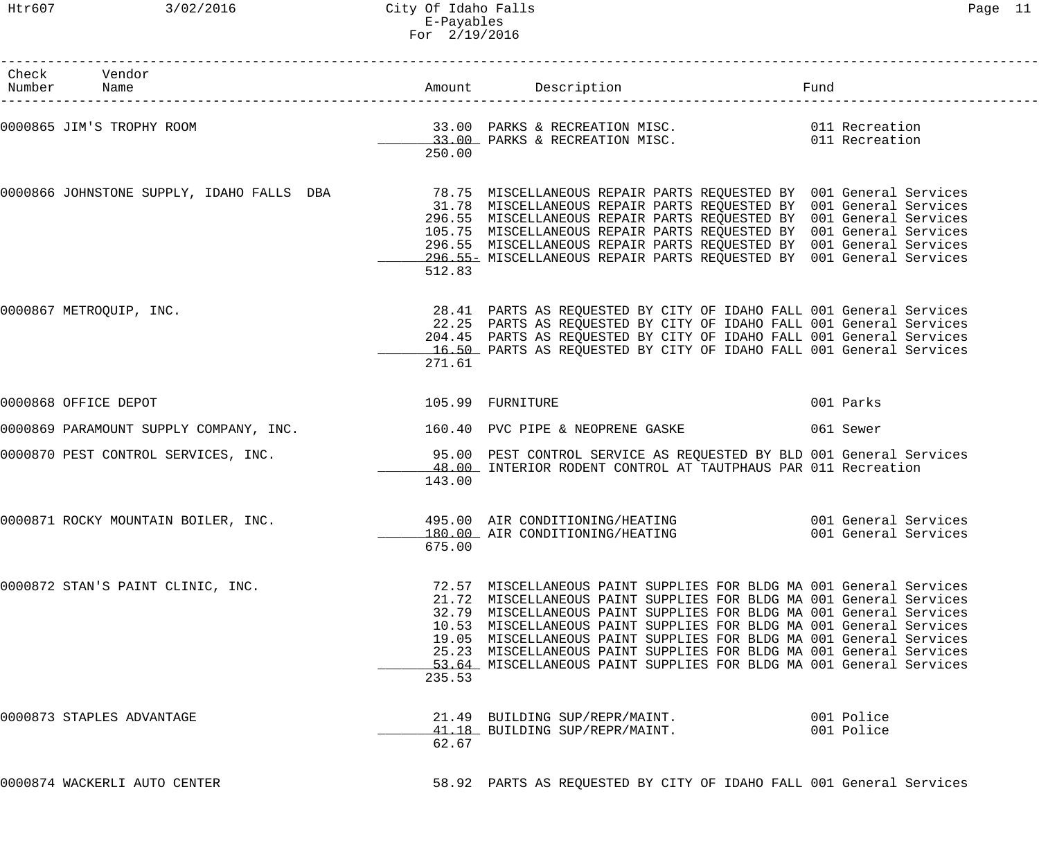| Check Number | Vendor Name | Amount | Description | Fund |
|---|---|---|---|---|
| 0000865 | JIM'S TROPHY ROOM | 33.00 | PARKS & RECREATION MISC. | 011 Recreation |
| | | 33.00 | PARKS & RECREATION MISC. | 011 Recreation |
| | | 250.00 | | |
| 0000866 | JOHNSTONE SUPPLY, IDAHO FALLS DBA | 78.75 | MISCELLANEOUS REPAIR PARTS REQUESTED BY | 001 General Services |
| | | 31.78 | MISCELLANEOUS REPAIR PARTS REQUESTED BY | 001 General Services |
| | | 296.55 | MISCELLANEOUS REPAIR PARTS REQUESTED BY | 001 General Services |
| | | 105.75 | MISCELLANEOUS REPAIR PARTS REQUESTED BY | 001 General Services |
| | | 296.55 | MISCELLANEOUS REPAIR PARTS REQUESTED BY | 001 General Services |
| | | 296.55- | MISCELLANEOUS REPAIR PARTS REQUESTED BY | 001 General Services |
| | | 512.83 | | |
| 0000867 | METROQUIP, INC. | 28.41 | PARTS AS REQUESTED BY CITY OF IDAHO FALL | 001 General Services |
| | | 22.25 | PARTS AS REQUESTED BY CITY OF IDAHO FALL | 001 General Services |
| | | 204.45 | PARTS AS REQUESTED BY CITY OF IDAHO FALL | 001 General Services |
| | | 16.50 | PARTS AS REQUESTED BY CITY OF IDAHO FALL | 001 General Services |
| | | 271.61 | | |
| 0000868 | OFFICE DEPOT | 105.99 | FURNITURE | 001 Parks |
| 0000869 | PARAMOUNT SUPPLY COMPANY, INC. | 160.40 | PVC PIPE & NEOPRENE GASKE | 061 Sewer |
| 0000870 | PEST CONTROL SERVICES, INC. | 95.00 | PEST CONTROL SERVICE AS REQUESTED BY BLD | 001 General Services |
| | | 48.00 | INTERIOR RODENT CONTROL AT TAUTPHAUS PAR | 011 Recreation |
| | | 143.00 | | |
| 0000871 | ROCKY MOUNTAIN BOILER, INC. | 495.00 | AIR CONDITIONING/HEATING | 001 General Services |
| | | 180.00 | AIR CONDITIONING/HEATING | 001 General Services |
| | | 675.00 | | |
| 0000872 | STAN'S PAINT CLINIC, INC. | 72.57 | MISCELLANEOUS PAINT SUPPLIES FOR BLDG MA | 001 General Services |
| | | 21.72 | MISCELLANEOUS PAINT SUPPLIES FOR BLDG MA | 001 General Services |
| | | 32.79 | MISCELLANEOUS PAINT SUPPLIES FOR BLDG MA | 001 General Services |
| | | 10.53 | MISCELLANEOUS PAINT SUPPLIES FOR BLDG MA | 001 General Services |
| | | 19.05 | MISCELLANEOUS PAINT SUPPLIES FOR BLDG MA | 001 General Services |
| | | 25.23 | MISCELLANEOUS PAINT SUPPLIES FOR BLDG MA | 001 General Services |
| | | 53.64 | MISCELLANEOUS PAINT SUPPLIES FOR BLDG MA | 001 General Services |
| | | 235.53 | | |
| 0000873 | STAPLES ADVANTAGE | 21.49 | BUILDING SUP/REPR/MAINT. | 001 Police |
| | | 41.18 | BUILDING SUP/REPR/MAINT. | 001 Police |
| | | 62.67 | | |
| 0000874 | WACKERLI AUTO CENTER | 58.92 | PARTS AS REQUESTED BY CITY OF IDAHO FALL | 001 General Services |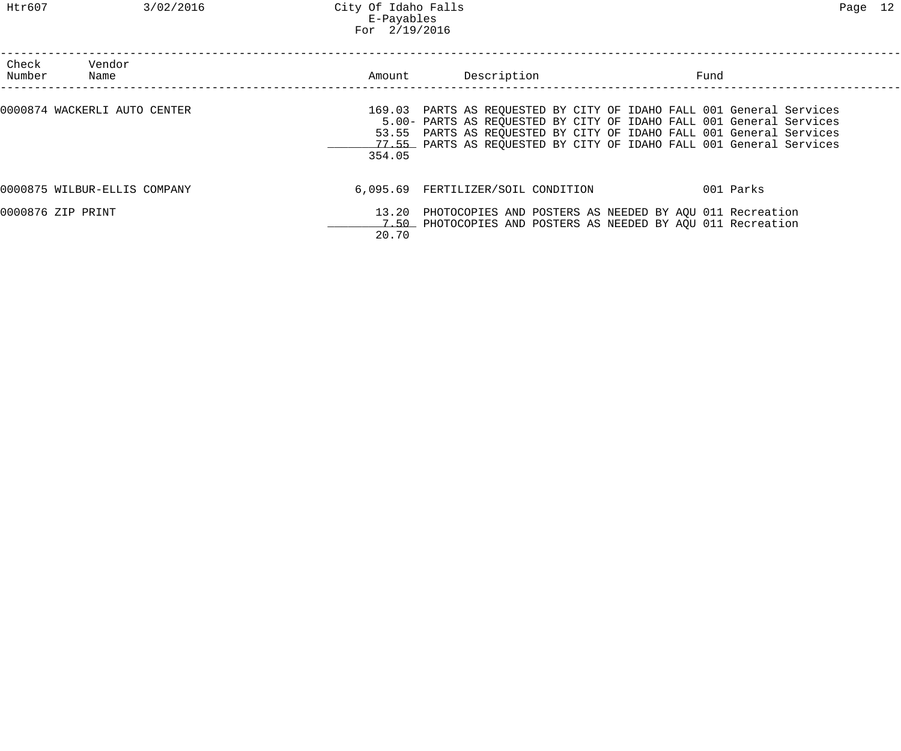# City Of Idaho Falls
## E-Payables
### For 2/19/2016

| Check Number | Vendor Name | Amount | Description | Fund |
|---|---|---|---|---|
| 0000874 | WACKERLI AUTO CENTER | 169.03 | PARTS AS REQUESTED BY CITY OF IDAHO FALL | 001 General Services |
| | | 5.00- | PARTS AS REQUESTED BY CITY OF IDAHO FALL | 001 General Services |
| | | 53.55 | PARTS AS REQUESTED BY CITY OF IDAHO FALL | 001 General Services |
| | | 77.55 | PARTS AS REQUESTED BY CITY OF IDAHO FALL | 001 General Services |
| | | 354.05 | | |
| 0000875 | WILBUR-ELLIS COMPANY | 6,095.69 | FERTILIZER/SOIL CONDITION | 001 Parks |
| 0000876 | ZIP PRINT | 13.20 | PHOTOCOPIES AND POSTERS AS NEEDED BY AQU | 011 Recreation |
| | | 7.50 | PHOTOCOPIES AND POSTERS AS NEEDED BY AQU | 011 Recreation |
| | | 20.70 | | |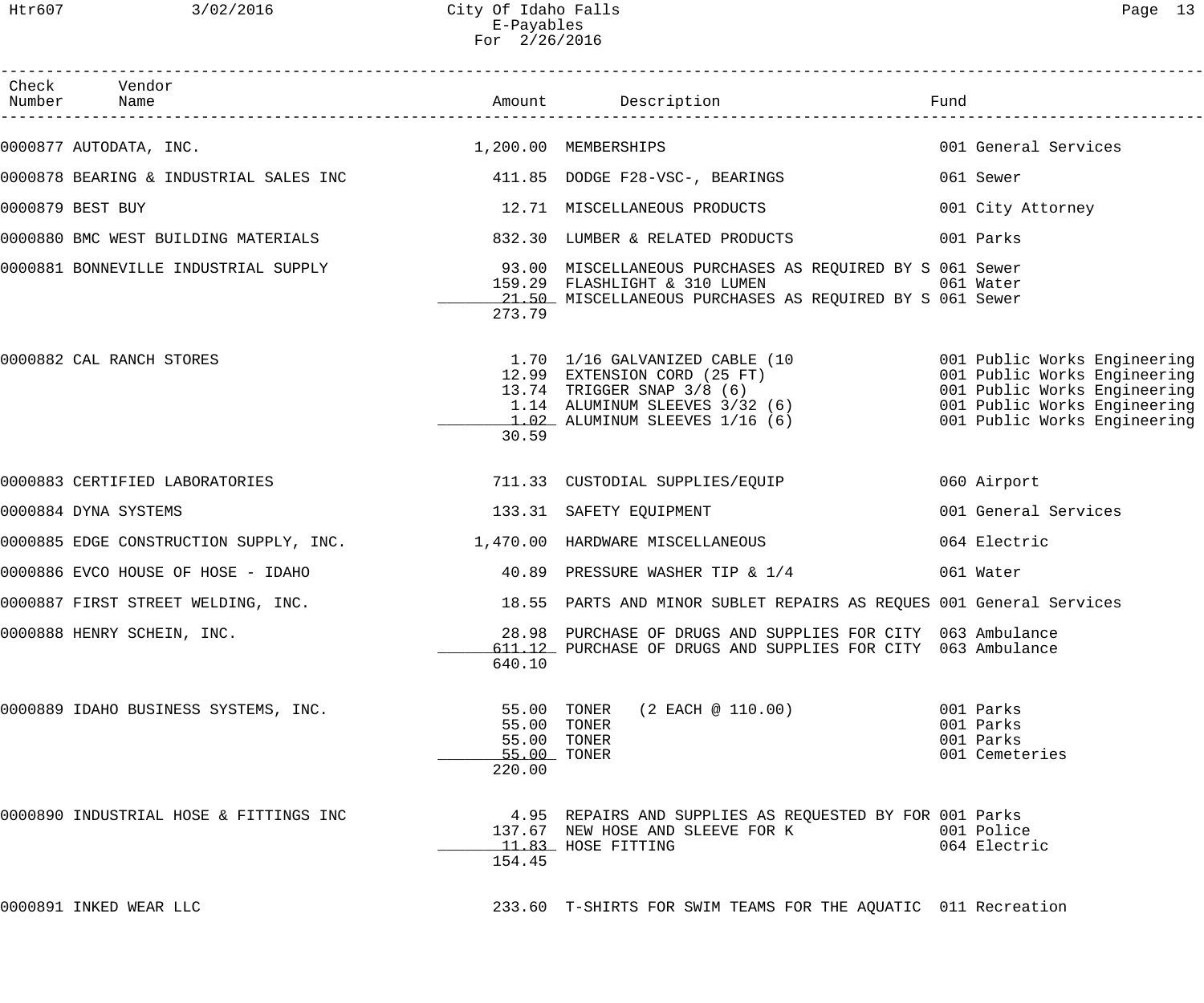City Of Idaho Falls
E-Payables
For 2/26/2016

| Check Number | Vendor Name | Amount | Description | Fund |
|---|---|---|---|---|
| 0000877 | AUTODATA, INC. | 1,200.00 | MEMBERSHIPS | 001 General Services |
| 0000878 | BEARING & INDUSTRIAL SALES INC | 411.85 | DODGE F28-VSC-, BEARINGS | 061 Sewer |
| 0000879 | BEST BUY | 12.71 | MISCELLANEOUS PRODUCTS | 001 City Attorney |
| 0000880 | BMC WEST BUILDING MATERIALS | 832.30 | LUMBER & RELATED PRODUCTS | 001 Parks |
| 0000881 | BONNEVILLE INDUSTRIAL SUPPLY | 93.00 | MISCELLANEOUS PURCHASES AS REQUIRED BY S | 061 Sewer |
| | | 159.29 | FLASHLIGHT & 310 LUMEN | 061 Water |
| | | 21.50 | MISCELLANEOUS PURCHASES AS REQUIRED BY S | 061 Sewer |
| | | 273.79 | | |
| 0000882 | CAL RANCH STORES | 1.70 | 1/16 GALVANIZED CABLE (10 | 001 Public Works Engineering |
| | | 12.99 | EXTENSION CORD (25 FT) | 001 Public Works Engineering |
| | | 13.74 | TRIGGER SNAP 3/8 (6) | 001 Public Works Engineering |
| | | 1.14 | ALUMINUM SLEEVES 3/32 (6) | 001 Public Works Engineering |
| | | 1.02 | ALUMINUM SLEEVES 1/16 (6) | 001 Public Works Engineering |
| | | 30.59 | | |
| 0000883 | CERTIFIED LABORATORIES | 711.33 | CUSTODIAL SUPPLIES/EQUIP | 060 Airport |
| 0000884 | DYNA SYSTEMS | 133.31 | SAFETY EQUIPMENT | 001 General Services |
| 0000885 | EDGE CONSTRUCTION SUPPLY, INC. | 1,470.00 | HARDWARE MISCELLANEOUS | 064 Electric |
| 0000886 | EVCO HOUSE OF HOSE - IDAHO | 40.89 | PRESSURE WASHER TIP & 1/4 | 061 Water |
| 0000887 | FIRST STREET WELDING, INC. | 18.55 | PARTS AND MINOR SUBLET REPAIRS AS REQUES | 001 General Services |
| 0000888 | HENRY SCHEIN, INC. | 28.98 | PURCHASE OF DRUGS AND SUPPLIES FOR CITY | 063 Ambulance |
| | | 611.12 | PURCHASE OF DRUGS AND SUPPLIES FOR CITY | 063 Ambulance |
| | | 640.10 | | |
| 0000889 | IDAHO BUSINESS SYSTEMS, INC. | 55.00 | TONER (2 EACH @ 110.00) | 001 Parks |
| | | 55.00 | TONER | 001 Parks |
| | | 55.00 | TONER | 001 Parks |
| | | 55.00 | TONER | 001 Cemeteries |
| | | 220.00 | | |
| 0000890 | INDUSTRIAL HOSE & FITTINGS INC | 4.95 | REPAIRS AND SUPPLIES AS REQUESTED BY FOR | 001 Parks |
| | | 137.67 | NEW HOSE AND SLEEVE FOR K | 001 Police |
| | | 11.83 | HOSE FITTING | 064 Electric |
| | | 154.45 | | |
| 0000891 | INKED WEAR LLC | 233.60 | T-SHIRTS FOR SWIM TEAMS FOR THE AQUATIC | 011 Recreation |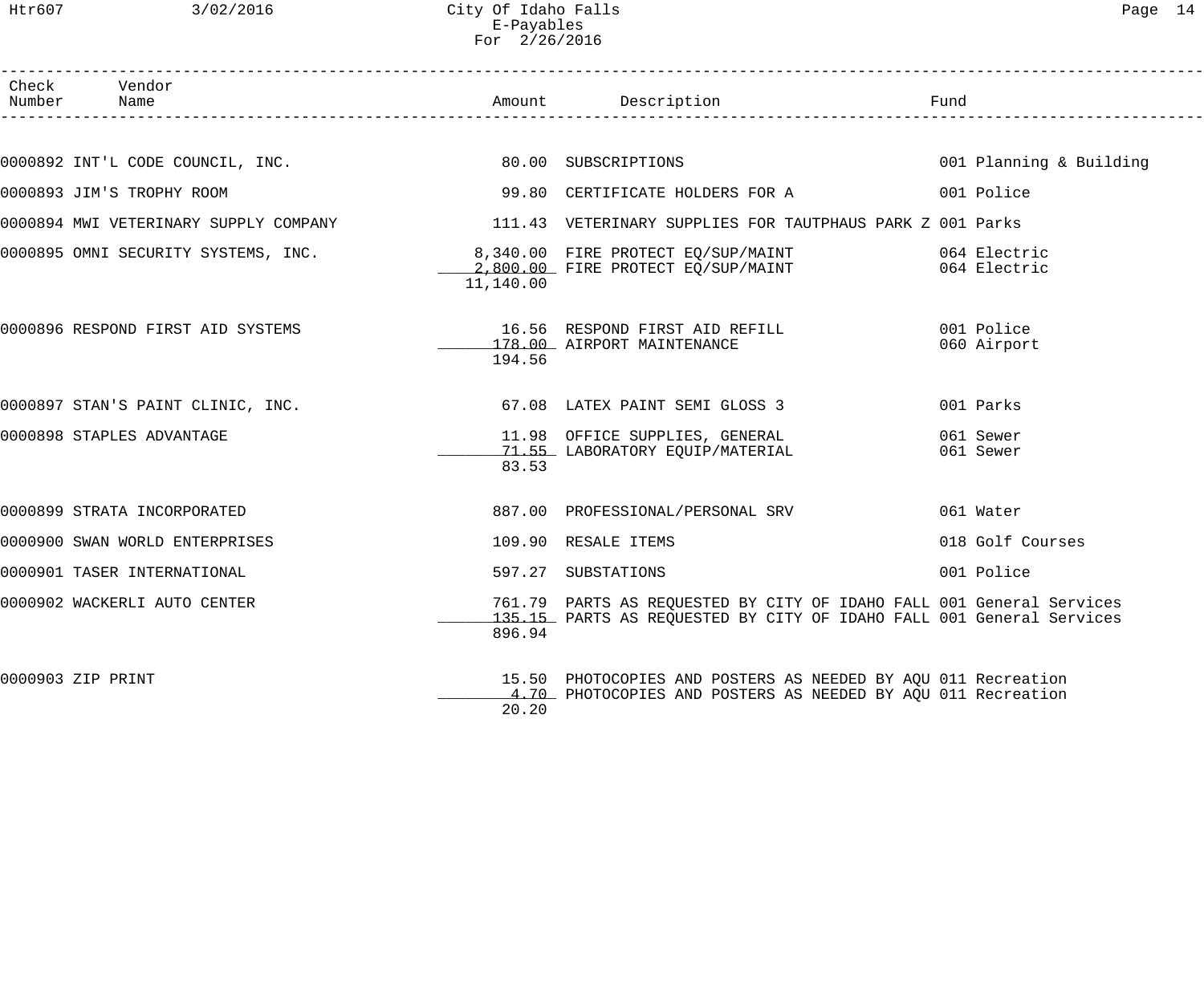| Check Number | Vendor Name | Amount | Description | Fund |
|---|---|---|---|---|
| 0000892 | INT'L CODE COUNCIL, INC. | 80.00 | SUBSCRIPTIONS | 001 Planning & Building |
| 0000893 | JIM'S TROPHY ROOM | 99.80 | CERTIFICATE HOLDERS FOR A | 001 Police |
| 0000894 | MWI VETERINARY SUPPLY COMPANY | 111.43 | VETERINARY SUPPLIES FOR TAUTPHAUS PARK Z | 001 Parks |
| 0000895 | OMNI SECURITY SYSTEMS, INC. | 8,340.00 | FIRE PROTECT EQ/SUP/MAINT | 064 Electric |
| | | 2,800.00 | FIRE PROTECT EQ/SUP/MAINT | 064 Electric |
| | | 11,140.00 | | |
| 0000896 | RESPOND FIRST AID SYSTEMS | 16.56 | RESPOND FIRST AID REFILL | 001 Police |
| | | 178.00 | AIRPORT MAINTENANCE | 060 Airport |
| | | 194.56 | | |
| 0000897 | STAN'S PAINT CLINIC, INC. | 67.08 | LATEX PAINT SEMI GLOSS 3 | 001 Parks |
| 0000898 | STAPLES ADVANTAGE | 11.98 | OFFICE SUPPLIES, GENERAL | 061 Sewer |
| | | 71.55 | LABORATORY EQUIP/MATERIAL | 061 Sewer |
| | | 83.53 | | |
| 0000899 | STRATA INCORPORATED | 887.00 | PROFESSIONAL/PERSONAL SRV | 061 Water |
| 0000900 | SWAN WORLD ENTERPRISES | 109.90 | RESALE ITEMS | 018 Golf Courses |
| 0000901 | TASER INTERNATIONAL | 597.27 | SUBSTATIONS | 001 Police |
| 0000902 | WACKERLI AUTO CENTER | 761.79 | PARTS AS REQUESTED BY CITY OF IDAHO FALL | 001 General Services |
| | | 135.15 | PARTS AS REQUESTED BY CITY OF IDAHO FALL | 001 General Services |
| | | 896.94 | | |
| 0000903 | ZIP PRINT | 15.50 | PHOTOCOPIES AND POSTERS AS NEEDED BY AQU | 011 Recreation |
| | | 4.70 | PHOTOCOPIES AND POSTERS AS NEEDED BY AQU | 011 Recreation |
| | | 20.20 | | |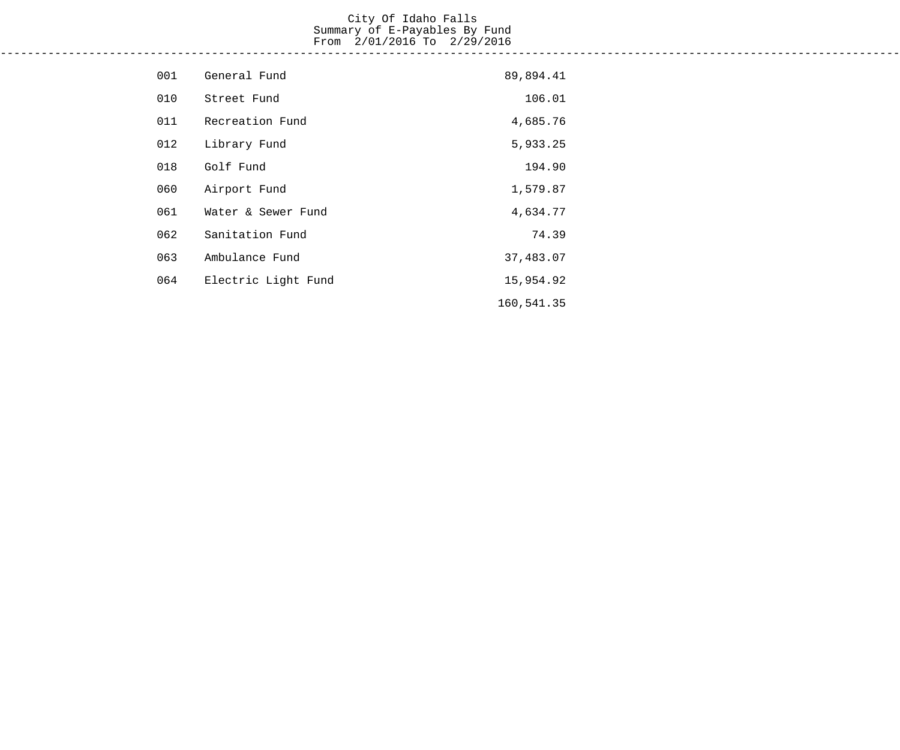City Of Idaho Falls
Summary of E-Payables By Fund
From 2/01/2016 To 2/29/2016

| | | |
|---|---|---|
| 001 | General Fund | 89,894.41 |
| 010 | Street Fund | 106.01 |
| 011 | Recreation Fund | 4,685.76 |
| 012 | Library Fund | 5,933.25 |
| 018 | Golf Fund | 194.90 |
| 060 | Airport Fund | 1,579.87 |
| 061 | Water & Sewer Fund | 4,634.77 |
| 062 | Sanitation Fund | 74.39 |
| 063 | Ambulance Fund | 37,483.07 |
| 064 | Electric Light Fund | 15,954.92 |
| | | 160,541.35 |